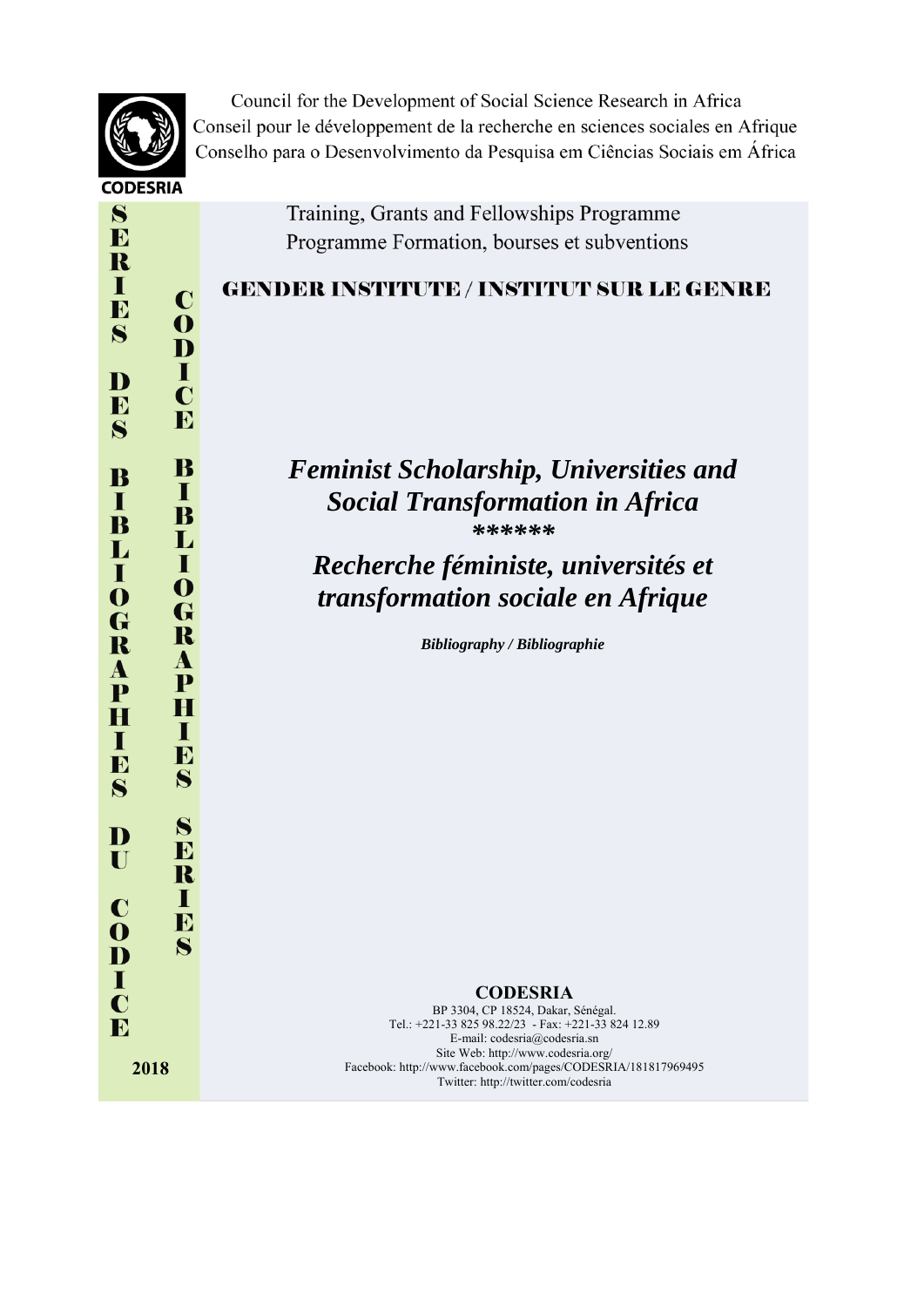CODESRIA

Council for the Development of Social Science Research in Africa
Conseil pour le développement de la recherche en sciences sociales en Afrique
Conselho para o Desenvolvimento da Pesquisa em Ciências Sociais em África

SERIES DES BIBLIOGRAPHIES DU CODICE

CODICE BIBLIOGRAPHIES SERIES

Training, Grants and Fellowships Programme
Programme Formation, bourses et subventions

**GENDER INSTITUTE / INSTITUT SUR LE GENRE**

# *Feminist Scholarship, Universities and Social Transformation in Africa*

******

# *Recherche féministe, universités et transformation sociale en Afrique*

***Bibliography / Bibliographie***

**CODESRIA**
BP 3304, CP 18524, Dakar, Sénégal.
Tel.: +221-33 825 98.22/23 - Fax: +221-33 824 12.89
E-mail: codesria@codesria.sn
Site Web: http://www.codesria.org/
Facebook: http://www.facebook.com/pages/CODESRIA/181817969495
Twitter: http://twitter.com/codesria

**2018**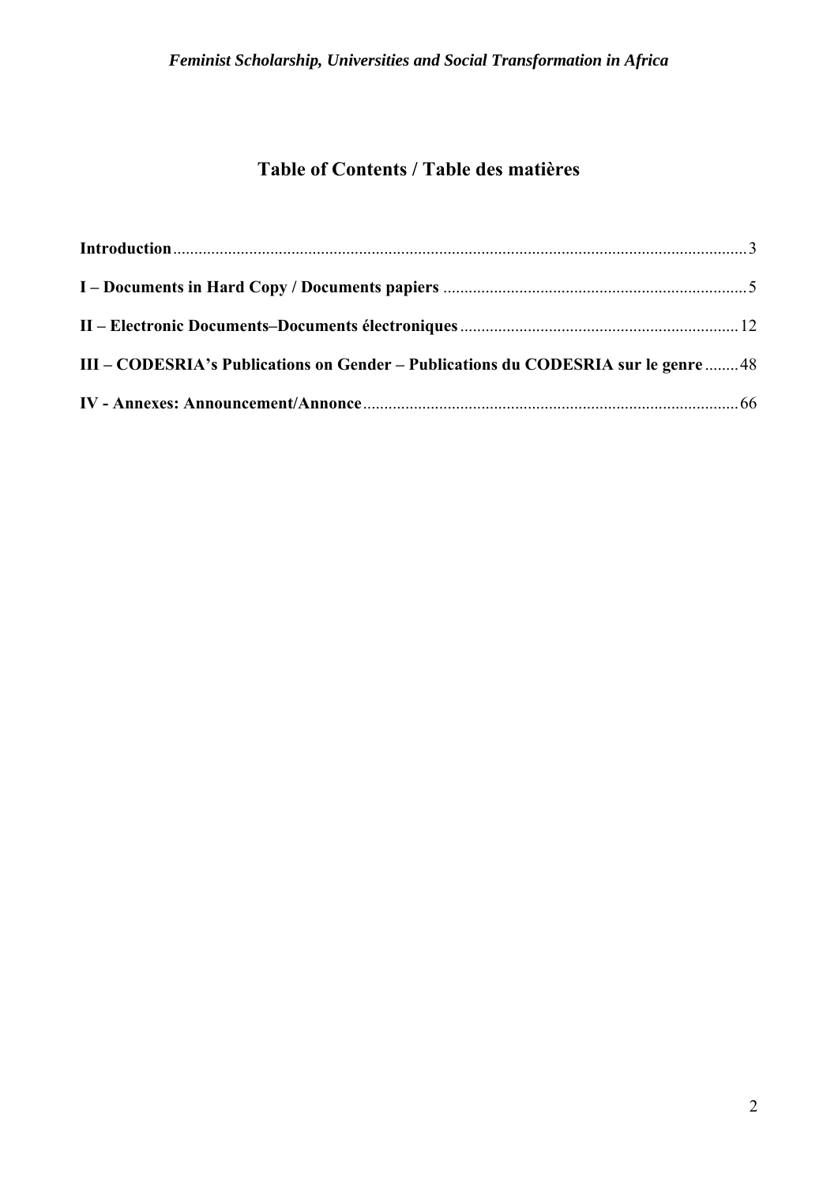# Table of Contents / Table des matières

**Introduction** ........ 3

**I – Documents in Hard Copy / Documents papiers** ........ 5

**II – Electronic Documents–Documents électroniques** ........ 12

**III – CODESRIA's Publications on Gender – Publications du CODESRIA sur le genre** ........ 48

**IV - Annexes: Announcement/Annonce** ........ 66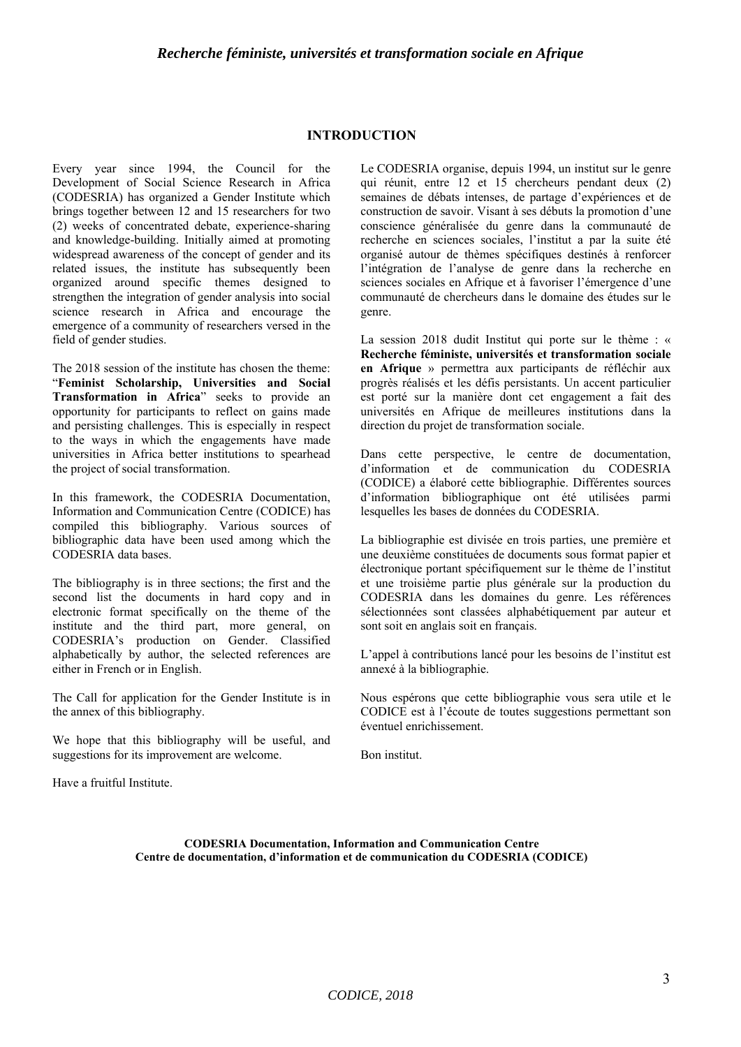## INTRODUCTION

Every year since 1994, the Council for the Development of Social Science Research in Africa (CODESRIA) has organized a Gender Institute which brings together between 12 and 15 researchers for two (2) weeks of concentrated debate, experience-sharing and knowledge-building. Initially aimed at promoting widespread awareness of the concept of gender and its related issues, the institute has subsequently been organized around specific themes designed to strengthen the integration of gender analysis into social science research in Africa and encourage the emergence of a community of researchers versed in the field of gender studies.

The 2018 session of the institute has chosen the theme: "**Feminist Scholarship, Universities and Social Transformation in Africa**" seeks to provide an opportunity for participants to reflect on gains made and persisting challenges. This is especially in respect to the ways in which the engagements have made universities in Africa better institutions to spearhead the project of social transformation.

In this framework, the CODESRIA Documentation, Information and Communication Centre (CODICE) has compiled this bibliography. Various sources of bibliographic data have been used among which the CODESRIA data bases.

The bibliography is in three sections; the first and the second list the documents in hard copy and in electronic format specifically on the theme of the institute and the third part, more general, on CODESRIA's production on Gender. Classified alphabetically by author, the selected references are either in French or in English.

The Call for application for the Gender Institute is in the annex of this bibliography.

We hope that this bibliography will be useful, and suggestions for its improvement are welcome.

Have a fruitful Institute.

Le CODESRIA organise, depuis 1994, un institut sur le genre qui réunit, entre 12 et 15 chercheurs pendant deux (2) semaines de débats intenses, de partage d'expériences et de construction de savoir. Visant à ses débuts la promotion d'une conscience généralisée du genre dans la communauté de recherche en sciences sociales, l'institut a par la suite été organisé autour de thèmes spécifiques destinés à renforcer l'intégration de l'analyse de genre dans la recherche en sciences sociales en Afrique et à favoriser l'émergence d'une communauté de chercheurs dans le domaine des études sur le genre.

La session 2018 dudit Institut qui porte sur le thème : « **Recherche féministe, universités et transformation sociale en Afrique** » permettra aux participants de réfléchir aux progrès réalisés et les défis persistants. Un accent particulier est porté sur la manière dont cet engagement a fait des universités en Afrique de meilleures institutions dans la direction du projet de transformation sociale.

Dans cette perspective, le centre de documentation, d'information et de communication du CODESRIA (CODICE) a élaboré cette bibliographie. Différentes sources d'information bibliographique ont été utilisées parmi lesquelles les bases de données du CODESRIA.

La bibliographie est divisée en trois parties, une première et une deuxième constituées de documents sous format papier et électronique portant spécifiquement sur le thème de l'institut et une troisième partie plus générale sur la production du CODESRIA dans les domaines du genre. Les références sélectionnées sont classées alphabétiquement par auteur et sont soit en anglais soit en français.

L'appel à contributions lancé pour les besoins de l'institut est annexé à la bibliographie.

Nous espérons que cette bibliographie vous sera utile et le CODICE est à l'écoute de toutes suggestions permettant son éventuel enrichissement.

Bon institut.

**CODESRIA Documentation, Information and Communication Centre**
**Centre de documentation, d'information et de communication du CODESRIA (CODICE)**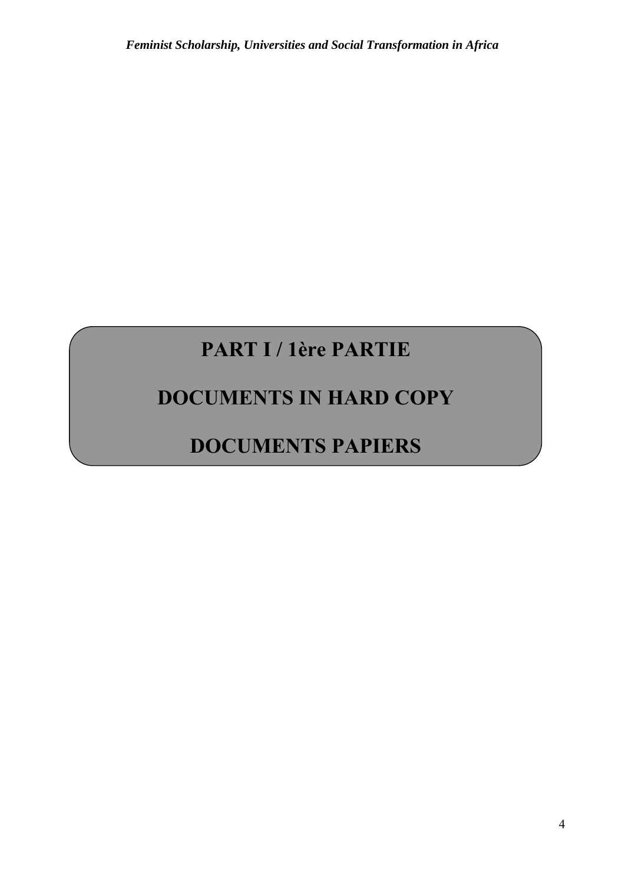# PART I / 1ère PARTIE

# DOCUMENTS IN HARD COPY

# DOCUMENTS PAPIERS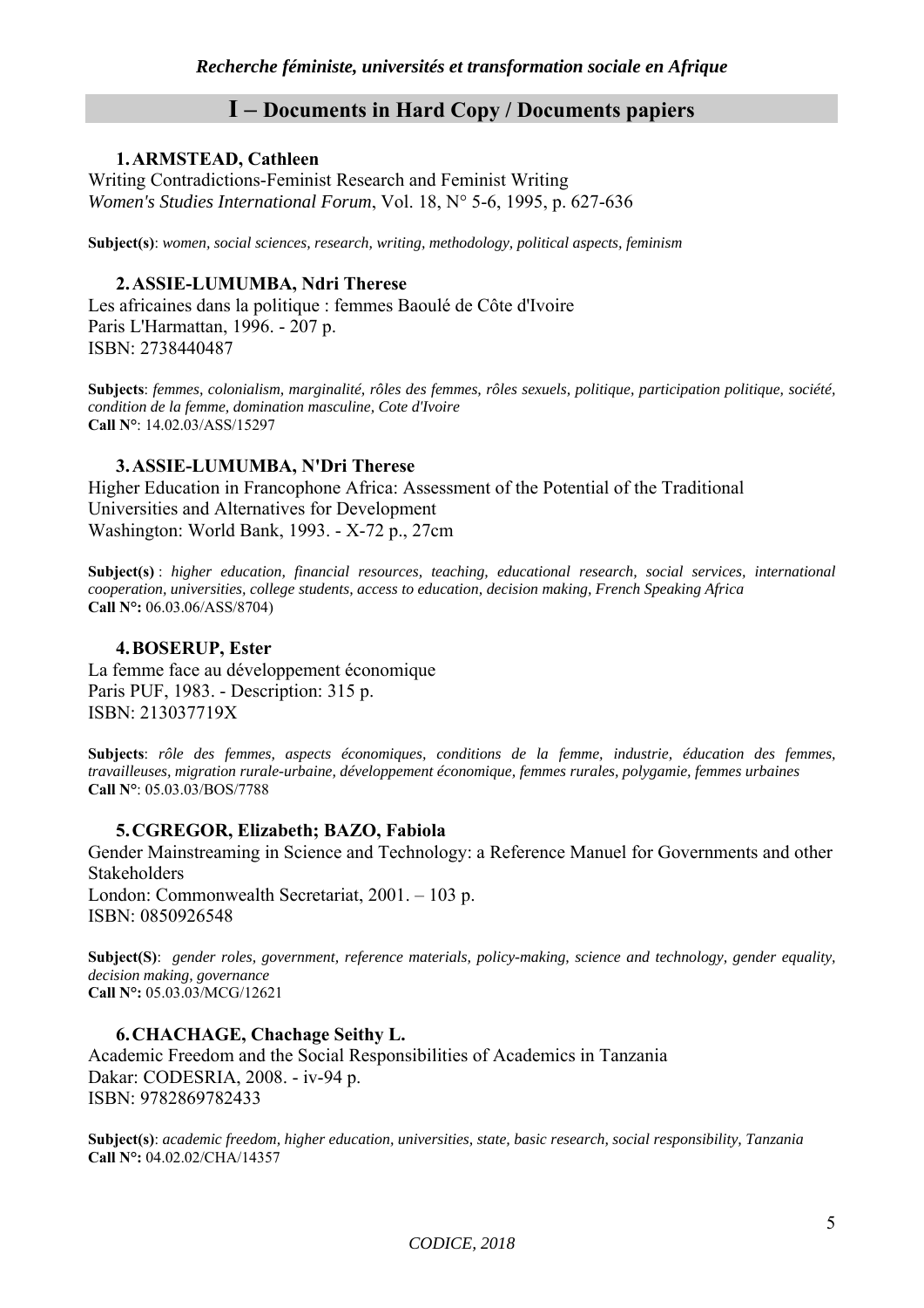## I – Documents in Hard Copy / Documents papiers

**1. ARMSTEAD, Cathleen**

Writing Contradictions-Feminist Research and Feminist Writing
*Women's Studies International Forum*, Vol. 18, N° 5-6, 1995, p. 627-636

**Subject(s)**: *women, social sciences, research, writing, methodology, political aspects, feminism*

**2. ASSIE-LUMUMBA, Ndri Therese**

Les africaines dans la politique : femmes Baoulé de Côte d'Ivoire
Paris L'Harmattan, 1996. - 207 p.
ISBN: 2738440487

**Subjects**: *femmes, colonialism, marginalité, rôles des femmes, rôles sexuels, politique, participation politique, société, condition de la femme, domination masculine, Cote d'Ivoire*
**Call N°**: 14.02.03/ASS/15297

**3. ASSIE-LUMUMBA, N'Dri Therese**

Higher Education in Francophone Africa: Assessment of the Potential of the Traditional Universities and Alternatives for Development
Washington: World Bank, 1993. - X-72 p., 27cm

**Subject(s)** : *higher education, financial resources, teaching, educational research, social services, international cooperation, universities, college students, access to education, decision making, French Speaking Africa*
**Call N°:** 06.03.06/ASS/8704)

**4. BOSERUP, Ester**

La femme face au développement économique
Paris PUF, 1983. - Description: 315 p.
ISBN: 213037719X

**Subjects**: *rôle des femmes, aspects économiques, conditions de la femme, industrie, éducation des femmes, travailleuses, migration rurale-urbaine, développement économique, femmes rurales, polygamie, femmes urbaines*
**Call N°**: 05.03.03/BOS/7788

**5. CGREGOR, Elizabeth; BAZO, Fabiola**

Gender Mainstreaming in Science and Technology: a Reference Manuel for Governments and other Stakeholders
London: Commonwealth Secretariat, 2001. – 103 p.
ISBN: 0850926548

**Subject(S)**: *gender roles, government, reference materials, policy-making, science and technology, gender equality, decision making, governance*
**Call N°:** 05.03.03/MCG/12621

**6. CHACHAGE, Chachage Seithy L.**

Academic Freedom and the Social Responsibilities of Academics in Tanzania
Dakar: CODESRIA, 2008. - iv-94 p.
ISBN: 9782869782433

**Subject(s)**: *academic freedom, higher education, universities, state, basic research, social responsibility, Tanzania*
**Call N°:** 04.02.02/CHA/14357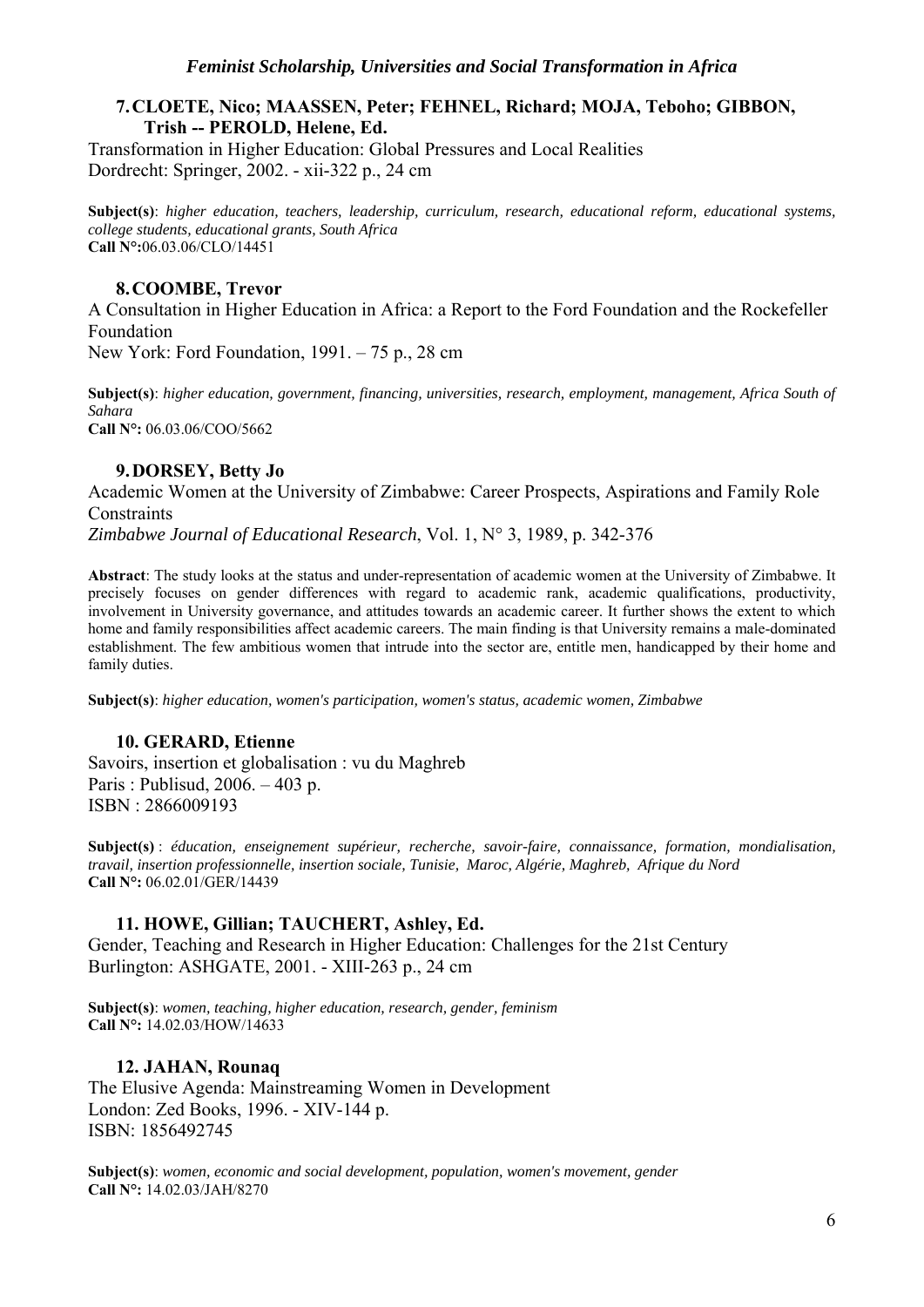**7. CLOETE, Nico; MAASSEN, Peter; FEHNEL, Richard; MOJA, Teboho; GIBBON, Trish -- PEROLD, Helene, Ed.**

Transformation in Higher Education: Global Pressures and Local Realities
Dordrecht: Springer, 2002. - xii-322 p., 24 cm

**Subject(s)**: *higher education, teachers, leadership, curriculum, research, educational reform, educational systems, college students, educational grants, South Africa*
**Call N°:**06.03.06/CLO/14451

**8. COOMBE, Trevor**

A Consultation in Higher Education in Africa: a Report to the Ford Foundation and the Rockefeller Foundation
New York: Ford Foundation, 1991. – 75 p., 28 cm

**Subject(s)**: *higher education, government, financing, universities, research, employment, management, Africa South of Sahara*
**Call N°:** 06.03.06/COO/5662

**9. DORSEY, Betty Jo**

Academic Women at the University of Zimbabwe: Career Prospects, Aspirations and Family Role Constraints
*Zimbabwe Journal of Educational Research*, Vol. 1, N° 3, 1989, p. 342-376

**Abstract**: The study looks at the status and under-representation of academic women at the University of Zimbabwe. It precisely focuses on gender differences with regard to academic rank, academic qualifications, productivity, involvement in University governance, and attitudes towards an academic career. It further shows the extent to which home and family responsibilities affect academic careers. The main finding is that University remains a male-dominated establishment. The few ambitious women that intrude into the sector are, entitle men, handicapped by their home and family duties.

**Subject(s)**: *higher education, women's participation, women's status, academic women, Zimbabwe*

**10. GERARD, Etienne**

Savoirs, insertion et globalisation : vu du Maghreb
Paris : Publisud, 2006. – 403 p.
ISBN : 2866009193

**Subject(s)** : *éducation, enseignement supérieur, recherche, savoir-faire, connaissance, formation, mondialisation, travail, insertion professionnelle, insertion sociale, Tunisie, Maroc, Algérie, Maghreb, Afrique du Nord*
**Call N°:** 06.02.01/GER/14439

**11. HOWE, Gillian; TAUCHERT, Ashley, Ed.**

Gender, Teaching and Research in Higher Education: Challenges for the 21st Century
Burlington: ASHGATE, 2001. - XIII-263 p., 24 cm

**Subject(s)**: *women, teaching, higher education, research, gender, feminism*
**Call N°:** 14.02.03/HOW/14633

**12. JAHAN, Rounaq**

The Elusive Agenda: Mainstreaming Women in Development
London: Zed Books, 1996. - XIV-144 p.
ISBN: 1856492745

**Subject(s)**: *women, economic and social development, population, women's movement, gender*
**Call N°:** 14.02.03/JAH/8270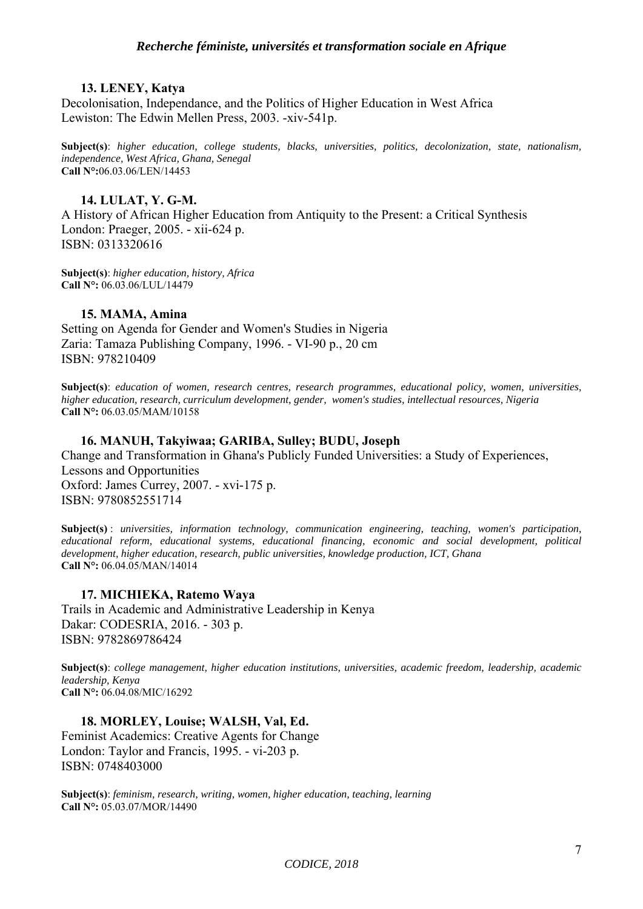**13. LENEY, Katya**

Decolonisation, Independance, and the Politics of Higher Education in West Africa
Lewiston: The Edwin Mellen Press, 2003. -xiv-541p.

**Subject(s)**: *higher education, college students, blacks, universities, politics, decolonization, state, nationalism, independence, West Africa, Ghana, Senegal*
**Call N°:**06.03.06/LEN/14453

**14. LULAT, Y. G-M.**

A History of African Higher Education from Antiquity to the Present: a Critical Synthesis
London: Praeger, 2005. - xii-624 p.
ISBN: 0313320616

**Subject(s)**: *higher education, history, Africa*
**Call N°:** 06.03.06/LUL/14479

**15. MAMA, Amina**

Setting on Agenda for Gender and Women's Studies in Nigeria
Zaria: Tamaza Publishing Company, 1996. - VI-90 p., 20 cm
ISBN: 978210409

**Subject(s)**: *education of women, research centres, research programmes, educational policy, women, universities, higher education, research, curriculum development, gender, women's studies, intellectual resources, Nigeria*
**Call N°:** 06.03.05/MAM/10158

**16. MANUH, Takyiwaa; GARIBA, Sulley; BUDU, Joseph**

Change and Transformation in Ghana's Publicly Funded Universities: a Study of Experiences, Lessons and Opportunities
Oxford: James Currey, 2007. - xvi-175 p.
ISBN: 9780852551714

**Subject(s)** : *universities, information technology, communication engineering, teaching, women's participation, educational reform, educational systems, educational financing, economic and social development, political development, higher education, research, public universities, knowledge production, ICT, Ghana*
**Call N°:** 06.04.05/MAN/14014

**17. MICHIEKA, Ratemo Waya**

Trails in Academic and Administrative Leadership in Kenya
Dakar: CODESRIA, 2016. - 303 p.
ISBN: 9782869786424

**Subject(s)**: *college management, higher education institutions, universities, academic freedom, leadership, academic leadership, Kenya*
**Call N°:** 06.04.08/MIC/16292

**18. MORLEY, Louise; WALSH, Val, Ed.**

Feminist Academics: Creative Agents for Change
London: Taylor and Francis, 1995. - vi-203 p.
ISBN: 0748403000

**Subject(s)**: *feminism, research, writing, women, higher education, teaching, learning*
**Call N°:** 05.03.07/MOR/14490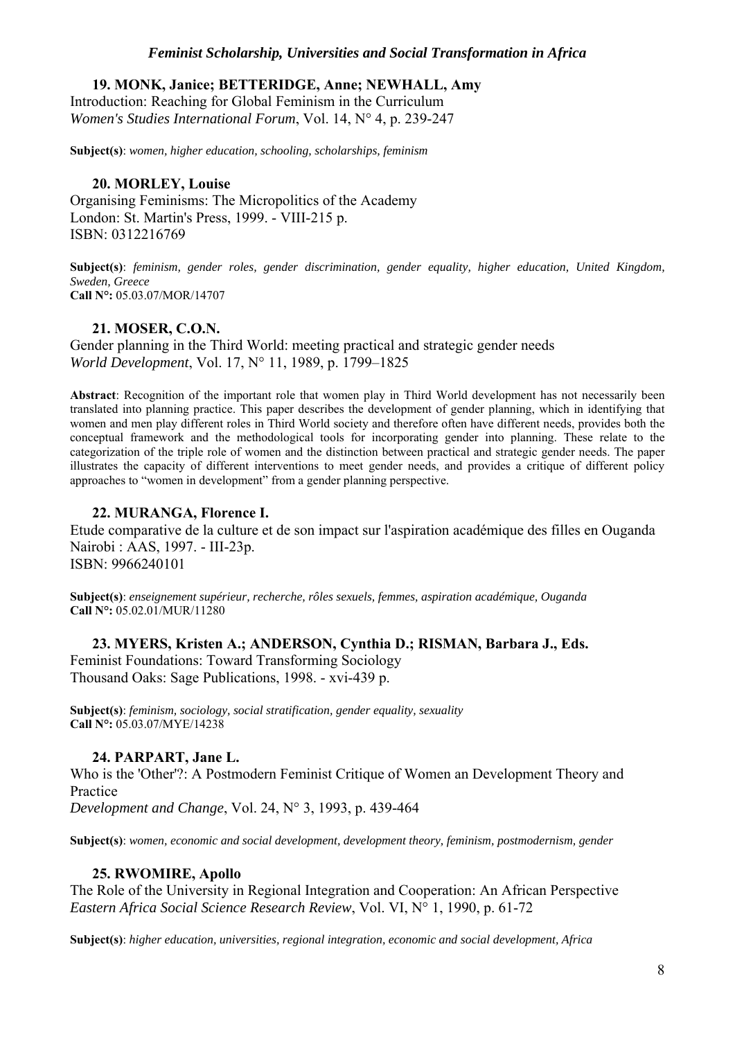**19. MONK, Janice; BETTERIDGE, Anne; NEWHALL, Amy**
Introduction: Reaching for Global Feminism in the Curriculum
*Women's Studies International Forum*, Vol. 14, N° 4, p. 239-247

**Subject(s)**: *women, higher education, schooling, scholarships, feminism*

**20. MORLEY, Louise**
Organising Feminisms: The Micropolitics of the Academy
London: St. Martin's Press, 1999. - VIII-215 p.
ISBN: 0312216769

**Subject(s)**: *feminism, gender roles, gender discrimination, gender equality, higher education, United Kingdom, Sweden, Greece*
**Call N°:** 05.03.07/MOR/14707

**21. MOSER, C.O.N.**
Gender planning in the Third World: meeting practical and strategic gender needs
*World Development*, Vol. 17, N° 11, 1989, p. 1799–1825

**Abstract**: Recognition of the important role that women play in Third World development has not necessarily been translated into planning practice. This paper describes the development of gender planning, which in identifying that women and men play different roles in Third World society and therefore often have different needs, provides both the conceptual framework and the methodological tools for incorporating gender into planning. These relate to the categorization of the triple role of women and the distinction between practical and strategic gender needs. The paper illustrates the capacity of different interventions to meet gender needs, and provides a critique of different policy approaches to "women in development" from a gender planning perspective.

**22. MURANGA, Florence I.**
Etude comparative de la culture et de son impact sur l'aspiration académique des filles en Ouganda
Nairobi : AAS, 1997. - III-23p.
ISBN: 9966240101

**Subject(s)**: *enseignement supérieur, recherche, rôles sexuels, femmes, aspiration académique, Ouganda*
**Call N°:** 05.02.01/MUR/11280

**23. MYERS, Kristen A.; ANDERSON, Cynthia D.; RISMAN, Barbara J., Eds.**
Feminist Foundations: Toward Transforming Sociology
Thousand Oaks: Sage Publications, 1998. - xvi-439 p.

**Subject(s)**: *feminism, sociology, social stratification, gender equality, sexuality*
**Call N°:** 05.03.07/MYE/14238

**24. PARPART, Jane L.**
Who is the 'Other'?: A Postmodern Feminist Critique of Women an Development Theory and Practice
*Development and Change*, Vol. 24, N° 3, 1993, p. 439-464

**Subject(s)**: *women, economic and social development, development theory, feminism, postmodernism, gender*

**25. RWOMIRE, Apollo**
The Role of the University in Regional Integration and Cooperation: An African Perspective
*Eastern Africa Social Science Research Review*, Vol. VI, N° 1, 1990, p. 61-72

**Subject(s)**: *higher education, universities, regional integration, economic and social development, Africa*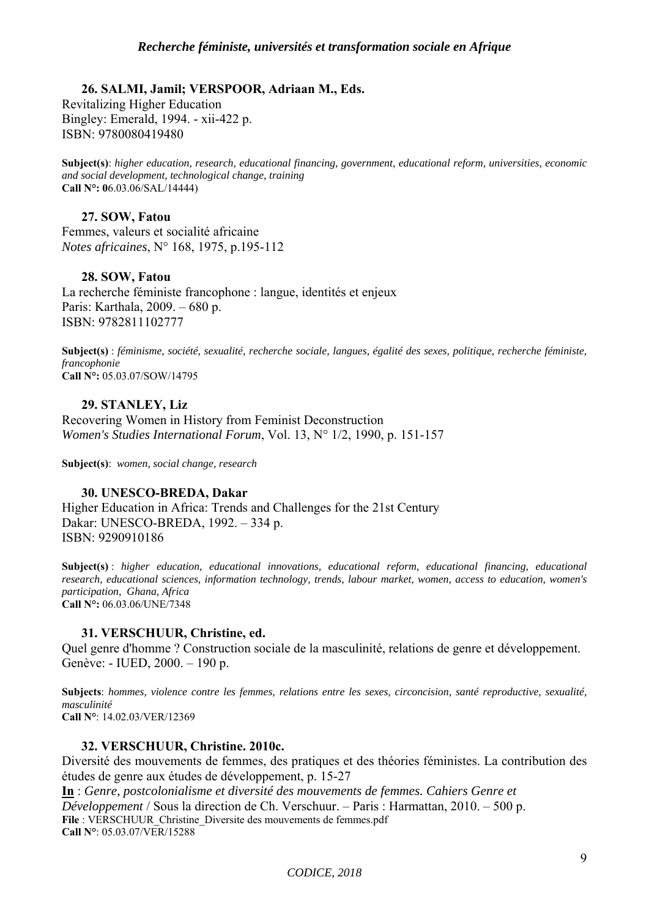**26. SALMI, Jamil; VERSPOOR, Adriaan M., Eds.**
Revitalizing Higher Education
Bingley: Emerald, 1994. - xii-422 p.
ISBN: 9780080419480

**Subject(s)**: *higher education, research, educational financing, government, educational reform, universities, economic and social development, technological change, training*
**Call N°: 0**6.03.06/SAL/14444)

**27. SOW, Fatou**
Femmes, valeurs et socialité africaine
*Notes africaines*, N° 168, 1975, p.195-112

**28. SOW, Fatou**
La recherche féministe francophone : langue, identités et enjeux
Paris: Karthala, 2009. – 680 p.
ISBN: 9782811102777

**Subject(s)** : *féminisme, société, sexualité, recherche sociale, langues, égalité des sexes, politique, recherche féministe, francophonie*
**Call N°:** 05.03.07/SOW/14795

**29. STANLEY, Liz**
Recovering Women in History from Feminist Deconstruction
*Women's Studies International Forum*, Vol. 13, N° 1/2, 1990, p. 151-157

**Subject(s)**: *women, social change, research*

**30. UNESCO-BREDA, Dakar**
Higher Education in Africa: Trends and Challenges for the 21st Century
Dakar: UNESCO-BREDA, 1992. – 334 p.
ISBN: 9290910186

**Subject(s)** : *higher education, educational innovations, educational reform, educational financing, educational research, educational sciences, information technology, trends, labour market, women, access to education, women's participation, Ghana, Africa*
**Call N°:** 06.03.06/UNE/7348

**31. VERSCHUUR, Christine, ed.**
Quel genre d'homme ? Construction sociale de la masculinité, relations de genre et développement.
Genève: - IUED, 2000. – 190 p.

**Subjects**: *hommes, violence contre les femmes, relations entre les sexes, circoncision, santé reproductive, sexualité, masculinité*
**Call N°**: 14.02.03/VER/12369

**32. VERSCHUUR, Christine. 2010c.**
Diversité des mouvements de femmes, des pratiques et des théories féministes. La contribution des études de genre aux études de développement, p. 15-27
**In** : *Genre, postcolonialisme et diversité des mouvements de femmes. Cahiers Genre et Développement* / Sous la direction de Ch. Verschuur. – Paris : Harmattan, 2010. – 500 p.
**File** : VERSCHUUR_Christine_Diversite des mouvements de femmes.pdf
**Call N°**: 05.03.07/VER/15288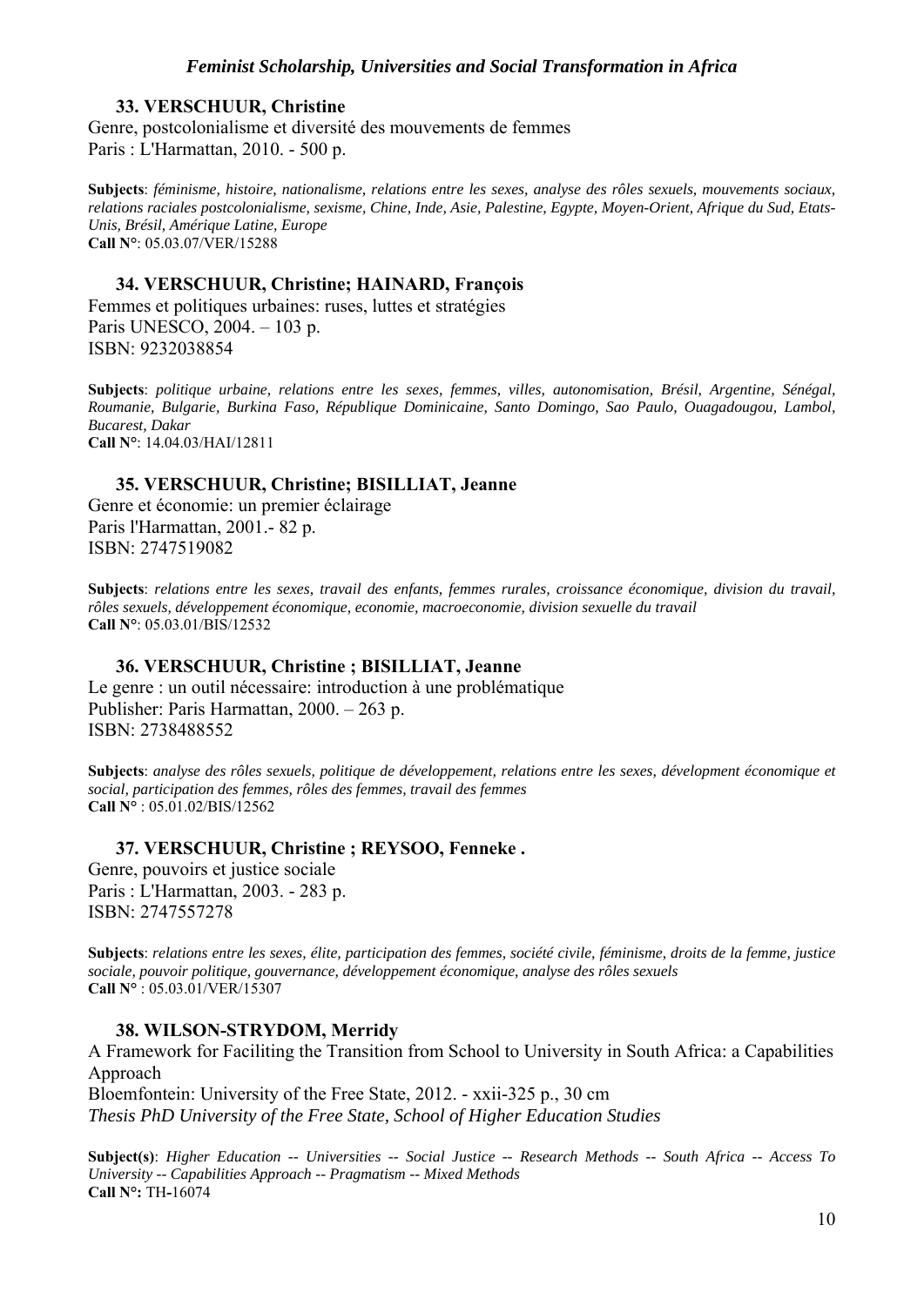**33. VERSCHUUR, Christine**

Genre, postcolonialisme et diversité des mouvements de femmes
Paris : L'Harmattan, 2010. - 500 p.

**Subjects**: *féminisme, histoire, nationalisme, relations entre les sexes, analyse des rôles sexuels, mouvements sociaux, relations raciales postcolonialisme, sexisme, Chine, Inde, Asie, Palestine, Egypte, Moyen-Orient, Afrique du Sud, Etats-Unis, Brésil, Amérique Latine, Europe*
**Call N°**: 05.03.07/VER/15288

**34. VERSCHUUR, Christine; HAINARD, François**

Femmes et politiques urbaines: ruses, luttes et stratégies
Paris UNESCO, 2004. – 103 p.
ISBN: 9232038854

**Subjects**: *politique urbaine, relations entre les sexes, femmes, villes, autonomisation, Brésil, Argentine, Sénégal, Roumanie, Bulgarie, Burkina Faso, République Dominicaine, Santo Domingo, Sao Paulo, Ouagadougou, Lambol, Bucarest, Dakar*
**Call N°**: 14.04.03/HAI/12811

**35. VERSCHUUR, Christine; BISILLIAT, Jeanne**

Genre et économie: un premier éclairage
Paris l'Harmattan, 2001.- 82 p.
ISBN: 2747519082

**Subjects**: *relations entre les sexes, travail des enfants, femmes rurales, croissance économique, division du travail, rôles sexuels, développement économique, economie, macroeconomie, division sexuelle du travail*
**Call N°**: 05.03.01/BIS/12532

**36. VERSCHUUR, Christine ; BISILLIAT, Jeanne**

Le genre : un outil nécessaire: introduction à une problématique
Publisher: Paris Harmattan, 2000. – 263 p.
ISBN: 2738488552

**Subjects**: *analyse des rôles sexuels, politique de développement, relations entre les sexes, dévelopment économique et social, participation des femmes, rôles des femmes, travail des femmes*
**Call N°** : 05.01.02/BIS/12562

**37. VERSCHUUR, Christine ; REYSOO, Fenneke .**

Genre, pouvoirs et justice sociale
Paris : L'Harmattan, 2003. - 283 p.
ISBN: 2747557278

**Subjects**: *relations entre les sexes, élite, participation des femmes, société civile, féminisme, droits de la femme, justice sociale, pouvoir politique, gouvernance, développement économique, analyse des rôles sexuels*
**Call N°** : 05.03.01/VER/15307

**38. WILSON-STRYDOM, Merridy**

A Framework for Faciliting the Transition from School to University in South Africa: a Capabilities Approach
Bloemfontein: University of the Free State, 2012. - xxii-325 p., 30 cm
*Thesis PhD University of the Free State, School of Higher Education Studies*

**Subject(s)**: *Higher Education -- Universities -- Social Justice -- Research Methods -- South Africa -- Access To University -- Capabilities Approach -- Pragmatism -- Mixed Methods*
**Call N°:** TH-16074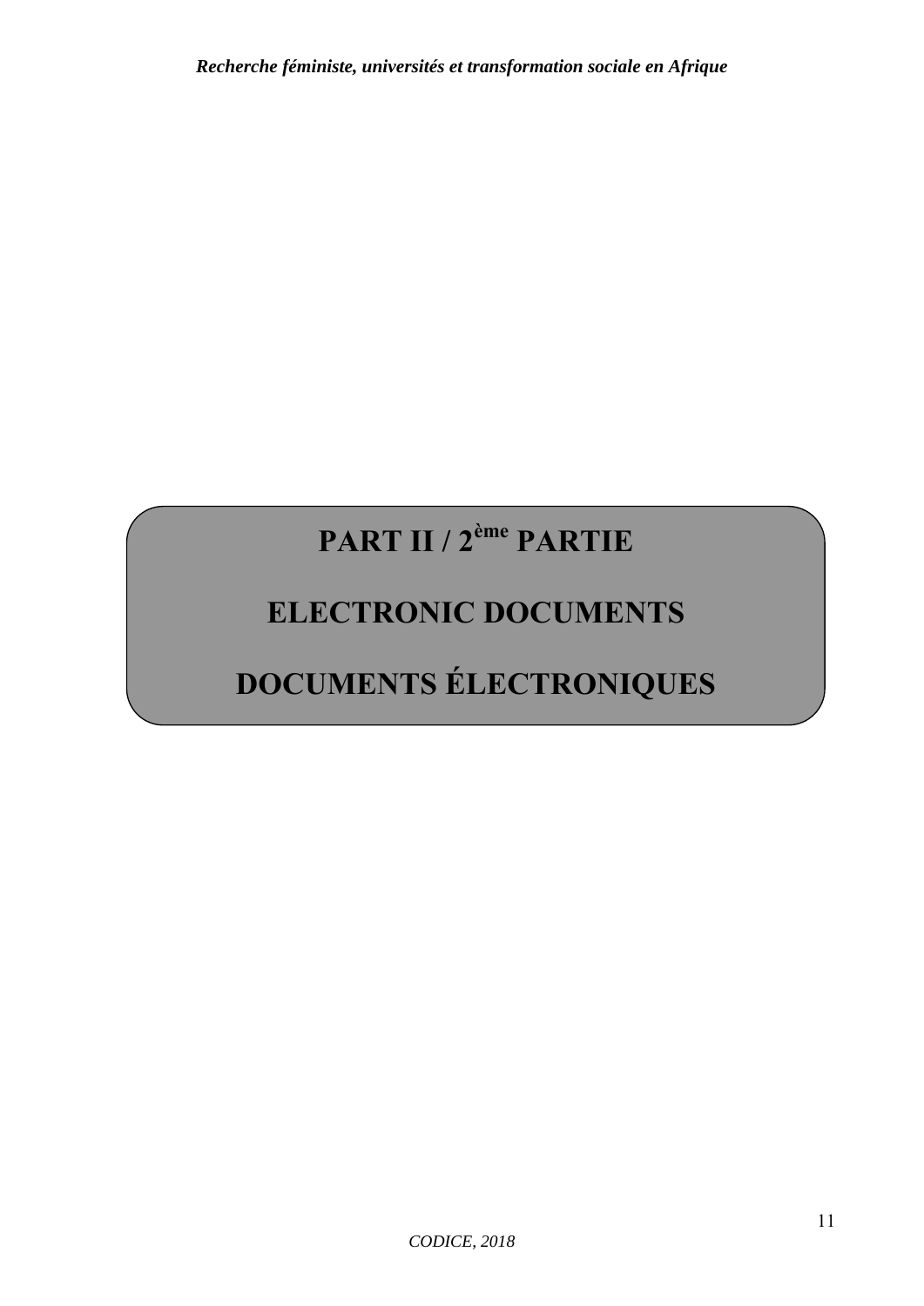# PART II / 2ème PARTIE

# ELECTRONIC DOCUMENTS

# DOCUMENTS ÉLECTRONIQUES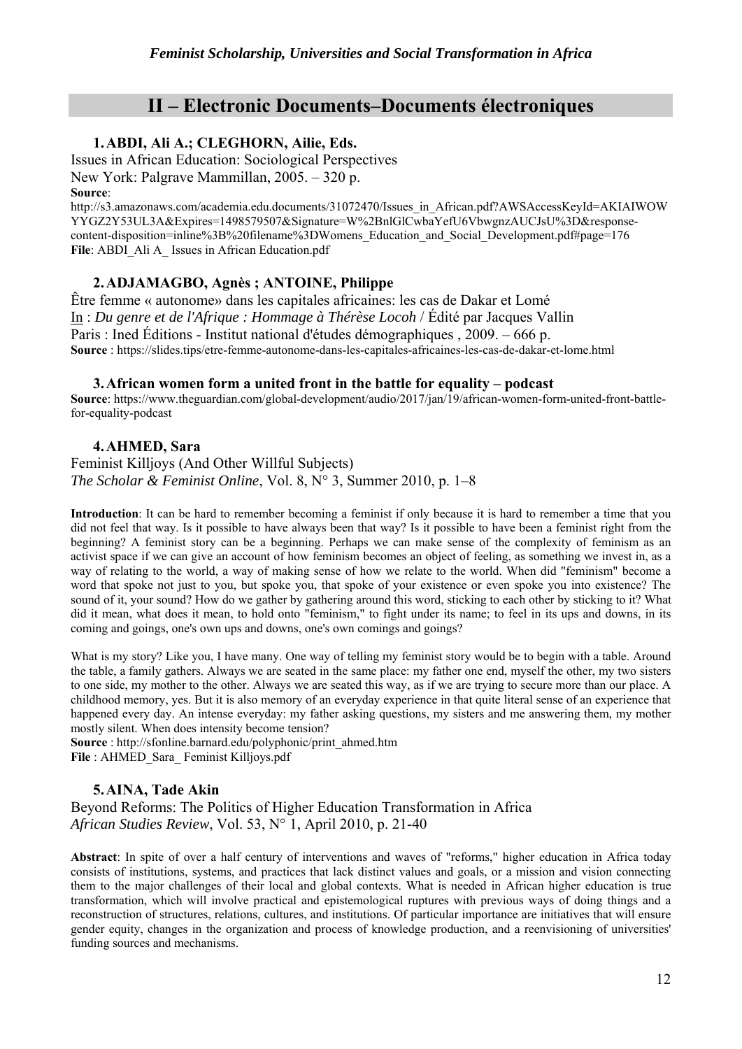## II – Electronic Documents–Documents électroniques

### 1. ABDI, Ali A.; CLEGHORN, Ailie, Eds.

Issues in African Education: Sociological Perspectives
New York: Palgrave Mammillan, 2005. – 320 p.

**Source**:
http://s3.amazonaws.com/academia.edu.documents/31072470/Issues_in_African.pdf?AWSAccessKeyId=AKIAIWOWYYGZ2Y53UL3A&Expires=1498579507&Signature=W%2BnlGlCwbaYefU6VbwgnzAUCJsU%3D&response-content-disposition=inline%3B%20filename%3DWomens_Education_and_Social_Development.pdf#page=176
**File**: ABDI_Ali A_ Issues in African Education.pdf

### 2. ADJAMAGBO, Agnès ; ANTOINE, Philippe

Être femme « autonome» dans les capitales africaines: les cas de Dakar et Lomé
In : *Du genre et de l'Afrique : Hommage à Thérèse Locoh* / Édité par Jacques Vallin
Paris : Ined Éditions - Institut national d'études démographiques , 2009. – 666 p.
**Source** : https://slides.tips/etre-femme-autonome-dans-les-capitales-africaines-les-cas-de-dakar-et-lome.html

### 3. African women form a united front in the battle for equality – podcast

**Source**: https://www.theguardian.com/global-development/audio/2017/jan/19/african-women-form-united-front-battle-for-equality-podcast

### 4. AHMED, Sara

Feminist Killjoys (And Other Willful Subjects)
*The Scholar & Feminist Online*, Vol. 8, N° 3, Summer 2010, p. 1–8

**Introduction**: It can be hard to remember becoming a feminist if only because it is hard to remember a time that you did not feel that way. Is it possible to have always been that way? Is it possible to have been a feminist right from the beginning? A feminist story can be a beginning. Perhaps we can make sense of the complexity of feminism as an activist space if we can give an account of how feminism becomes an object of feeling, as something we invest in, as a way of relating to the world, a way of making sense of how we relate to the world. When did "feminism" become a word that spoke not just to you, but spoke you, that spoke of your existence or even spoke you into existence? The sound of it, your sound? How do we gather by gathering around this word, sticking to each other by sticking to it? What did it mean, what does it mean, to hold onto "feminism," to fight under its name; to feel in its ups and downs, in its coming and goings, one's own ups and downs, one's own comings and goings?

What is my story? Like you, I have many. One way of telling my feminist story would be to begin with a table. Around the table, a family gathers. Always we are seated in the same place: my father one end, myself the other, my two sisters to one side, my mother to the other. Always we are seated this way, as if we are trying to secure more than our place. A childhood memory, yes. But it is also memory of an everyday experience in that quite literal sense of an experience that happened every day. An intense everyday: my father asking questions, my sisters and me answering them, my mother mostly silent. When does intensity become tension?

**Source** : http://sfonline.barnard.edu/polyphonic/print_ahmed.htm
**File** : AHMED_Sara_ Feminist Killjoys.pdf

### 5. AINA, Tade Akin

Beyond Reforms: The Politics of Higher Education Transformation in Africa
*African Studies Review*, Vol. 53, N° 1, April 2010, p. 21-40

**Abstract**: In spite of over a half century of interventions and waves of "reforms," higher education in Africa today consists of institutions, systems, and practices that lack distinct values and goals, or a mission and vision connecting them to the major challenges of their local and global contexts. What is needed in African higher education is true transformation, which will involve practical and epistemological ruptures with previous ways of doing things and a reconstruction of structures, relations, cultures, and institutions. Of particular importance are initiatives that will ensure gender equity, changes in the organization and process of knowledge production, and a reenvisioning of universities' funding sources and mechanisms.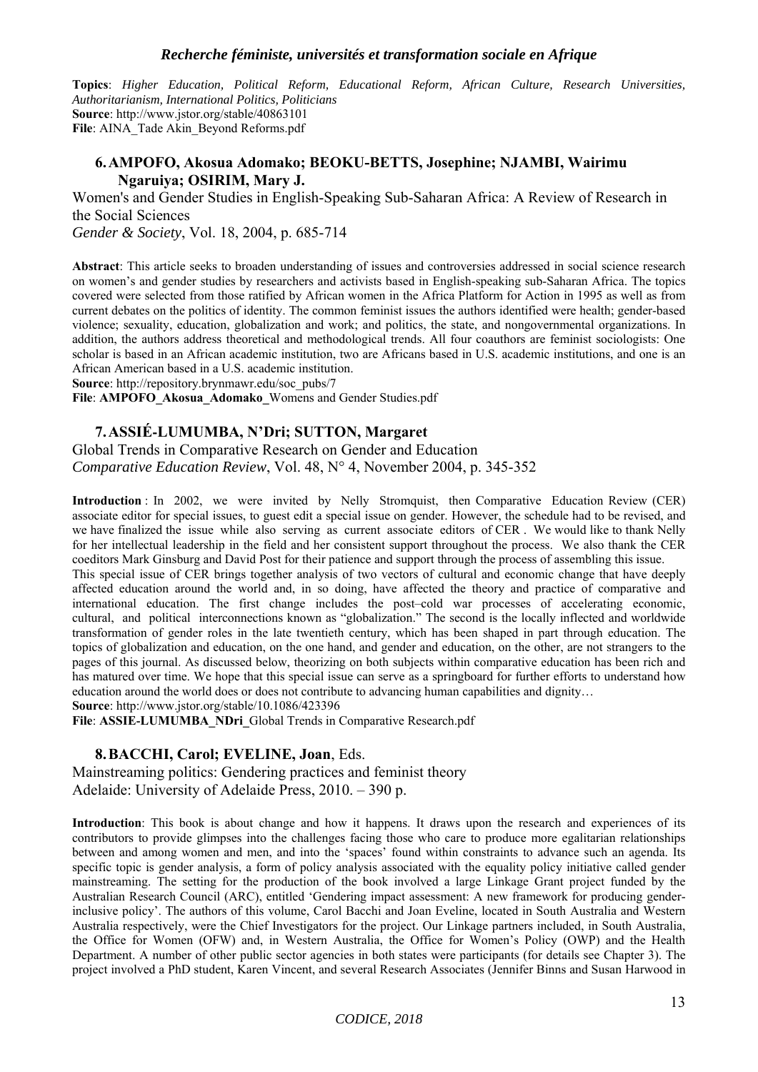**Topics**: *Higher Education, Political Reform, Educational Reform, African Culture, Research Universities, Authoritarianism, International Politics, Politicians*
**Source**: http://www.jstor.org/stable/40863101
**File**: AINA_Tade Akin_Beyond Reforms.pdf

### 6. AMPOFO, Akosua Adomako; BEOKU-BETTS, Josephine; NJAMBI, Wairimu Ngaruiya; OSIRIM, Mary J.

Women's and Gender Studies in English-Speaking Sub-Saharan Africa: A Review of Research in the Social Sciences
*Gender & Society*, Vol. 18, 2004, p. 685-714

**Abstract**: This article seeks to broaden understanding of issues and controversies addressed in social science research on women's and gender studies by researchers and activists based in English-speaking sub-Saharan Africa. The topics covered were selected from those ratified by African women in the Africa Platform for Action in 1995 as well as from current debates on the politics of identity. The common feminist issues the authors identified were health; gender-based violence; sexuality, education, globalization and work; and politics, the state, and nongovernmental organizations. In addition, the authors address theoretical and methodological trends. All four coauthors are feminist sociologists: One scholar is based in an African academic institution, two are Africans based in U.S. academic institutions, and one is an African American based in a U.S. academic institution.
**Source**: http://repository.brynmawr.edu/soc_pubs/7
**File**: **AMPOFO_Akosua_Adomako_**Womens and Gender Studies.pdf

### 7. ASSIÉ-LUMUMBA, N'Dri; SUTTON, Margaret

Global Trends in Comparative Research on Gender and Education
*Comparative Education Review*, Vol. 48, N° 4, November 2004, p. 345-352

**Introduction** : In 2002, we were invited by Nelly Stromquist, then Comparative Education Review (CER) associate editor for special issues, to guest edit a special issue on gender. However, the schedule had to be revised, and we have finalized the issue while also serving as current associate editors of CER . We would like to thank Nelly for her intellectual leadership in the field and her consistent support throughout the process. We also thank the CER coeditors Mark Ginsburg and David Post for their patience and support through the process of assembling this issue.
This special issue of CER brings together analysis of two vectors of cultural and economic change that have deeply affected education around the world and, in so doing, have affected the theory and practice of comparative and international education. The first change includes the post–cold war processes of accelerating economic, cultural, and political interconnections known as "globalization." The second is the locally inflected and worldwide transformation of gender roles in the late twentieth century, which has been shaped in part through education. The topics of globalization and education, on the one hand, and gender and education, on the other, are not strangers to the pages of this journal. As discussed below, theorizing on both subjects within comparative education has been rich and has matured over time. We hope that this special issue can serve as a springboard for further efforts to understand how education around the world does or does not contribute to advancing human capabilities and dignity…
**Source**: http://www.jstor.org/stable/10.1086/423396
**File**: **ASSIE-LUMUMBA_NDri_**Global Trends in Comparative Research.pdf

### 8. BACCHI, Carol; EVELINE, Joan, Eds.

Mainstreaming politics: Gendering practices and feminist theory
Adelaide: University of Adelaide Press, 2010. – 390 p.

**Introduction**: This book is about change and how it happens. It draws upon the research and experiences of its contributors to provide glimpses into the challenges facing those who care to produce more egalitarian relationships between and among women and men, and into the 'spaces' found within constraints to advance such an agenda. Its specific topic is gender analysis, a form of policy analysis associated with the equality policy initiative called gender mainstreaming. The setting for the production of the book involved a large Linkage Grant project funded by the Australian Research Council (ARC), entitled 'Gendering impact assessment: A new framework for producing gender-inclusive policy'. The authors of this volume, Carol Bacchi and Joan Eveline, located in South Australia and Western Australia respectively, were the Chief Investigators for the project. Our Linkage partners included, in South Australia, the Office for Women (OFW) and, in Western Australia, the Office for Women's Policy (OWP) and the Health Department. A number of other public sector agencies in both states were participants (for details see Chapter 3). The project involved a PhD student, Karen Vincent, and several Research Associates (Jennifer Binns and Susan Harwood in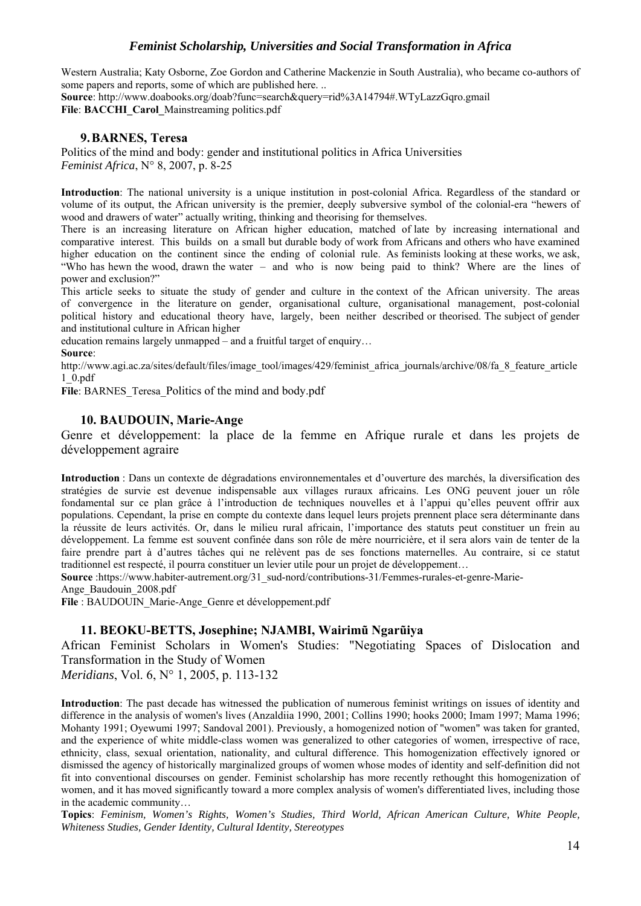Western Australia; Katy Osborne, Zoe Gordon and Catherine Mackenzie in South Australia), who became co-authors of some papers and reports, some of which are published here. ..

**Source**: http://www.doabooks.org/doab?func=search&query=rid%3A14794#.WTyLazzGqro.gmail

**File**: **BACCHI_Carol_**Mainstreaming politics.pdf

### 9. BARNES, Teresa

Politics of the mind and body: gender and institutional politics in Africa Universities
*Feminist Africa*, N° 8, 2007, p. 8-25

**Introduction**: The national university is a unique institution in post-colonial Africa. Regardless of the standard or volume of its output, the African university is the premier, deeply subversive symbol of the colonial-era "hewers of wood and drawers of water" actually writing, thinking and theorising for themselves.

There is an increasing literature on African higher education, matched of late by increasing international and comparative interest. This builds on a small but durable body of work from Africans and others who have examined higher education on the continent since the ending of colonial rule. As feminists looking at these works, we ask, "Who has hewn the wood, drawn the water – and who is now being paid to think? Where are the lines of power and exclusion?"

This article seeks to situate the study of gender and culture in the context of the African university. The areas of convergence in the literature on gender, organisational culture, organisational management, post-colonial political history and educational theory have, largely, been neither described or theorised. The subject of gender and institutional culture in African higher

education remains largely unmapped – and a fruitful target of enquiry…

**Source**:
http://www.agi.ac.za/sites/default/files/image_tool/images/429/feminist_africa_journals/archive/08/fa_8_feature_article1_0.pdf

**File**: BARNES_Teresa_Politics of the mind and body.pdf

### 10. BAUDOUIN, Marie-Ange

Genre et développement: la place de la femme en Afrique rurale et dans les projets de développement agraire

**Introduction** : Dans un contexte de dégradations environnementales et d'ouverture des marchés, la diversification des stratégies de survie est devenue indispensable aux villages ruraux africains. Les ONG peuvent jouer un rôle fondamental sur ce plan grâce à l'introduction de techniques nouvelles et à l'appui qu'elles peuvent offrir aux populations. Cependant, la prise en compte du contexte dans lequel leurs projets prennent place sera déterminante dans la réussite de leurs activités. Or, dans le milieu rural africain, l'importance des statuts peut constituer un frein au développement. La femme est souvent confinée dans son rôle de mère nourricière, et il sera alors vain de tenter de la faire prendre part à d'autres tâches qui ne relèvent pas de ses fonctions maternelles. Au contraire, si ce statut traditionnel est respecté, il pourra constituer un levier utile pour un projet de développement…

**Source** :https://www.habiter-autrement.org/31_sud-nord/contributions-31/Femmes-rurales-et-genre-Marie-Ange_Baudouin_2008.pdf

**File** : BAUDOUIN_Marie-Ange_Genre et développement.pdf

### 11. BEOKU-BETTS, Josephine; NJAMBI, Wairimũ Ngarũiya

African Feminist Scholars in Women's Studies: "Negotiating Spaces of Dislocation and Transformation in the Study of Women
*Meridians*, Vol. 6, N° 1, 2005, p. 113-132

**Introduction**: The past decade has witnessed the publication of numerous feminist writings on issues of identity and difference in the analysis of women's lives (Anzaldiia 1990, 2001; Collins 1990; hooks 2000; Imam 1997; Mama 1996; Mohanty 1991; Oyewumi 1997; Sandoval 2001). Previously, a homogenized notion of "women" was taken for granted, and the experience of white middle-class women was generalized to other categories of women, irrespective of race, ethnicity, class, sexual orientation, nationality, and cultural difference. This homogenization effectively ignored or dismissed the agency of historically marginalized groups of women whose modes of identity and self-definition did not fit into conventional discourses on gender. Feminist scholarship has more recently rethought this homogenization of women, and it has moved significantly toward a more complex analysis of women's differentiated lives, including those in the academic community…

**Topics**: *Feminism, Women's Rights, Women's Studies, Third World, African American Culture, White People, Whiteness Studies, Gender Identity, Cultural Identity, Stereotypes*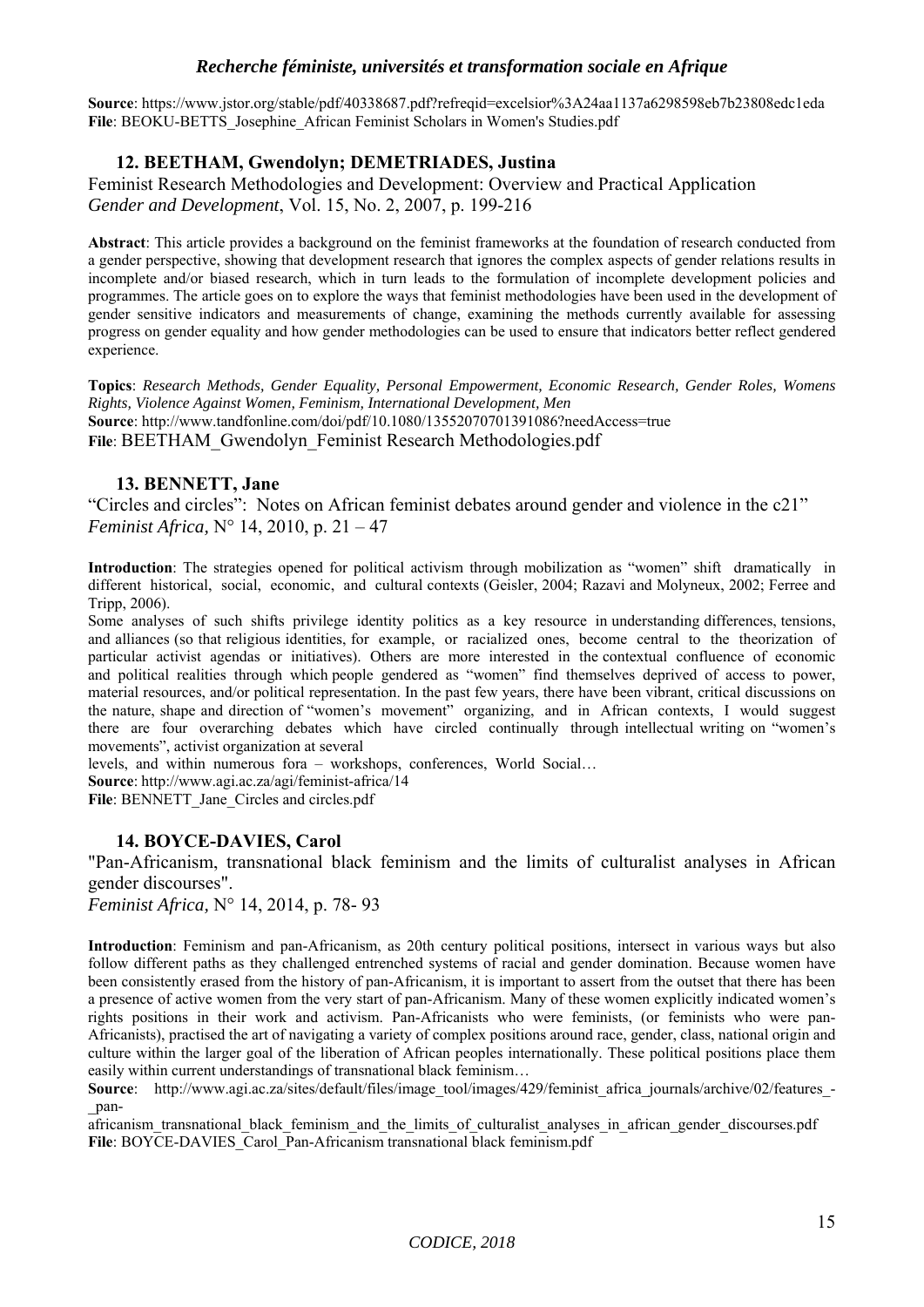**Source**: https://www.jstor.org/stable/pdf/40338687.pdf?refreqid=excelsior%3A24aa1137a6298598eb7b23808edc1eda
**File**: BEOKU-BETTS_Josephine_African Feminist Scholars in Women's Studies.pdf

### 12. BEETHAM, Gwendolyn; DEMETRIADES, Justina

Feminist Research Methodologies and Development: Overview and Practical Application
*Gender and Development*, Vol. 15, No. 2, 2007, p. 199-216

**Abstract**: This article provides a background on the feminist frameworks at the foundation of research conducted from a gender perspective, showing that development research that ignores the complex aspects of gender relations results in incomplete and/or biased research, which in turn leads to the formulation of incomplete development policies and programmes. The article goes on to explore the ways that feminist methodologies have been used in the development of gender sensitive indicators and measurements of change, examining the methods currently available for assessing progress on gender equality and how gender methodologies can be used to ensure that indicators better reflect gendered experience.

**Topics**: *Research Methods, Gender Equality, Personal Empowerment, Economic Research, Gender Roles, Womens Rights, Violence Against Women, Feminism, International Development, Men*
**Source**: http://www.tandfonline.com/doi/pdf/10.1080/13552070701391086?needAccess=true
**File**: BEETHAM_Gwendolyn_Feminist Research Methodologies.pdf

### 13. BENNETT, Jane

"Circles and circles": Notes on African feminist debates around gender and violence in the c21"
*Feminist Africa*, N° 14, 2010, p. 21 – 47

**Introduction**: The strategies opened for political activism through mobilization as "women" shift dramatically in different historical, social, economic, and cultural contexts (Geisler, 2004; Razavi and Molyneux, 2002; Ferree and Tripp, 2006).
Some analyses of such shifts privilege identity politics as a key resource in understanding differences, tensions, and alliances (so that religious identities, for example, or racialized ones, become central to the theorization of particular activist agendas or initiatives). Others are more interested in the contextual confluence of economic and political realities through which people gendered as "women" find themselves deprived of access to power, material resources, and/or political representation. In the past few years, there have been vibrant, critical discussions on the nature, shape and direction of "women's movement" organizing, and in African contexts, I would suggest there are four overarching debates which have circled continually through intellectual writing on "women's movements", activist organization at several
levels, and within numerous fora – workshops, conferences, World Social…
**Source**: http://www.agi.ac.za/agi/feminist-africa/14
**File**: BENNETT_Jane_Circles and circles.pdf

### 14. BOYCE-DAVIES, Carol

"Pan-Africanism, transnational black feminism and the limits of culturalist analyses in African gender discourses".
*Feminist Africa*, N° 14, 2014, p. 78- 93

**Introduction**: Feminism and pan-Africanism, as 20th century political positions, intersect in various ways but also follow different paths as they challenged entrenched systems of racial and gender domination. Because women have been consistently erased from the history of pan-Africanism, it is important to assert from the outset that there has been a presence of active women from the very start of pan-Africanism. Many of these women explicitly indicated women's rights positions in their work and activism. Pan-Africanists who were feminists, (or feminists who were pan-Africanists), practised the art of navigating a variety of complex positions around race, gender, class, national origin and culture within the larger goal of the liberation of African peoples internationally. These political positions place them easily within current understandings of transnational black feminism…
**Source**: http://www.agi.ac.za/sites/default/files/image_tool/images/429/feminist_africa_journals/archive/02/features_-_pan-africanism_transnational_black_feminism_and_the_limits_of_culturalist_analyses_in_african_gender_discourses.pdf
**File**: BOYCE-DAVIES_Carol_Pan-Africanism transnational black feminism.pdf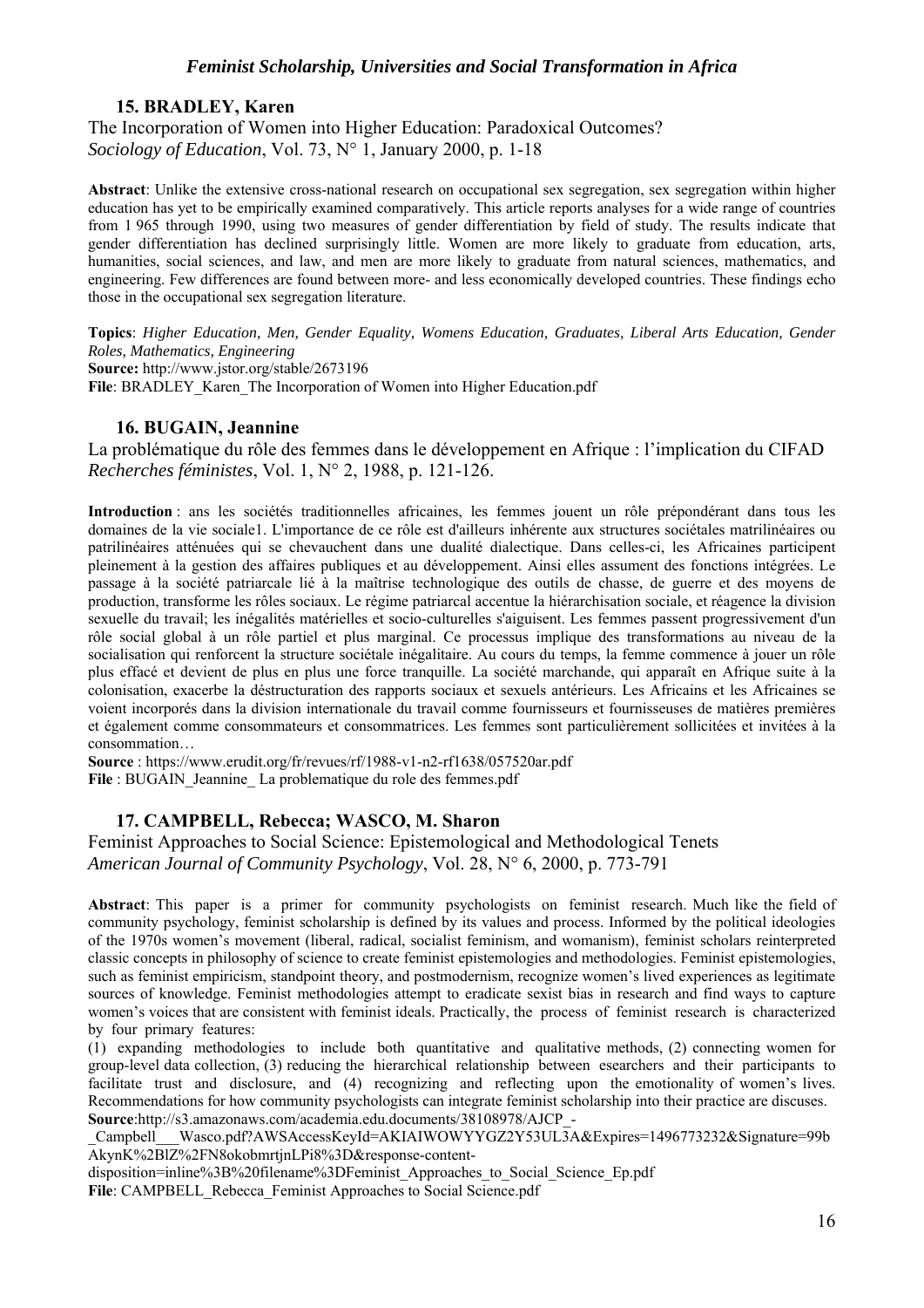### 15. BRADLEY, Karen

The Incorporation of Women into Higher Education: Paradoxical Outcomes?
*Sociology of Education*, Vol. 73, N° 1, January 2000, p. 1-18

**Abstract**: Unlike the extensive cross-national research on occupational sex segregation, sex segregation within higher education has yet to be empirically examined comparatively. This article reports analyses for a wide range of countries from 1 965 through 1990, using two measures of gender differentiation by field of study. The results indicate that gender differentiation has declined surprisingly little. Women are more likely to graduate from education, arts, humanities, social sciences, and law, and men are more likely to graduate from natural sciences, mathematics, and engineering. Few differences are found between more- and less economically developed countries. These findings echo those in the occupational sex segregation literature.

**Topics**: *Higher Education, Men, Gender Equality, Womens Education, Graduates, Liberal Arts Education, Gender Roles, Mathematics, Engineering*
**Source:** http://www.jstor.org/stable/2673196
**File**: BRADLEY_Karen_The Incorporation of Women into Higher Education.pdf

### 16. BUGAIN, Jeannine

La problématique du rôle des femmes dans le développement en Afrique : l'implication du CIFAD
*Recherches féministes*, Vol. 1, N° 2, 1988, p. 121-126.

**Introduction** : ans les sociétés traditionnelles africaines, les femmes jouent un rôle prépondérant dans tous les domaines de la vie sociale1. L'importance de ce rôle est d'ailleurs inhérente aux structures sociétales matrilinéaires ou patrilinéaires atténuées qui se chevauchent dans une dualité dialectique. Dans celles-ci, les Africaines participent pleinement à la gestion des affaires publiques et au développement. Ainsi elles assument des fonctions intégrées. Le passage à la société patriarcale lié à la maîtrise technologique des outils de chasse, de guerre et des moyens de production, transforme les rôles sociaux. Le régime patriarcal accentue la hiérarchisation sociale, et réagence la division sexuelle du travail; les inégalités matérielles et socio-culturelles s'aiguisent. Les femmes passent progressivement d'un rôle social global à un rôle partiel et plus marginal. Ce processus implique des transformations au niveau de la socialisation qui renforcent la structure sociétale inégalitaire. Au cours du temps, la femme commence à jouer un rôle plus effacé et devient de plus en plus une force tranquille. La société marchande, qui apparaît en Afrique suite à la colonisation, exacerbe la déstructuration des rapports sociaux et sexuels antérieurs. Les Africains et les Africaines se voient incorporés dans la division internationale du travail comme fournisseurs et fournisseuses de matières premières et également comme consommateurs et consommatrices. Les femmes sont particulièrement sollicitées et invitées à la consommation…

**Source** : https://www.erudit.org/fr/revues/rf/1988-v1-n2-rf1638/057520ar.pdf
**File** : BUGAIN_Jeannine_ La problematique du role des femmes.pdf

### 17. CAMPBELL, Rebecca; WASCO, M. Sharon

Feminist Approaches to Social Science: Epistemological and Methodological Tenets
*American Journal of Community Psychology*, Vol. 28, N° 6, 2000, p. 773-791

**Abstract**: This paper is a primer for community psychologists on feminist research. Much like the field of community psychology, feminist scholarship is defined by its values and process. Informed by the political ideologies of the 1970s women's movement (liberal, radical, socialist feminism, and womanism), feminist scholars reinterpreted classic concepts in philosophy of science to create feminist epistemologies and methodologies. Feminist epistemologies, such as feminist empiricism, standpoint theory, and postmodernism, recognize women's lived experiences as legitimate sources of knowledge. Feminist methodologies attempt to eradicate sexist bias in research and find ways to capture women's voices that are consistent with feminist ideals. Practically, the process of feminist research is characterized by four primary features:
(1) expanding methodologies to include both quantitative and qualitative methods, (2) connecting women for group-level data collection, (3) reducing the hierarchical relationship between esearchers and their participants to facilitate trust and disclosure, and (4) recognizing and reflecting upon the emotionality of women's lives. Recommendations for how community psychologists can integrate feminist scholarship into their practice are discuses.
**Source**:http://s3.amazonaws.com/academia.edu.documents/38108978/AJCP_-_Campbell___Wasco.pdf?AWSAccessKeyId=AKIAIWOWYYGZ2Y53UL3A&Expires=1496773232&Signature=99bAkynK%2BlZ%2FN8okobmrtjnLPi8%3D&response-content-disposition=inline%3B%20filename%3DFeminist_Approaches_to_Social_Science_Ep.pdf
**File**: CAMPBELL_Rebecca_Feminist Approaches to Social Science.pdf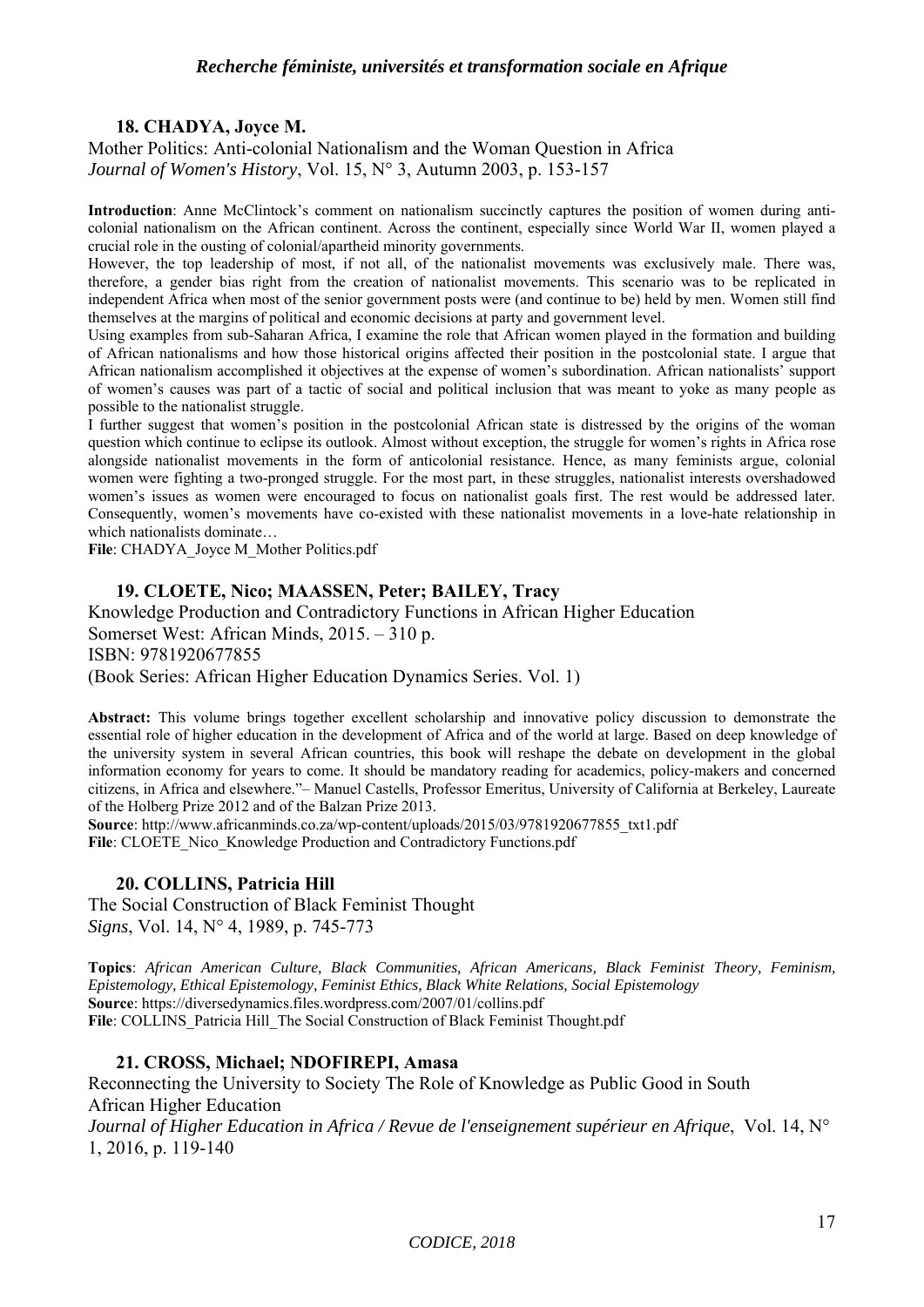### 18. CHADYA, Joyce M.

Mother Politics: Anti-colonial Nationalism and the Woman Question in Africa
*Journal of Women's History*, Vol. 15, N° 3, Autumn 2003, p. 153-157

**Introduction**: Anne McClintock's comment on nationalism succinctly captures the position of women during anti-colonial nationalism on the African continent. Across the continent, especially since World War II, women played a crucial role in the ousting of colonial/apartheid minority governments.
However, the top leadership of most, if not all, of the nationalist movements was exclusively male. There was, therefore, a gender bias right from the creation of nationalist movements. This scenario was to be replicated in independent Africa when most of the senior government posts were (and continue to be) held by men. Women still find themselves at the margins of political and economic decisions at party and government level.
Using examples from sub-Saharan Africa, I examine the role that African women played in the formation and building of African nationalisms and how those historical origins affected their position in the postcolonial state. I argue that African nationalism accomplished it objectives at the expense of women's subordination. African nationalists' support of women's causes was part of a tactic of social and political inclusion that was meant to yoke as many people as possible to the nationalist struggle.
I further suggest that women's position in the postcolonial African state is distressed by the origins of the woman question which continue to eclipse its outlook. Almost without exception, the struggle for women's rights in Africa rose alongside nationalist movements in the form of anticolonial resistance. Hence, as many feminists argue, colonial women were fighting a two-pronged struggle. For the most part, in these struggles, nationalist interests overshadowed women's issues as women were encouraged to focus on nationalist goals first. The rest would be addressed later. Consequently, women's movements have co-existed with these nationalist movements in a love-hate relationship in which nationalists dominate…
**File**: CHADYA_Joyce M_Mother Politics.pdf

### 19. CLOETE, Nico; MAASSEN, Peter; BAILEY, Tracy

Knowledge Production and Contradictory Functions in African Higher Education
Somerset West: African Minds, 2015. – 310 p.
ISBN: 9781920677855
(Book Series: African Higher Education Dynamics Series. Vol. 1)

**Abstract:** This volume brings together excellent scholarship and innovative policy discussion to demonstrate the essential role of higher education in the development of Africa and of the world at large. Based on deep knowledge of the university system in several African countries, this book will reshape the debate on development in the global information economy for years to come. It should be mandatory reading for academics, policy-makers and concerned citizens, in Africa and elsewhere."– Manuel Castells, Professor Emeritus, University of California at Berkeley, Laureate of the Holberg Prize 2012 and of the Balzan Prize 2013.
**Source**: http://www.africanminds.co.za/wp-content/uploads/2015/03/9781920677855_txt1.pdf
**File**: CLOETE_Nico_Knowledge Production and Contradictory Functions.pdf

### 20. COLLINS, Patricia Hill

The Social Construction of Black Feminist Thought
*Signs*, Vol. 14, N° 4, 1989, p. 745-773

**Topics**: *African American Culture, Black Communities, African Americans, Black Feminist Theory, Feminism, Epistemology, Ethical Epistemology, Feminist Ethics, Black White Relations, Social Epistemology*
**Source**: https://diversedynamics.files.wordpress.com/2007/01/collins.pdf
**File**: COLLINS_Patricia Hill_The Social Construction of Black Feminist Thought.pdf

### 21. CROSS, Michael; NDOFIREPI, Amasa

Reconnecting the University to Society The Role of Knowledge as Public Good in South African Higher Education
*Journal of Higher Education in Africa / Revue de l'enseignement supérieur en Afrique*, Vol. 14, N° 1, 2016, p. 119-140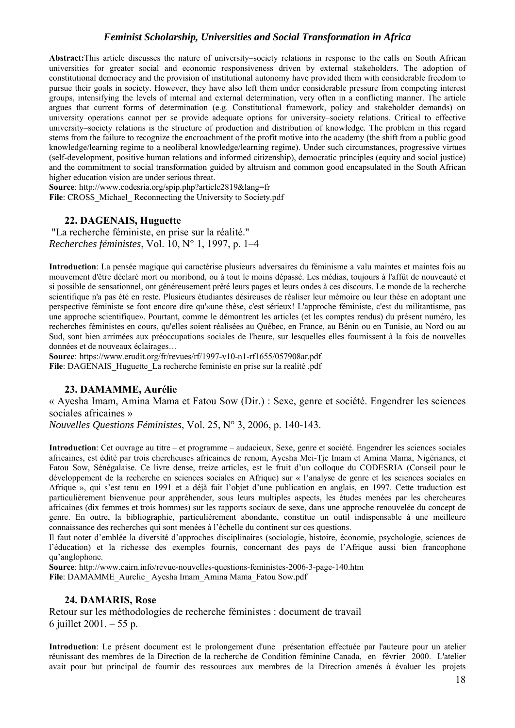**Abstract:**This article discusses the nature of university–society relations in response to the calls on South African universities for greater social and economic responsiveness driven by external stakeholders. The adoption of constitutional democracy and the provision of institutional autonomy have provided them with considerable freedom to pursue their goals in society. However, they have also left them under considerable pressure from competing interest groups, intensifying the levels of internal and external determination, very often in a conflicting manner. The article argues that current forms of determination (e.g. Constitutional framework, policy and stakeholder demands) on university operations cannot per se provide adequate options for university–society relations. Critical to effective university–society relations is the structure of production and distribution of knowledge. The problem in this regard stems from the failure to recognize the encroachment of the profit motive into the academy (the shift from a public good knowledge/learning regime to a neoliberal knowledge/learning regime). Under such circumstances, progressive virtues (self-development, positive human relations and informed citizenship), democratic principles (equity and social justice) and the commitment to social transformation guided by altruism and common good encapsulated in the South African higher education vision are under serious threat.
**Source**: http://www.codesria.org/spip.php?article2819&lang=fr
**File**: CROSS_Michael_ Reconnecting the University to Society.pdf

### 22. DAGENAIS, Huguette

"La recherche féministe, en prise sur la réalité."
*Recherches féministes*, Vol. 10, N° 1, 1997, p. 1–4

**Introduction**: La pensée magique qui caractérise plusieurs adversaires du féminisme a valu maintes et maintes fois au mouvement d'être déclaré mort ou moribond, ou à tout le moins dépassé. Les médias, toujours à l'affût de nouveauté et si possible de sensationnel, ont généreusement prêté leurs pages et leurs ondes à ces discours. Le monde de la recherche scientifique n'a pas été en reste. Plusieurs étudiantes désireuses de réaliser leur mémoire ou leur thèse en adoptant une perspective féministe se font encore dire qu'«une thèse, c'est sérieux! L'approche féministe, c'est du militantisme, pas une approche scientifique». Pourtant, comme le démontrent les articles (et les comptes rendus) du présent numéro, les recherches féministes en cours, qu'elles soient réalisées au Québec, en France, au Bénin ou en Tunisie, au Nord ou au Sud, sont bien arrimées aux préoccupations sociales de l'heure, sur lesquelles elles fournissent à la fois de nouvelles données et de nouveaux éclairages…
**Source**: https://www.erudit.org/fr/revues/rf/1997-v10-n1-rf1655/057908ar.pdf
**File**: DAGENAIS_Huguette_La recherche feministe en prise sur la realite .pdf

### 23. DAMAMME, Aurélie

« Ayesha Imam, Amina Mama et Fatou Sow (Dir.) : Sexe, genre et société. Engendrer les sciences sociales africaines »
*Nouvelles Questions Féministes*, Vol. 25, N° 3, 2006, p. 140-143.

**Introduction**: Cet ouvrage au titre – et programme – audacieux, Sexe, genre et société. Engendrer les sciences sociales africaines, est édité par trois chercheuses africaines de renom, Ayesha Mei-Tje Imam et Amina Mama, Nigérianes, et Fatou Sow, Sénégalaise. Ce livre dense, treize articles, est le fruit d'un colloque du CODESRIA (Conseil pour le développement de la recherche en sciences sociales en Afrique) sur « l'analyse de genre et les sciences sociales en Afrique », qui s'est tenu en 1991 et a déjà fait l'objet d'une publication en anglais, en 1997. Cette traduction est particulièrement bienvenue pour appréhender, sous leurs multiples aspects, les études menées par les chercheures africaines (dix femmes et trois hommes) sur les rapports sociaux de sexe, dans une approche renouvelée du concept de genre. En outre, la bibliographie, particulièrement abondante, constitue un outil indispensable à une meilleure connaissance des recherches qui sont menées à l'échelle du continent sur ces questions.
Il faut noter d'emblée la diversité d'approches disciplinaires (sociologie, histoire, économie, psychologie, sciences de l'éducation) et la richesse des exemples fournis, concernant des pays de l'Afrique aussi bien francophone qu'anglophone.
**Source**: http://www.cairn.info/revue-nouvelles-questions-feministes-2006-3-page-140.htm
**File**: DAMAMME_Aurelie_ Ayesha Imam_Amina Mama_Fatou Sow.pdf

### 24. DAMARIS, Rose

Retour sur les méthodologies de recherche féministes : document de travail
6 juillet 2001. – 55 p.

**Introduction**: Le présent document est le prolongement d'une présentation effectuée par l'auteure pour un atelier réunissant des membres de la Direction de la recherche de Condition féminine Canada, en février 2000. L'atelier avait pour but principal de fournir des ressources aux membres de la Direction amenés à évaluer les projets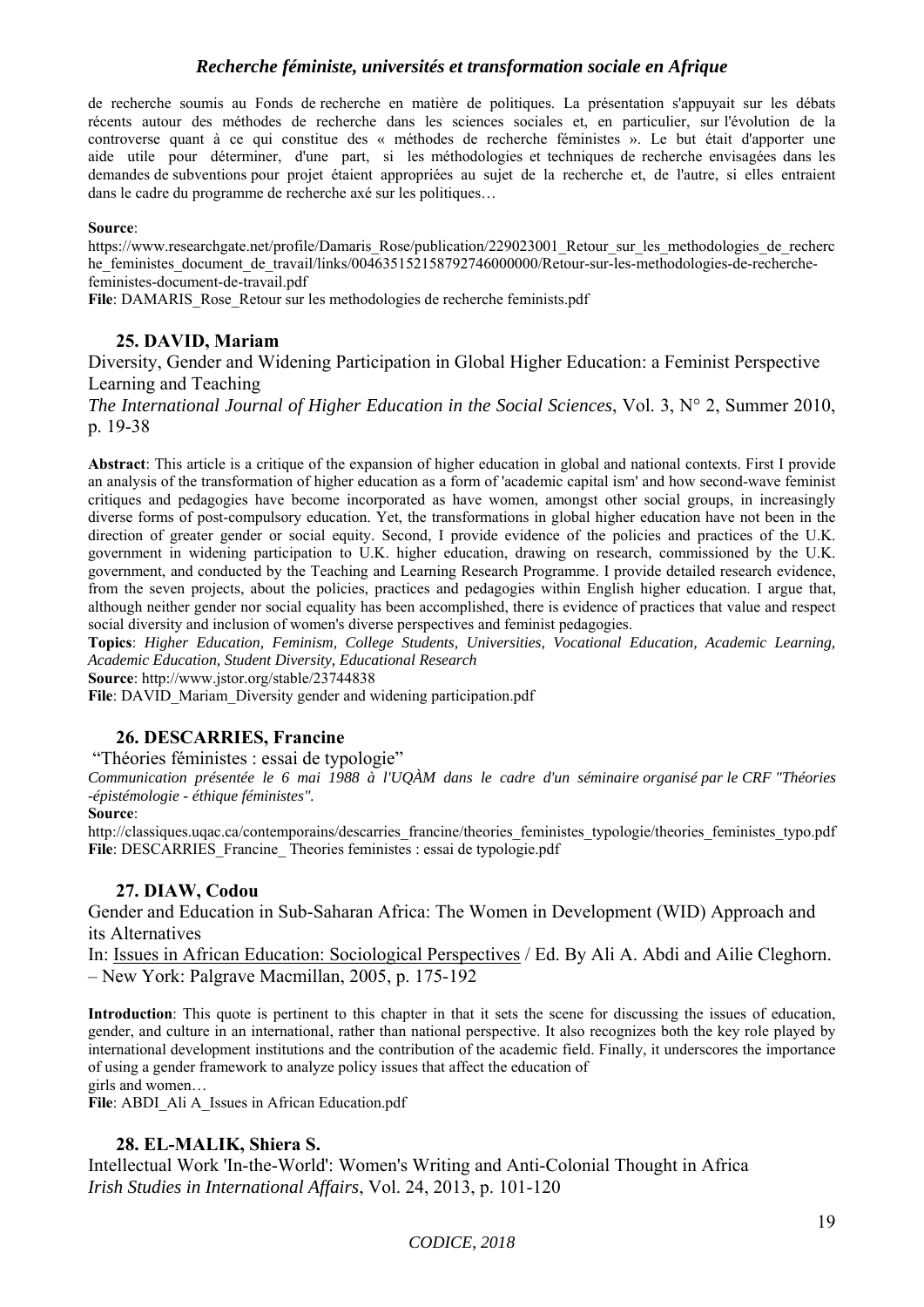de recherche soumis au Fonds de recherche en matière de politiques. La présentation s'appuyait sur les débats récents autour des méthodes de recherche dans les sciences sociales et, en particulier, sur l'évolution de la controverse quant à ce qui constitue des « méthodes de recherche féministes ». Le but était d'apporter une aide utile pour déterminer, d'une part, si les méthodologies et techniques de recherche envisagées dans les demandes de subventions pour projet étaient appropriées au sujet de la recherche et, de l'autre, si elles entraient dans le cadre du programme de recherche axé sur les politiques…

**Source**:
https://www.researchgate.net/profile/Damaris_Rose/publication/229023001_Retour_sur_les_methodologies_de_recherche_feministes_document_de_travail/links/00463515215879274600000/Retour-sur-les-methodologies-de-recherche-feministes-document-de-travail.pdf
**File**: DAMARIS_Rose_Retour sur les methodologies de recherche feminists.pdf

### 25. DAVID, Mariam

Diversity, Gender and Widening Participation in Global Higher Education: a Feminist Perspective Learning and Teaching
*The International Journal of Higher Education in the Social Sciences*, Vol. 3, N° 2, Summer 2010, p. 19-38

**Abstract**: This article is a critique of the expansion of higher education in global and national contexts. First I provide an analysis of the transformation of higher education as a form of 'academic capital ism' and how second-wave feminist critiques and pedagogies have become incorporated as have women, amongst other social groups, in increasingly diverse forms of post-compulsory education. Yet, the transformations in global higher education have not been in the direction of greater gender or social equity. Second, I provide evidence of the policies and practices of the U.K. government in widening participation to U.K. higher education, drawing on research, commissioned by the U.K. government, and conducted by the Teaching and Learning Research Programme. I provide detailed research evidence, from the seven projects, about the policies, practices and pedagogies within English higher education. I argue that, although neither gender nor social equality has been accomplished, there is evidence of practices that value and respect social diversity and inclusion of women's diverse perspectives and feminist pedagogies.
**Topics**: *Higher Education, Feminism, College Students, Universities, Vocational Education, Academic Learning, Academic Education, Student Diversity, Educational Research*
**Source**: http://www.jstor.org/stable/23744838
**File**: DAVID_Mariam_Diversity gender and widening participation.pdf

### 26. DESCARRIES, Francine

"Théories féministes : essai de typologie"
*Communication présentée le 6 mai 1988 à l'UQÀM dans le cadre d'un séminaire organisé par le CRF "Théories -épistémologie - éthique féministes".*
**Source**:
http://classiques.uqac.ca/contemporains/descarries_francine/theories_feministes_typologie/theories_feministes_typo.pdf
**File**: DESCARRIES_Francine_ Theories feministes : essai de typologie.pdf

### 27. DIAW, Codou

Gender and Education in Sub-Saharan Africa: The Women in Development (WID) Approach and its Alternatives
In: Issues in African Education: Sociological Perspectives / Ed. By Ali A. Abdi and Ailie Cleghorn. – New York: Palgrave Macmillan, 2005, p. 175-192

**Introduction**: This quote is pertinent to this chapter in that it sets the scene for discussing the issues of education, gender, and culture in an international, rather than national perspective. It also recognizes both the key role played by international development institutions and the contribution of the academic field. Finally, it underscores the importance of using a gender framework to analyze policy issues that affect the education of
girls and women…
**File**: ABDI_Ali A_Issues in African Education.pdf

### 28. EL-MALIK, Shiera S.

Intellectual Work 'In-the-World': Women's Writing and Anti-Colonial Thought in Africa
*Irish Studies in International Affairs*, Vol. 24, 2013, p. 101-120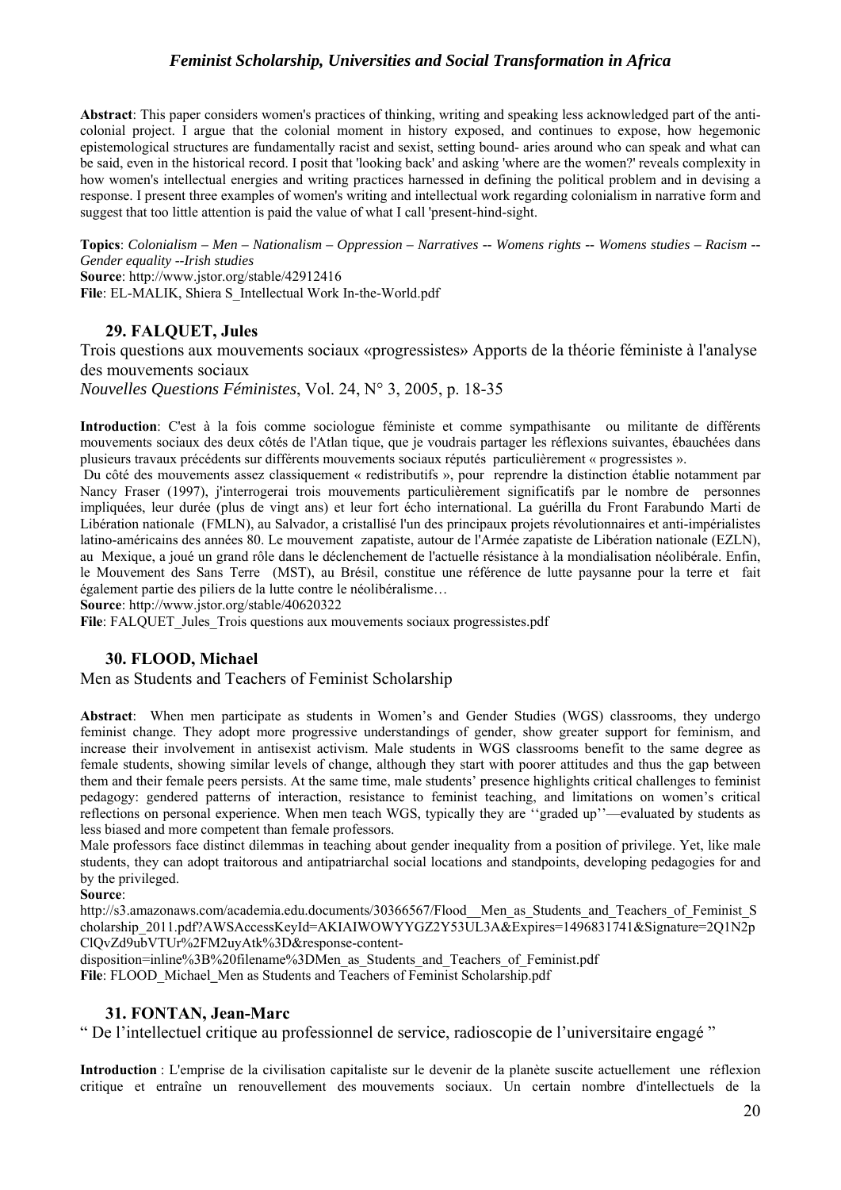**Abstract**: This paper considers women's practices of thinking, writing and speaking less acknowledged part of the anti-colonial project. I argue that the colonial moment in history exposed, and continues to expose, how hegemonic epistemological structures are fundamentally racist and sexist, setting bound- aries around who can speak and what can be said, even in the historical record. I posit that 'looking back' and asking 'where are the women?' reveals complexity in how women's intellectual energies and writing practices harnessed in defining the political problem and in devising a response. I present three examples of women's writing and intellectual work regarding colonialism in narrative form and suggest that too little attention is paid the value of what I call 'present-hind-sight.

**Topics**: *Colonialism – Men – Nationalism – Oppression – Narratives -- Womens rights -- Womens studies – Racism -- Gender equality --Irish studies*
**Source**: http://www.jstor.org/stable/42912416
**File**: EL-MALIK, Shiera S_Intellectual Work In-the-World.pdf

### 29. FALQUET, Jules

Trois questions aux mouvements sociaux «progressistes» Apports de la théorie féministe à l'analyse des mouvements sociaux
*Nouvelles Questions Féministes*, Vol. 24, N° 3, 2005, p. 18-35

**Introduction**: C'est à la fois comme sociologue féministe et comme sympathisante ou militante de différents mouvements sociaux des deux côtés de l'Atlan tique, que je voudrais partager les réflexions suivantes, ébauchées dans plusieurs travaux précédents sur différents mouvements sociaux réputés particulièrement « progressistes ».

Du côté des mouvements assez classiquement « redistributifs », pour reprendre la distinction établie notamment par Nancy Fraser (1997), j'interrogerai trois mouvements particulièrement significatifs par le nombre de personnes impliquées, leur durée (plus de vingt ans) et leur fort écho international. La guérilla du Front Farabundo Marti de Libération nationale (FMLN), au Salvador, a cristallisé l'un des principaux projets révolutionnaires et anti-impérialistes latino-américains des années 80. Le mouvement zapatiste, autour de l'Armée zapatiste de Libération nationale (EZLN), au Mexique, a joué un grand rôle dans le déclenchement de l'actuelle résistance à la mondialisation néolibérale. Enfin, le Mouvement des Sans Terre (MST), au Brésil, constitue une référence de lutte paysanne pour la terre et fait également partie des piliers de la lutte contre le néolibéralisme…
**Source**: http://www.jstor.org/stable/40620322
**File**: FALQUET_Jules_Trois questions aux mouvements sociaux progressistes.pdf

### 30. FLOOD, Michael

Men as Students and Teachers of Feminist Scholarship

**Abstract**: When men participate as students in Women's and Gender Studies (WGS) classrooms, they undergo feminist change. They adopt more progressive understandings of gender, show greater support for feminism, and increase their involvement in antisexist activism. Male students in WGS classrooms benefit to the same degree as female students, showing similar levels of change, although they start with poorer attitudes and thus the gap between them and their female peers persists. At the same time, male students' presence highlights critical challenges to feminist pedagogy: gendered patterns of interaction, resistance to feminist teaching, and limitations on women's critical reflections on personal experience. When men teach WGS, typically they are ''graded up''—evaluated by students as less biased and more competent than female professors.

Male professors face distinct dilemmas in teaching about gender inequality from a position of privilege. Yet, like male students, they can adopt traitorous and antipatriarchal social locations and standpoints, developing pedagogies for and by the privileged.

**Source**:
http://s3.amazonaws.com/academia.edu.documents/30366567/Flood__Men_as_Students_and_Teachers_of_Feminist_Scholarship_2011.pdf?AWSAccessKeyId=AKIAIWOWYYGZ2Y53UL3A&Expires=1496831741&Signature=2Q1N2pClQvZd9ubVTUr%2FM2uyAtk%3D&response-content-disposition=inline%3B%20filename%3DMen_as_Students_and_Teachers_of_Feminist.pdf
**File**: FLOOD_Michael_Men as Students and Teachers of Feminist Scholarship.pdf

### 31. FONTAN, Jean-Marc

" De l'intellectuel critique au professionnel de service, radioscopie de l'universitaire engagé "

**Introduction** : L'emprise de la civilisation capitaliste sur le devenir de la planète suscite actuellement une réflexion critique et entraîne un renouvellement des mouvements sociaux. Un certain nombre d'intellectuels de la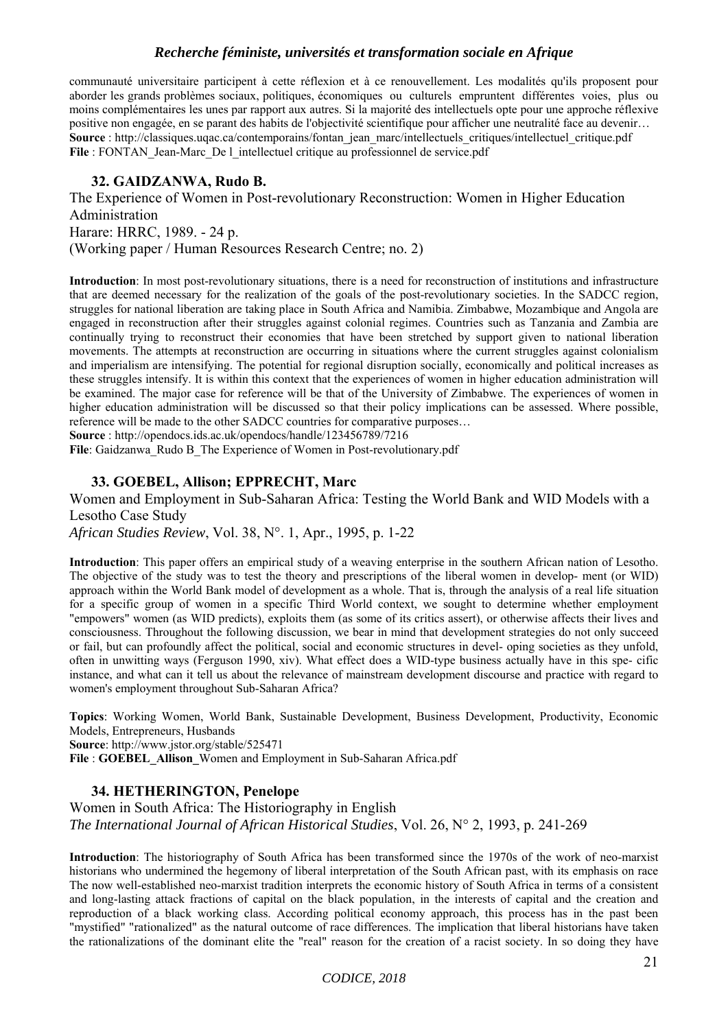communauté universitaire participent à cette réflexion et à ce renouvellement. Les modalités qu'ils proposent pour aborder les grands problèmes sociaux, politiques, économiques ou culturels empruntent différentes voies, plus ou moins complémentaires les unes par rapport aux autres. Si la majorité des intellectuels opte pour une approche réflexive positive non engagée, en se parant des habits de l'objectivité scientifique pour afficher une neutralité face au devenir…
**Source** : http://classiques.uqac.ca/contemporains/fontan_jean_marc/intellectuels_critiques/intellectuel_critique.pdf
**File** : FONTAN_Jean-Marc_De l_intellectuel critique au professionnel de service.pdf

### 32. GAIDZANWA, Rudo B.

The Experience of Women in Post-revolutionary Reconstruction: Women in Higher Education Administration
Harare: HRRC, 1989. - 24 p.
(Working paper / Human Resources Research Centre; no. 2)

**Introduction**: In most post-revolutionary situations, there is a need for reconstruction of institutions and infrastructure that are deemed necessary for the realization of the goals of the post-revolutionary societies. In the SADCC region, struggles for national liberation are taking place in South Africa and Namibia. Zimbabwe, Mozambique and Angola are engaged in reconstruction after their struggles against colonial regimes. Countries such as Tanzania and Zambia are continually trying to reconstruct their economies that have been stretched by support given to national liberation movements. The attempts at reconstruction are occurring in situations where the current struggles against colonialism and imperialism are intensifying. The potential for regional disruption socially, economically and political increases as these struggles intensify. It is within this context that the experiences of women in higher education administration will be examined. The major case for reference will be that of the University of Zimbabwe. The experiences of women in higher education administration will be discussed so that their policy implications can be assessed. Where possible, reference will be made to the other SADCC countries for comparative purposes…
**Source** : http://opendocs.ids.ac.uk/opendocs/handle/123456789/7216
**File**: Gaidzanwa_Rudo B_The Experience of Women in Post-revolutionary.pdf

### 33. GOEBEL, Allison; EPPRECHT, Marc

Women and Employment in Sub-Saharan Africa: Testing the World Bank and WID Models with a Lesotho Case Study
*African Studies Review*, Vol. 38, N°. 1, Apr., 1995, p. 1-22

**Introduction**: This paper offers an empirical study of a weaving enterprise in the southern African nation of Lesotho. The objective of the study was to test the theory and prescriptions of the liberal women in develop- ment (or WID) approach within the World Bank model of development as a whole. That is, through the analysis of a real life situation for a specific group of women in a specific Third World context, we sought to determine whether employment "empowers" women (as WID predicts), exploits them (as some of its critics assert), or otherwise affects their lives and consciousness. Throughout the following discussion, we bear in mind that development strategies do not only succeed or fail, but can profoundly affect the political, social and economic structures in devel- oping societies as they unfold, often in unwitting ways (Ferguson 1990, xiv). What effect does a WID-type business actually have in this spe- cific instance, and what can it tell us about the relevance of mainstream development discourse and practice with regard to women's employment throughout Sub-Saharan Africa?

**Topics**: Working Women, World Bank, Sustainable Development, Business Development, Productivity, Economic Models, Entrepreneurs, Husbands
**Source**: http://www.jstor.org/stable/525471
**File** : **GOEBEL_Allison_**Women and Employment in Sub-Saharan Africa.pdf

### 34. HETHERINGTON, Penelope

Women in South Africa: The Historiography in English
*The International Journal of African Historical Studies*, Vol. 26, N° 2, 1993, p. 241-269

**Introduction**: The historiography of South Africa has been transformed since the 1970s of the work of neo-marxist historians who undermined the hegemony of liberal interpretation of the South African past, with its emphasis on race The now well-established neo-marxist tradition interprets the economic history of South Africa in terms of a consistent and long-lasting attack fractions of capital on the black population, in the interests of capital and the creation and reproduction of a black working class. According political economy approach, this process has in the past been "mystified" "rationalized" as the natural outcome of race differences. The implication that liberal historians have taken the rationalizations of the dominant elite the "real" reason for the creation of a racist society. In so doing they have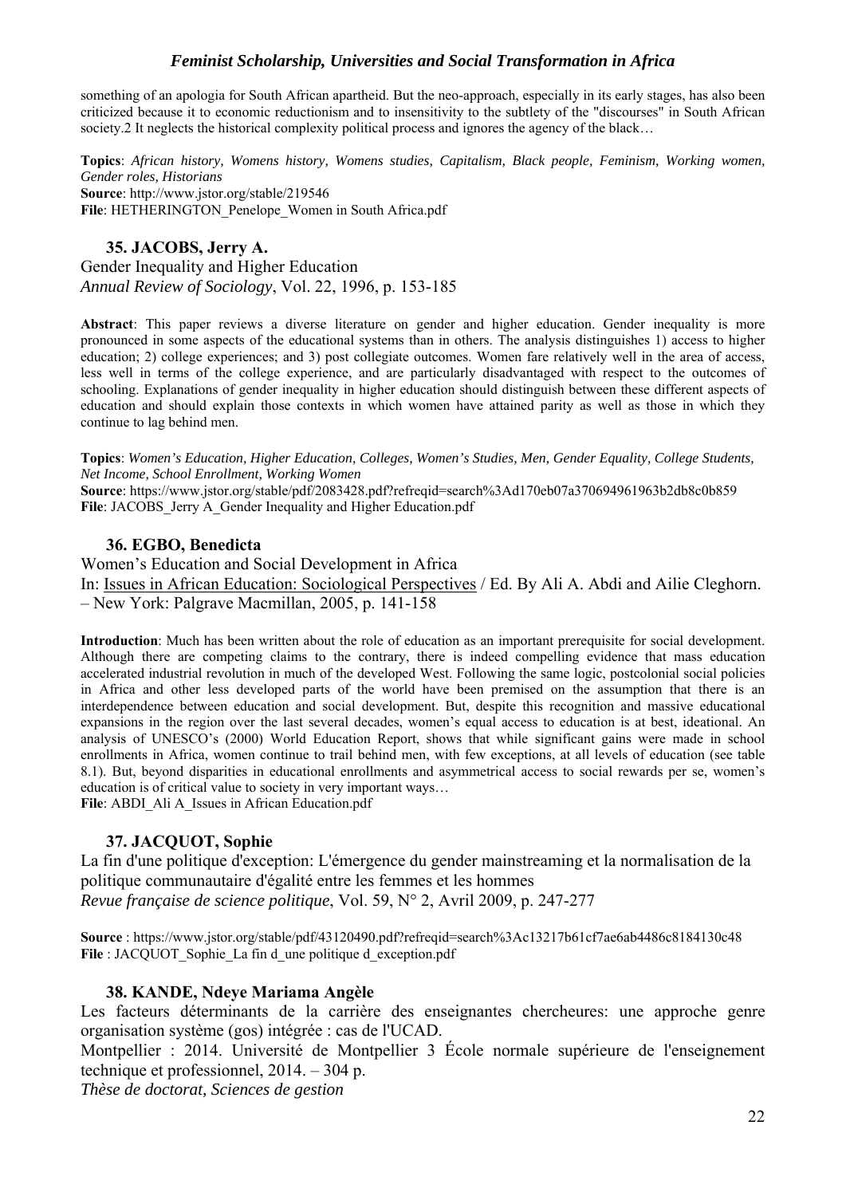something of an apologia for South African apartheid. But the neo-approach, especially in its early stages, has also been criticized because it to economic reductionism and to insensitivity to the subtlety of the "discourses" in South African society.2 It neglects the historical complexity political process and ignores the agency of the black…

**Topics**: *African history, Womens history, Womens studies, Capitalism, Black people, Feminism, Working women, Gender roles, Historians*
**Source**: http://www.jstor.org/stable/219546
**File**: HETHERINGTON_Penelope_Women in South Africa.pdf

### 35. JACOBS, Jerry A.

Gender Inequality and Higher Education
*Annual Review of Sociology*, Vol. 22, 1996, p. 153-185

**Abstract**: This paper reviews a diverse literature on gender and higher education. Gender inequality is more pronounced in some aspects of the educational systems than in others. The analysis distinguishes 1) access to higher education; 2) college experiences; and 3) post collegiate outcomes. Women fare relatively well in the area of access, less well in terms of the college experience, and are particularly disadvantaged with respect to the outcomes of schooling. Explanations of gender inequality in higher education should distinguish between these different aspects of education and should explain those contexts in which women have attained parity as well as those in which they continue to lag behind men.

**Topics**: *Women's Education, Higher Education, Colleges, Women's Studies, Men, Gender Equality, College Students, Net Income, School Enrollment, Working Women*
**Source**: https://www.jstor.org/stable/pdf/2083428.pdf?refreqid=search%3Ad170eb07a370694961963b2db8c0b859
**File**: JACOBS_Jerry A_Gender Inequality and Higher Education.pdf

### 36. EGBO, Benedicta

Women's Education and Social Development in Africa
In: Issues in African Education: Sociological Perspectives / Ed. By Ali A. Abdi and Ailie Cleghorn. – New York: Palgrave Macmillan, 2005, p. 141-158

**Introduction**: Much has been written about the role of education as an important prerequisite for social development. Although there are competing claims to the contrary, there is indeed compelling evidence that mass education accelerated industrial revolution in much of the developed West. Following the same logic, postcolonial social policies in Africa and other less developed parts of the world have been premised on the assumption that there is an interdependence between education and social development. But, despite this recognition and massive educational expansions in the region over the last several decades, women's equal access to education is at best, ideational. An analysis of UNESCO's (2000) World Education Report, shows that while significant gains were made in school enrollments in Africa, women continue to trail behind men, with few exceptions, at all levels of education (see table 8.1). But, beyond disparities in educational enrollments and asymmetrical access to social rewards per se, women's education is of critical value to society in very important ways…
**File**: ABDI_Ali A_Issues in African Education.pdf

### 37. JACQUOT, Sophie

La fin d'une politique d'exception: L'émergence du gender mainstreaming et la normalisation de la politique communautaire d'égalité entre les femmes et les hommes
*Revue française de science politique*, Vol. 59, N° 2, Avril 2009, p. 247-277

**Source** : https://www.jstor.org/stable/pdf/43120490.pdf?refreqid=search%3Ac13217b61cf7ae6ab4486c8184130c48
**File** : JACQUOT_Sophie_La fin d_une politique d_exception.pdf

### 38. KANDE, Ndeye Mariama Angèle

Les facteurs déterminants de la carrière des enseignantes chercheures: une approche genre organisation système (gos) intégrée : cas de l'UCAD.
Montpellier : 2014. Université de Montpellier 3 École normale supérieure de l'enseignement technique et professionnel, 2014. – 304 p.
*Thèse de doctorat, Sciences de gestion*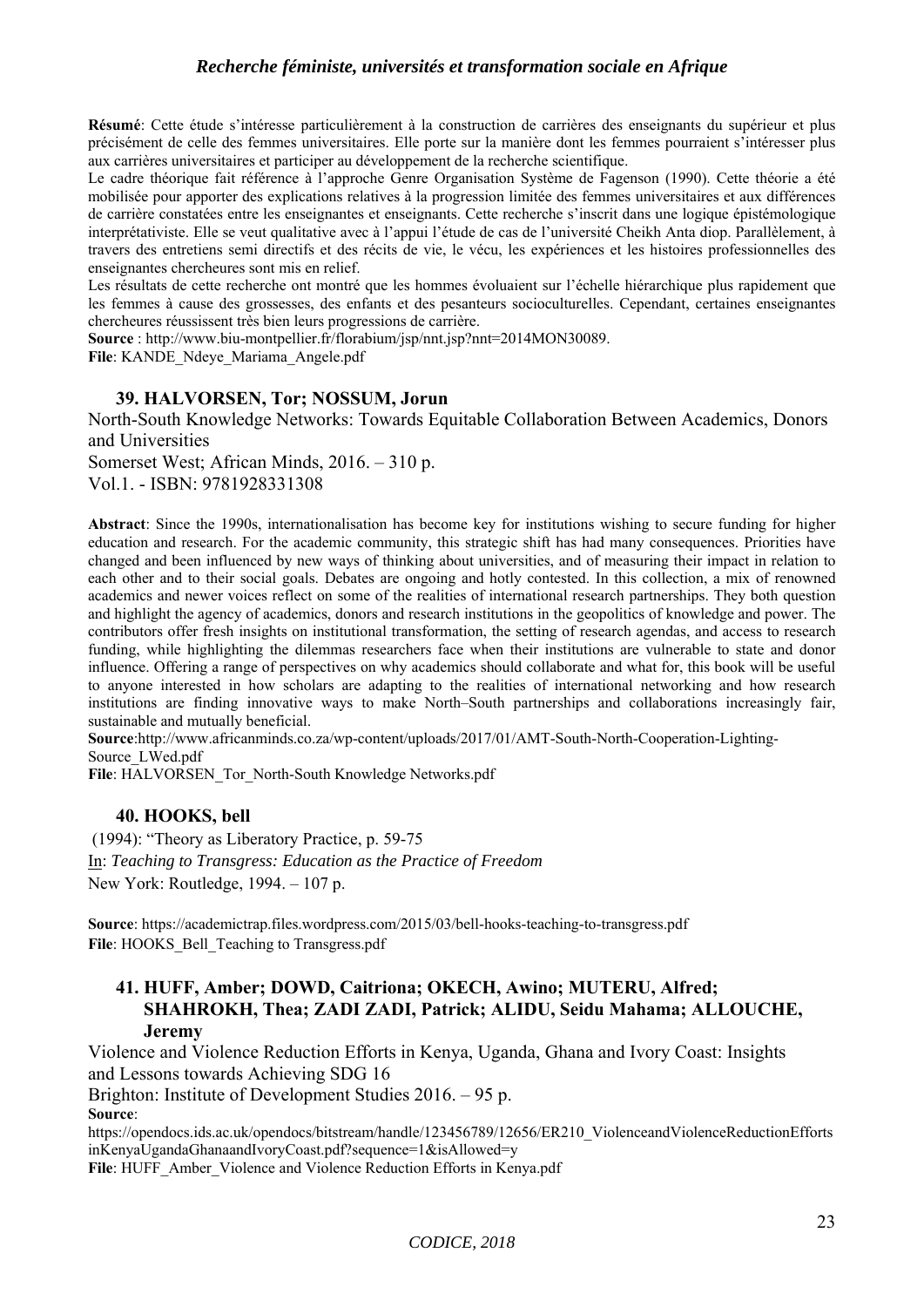**Résumé**: Cette étude s'intéresse particulièrement à la construction de carrières des enseignants du supérieur et plus précisément de celle des femmes universitaires. Elle porte sur la manière dont les femmes pourraient s'intéresser plus aux carrières universitaires et participer au développement de la recherche scientifique.

Le cadre théorique fait référence à l'approche Genre Organisation Système de Fagenson (1990). Cette théorie a été mobilisée pour apporter des explications relatives à la progression limitée des femmes universitaires et aux différences de carrière constatées entre les enseignantes et enseignants. Cette recherche s'inscrit dans une logique épistémologique interprétativiste. Elle se veut qualitative avec à l'appui l'étude de cas de l'université Cheikh Anta diop. Parallèlement, à travers des entretiens semi directifs et des récits de vie, le vécu, les expériences et les histoires professionnelles des enseignantes chercheures sont mis en relief.

Les résultats de cette recherche ont montré que les hommes évoluaient sur l'échelle hiérarchique plus rapidement que les femmes à cause des grossesses, des enfants et des pesanteurs socioculturelles. Cependant, certaines enseignantes chercheures réussissent très bien leurs progressions de carrière.

**Source** : http://www.biu-montpellier.fr/florabium/jsp/nnt.jsp?nnt=2014MON30089.

**File**: KANDE_Ndeye_Mariama_Angele.pdf

### 39. HALVORSEN, Tor; NOSSUM, Jorun

North-South Knowledge Networks: Towards Equitable Collaboration Between Academics, Donors and Universities

Somerset West; African Minds, 2016. – 310 p.

Vol.1. - ISBN: 9781928331308

**Abstract**: Since the 1990s, internationalisation has become key for institutions wishing to secure funding for higher education and research. For the academic community, this strategic shift has had many consequences. Priorities have changed and been influenced by new ways of thinking about universities, and of measuring their impact in relation to each other and to their social goals. Debates are ongoing and hotly contested. In this collection, a mix of renowned academics and newer voices reflect on some of the realities of international research partnerships. They both question and highlight the agency of academics, donors and research institutions in the geopolitics of knowledge and power. The contributors offer fresh insights on institutional transformation, the setting of research agendas, and access to research funding, while highlighting the dilemmas researchers face when their institutions are vulnerable to state and donor influence. Offering a range of perspectives on why academics should collaborate and what for, this book will be useful to anyone interested in how scholars are adapting to the realities of international networking and how research institutions are finding innovative ways to make North–South partnerships and collaborations increasingly fair, sustainable and mutually beneficial.

**Source**:http://www.africanminds.co.za/wp-content/uploads/2017/01/AMT-South-North-Cooperation-Lighting-Source_LWed.pdf

**File**: HALVORSEN_Tor_North-South Knowledge Networks.pdf

### 40. HOOKS, bell

(1994): "Theory as Liberatory Practice, p. 59-75

In: *Teaching to Transgress: Education as the Practice of Freedom*

New York: Routledge, 1994. – 107 p.

**Source**: https://academictrap.files.wordpress.com/2015/03/bell-hooks-teaching-to-transgress.pdf

**File**: HOOKS_Bell_Teaching to Transgress.pdf

### 41. HUFF, Amber; DOWD, Caitriona; OKECH, Awino; MUTERU, Alfred; SHAHROKH, Thea; ZADI ZADI, Patrick; ALIDU, Seidu Mahama; ALLOUCHE, Jeremy

Violence and Violence Reduction Efforts in Kenya, Uganda, Ghana and Ivory Coast: Insights and Lessons towards Achieving SDG 16

Brighton: Institute of Development Studies 2016. – 95 p.

**Source**:
https://opendocs.ids.ac.uk/opendocs/bitstream/handle/123456789/12656/ER210_ViolenceandViolenceReductionEffortsinKenyaUgandaGhanaandIvoryCoast.pdf?sequence=1&isAllowed=y

**File**: HUFF_Amber_Violence and Violence Reduction Efforts in Kenya.pdf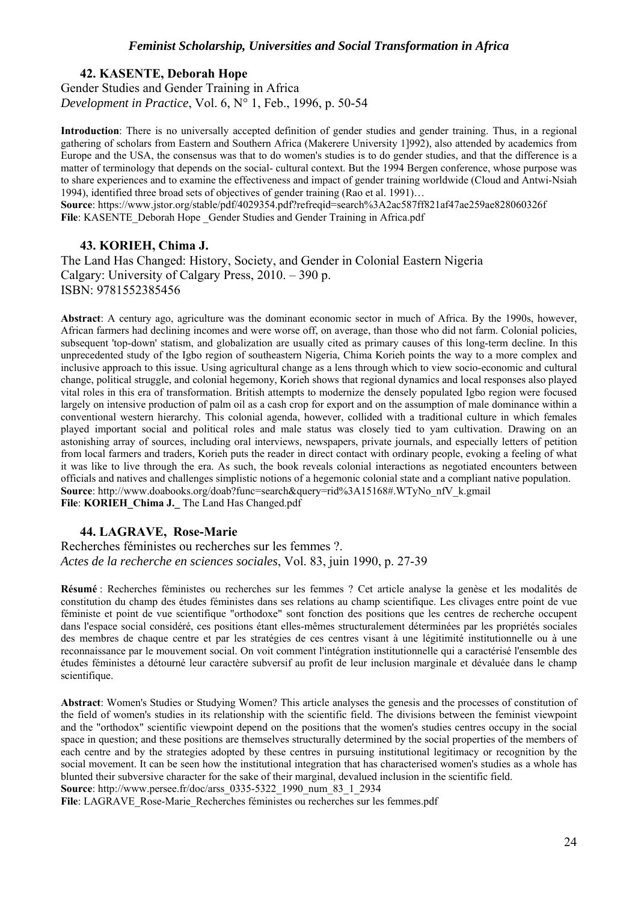### 42. KASENTE, Deborah Hope

Gender Studies and Gender Training in Africa
*Development in Practice*, Vol. 6, N° 1, Feb., 1996, p. 50-54

**Introduction**: There is no universally accepted definition of gender studies and gender training. Thus, in a regional gathering of scholars from Eastern and Southern Africa (Makerere University 1]992), also attended by academics from Europe and the USA, the consensus was that to do women's studies is to do gender studies, and that the difference is a matter of terminology that depends on the social- cultural context. But the 1994 Bergen conference, whose purpose was to share experiences and to examine the effectiveness and impact of gender training worldwide (Cloud and Antwi-Nsiah 1994), identified three broad sets of objectives of gender training (Rao et al. 1991)…
**Source**: https://www.jstor.org/stable/pdf/4029354.pdf?refreqid=search%3A2ac587ff821af47ae259ae828060326f
**File**: KASENTE_Deborah Hope _Gender Studies and Gender Training in Africa.pdf

### 43. KORIEH, Chima J.

The Land Has Changed: History, Society, and Gender in Colonial Eastern Nigeria
Calgary: University of Calgary Press, 2010. – 390 p.
ISBN: 9781552385456

**Abstract**: A century ago, agriculture was the dominant economic sector in much of Africa. By the 1990s, however, African farmers had declining incomes and were worse off, on average, than those who did not farm. Colonial policies, subsequent 'top-down' statism, and globalization are usually cited as primary causes of this long-term decline. In this unprecedented study of the Igbo region of southeastern Nigeria, Chima Korieh points the way to a more complex and inclusive approach to this issue. Using agricultural change as a lens through which to view socio-economic and cultural change, political struggle, and colonial hegemony, Korieh shows that regional dynamics and local responses also played vital roles in this era of transformation. British attempts to modernize the densely populated Igbo region were focused largely on intensive production of palm oil as a cash crop for export and on the assumption of male dominance within a conventional western hierarchy. This colonial agenda, however, collided with a traditional culture in which females played important social and political roles and male status was closely tied to yam cultivation. Drawing on an astonishing array of sources, including oral interviews, newspapers, private journals, and especially letters of petition from local farmers and traders, Korieh puts the reader in direct contact with ordinary people, evoking a feeling of what it was like to live through the era. As such, the book reveals colonial interactions as negotiated encounters between officials and natives and challenges simplistic notions of a hegemonic colonial state and a compliant native population.
**Source**: http://www.doabooks.org/doab?func=search&query=rid%3A15168#.WTyNo_nfV_k.gmail
**File**: **KORIEH_Chima J._** The Land Has Changed.pdf

### 44. LAGRAVE, Rose-Marie

Recherches féministes ou recherches sur les femmes ?.
*Actes de la recherche en sciences sociales*, Vol. 83, juin 1990, p. 27-39

**Résumé** : Recherches féministes ou recherches sur les femmes ? Cet article analyse la genèse et les modalités de constitution du champ des études féministes dans ses relations au champ scientifique. Les clivages entre point de vue féministe et point de vue scientifique "orthodoxe" sont fonction des positions que les centres de recherche occupent dans l'espace social considéré, ces positions étant elles-mêmes structuralement déterminées par les propriétés sociales des membres de chaque centre et par les stratégies de ces centres visant à une légitimité institutionnelle ou à une reconnaissance par le mouvement social. On voit comment l'intégration institutionnelle qui a caractérisé l'ensemble des études féministes a détourné leur caractère subversif au profit de leur inclusion marginale et dévaluée dans le champ scientifique.

**Abstract**: Women's Studies or Studying Women? This article analyses the genesis and the processes of constitution of the field of women's studies in its relationship with the scientific field. The divisions between the feminist viewpoint and the "orthodox" scientific viewpoint depend on the positions that the women's studies centres occupy in the social space in question; and these positions are themselves structurally determined by the social properties of the members of each centre and by the strategies adopted by these centres in pursuing institutional legitimacy or recognition by the social movement. It can be seen how the institutional integration that has characterised women's studies as a whole has blunted their subversive character for the sake of their marginal, devalued inclusion in the scientific field.
**Source**: http://www.persee.fr/doc/arss_0335-5322_1990_num_83_1_2934
**File**: LAGRAVE_Rose-Marie_Recherches féministes ou recherches sur les femmes.pdf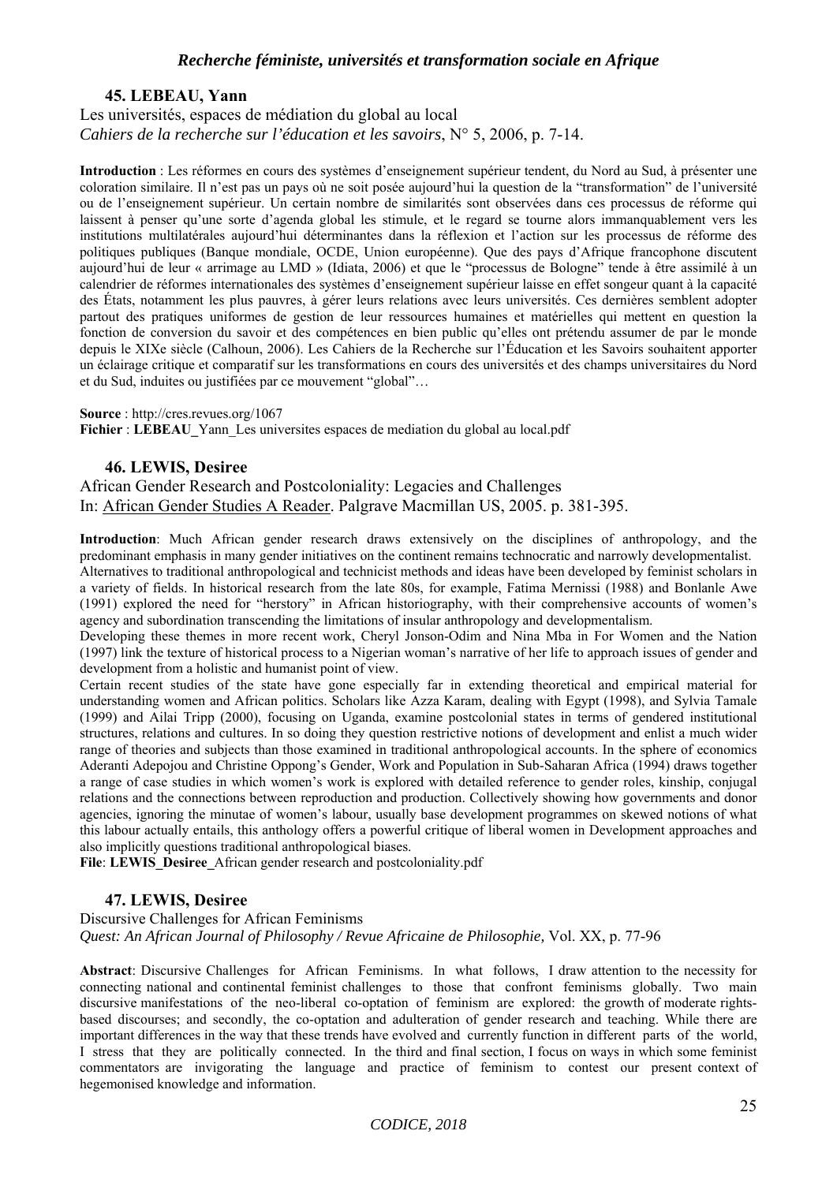### 45. LEBEAU, Yann

Les universités, espaces de médiation du global au local
*Cahiers de la recherche sur l'éducation et les savoirs*, N° 5, 2006, p. 7-14.

**Introduction** : Les réformes en cours des systèmes d'enseignement supérieur tendent, du Nord au Sud, à présenter une coloration similaire. Il n'est pas un pays où ne soit posée aujourd'hui la question de la "transformation" de l'université ou de l'enseignement supérieur. Un certain nombre de similarités sont observées dans ces processus de réforme qui laissent à penser qu'une sorte d'agenda global les stimule, et le regard se tourne alors immanquablement vers les institutions multilatérales aujourd'hui déterminantes dans la réflexion et l'action sur les processus de réforme des politiques publiques (Banque mondiale, OCDE, Union européenne). Que des pays d'Afrique francophone discutent aujourd'hui de leur « arrimage au LMD » (Idiata, 2006) et que le "processus de Bologne" tende à être assimilé à un calendrier de réformes internationales des systèmes d'enseignement supérieur laisse en effet songeur quant à la capacité des États, notamment les plus pauvres, à gérer leurs relations avec leurs universités. Ces dernières semblent adopter partout des pratiques uniformes de gestion de leur ressources humaines et matérielles qui mettent en question la fonction de conversion du savoir et des compétences en bien public qu'elles ont prétendu assumer de par le monde depuis le XIXe siècle (Calhoun, 2006). Les Cahiers de la Recherche sur l'Éducation et les Savoirs souhaitent apporter un éclairage critique et comparatif sur les transformations en cours des universités et des champs universitaires du Nord et du Sud, induites ou justifiées par ce mouvement "global"…

**Source** : http://cres.revues.org/1067
**Fichier** : **LEBEAU_**Yann_Les universites espaces de mediation du global au local.pdf

### 46. LEWIS, Desiree

African Gender Research and Postcoloniality: Legacies and Challenges
In: African Gender Studies A Reader. Palgrave Macmillan US, 2005. p. 381-395.

**Introduction**: Much African gender research draws extensively on the disciplines of anthropology, and the predominant emphasis in many gender initiatives on the continent remains technocratic and narrowly developmentalist. Alternatives to traditional anthropological and technicist methods and ideas have been developed by feminist scholars in a variety of fields. In historical research from the late 80s, for example, Fatima Mernissi (1988) and Bonlanle Awe (1991) explored the need for "herstory" in African historiography, with their comprehensive accounts of women's agency and subordination transcending the limitations of insular anthropology and developmentalism.
Developing these themes in more recent work, Cheryl Jonson-Odim and Nina Mba in For Women and the Nation (1997) link the texture of historical process to a Nigerian woman's narrative of her life to approach issues of gender and development from a holistic and humanist point of view.
Certain recent studies of the state have gone especially far in extending theoretical and empirical material for understanding women and African politics. Scholars like Azza Karam, dealing with Egypt (1998), and Sylvia Tamale (1999) and Ailai Tripp (2000), focusing on Uganda, examine postcolonial states in terms of gendered institutional structures, relations and cultures. In so doing they question restrictive notions of development and enlist a much wider range of theories and subjects than those examined in traditional anthropological accounts. In the sphere of economics Aderanti Adepojou and Christine Oppong's Gender, Work and Population in Sub-Saharan Africa (1994) draws together a range of case studies in which women's work is explored with detailed reference to gender roles, kinship, conjugal relations and the connections between reproduction and production. Collectively showing how governments and donor agencies, ignoring the minutae of women's labour, usually base development programmes on skewed notions of what this labour actually entails, this anthology offers a powerful critique of liberal women in Development approaches and also implicitly questions traditional anthropological biases.
**File**: **LEWIS_Desiree_**African gender research and postcoloniality.pdf

### 47. LEWIS, Desiree

Discursive Challenges for African Feminisms
*Quest: An African Journal of Philosophy / Revue Africaine de Philosophie,* Vol. XX, p. 77-96

**Abstract**: Discursive Challenges for African Feminisms. In what follows, I draw attention to the necessity for connecting national and continental feminist challenges to those that confront feminisms globally. Two main discursive manifestations of the neo-liberal co-optation of feminism are explored: the growth of moderate rights-based discourses; and secondly, the co-optation and adulteration of gender research and teaching. While there are important differences in the way that these trends have evolved and currently function in different parts of the world, I stress that they are politically connected. In the third and final section, I focus on ways in which some feminist commentators are invigorating the language and practice of feminism to contest our present context of hegemonised knowledge and information.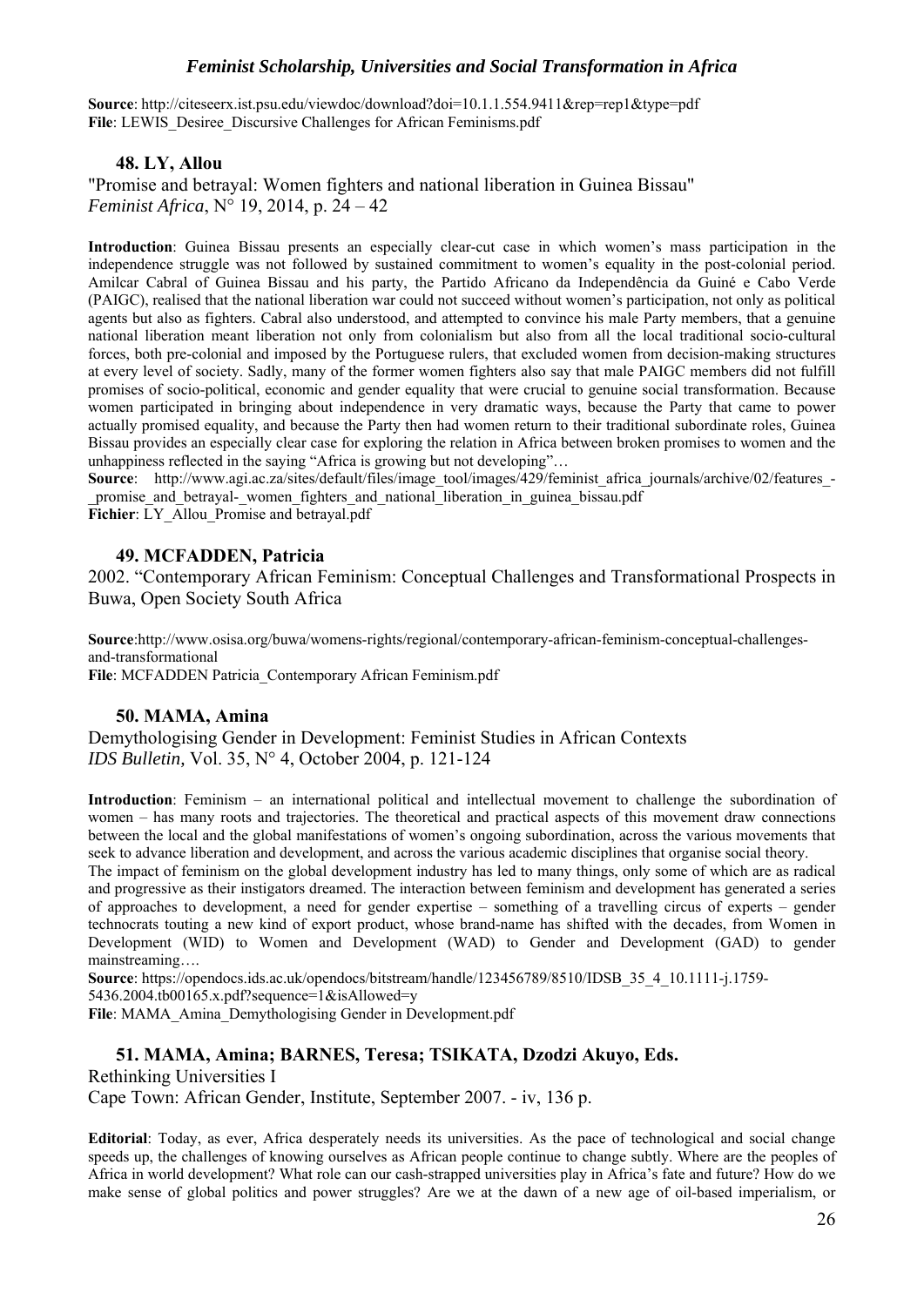**Source**: http://citeseerx.ist.psu.edu/viewdoc/download?doi=10.1.1.554.9411&rep=rep1&type=pdf
**File**: LEWIS_Desiree_Discursive Challenges for African Feminisms.pdf

### 48. LY, Allou

"Promise and betrayal: Women fighters and national liberation in Guinea Bissau"
*Feminist Africa*, N° 19, 2014, p. 24 – 42

**Introduction**: Guinea Bissau presents an especially clear-cut case in which women's mass participation in the independence struggle was not followed by sustained commitment to women's equality in the post-colonial period. Amilcar Cabral of Guinea Bissau and his party, the Partido Africano da Independência da Guiné e Cabo Verde (PAIGC), realised that the national liberation war could not succeed without women's participation, not only as political agents but also as fighters. Cabral also understood, and attempted to convince his male Party members, that a genuine national liberation meant liberation not only from colonialism but also from all the local traditional socio-cultural forces, both pre-colonial and imposed by the Portuguese rulers, that excluded women from decision-making structures at every level of society. Sadly, many of the former women fighters also say that male PAIGC members did not fulfill promises of socio-political, economic and gender equality that were crucial to genuine social transformation. Because women participated in bringing about independence in very dramatic ways, because the Party that came to power actually promised equality, and because the Party then had women return to their traditional subordinate roles, Guinea Bissau provides an especially clear case for exploring the relation in Africa between broken promises to women and the unhappiness reflected in the saying "Africa is growing but not developing"…
**Source**: http://www.agi.ac.za/sites/default/files/image_tool/images/429/feminist_africa_journals/archive/02/features_-_promise_and_betrayal-_women_fighters_and_national_liberation_in_guinea_bissau.pdf
**Fichier**: LY_Allou_Promise and betrayal.pdf

### 49. MCFADDEN, Patricia

2002. "Contemporary African Feminism: Conceptual Challenges and Transformational Prospects in Buwa, Open Society South Africa

**Source**:http://www.osisa.org/buwa/womens-rights/regional/contemporary-african-feminism-conceptual-challenges-and-transformational
**File**: MCFADDEN Patricia_Contemporary African Feminism.pdf

### 50. MAMA, Amina

Demythologising Gender in Development: Feminist Studies in African Contexts
*IDS Bulletin,* Vol. 35, N° 4, October 2004, p. 121-124

**Introduction**: Feminism – an international political and intellectual movement to challenge the subordination of women – has many roots and trajectories. The theoretical and practical aspects of this movement draw connections between the local and the global manifestations of women's ongoing subordination, across the various movements that seek to advance liberation and development, and across the various academic disciplines that organise social theory.
The impact of feminism on the global development industry has led to many things, only some of which are as radical and progressive as their instigators dreamed. The interaction between feminism and development has generated a series of approaches to development, a need for gender expertise – something of a travelling circus of experts – gender technocrats touting a new kind of export product, whose brand-name has shifted with the decades, from Women in Development (WID) to Women and Development (WAD) to Gender and Development (GAD) to gender mainstreaming….
**Source**: https://opendocs.ids.ac.uk/opendocs/bitstream/handle/123456789/8510/IDSB_35_4_10.1111-j.1759-5436.2004.tb00165.x.pdf?sequence=1&isAllowed=y
**File**: MAMA_Amina_Demythologising Gender in Development.pdf

### 51. MAMA, Amina; BARNES, Teresa; TSIKATA, Dzodzi Akuyo, Eds.

Rethinking Universities I
Cape Town: African Gender, Institute, September 2007. - iv, 136 p.

**Editorial**: Today, as ever, Africa desperately needs its universities. As the pace of technological and social change speeds up, the challenges of knowing ourselves as African people continue to change subtly. Where are the peoples of Africa in world development? What role can our cash-strapped universities play in Africa's fate and future? How do we make sense of global politics and power struggles? Are we at the dawn of a new age of oil-based imperialism, or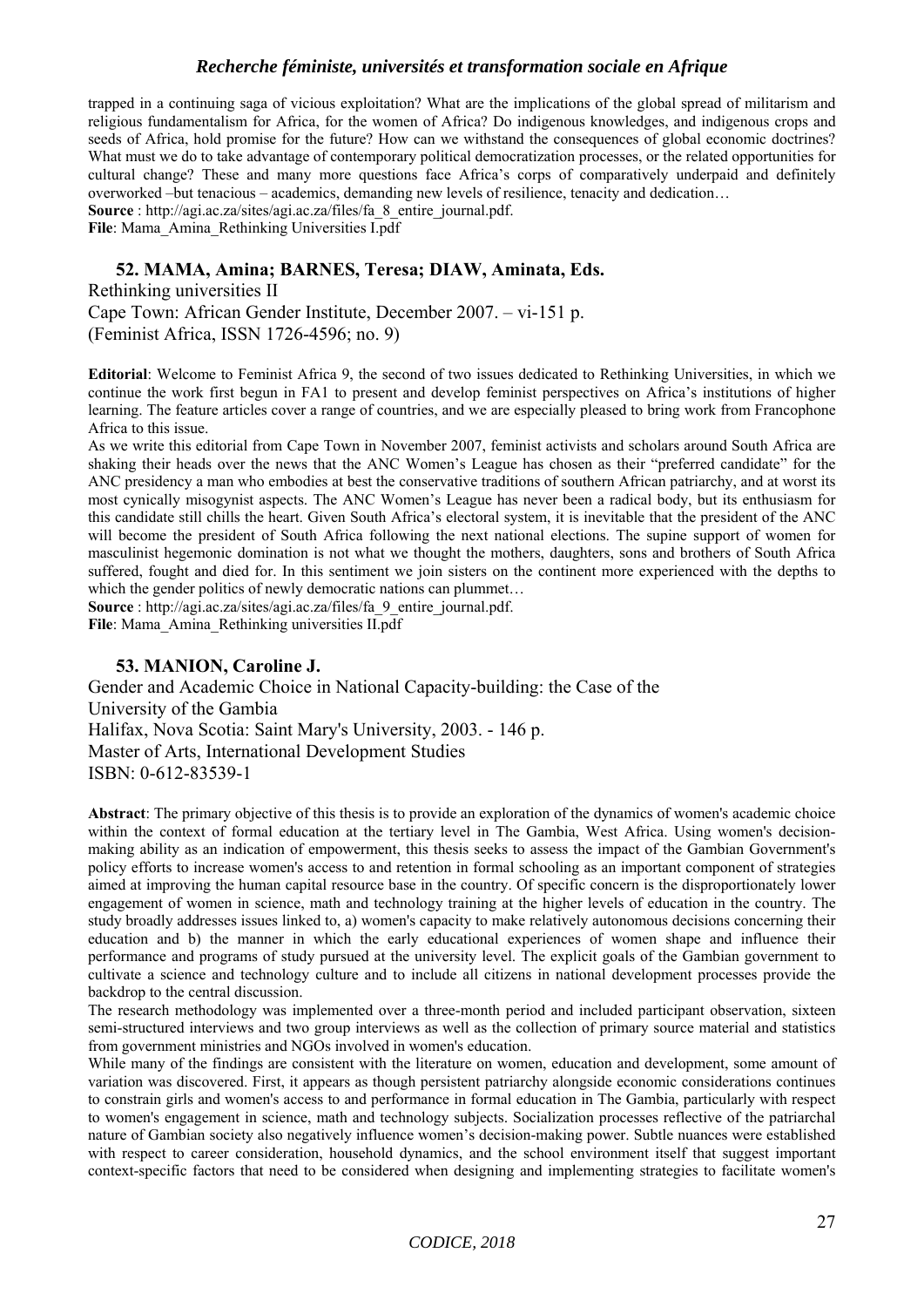trapped in a continuing saga of vicious exploitation? What are the implications of the global spread of militarism and religious fundamentalism for Africa, for the women of Africa? Do indigenous knowledges, and indigenous crops and seeds of Africa, hold promise for the future? How can we withstand the consequences of global economic doctrines? What must we do to take advantage of contemporary political democratization processes, or the related opportunities for cultural change? These and many more questions face Africa's corps of comparatively underpaid and definitely overworked –but tenacious – academics, demanding new levels of resilience, tenacity and dedication…

**Source** : http://agi.ac.za/sites/agi.ac.za/files/fa_8_entire_journal.pdf.

**File**: Mama_Amina_Rethinking Universities I.pdf

### 52. MAMA, Amina; BARNES, Teresa; DIAW, Aminata, Eds.

Rethinking universities II
Cape Town: African Gender Institute, December 2007. – vi-151 p.
(Feminist Africa, ISSN 1726-4596; no. 9)

**Editorial**: Welcome to Feminist Africa 9, the second of two issues dedicated to Rethinking Universities, in which we continue the work first begun in FA1 to present and develop feminist perspectives on Africa's institutions of higher learning. The feature articles cover a range of countries, and we are especially pleased to bring work from Francophone Africa to this issue.

As we write this editorial from Cape Town in November 2007, feminist activists and scholars around South Africa are shaking their heads over the news that the ANC Women's League has chosen as their "preferred candidate" for the ANC presidency a man who embodies at best the conservative traditions of southern African patriarchy, and at worst its most cynically misogynist aspects. The ANC Women's League has never been a radical body, but its enthusiasm for this candidate still chills the heart. Given South Africa's electoral system, it is inevitable that the president of the ANC will become the president of South Africa following the next national elections. The supine support of women for masculinist hegemonic domination is not what we thought the mothers, daughters, sons and brothers of South Africa suffered, fought and died for. In this sentiment we join sisters on the continent more experienced with the depths to which the gender politics of newly democratic nations can plummet…

**Source** : http://agi.ac.za/sites/agi.ac.za/files/fa_9_entire_journal.pdf.

**File**: Mama_Amina_Rethinking universities II.pdf

### 53. MANION, Caroline J.

Gender and Academic Choice in National Capacity-building: the Case of the University of the Gambia
Halifax, Nova Scotia: Saint Mary's University, 2003. - 146 p.
Master of Arts, International Development Studies
ISBN: 0-612-83539-1

**Abstract**: The primary objective of this thesis is to provide an exploration of the dynamics of women's academic choice within the context of formal education at the tertiary level in The Gambia, West Africa. Using women's decision-making ability as an indication of empowerment, this thesis seeks to assess the impact of the Gambian Government's policy efforts to increase women's access to and retention in formal schooling as an important component of strategies aimed at improving the human capital resource base in the country. Of specific concern is the disproportionately lower engagement of women in science, math and technology training at the higher levels of education in the country. The study broadly addresses issues linked to, a) women's capacity to make relatively autonomous decisions concerning their education and b) the manner in which the early educational experiences of women shape and influence their performance and programs of study pursued at the university level. The explicit goals of the Gambian government to cultivate a science and technology culture and to include all citizens in national development processes provide the backdrop to the central discussion.

The research methodology was implemented over a three-month period and included participant observation, sixteen semi-structured interviews and two group interviews as well as the collection of primary source material and statistics from government ministries and NGOs involved in women's education.

While many of the findings are consistent with the literature on women, education and development, some amount of variation was discovered. First, it appears as though persistent patriarchy alongside economic considerations continues to constrain girls and women's access to and performance in formal education in The Gambia, particularly with respect to women's engagement in science, math and technology subjects. Socialization processes reflective of the patriarchal nature of Gambian society also negatively influence women's decision-making power. Subtle nuances were established with respect to career consideration, household dynamics, and the school environment itself that suggest important context-specific factors that need to be considered when designing and implementing strategies to facilitate women's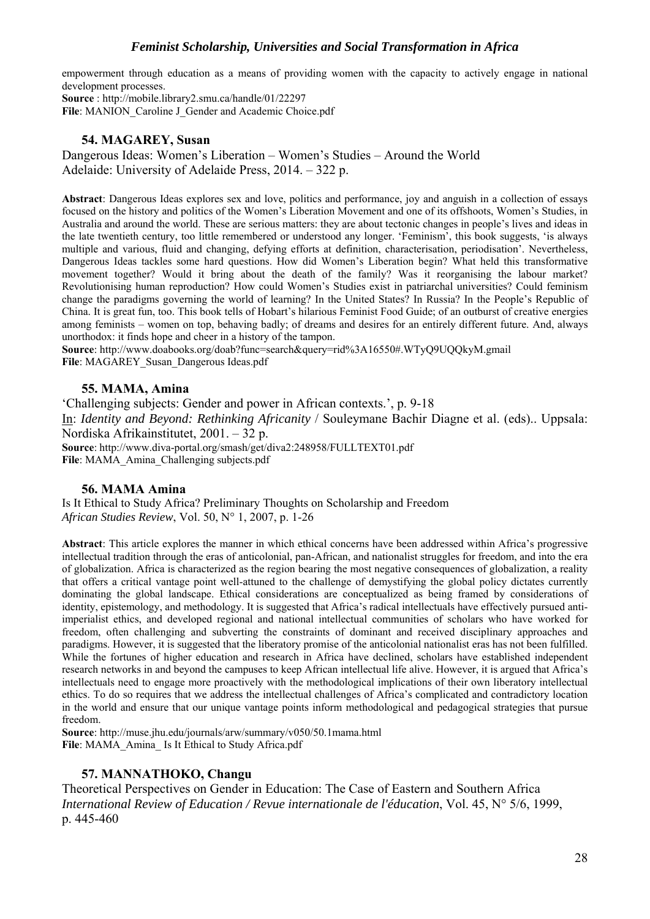empowerment through education as a means of providing women with the capacity to actively engage in national development processes.
**Source** : http://mobile.library2.smu.ca/handle/01/22297
**File**: MANION_Caroline J_Gender and Academic Choice.pdf

### 54. MAGAREY, Susan

Dangerous Ideas: Women's Liberation – Women's Studies – Around the World
Adelaide: University of Adelaide Press, 2014. – 322 p.

**Abstract**: Dangerous Ideas explores sex and love, politics and performance, joy and anguish in a collection of essays focused on the history and politics of the Women's Liberation Movement and one of its offshoots, Women's Studies, in Australia and around the world. These are serious matters: they are about tectonic changes in people's lives and ideas in the late twentieth century, too little remembered or understood any longer. 'Feminism', this book suggests, 'is always multiple and various, fluid and changing, defying efforts at definition, characterisation, periodisation'. Nevertheless, Dangerous Ideas tackles some hard questions. How did Women's Liberation begin? What held this transformative movement together? Would it bring about the death of the family? Was it reorganising the labour market? Revolutionising human reproduction? How could Women's Studies exist in patriarchal universities? Could feminism change the paradigms governing the world of learning? In the United States? In Russia? In the People's Republic of China. It is great fun, too. This book tells of Hobart's hilarious Feminist Food Guide; of an outburst of creative energies among feminists – women on top, behaving badly; of dreams and desires for an entirely different future. And, always unorthodox: it finds hope and cheer in a history of the tampon.
**Source**: http://www.doabooks.org/doab?func=search&query=rid%3A16550#.WTyQ9UQQkyM.gmail
**File**: MAGAREY_Susan_Dangerous Ideas.pdf

### 55. MAMA, Amina

'Challenging subjects: Gender and power in African contexts.', p. 9-18
In: *Identity and Beyond: Rethinking Africanity* / Souleymane Bachir Diagne et al. (eds).. Uppsala: Nordiska Afrikainstitutet, 2001. – 32 p.
**Source**: http://www.diva-portal.org/smash/get/diva2:248958/FULLTEXT01.pdf
**File**: MAMA_Amina_Challenging subjects.pdf

### 56. MAMA Amina

Is It Ethical to Study Africa? Preliminary Thoughts on Scholarship and Freedom
*African Studies Review*, Vol. 50, N° 1, 2007, p. 1-26

**Abstract**: This article explores the manner in which ethical concerns have been addressed within Africa's progressive intellectual tradition through the eras of anticolonial, pan-African, and nationalist struggles for freedom, and into the era of globalization. Africa is characterized as the region bearing the most negative consequences of globalization, a reality that offers a critical vantage point well-attuned to the challenge of demystifying the global policy dictates currently dominating the global landscape. Ethical considerations are conceptualized as being framed by considerations of identity, epistemology, and methodology. It is suggested that Africa's radical intellectuals have effectively pursued anti-imperialist ethics, and developed regional and national intellectual communities of scholars who have worked for freedom, often challenging and subverting the constraints of dominant and received disciplinary approaches and paradigms. However, it is suggested that the liberatory promise of the anticolonial nationalist eras has not been fulfilled. While the fortunes of higher education and research in Africa have declined, scholars have established independent research networks in and beyond the campuses to keep African intellectual life alive. However, it is argued that Africa's intellectuals need to engage more proactively with the methodological implications of their own liberatory intellectual ethics. To do so requires that we address the intellectual challenges of Africa's complicated and contradictory location in the world and ensure that our unique vantage points inform methodological and pedagogical strategies that pursue freedom.
**Source**: http://muse.jhu.edu/journals/arw/summary/v050/50.1mama.html
**File**: MAMA_Amina_ Is It Ethical to Study Africa.pdf

### 57. MANNATHOKO, Changu

Theoretical Perspectives on Gender in Education: The Case of Eastern and Southern Africa
*International Review of Education / Revue internationale de l'éducation*, Vol. 45, N° 5/6, 1999, p. 445-460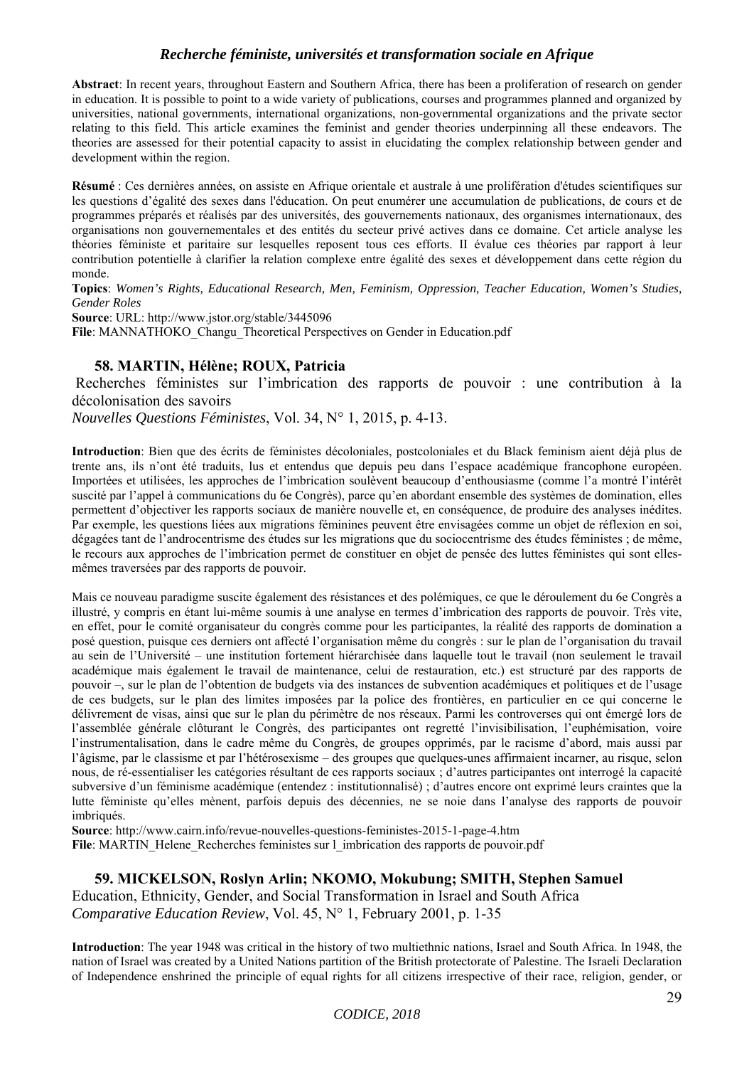**Abstract**: In recent years, throughout Eastern and Southern Africa, there has been a proliferation of research on gender in education. It is possible to point to a wide variety of publications, courses and programmes planned and organized by universities, national governments, international organizations, non-governmental organizations and the private sector relating to this field. This article examines the feminist and gender theories underpinning all these endeavors. The theories are assessed for their potential capacity to assist in elucidating the complex relationship between gender and development within the region.

**Résumé** : Ces dernières années, on assiste en Afrique orientale et australe à une prolifération d'études scientifiques sur les questions d'égalité des sexes dans l'éducation. On peut enumérer une accumulation de publications, de cours et de programmes préparés et réalisés par des universités, des gouvernements nationaux, des organismes internationaux, des organisations non gouvernementales et des entités du secteur privé actives dans ce domaine. Cet article analyse les théories féministe et paritaire sur lesquelles reposent tous ces efforts. II évalue ces théories par rapport à leur contribution potentielle à clarifier la relation complexe entre égalité des sexes et développement dans cette région du monde.

**Topics**: *Women's Rights, Educational Research, Men, Feminism, Oppression, Teacher Education, Women's Studies, Gender Roles*

**Source**: URL: http://www.jstor.org/stable/3445096

**File**: MANNATHOKO_Changu_Theoretical Perspectives on Gender in Education.pdf

### 58. MARTIN, Hélène; ROUX, Patricia

Recherches féministes sur l'imbrication des rapports de pouvoir : une contribution à la décolonisation des savoirs

*Nouvelles Questions Féministes*, Vol. 34, N° 1, 2015, p. 4-13.

**Introduction**: Bien que des écrits de féministes décoloniales, postcoloniales et du Black feminism aient déjà plus de trente ans, ils n'ont été traduits, lus et entendus que depuis peu dans l'espace académique francophone européen. Importées et utilisées, les approches de l'imbrication soulèvent beaucoup d'enthousiasme (comme l'a montré l'intérêt suscité par l'appel à communications du 6e Congrès), parce qu'en abordant ensemble des systèmes de domination, elles permettent d'objectiver les rapports sociaux de manière nouvelle et, en conséquence, de produire des analyses inédites. Par exemple, les questions liées aux migrations féminines peuvent être envisagées comme un objet de réflexion en soi, dégagées tant de l'androcentrisme des études sur les migrations que du sociocentrisme des études féministes ; de même, le recours aux approches de l'imbrication permet de constituer en objet de pensée des luttes féministes qui sont elles-mêmes traversées par des rapports de pouvoir.

Mais ce nouveau paradigme suscite également des résistances et des polémiques, ce que le déroulement du 6e Congrès a illustré, y compris en étant lui-même soumis à une analyse en termes d'imbrication des rapports de pouvoir. Très vite, en effet, pour le comité organisateur du congrès comme pour les participantes, la réalité des rapports de domination a posé question, puisque ces derniers ont affecté l'organisation même du congrès : sur le plan de l'organisation du travail au sein de l'Université – une institution fortement hiérarchisée dans laquelle tout le travail (non seulement le travail académique mais également le travail de maintenance, celui de restauration, etc.) est structuré par des rapports de pouvoir –, sur le plan de l'obtention de budgets via des instances de subvention académiques et politiques et de l'usage de ces budgets, sur le plan des limites imposées par la police des frontières, en particulier en ce qui concerne le délivrement de visas, ainsi que sur le plan du périmètre de nos réseaux. Parmi les controverses qui ont émergé lors de l'assemblée générale clôturant le Congrès, des participantes ont regretté l'invisibilisation, l'euphémisation, voire l'instrumentalisation, dans le cadre même du Congrès, de groupes opprimés, par le racisme d'abord, mais aussi par l'âgisme, par le classisme et par l'hétérosexisme – des groupes que quelques-unes affirmaient incarner, au risque, selon nous, de ré-essentialiser les catégories résultant de ces rapports sociaux ; d'autres participantes ont interrogé la capacité subversive d'un féminisme académique (entendez : institutionnalisé) ; d'autres encore ont exprimé leurs craintes que la lutte féministe qu'elles mènent, parfois depuis des décennies, ne se noie dans l'analyse des rapports de pouvoir imbriqués.

**Source**: http://www.cairn.info/revue-nouvelles-questions-feministes-2015-1-page-4.htm

**File**: MARTIN_Helene_Recherches feministes sur l_imbrication des rapports de pouvoir.pdf

### 59. MICKELSON, Roslyn Arlin; NKOMO, Mokubung; SMITH, Stephen Samuel

Education, Ethnicity, Gender, and Social Transformation in Israel and South Africa

*Comparative Education Review*, Vol. 45, N° 1, February 2001, p. 1-35

**Introduction**: The year 1948 was critical in the history of two multiethnic nations, Israel and South Africa. In 1948, the nation of Israel was created by a United Nations partition of the British protectorate of Palestine. The Israeli Declaration of Independence enshrined the principle of equal rights for all citizens irrespective of their race, religion, gender, or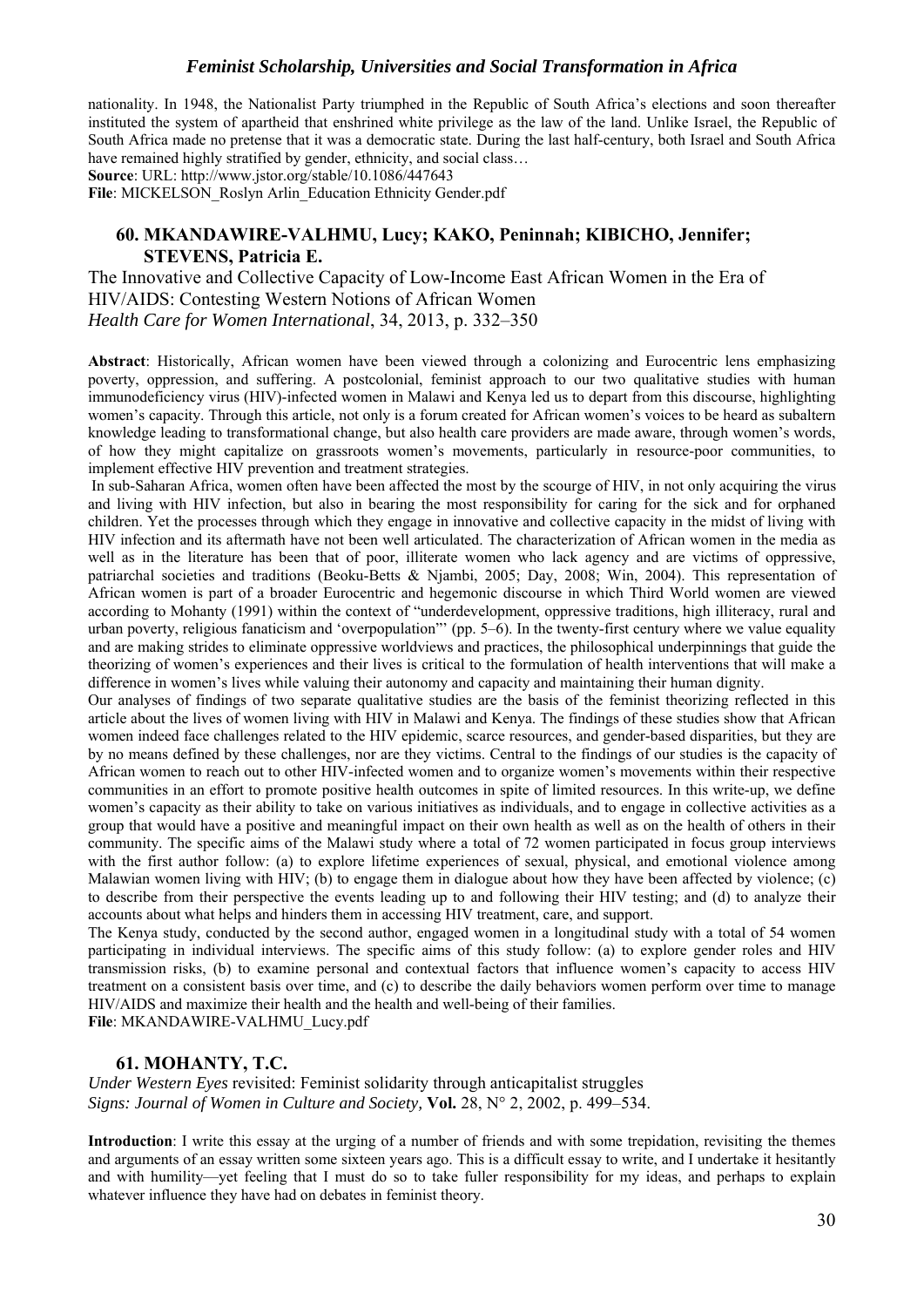nationality. In 1948, the Nationalist Party triumphed in the Republic of South Africa's elections and soon thereafter instituted the system of apartheid that enshrined white privilege as the law of the land. Unlike Israel, the Republic of South Africa made no pretense that it was a democratic state. During the last half-century, both Israel and South Africa have remained highly stratified by gender, ethnicity, and social class…

**Source**: URL: http://www.jstor.org/stable/10.1086/447643

**File**: MICKELSON_Roslyn Arlin_Education Ethnicity Gender.pdf

## 60. MKANDAWIRE-VALHMU, Lucy; KAKO, Peninnah; KIBICHO, Jennifer; STEVENS, Patricia E.

The Innovative and Collective Capacity of Low-Income East African Women in the Era of HIV/AIDS: Contesting Western Notions of African Women
*Health Care for Women International*, 34, 2013, p. 332–350

**Abstract**: Historically, African women have been viewed through a colonizing and Eurocentric lens emphasizing poverty, oppression, and suffering. A postcolonial, feminist approach to our two qualitative studies with human immunodeficiency virus (HIV)-infected women in Malawi and Kenya led us to depart from this discourse, highlighting women's capacity. Through this article, not only is a forum created for African women's voices to be heard as subaltern knowledge leading to transformational change, but also health care providers are made aware, through women's words, of how they might capitalize on grassroots women's movements, particularly in resource-poor communities, to implement effective HIV prevention and treatment strategies.

In sub-Saharan Africa, women often have been affected the most by the scourge of HIV, in not only acquiring the virus and living with HIV infection, but also in bearing the most responsibility for caring for the sick and for orphaned children. Yet the processes through which they engage in innovative and collective capacity in the midst of living with HIV infection and its aftermath have not been well articulated. The characterization of African women in the media as well as in the literature has been that of poor, illiterate women who lack agency and are victims of oppressive, patriarchal societies and traditions (Beoku-Betts & Njambi, 2005; Day, 2008; Win, 2004). This representation of African women is part of a broader Eurocentric and hegemonic discourse in which Third World women are viewed according to Mohanty (1991) within the context of "underdevelopment, oppressive traditions, high illiteracy, rural and urban poverty, religious fanaticism and 'overpopulation"' (pp. 5–6). In the twenty-first century where we value equality and are making strides to eliminate oppressive worldviews and practices, the philosophical underpinnings that guide the theorizing of women's experiences and their lives is critical to the formulation of health interventions that will make a difference in women's lives while valuing their autonomy and capacity and maintaining their human dignity.

Our analyses of findings of two separate qualitative studies are the basis of the feminist theorizing reflected in this article about the lives of women living with HIV in Malawi and Kenya. The findings of these studies show that African women indeed face challenges related to the HIV epidemic, scarce resources, and gender-based disparities, but they are by no means defined by these challenges, nor are they victims. Central to the findings of our studies is the capacity of African women to reach out to other HIV-infected women and to organize women's movements within their respective communities in an effort to promote positive health outcomes in spite of limited resources. In this write-up, we define women's capacity as their ability to take on various initiatives as individuals, and to engage in collective activities as a group that would have a positive and meaningful impact on their own health as well as on the health of others in their community. The specific aims of the Malawi study where a total of 72 women participated in focus group interviews with the first author follow: (a) to explore lifetime experiences of sexual, physical, and emotional violence among Malawian women living with HIV; (b) to engage them in dialogue about how they have been affected by violence; (c) to describe from their perspective the events leading up to and following their HIV testing; and (d) to analyze their accounts about what helps and hinders them in accessing HIV treatment, care, and support.

The Kenya study, conducted by the second author, engaged women in a longitudinal study with a total of 54 women participating in individual interviews. The specific aims of this study follow: (a) to explore gender roles and HIV transmission risks, (b) to examine personal and contextual factors that influence women's capacity to access HIV treatment on a consistent basis over time, and (c) to describe the daily behaviors women perform over time to manage HIV/AIDS and maximize their health and the health and well-being of their families.

**File**: MKANDAWIRE-VALHMU_Lucy.pdf

## 61. MOHANTY, T.C.

*Under Western Eyes* revisited: Feminist solidarity through anticapitalist struggles
*Signs: Journal of Women in Culture and Society,* **Vol.** 28, N° 2, 2002, p. 499–534.

**Introduction**: I write this essay at the urging of a number of friends and with some trepidation, revisiting the themes and arguments of an essay written some sixteen years ago. This is a difficult essay to write, and I undertake it hesitantly and with humility—yet feeling that I must do so to take fuller responsibility for my ideas, and perhaps to explain whatever influence they have had on debates in feminist theory.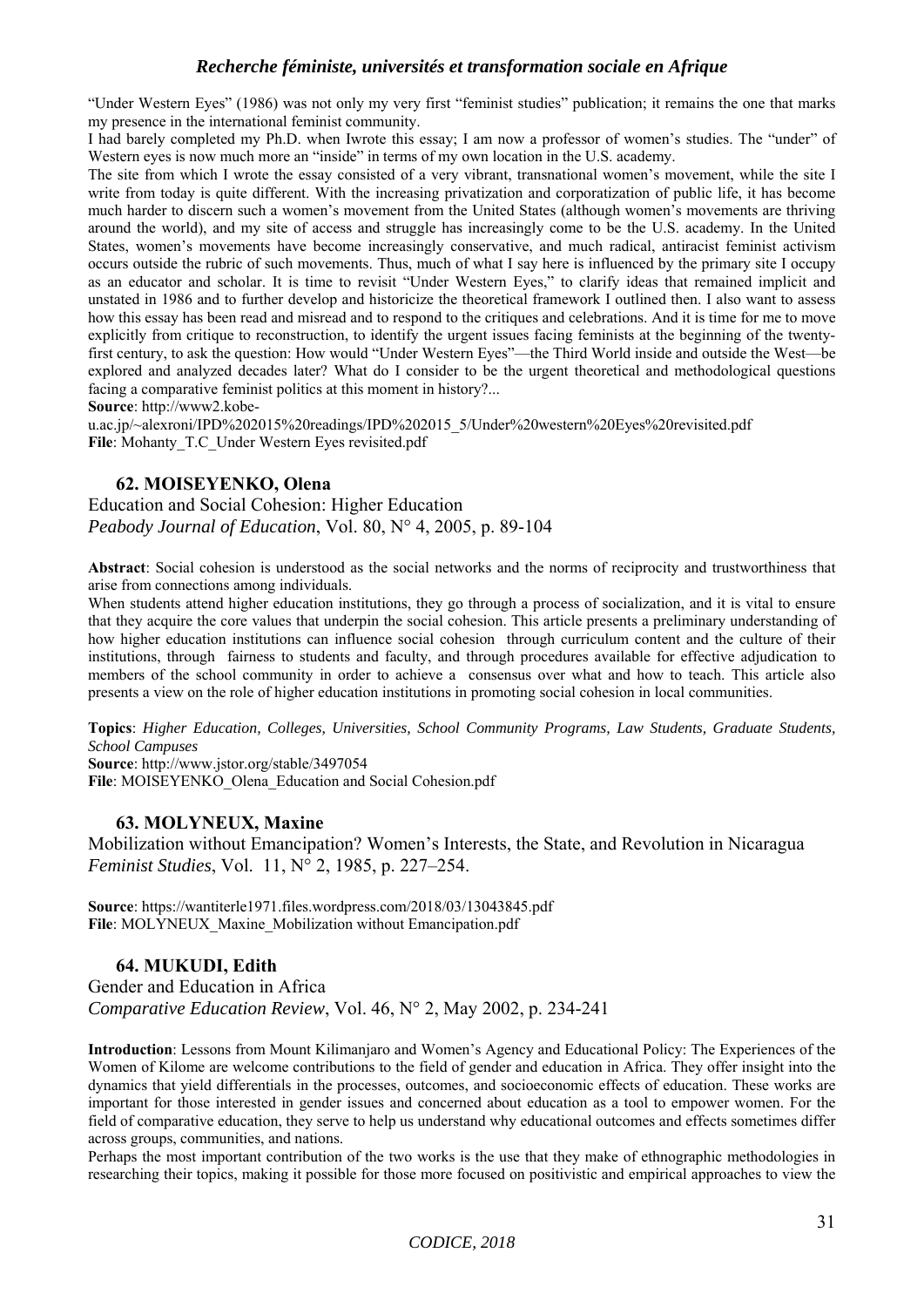"Under Western Eyes" (1986) was not only my very first "feminist studies" publication; it remains the one that marks my presence in the international feminist community.

I had barely completed my Ph.D. when Iwrote this essay; I am now a professor of women's studies. The "under" of Western eyes is now much more an "inside" in terms of my own location in the U.S. academy.

The site from which I wrote the essay consisted of a very vibrant, transnational women's movement, while the site I write from today is quite different. With the increasing privatization and corporatization of public life, it has become much harder to discern such a women's movement from the United States (although women's movements are thriving around the world), and my site of access and struggle has increasingly come to be the U.S. academy. In the United States, women's movements have become increasingly conservative, and much radical, antiracist feminist activism occurs outside the rubric of such movements. Thus, much of what I say here is influenced by the primary site I occupy as an educator and scholar. It is time to revisit "Under Western Eyes," to clarify ideas that remained implicit and unstated in 1986 and to further develop and historicize the theoretical framework I outlined then. I also want to assess how this essay has been read and misread and to respond to the critiques and celebrations. And it is time for me to move explicitly from critique to reconstruction, to identify the urgent issues facing feminists at the beginning of the twenty-first century, to ask the question: How would "Under Western Eyes"—the Third World inside and outside the West—be explored and analyzed decades later? What do I consider to be the urgent theoretical and methodological questions facing a comparative feminist politics at this moment in history?...

**Source**: http://www2.kobe-u.ac.jp/~alexroni/IPD%202015%20readings/IPD%202015_5/Under%20western%20Eyes%20revisited.pdf
**File**: Mohanty_T.C_Under Western Eyes revisited.pdf

### 62. MOISEYENKO, Olena

Education and Social Cohesion: Higher Education
*Peabody Journal of Education*, Vol. 80, N° 4, 2005, p. 89-104

**Abstract**: Social cohesion is understood as the social networks and the norms of reciprocity and trustworthiness that arise from connections among individuals.

When students attend higher education institutions, they go through a process of socialization, and it is vital to ensure that they acquire the core values that underpin the social cohesion. This article presents a preliminary understanding of how higher education institutions can influence social cohesion through curriculum content and the culture of their institutions, through fairness to students and faculty, and through procedures available for effective adjudication to members of the school community in order to achieve a consensus over what and how to teach. This article also presents a view on the role of higher education institutions in promoting social cohesion in local communities.

**Topics**: *Higher Education, Colleges, Universities, School Community Programs, Law Students, Graduate Students, School Campuses*
**Source**: http://www.jstor.org/stable/3497054
**File**: MOISEYENKO_Olena_Education and Social Cohesion.pdf

### 63. MOLYNEUX, Maxine

Mobilization without Emancipation? Women's Interests, the State, and Revolution in Nicaragua
*Feminist Studies*, Vol. 11, N° 2, 1985, p. 227–254.

**Source**: https://wantiterle1971.files.wordpress.com/2018/03/13043845.pdf
**File**: MOLYNEUX_Maxine_Mobilization without Emancipation.pdf

### 64. MUKUDI, Edith

Gender and Education in Africa
*Comparative Education Review*, Vol. 46, N° 2, May 2002, p. 234-241

**Introduction**: Lessons from Mount Kilimanjaro and Women's Agency and Educational Policy: The Experiences of the Women of Kilome are welcome contributions to the field of gender and education in Africa. They offer insight into the dynamics that yield differentials in the processes, outcomes, and socioeconomic effects of education. These works are important for those interested in gender issues and concerned about education as a tool to empower women. For the field of comparative education, they serve to help us understand why educational outcomes and effects sometimes differ across groups, communities, and nations.

Perhaps the most important contribution of the two works is the use that they make of ethnographic methodologies in researching their topics, making it possible for those more focused on positivistic and empirical approaches to view the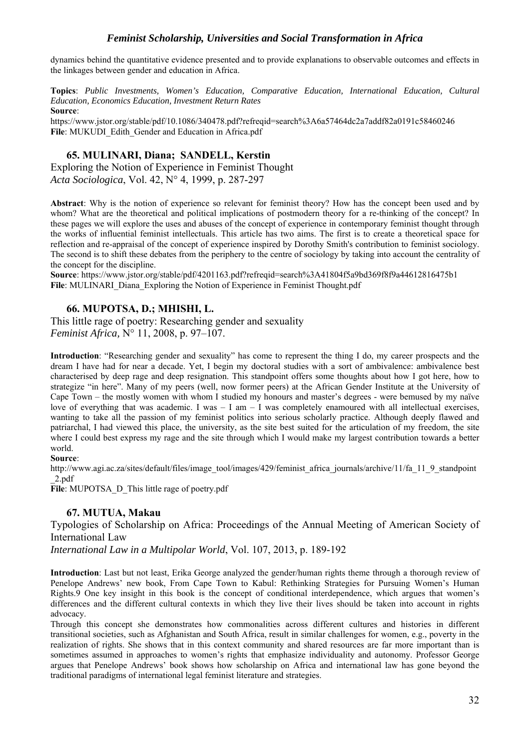dynamics behind the quantitative evidence presented and to provide explanations to observable outcomes and effects in the linkages between gender and education in Africa.

**Topics**: *Public Investments, Women's Education, Comparative Education, International Education, Cultural Education, Economics Education, Investment Return Rates*

**Source**:
https://www.jstor.org/stable/pdf/10.1086/340478.pdf?refreqid=search%3A6a57464dc2a7addf82a0191c58460246

**File**: MUKUDI_Edith_Gender and Education in Africa.pdf

### 65. MULINARI, Diana; SANDELL, Kerstin

Exploring the Notion of Experience in Feminist Thought
*Acta Sociologica*, Vol. 42, N° 4, 1999, p. 287-297

**Abstract**: Why is the notion of experience so relevant for feminist theory? How has the concept been used and by whom? What are the theoretical and political implications of postmodern theory for a re-thinking of the concept? In these pages we will explore the uses and abuses of the concept of experience in contemporary feminist thought through the works of influential feminist intellectuals. This article has two aims. The first is to create a theoretical space for reflection and re-appraisal of the concept of experience inspired by Dorothy Smith's contribution to feminist sociology. The second is to shift these debates from the periphery to the centre of sociology by taking into account the centrality of the concept for the discipline.

**Source**: https://www.jstor.org/stable/pdf/4201163.pdf?refreqid=search%3A41804f5a9bd369f8f9a44612816475b1

**File**: MULINARI_Diana_Exploring the Notion of Experience in Feminist Thought.pdf

### 66. MUPOTSA, D.; MHISHI, L.

This little rage of poetry: Researching gender and sexuality
*Feminist Africa*, N° 11, 2008, p. 97–107.

**Introduction**: "Researching gender and sexuality" has come to represent the thing I do, my career prospects and the dream I have had for near a decade. Yet, I begin my doctoral studies with a sort of ambivalence: ambivalence best characterised by deep rage and deep resignation. This standpoint offers some thoughts about how I got here, how to strategize "in here". Many of my peers (well, now former peers) at the African Gender Institute at the University of Cape Town – the mostly women with whom I studied my honours and master's degrees - were bemused by my naïve love of everything that was academic. I was – I am – I was completely enamoured with all intellectual exercises, wanting to take all the passion of my feminist politics into serious scholarly practice. Although deeply flawed and patriarchal, I had viewed this place, the university, as the site best suited for the articulation of my freedom, the site where I could best express my rage and the site through which I would make my largest contribution towards a better world.

**Source**:
http://www.agi.ac.za/sites/default/files/image_tool/images/429/feminist_africa_journals/archive/11/fa_11_9_standpoint_2.pdf

**File**: MUPOTSA_D_This little rage of poetry.pdf

### 67. MUTUA, Makau

Typologies of Scholarship on Africa: Proceedings of the Annual Meeting of American Society of International Law
*International Law in a Multipolar World*, Vol. 107, 2013, p. 189-192

**Introduction**: Last but not least, Erika George analyzed the gender/human rights theme through a thorough review of Penelope Andrews' new book, From Cape Town to Kabul: Rethinking Strategies for Pursuing Women's Human Rights.9 One key insight in this book is the concept of conditional interdependence, which argues that women's differences and the different cultural contexts in which they live their lives should be taken into account in rights advocacy.

Through this concept she demonstrates how commonalities across different cultures and histories in different transitional societies, such as Afghanistan and South Africa, result in similar challenges for women, e.g., poverty in the realization of rights. She shows that in this context community and shared resources are far more important than is sometimes assumed in approaches to women's rights that emphasize individuality and autonomy. Professor George argues that Penelope Andrews' book shows how scholarship on Africa and international law has gone beyond the traditional paradigms of international legal feminist literature and strategies.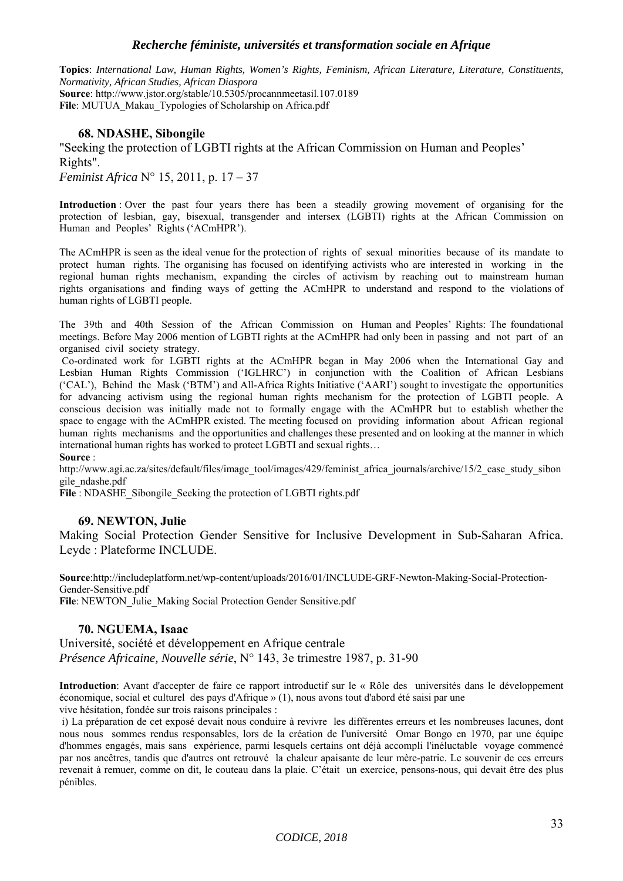**Topics**: *International Law, Human Rights, Women's Rights, Feminism, African Literature, Literature, Constituents, Normativity, African Studies, African Diaspora*
**Source**: http://www.jstor.org/stable/10.5305/procannmeetasil.107.0189
**File**: MUTUA_Makau_Typologies of Scholarship on Africa.pdf

### 68. NDASHE, Sibongile

"Seeking the protection of LGBTI rights at the African Commission on Human and Peoples' Rights".
*Feminist Africa* N° 15, 2011, p. 17 – 37

**Introduction** : Over the past four years there has been a steadily growing movement of organising for the protection of lesbian, gay, bisexual, transgender and intersex (LGBTI) rights at the African Commission on Human and Peoples' Rights ('ACmHPR').

The ACmHPR is seen as the ideal venue for the protection of rights of sexual minorities because of its mandate to protect human rights. The organising has focused on identifying activists who are interested in working in the regional human rights mechanism, expanding the circles of activism by reaching out to mainstream human rights organisations and finding ways of getting the ACmHPR to understand and respond to the violations of human rights of LGBTI people.

The 39th and 40th Session of the African Commission on Human and Peoples' Rights: The foundational meetings. Before May 2006 mention of LGBTI rights at the ACmHPR had only been in passing and not part of an organised civil society strategy.
Co-ordinated work for LGBTI rights at the ACmHPR began in May 2006 when the International Gay and Lesbian Human Rights Commission ('IGLHRC') in conjunction with the Coalition of African Lesbians ('CAL'), Behind the Mask ('BTM') and All-Africa Rights Initiative ('AARI') sought to investigate the opportunities for advancing activism using the regional human rights mechanism for the protection of LGBTI people. A conscious decision was initially made not to formally engage with the ACmHPR but to establish whether the space to engage with the ACmHPR existed. The meeting focused on providing information about African regional human rights mechanisms and the opportunities and challenges these presented and on looking at the manner in which international human rights has worked to protect LGBTI and sexual rights…
**Source** :
http://www.agi.ac.za/sites/default/files/image_tool/images/429/feminist_africa_journals/archive/15/2_case_study_sibongile_ndashe.pdf
**File** : NDASHE_Sibongile_Seeking the protection of LGBTI rights.pdf

### 69. NEWTON, Julie

Making Social Protection Gender Sensitive for Inclusive Development in Sub-Saharan Africa. Leyde : Plateforme INCLUDE.

**Source**:http://includeplatform.net/wp-content/uploads/2016/01/INCLUDE-GRF-Newton-Making-Social-Protection-Gender-Sensitive.pdf
**File**: NEWTON_Julie_Making Social Protection Gender Sensitive.pdf

### 70. NGUEMA, Isaac

Université, société et développement en Afrique centrale
*Présence Africaine, Nouvelle série*, N° 143, 3e trimestre 1987, p. 31-90

**Introduction**: Avant d'accepter de faire ce rapport introductif sur le « Rôle des universités dans le développement économique, social et culturel des pays d'Afrique » (1), nous avons tout d'abord été saisi par une vive hésitation, fondée sur trois raisons principales :
i) La préparation de cet exposé devait nous conduire à revivre les différentes erreurs et les nombreuses lacunes, dont nous nous sommes rendus responsables, lors de la création de l'université Omar Bongo en 1970, par une équipe d'hommes engagés, mais sans expérience, parmi lesquels certains ont déjà accompli l'inéluctable voyage commencé par nos ancêtres, tandis que d'autres ont retrouvé la chaleur apaisante de leur mère-patrie. Le souvenir de ces erreurs revenait à remuer, comme on dit, le couteau dans la plaie. C'était un exercice, pensons-nous, qui devait être des plus pénibles.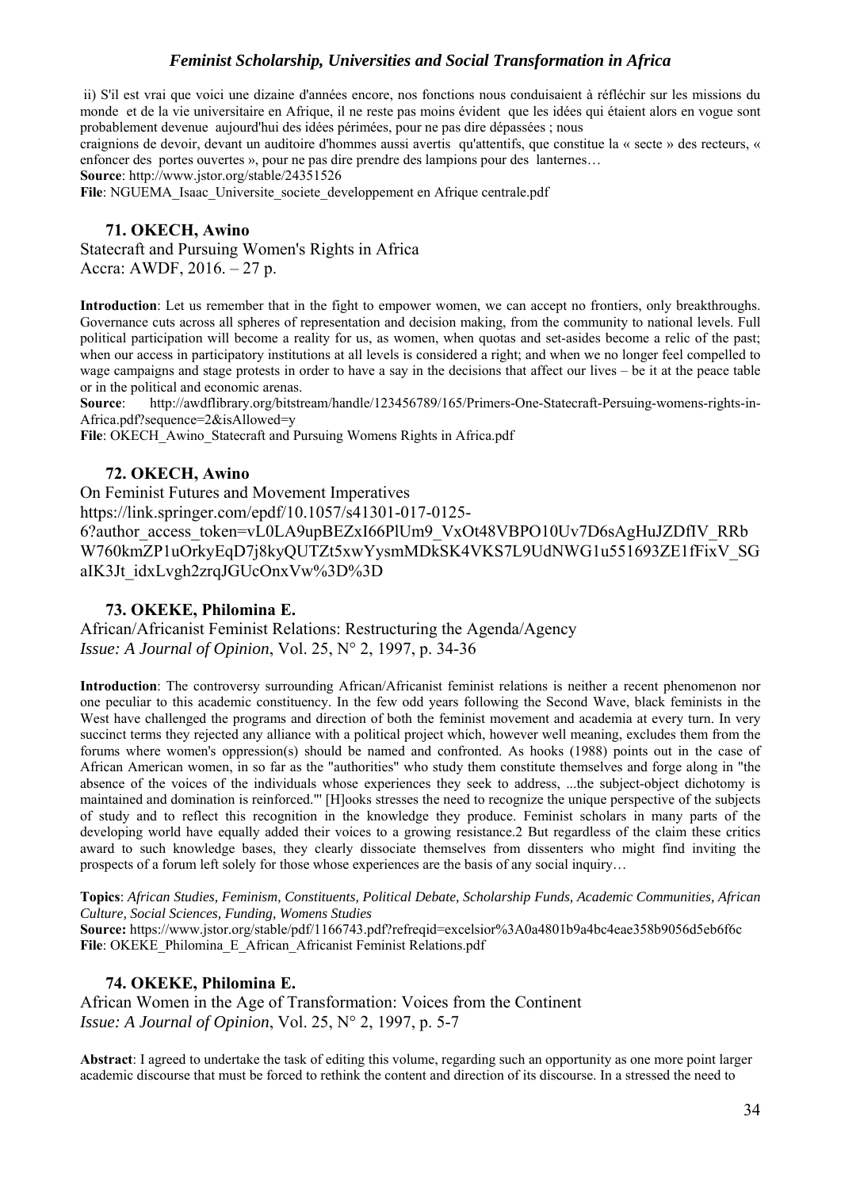ii) S'il est vrai que voici une dizaine d'années encore, nos fonctions nous conduisaient à réfléchir sur les missions du monde et de la vie universitaire en Afrique, il ne reste pas moins évident que les idées qui étaient alors en vogue sont probablement devenue aujourd'hui des idées périmées, pour ne pas dire dépassées ; nous craignions de devoir, devant un auditoire d'hommes aussi avertis qu'attentifs, que constitue la « secte » des recteurs, « enfoncer des portes ouvertes », pour ne pas dire prendre des lampions pour des lanternes…

**Source**: http://www.jstor.org/stable/24351526

**File**: NGUEMA_Isaac_Universite_societe_developpement en Afrique centrale.pdf

### 71. OKECH, Awino

Statecraft and Pursuing Women's Rights in Africa
Accra: AWDF, 2016. – 27 p.

**Introduction**: Let us remember that in the fight to empower women, we can accept no frontiers, only breakthroughs. Governance cuts across all spheres of representation and decision making, from the community to national levels. Full political participation will become a reality for us, as women, when quotas and set-asides become a relic of the past; when our access in participatory institutions at all levels is considered a right; and when we no longer feel compelled to wage campaigns and stage protests in order to have a say in the decisions that affect our lives – be it at the peace table or in the political and economic arenas.

**Source**: http://awdflibrary.org/bitstream/handle/123456789/165/Primers-One-Statecraft-Persuing-womens-rights-in-Africa.pdf?sequence=2&isAllowed=y

**File**: OKECH_Awino_Statecraft and Pursuing Womens Rights in Africa.pdf

### 72. OKECH, Awino

On Feminist Futures and Movement Imperatives
https://link.springer.com/epdf/10.1057/s41301-017-0125-6?author_access_token=vL0LA9upBEZxI66PlUm9_VxOt48VBPO10Uv7D6sAgHuJZDfIV_RRbW760kmZP1uOrkyEqD7j8kyQUTZt5xwYysmMDkSK4VKS7L9UdNWG1u551693ZE1fFixV_SGaIK3Jt_idxLvgh2zrqJGUcOnxVw%3D%3D

### 73. OKEKE, Philomina E.

African/Africanist Feminist Relations: Restructuring the Agenda/Agency
*Issue: A Journal of Opinion*, Vol. 25, N° 2, 1997, p. 34-36

**Introduction**: The controversy surrounding African/Africanist feminist relations is neither a recent phenomenon nor one peculiar to this academic constituency. In the few odd years following the Second Wave, black feminists in the West have challenged the programs and direction of both the feminist movement and academia at every turn. In very succinct terms they rejected any alliance with a political project which, however well meaning, excludes them from the forums where women's oppression(s) should be named and confronted. As hooks (1988) points out in the case of African American women, in so far as the "authorities" who study them constitute themselves and forge along in "the absence of the voices of the individuals whose experiences they seek to address, ...the subject-object dichotomy is maintained and domination is reinforced."' [H]ooks stresses the need to recognize the unique perspective of the subjects of study and to reflect this recognition in the knowledge they produce. Feminist scholars in many parts of the developing world have equally added their voices to a growing resistance.2 But regardless of the claim these critics award to such knowledge bases, they clearly dissociate themselves from dissenters who might find inviting the prospects of a forum left solely for those whose experiences are the basis of any social inquiry…

**Topics**: *African Studies, Feminism, Constituents, Political Debate, Scholarship Funds, Academic Communities, African Culture, Social Sciences, Funding, Womens Studies*

**Source:** https://www.jstor.org/stable/pdf/1166743.pdf?refreqid=excelsior%3A0a4801b9a4bc4eae358b9056d5eb6f6c

**File**: OKEKE_Philomina_E_African_Africanist Feminist Relations.pdf

### 74. OKEKE, Philomina E.

African Women in the Age of Transformation: Voices from the Continent
*Issue: A Journal of Opinion*, Vol. 25, N° 2, 1997, p. 5-7

**Abstract**: I agreed to undertake the task of editing this volume, regarding such an opportunity as one more point larger academic discourse that must be forced to rethink the content and direction of its discourse. In a stressed the need to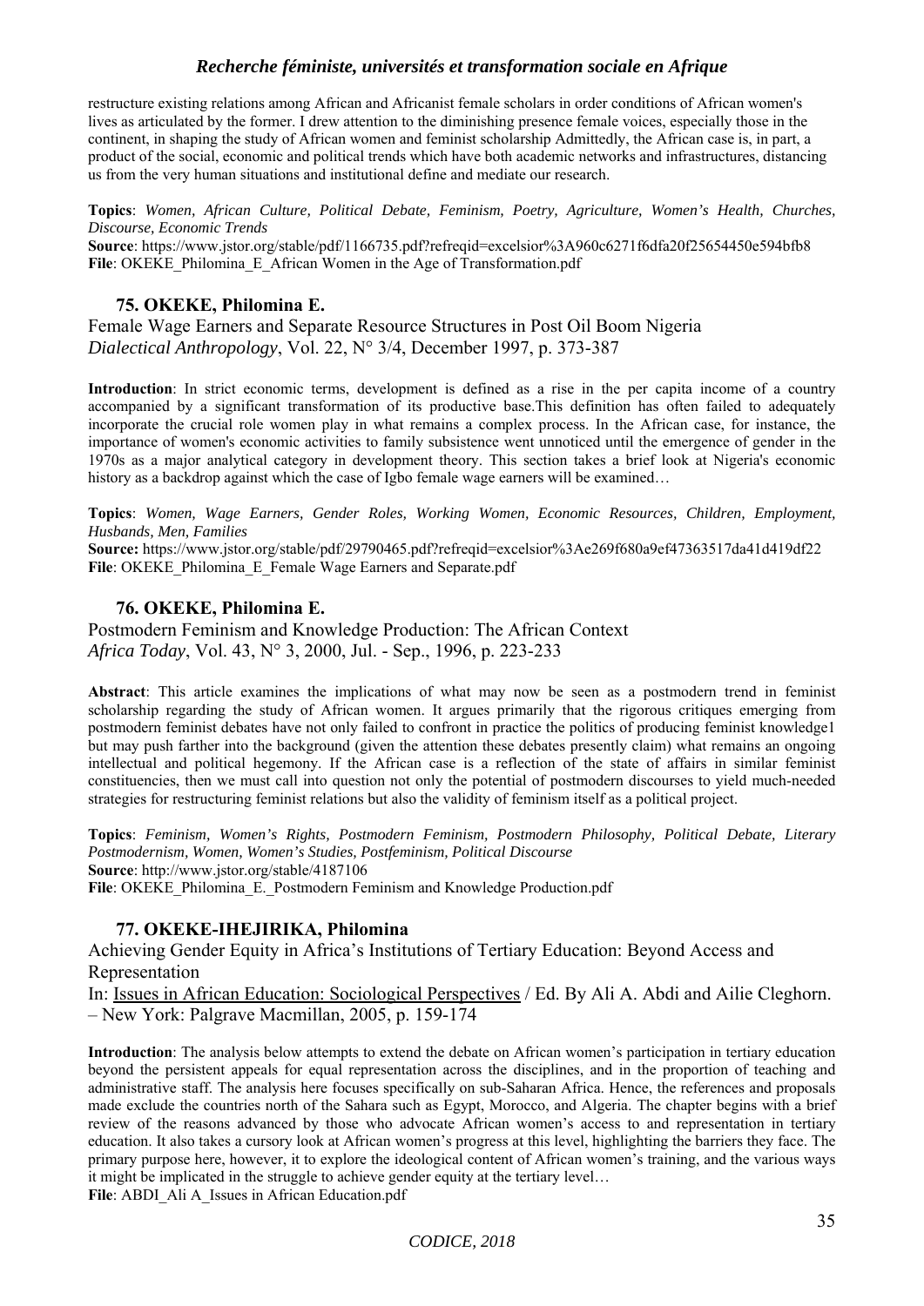restructure existing relations among African and Africanist female scholars in order conditions of African women's lives as articulated by the former. I drew attention to the diminishing presence female voices, especially those in the continent, in shaping the study of African women and feminist scholarship Admittedly, the African case is, in part, a product of the social, economic and political trends which have both academic networks and infrastructures, distancing us from the very human situations and institutional define and mediate our research.

**Topics**: *Women, African Culture, Political Debate, Feminism, Poetry, Agriculture, Women's Health, Churches, Discourse, Economic Trends*
**Source**: https://www.jstor.org/stable/pdf/1166735.pdf?refreqid=excelsior%3A960c6271f6dfa20f25654450e594bfb8
**File**: OKEKE_Philomina_E_African Women in the Age of Transformation.pdf

### 75. OKEKE, Philomina E.

Female Wage Earners and Separate Resource Structures in Post Oil Boom Nigeria
*Dialectical Anthropology*, Vol. 22, N° 3/4, December 1997, p. 373-387

**Introduction**: In strict economic terms, development is defined as a rise in the per capita income of a country accompanied by a significant transformation of its productive base.This definition has often failed to adequately incorporate the crucial role women play in what remains a complex process. In the African case, for instance, the importance of women's economic activities to family subsistence went unnoticed until the emergence of gender in the 1970s as a major analytical category in development theory. This section takes a brief look at Nigeria's economic history as a backdrop against which the case of Igbo female wage earners will be examined…

**Topics**: *Women, Wage Earners, Gender Roles, Working Women, Economic Resources, Children, Employment, Husbands, Men, Families*
**Source:** https://www.jstor.org/stable/pdf/29790465.pdf?refreqid=excelsior%3Ae269f680a9ef47363517da41d419df22
**File**: OKEKE_Philomina_E_Female Wage Earners and Separate.pdf

### 76. OKEKE, Philomina E.

Postmodern Feminism and Knowledge Production: The African Context
*Africa Today*, Vol. 43, N° 3, 2000, Jul. - Sep., 1996, p. 223-233

**Abstract**: This article examines the implications of what may now be seen as a postmodern trend in feminist scholarship regarding the study of African women. It argues primarily that the rigorous critiques emerging from postmodern feminist debates have not only failed to confront in practice the politics of producing feminist knowledge1 but may push farther into the background (given the attention these debates presently claim) what remains an ongoing intellectual and political hegemony. If the African case is a reflection of the state of affairs in similar feminist constituencies, then we must call into question not only the potential of postmodern discourses to yield much-needed strategies for restructuring feminist relations but also the validity of feminism itself as a political project.

**Topics**: *Feminism, Women's Rights, Postmodern Feminism, Postmodern Philosophy, Political Debate, Literary Postmodernism, Women, Women's Studies, Postfeminism, Political Discourse*
**Source**: http://www.jstor.org/stable/4187106
**File**: OKEKE_Philomina_E._Postmodern Feminism and Knowledge Production.pdf

### 77. OKEKE-IHEJIRIKA, Philomina

Achieving Gender Equity in Africa's Institutions of Tertiary Education: Beyond Access and Representation
In: Issues in African Education: Sociological Perspectives / Ed. By Ali A. Abdi and Ailie Cleghorn. – New York: Palgrave Macmillan, 2005, p. 159-174

**Introduction**: The analysis below attempts to extend the debate on African women's participation in tertiary education beyond the persistent appeals for equal representation across the disciplines, and in the proportion of teaching and administrative staff. The analysis here focuses specifically on sub-Saharan Africa. Hence, the references and proposals made exclude the countries north of the Sahara such as Egypt, Morocco, and Algeria. The chapter begins with a brief review of the reasons advanced by those who advocate African women's access to and representation in tertiary education. It also takes a cursory look at African women's progress at this level, highlighting the barriers they face. The primary purpose here, however, it to explore the ideological content of African women's training, and the various ways it might be implicated in the struggle to achieve gender equity at the tertiary level…
**File**: ABDI_Ali A_Issues in African Education.pdf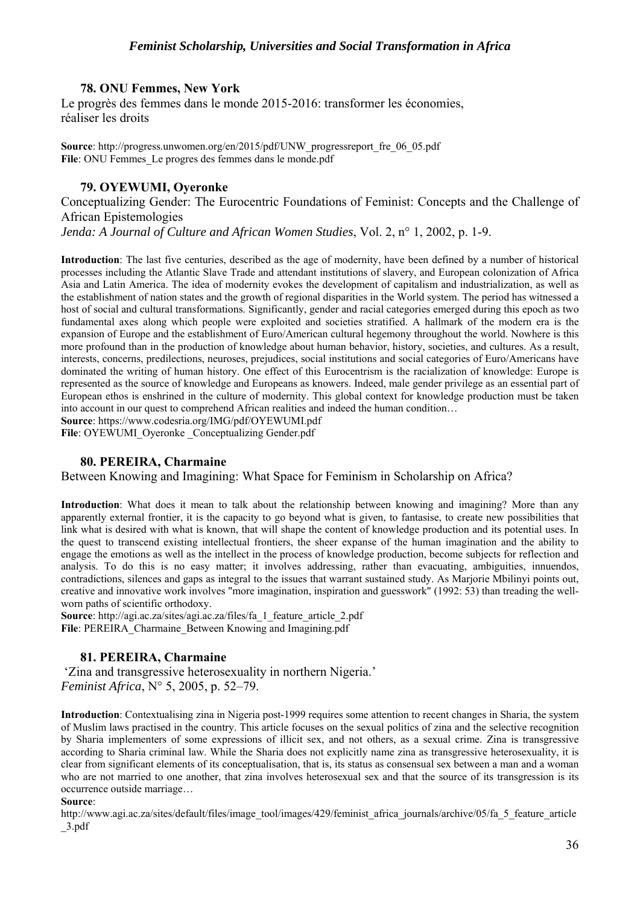### 78. ONU Femmes, New York

Le progrès des femmes dans le monde 2015-2016: transformer les économies, réaliser les droits

**Source**: http://progress.unwomen.org/en/2015/pdf/UNW_progressreport_fre_06_05.pdf
**File**: ONU Femmes_Le progres des femmes dans le monde.pdf

### 79. OYEWUMI, Oyeronke

Conceptualizing Gender: The Eurocentric Foundations of Feminist: Concepts and the Challenge of African Epistemologies
*Jenda: A Journal of Culture and African Women Studies*, Vol. 2, n° 1, 2002, p. 1-9.

**Introduction**: The last five centuries, described as the age of modernity, have been defined by a number of historical processes including the Atlantic Slave Trade and attendant institutions of slavery, and European colonization of Africa Asia and Latin America. The idea of modernity evokes the development of capitalism and industrialization, as well as the establishment of nation states and the growth of regional disparities in the World system. The period has witnessed a host of social and cultural transformations. Significantly, gender and racial categories emerged during this epoch as two fundamental axes along which people were exploited and societies stratified. A hallmark of the modern era is the expansion of Europe and the establishment of Euro/American cultural hegemony throughout the world. Nowhere is this more profound than in the production of knowledge about human behavior, history, societies, and cultures. As a result, interests, concerns, predilections, neuroses, prejudices, social institutions and social categories of Euro/Americans have dominated the writing of human history. One effect of this Eurocentrism is the racialization of knowledge: Europe is represented as the source of knowledge and Europeans as knowers. Indeed, male gender privilege as an essential part of European ethos is enshrined in the culture of modernity. This global context for knowledge production must be taken into account in our quest to comprehend African realities and indeed the human condition…
**Source**: https://www.codesria.org/IMG/pdf/OYEWUMI.pdf
**File**: OYEWUMI_Oyeronke _Conceptualizing Gender.pdf

### 80. PEREIRA, Charmaine

Between Knowing and Imagining: What Space for Feminism in Scholarship on Africa?

**Introduction**: What does it mean to talk about the relationship between knowing and imagining? More than any apparently external frontier, it is the capacity to go beyond what is given, to fantasise, to create new possibilities that link what is desired with what is known, that will shape the content of knowledge production and its potential uses. In the quest to transcend existing intellectual frontiers, the sheer expanse of the human imagination and the ability to engage the emotions as well as the intellect in the process of knowledge production, become subjects for reflection and analysis. To do this is no easy matter; it involves addressing, rather than evacuating, ambiguities, innuendos, contradictions, silences and gaps as integral to the issues that warrant sustained study. As Marjorie Mbilinyi points out, creative and innovative work involves "more imagination, inspiration and guesswork" (1992: 53) than treading the well-worn paths of scientific orthodoxy.
**Source**: http://agi.ac.za/sites/agi.ac.za/files/fa_1_feature_article_2.pdf
**File**: PEREIRA_Charmaine_Between Knowing and Imagining.pdf

### 81. PEREIRA, Charmaine

'Zina and transgressive heterosexuality in northern Nigeria.'
*Feminist Africa*, N° 5, 2005, p. 52–79.

**Introduction**: Contextualising zina in Nigeria post-1999 requires some attention to recent changes in Sharia, the system of Muslim laws practised in the country. This article focuses on the sexual politics of zina and the selective recognition by Sharia implementers of some expressions of illicit sex, and not others, as a sexual crime. Zina is transgressive according to Sharia criminal law. While the Sharia does not explicitly name zina as transgressive heterosexuality, it is clear from significant elements of its conceptualisation, that is, its status as consensual sex between a man and a woman who are not married to one another, that zina involves heterosexual sex and that the source of its transgression is its occurrence outside marriage…
**Source**:
http://www.agi.ac.za/sites/default/files/image_tool/images/429/feminist_africa_journals/archive/05/fa_5_feature_article_3.pdf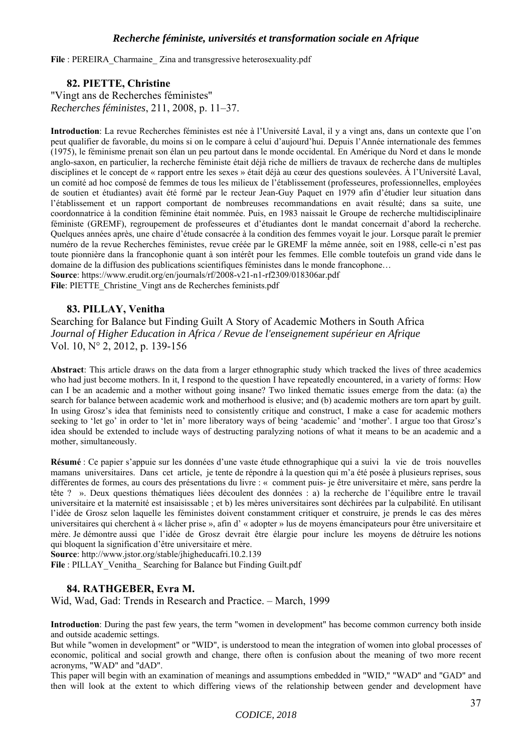**File** : PEREIRA_Charmaine_ Zina and transgressive heterosexuality.pdf

### 82. PIETTE, Christine

"Vingt ans de Recherches féministes"
*Recherches féministes*, 211, 2008, p. 11–37.

**Introduction**: La revue Recherches féministes est née à l'Université Laval, il y a vingt ans, dans un contexte que l'on peut qualifier de favorable, du moins si on le compare à celui d'aujourd'hui. Depuis l'Année internationale des femmes (1975), le féminisme prenait son élan un peu partout dans le monde occidental. En Amérique du Nord et dans le monde anglo-saxon, en particulier, la recherche féministe était déjà riche de milliers de travaux de recherche dans de multiples disciplines et le concept de « rapport entre les sexes » était déjà au cœur des questions soulevées. À l'Université Laval, un comité ad hoc composé de femmes de tous les milieux de l'établissement (professeures, professionnelles, employées de soutien et étudiantes) avait été formé par le recteur Jean-Guy Paquet en 1979 afin d'étudier leur situation dans l'établissement et un rapport comportant de nombreuses recommandations en avait résulté; dans sa suite, une coordonnatrice à la condition féminine était nommée. Puis, en 1983 naissait le Groupe de recherche multidisciplinaire féministe (GREMF), regroupement de professeures et d'étudiantes dont le mandat concernait d'abord la recherche. Quelques années après, une chaire d'étude consacrée à la condition des femmes voyait le jour. Lorsque paraît le premier numéro de la revue Recherches féministes, revue créée par le GREMF la même année, soit en 1988, celle-ci n'est pas toute pionnière dans la francophonie quant à son intérêt pour les femmes. Elle comble toutefois un grand vide dans le domaine de la diffusion des publications scientifiques féministes dans le monde francophone…
**Source**: https://www.erudit.org/en/journals/rf/2008-v21-n1-rf2309/018306ar.pdf
**File**: PIETTE_Christine_Vingt ans de Recherches feminists.pdf

### 83. PILLAY, Venitha

Searching for Balance but Finding Guilt A Story of Academic Mothers in South Africa
*Journal of Higher Education in Africa / Revue de l'enseignement supérieur en Afrique*
Vol. 10, N° 2, 2012, p. 139-156

**Abstract**: This article draws on the data from a larger ethnographic study which tracked the lives of three academics who had just become mothers. In it, I respond to the question I have repeatedly encountered, in a variety of forms: How can I be an academic and a mother without going insane? Two linked thematic issues emerge from the data: (a) the search for balance between academic work and motherhood is elusive; and (b) academic mothers are torn apart by guilt. In using Grosz's idea that feminists need to consistently critique and construct, I make a case for academic mothers seeking to 'let go' in order to 'let in' more liberatory ways of being 'academic' and 'mother'. I argue too that Grosz's idea should be extended to include ways of destructing paralyzing notions of what it means to be an academic and a mother, simultaneously.

**Résumé** : Ce papier s'appuie sur les données d'une vaste étude ethnographique qui a suivi la vie de trois nouvelles mamans universitaires. Dans cet article, je tente de répondre à la question qui m'a été posée à plusieurs reprises, sous différentes de formes, au cours des présentations du livre : « comment puis- je être universitaire et mère, sans perdre la tête ? ». Deux questions thématiques liées découlent des données : a) la recherche de l'équilibre entre le travail universitaire et la maternité est insaisissable ; et b) les mères universitaires sont déchirées par la culpabilité. En utilisant l'idée de Grosz selon laquelle les féministes doivent constamment critiquer et construire, je prends le cas des mères universitaires qui cherchent à « lâcher prise », afin d' « adopter » lus de moyens émancipateurs pour être universitaire et mère. Je démontre aussi que l'idée de Grosz devrait être élargie pour inclure les moyens de détruire les notions qui bloquent la signification d'être universitaire et mère.
**Source**: http://www.jstor.org/stable/jhigheducafri.10.2.139
**File** : PILLAY_Venitha_ Searching for Balance but Finding Guilt.pdf

### 84. RATHGEBER, Evra M.

Wid, Wad, Gad: Trends in Research and Practice. – March, 1999

**Introduction**: During the past few years, the term "women in development" has become common currency both inside and outside academic settings.
But while "women in development" or "WID", is understood to mean the integration of women into global processes of economic, political and social growth and change, there often is confusion about the meaning of two more recent acronyms, "WAD" and "dAD".
This paper will begin with an examination of meanings and assumptions embedded in "WID," "WAD" and "GAD" and then will look at the extent to which differing views of the relationship between gender and development have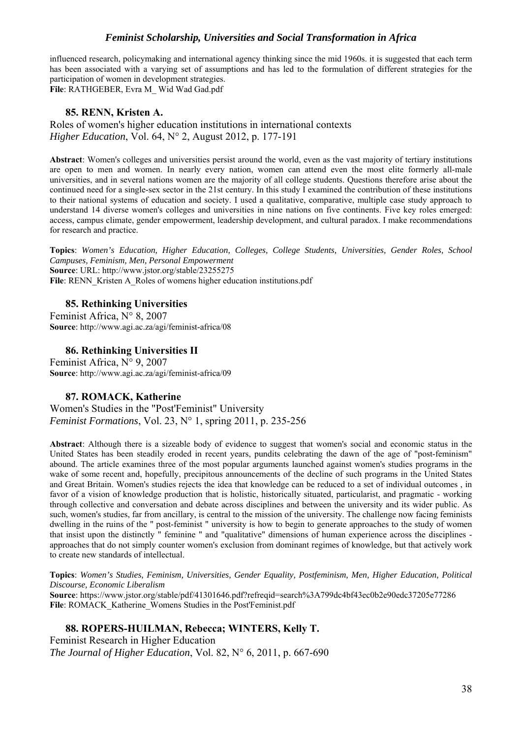influenced research, policymaking and international agency thinking since the mid 1960s. it is suggested that each term has been associated with a varying set of assumptions and has led to the formulation of different strategies for the participation of women in development strategies.
**File**: RATHGEBER, Evra M_ Wid Wad Gad.pdf

### 85. RENN, Kristen A.

Roles of women's higher education institutions in international contexts
*Higher Education*, Vol. 64, N° 2, August 2012, p. 177-191

**Abstract**: Women's colleges and universities persist around the world, even as the vast majority of tertiary institutions are open to men and women. In nearly every nation, women can attend even the most elite formerly all-male universities, and in several nations women are the majority of all college students. Questions therefore arise about the continued need for a single-sex sector in the 21st century. In this study I examined the contribution of these institutions to their national systems of education and society. I used a qualitative, comparative, multiple case study approach to understand 14 diverse women's colleges and universities in nine nations on five continents. Five key roles emerged: access, campus climate, gender empowerment, leadership development, and cultural paradox. I make recommendations for research and practice.

**Topics**: *Women's Education, Higher Education, Colleges, College Students, Universities, Gender Roles, School Campuses, Feminism, Men, Personal Empowerment*
**Source**: URL: http://www.jstor.org/stable/23255275
**File**: RENN_Kristen A_Roles of womens higher education institutions.pdf

### 85. Rethinking Universities

Feminist Africa, N° 8, 2007
**Source**: http://www.agi.ac.za/agi/feminist-africa/08

### 86. Rethinking Universities II

Feminist Africa, N° 9, 2007
**Source**: http://www.agi.ac.za/agi/feminist-africa/09

### 87. ROMACK, Katherine

Women's Studies in the "Post'Feminist" University
*Feminist Formations*, Vol. 23, N° 1, spring 2011, p. 235-256

**Abstract**: Although there is a sizeable body of evidence to suggest that women's social and economic status in the United States has been steadily eroded in recent years, pundits celebrating the dawn of the age of "post-feminism" abound. The article examines three of the most popular arguments launched against women's studies programs in the wake of some recent and, hopefully, precipitous announcements of the decline of such programs in the United States and Great Britain. Women's studies rejects the idea that knowledge can be reduced to a set of individual outcomes , in favor of a vision of knowledge production that is holistic, historically situated, particularist, and pragmatic - working through collective and conversation and debate across disciplines and between the university and its wider public. As such, women's studies, far from ancillary, is central to the mission of the university. The challenge now facing feminists dwelling in the ruins of the " post-feminist " university is how to begin to generate approaches to the study of women that insist upon the distinctly " feminine " and "qualitative" dimensions of human experience across the disciplines - approaches that do not simply counter women's exclusion from dominant regimes of knowledge, but that actively work to create new standards of intellectual.

**Topics**: *Women's Studies, Feminism, Universities, Gender Equality, Postfeminism, Men, Higher Education, Political Discourse, Economic Liberalism*
**Source**: https://www.jstor.org/stable/pdf/41301646.pdf?refreqid=search%3A799dc4bf43ec0b2e90edc37205e77286
**File**: ROMACK_Katherine_Womens Studies in the Post'Feminist.pdf

### 88. ROPERS-HUILMAN, Rebecca; WINTERS, Kelly T.

Feminist Research in Higher Education
*The Journal of Higher Education*, Vol. 82, N° 6, 2011, p. 667-690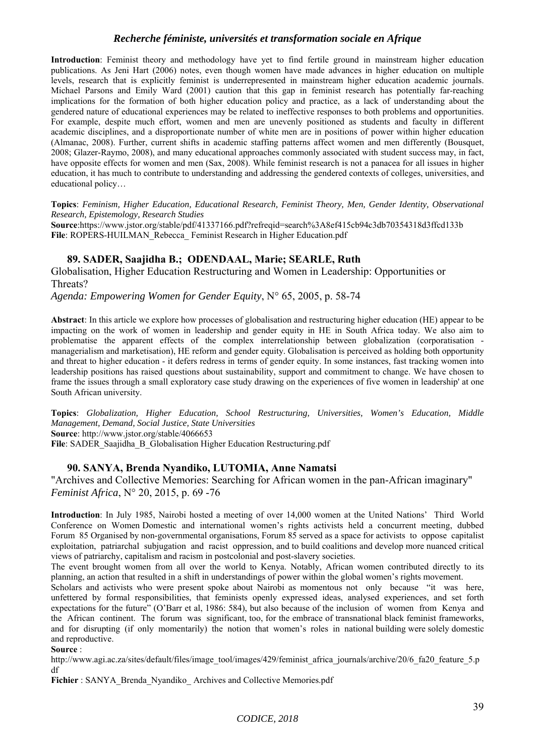**Introduction**: Feminist theory and methodology have yet to find fertile ground in mainstream higher education publications. As Jeni Hart (2006) notes, even though women have made advances in higher education on multiple levels, research that is explicitly feminist is underrepresented in mainstream higher education academic journals. Michael Parsons and Emily Ward (2001) caution that this gap in feminist research has potentially far-reaching implications for the formation of both higher education policy and practice, as a lack of understanding about the gendered nature of educational experiences may be related to ineffective responses to both problems and opportunities. For example, despite much effort, women and men are unevenly positioned as students and faculty in different academic disciplines, and a disproportionate number of white men are in positions of power within higher education (Almanac, 2008). Further, current shifts in academic staffing patterns affect women and men differently (Bousquet, 2008; Glazer-Raymo, 2008), and many educational approaches commonly associated with student success may, in fact, have opposite effects for women and men (Sax, 2008). While feminist research is not a panacea for all issues in higher education, it has much to contribute to understanding and addressing the gendered contexts of colleges, universities, and educational policy…

**Topics**: *Feminism, Higher Education, Educational Research, Feminist Theory, Men, Gender Identity, Observational Research, Epistemology, Research Studies*

**Source**:https://www.jstor.org/stable/pdf/41337166.pdf?refreqid=search%3A8ef415cb94c3db70354318d3ffcd133b

**File**: ROPERS-HUILMAN_Rebecca_ Feminist Research in Higher Education.pdf

### 89. SADER, Saajidha B.; ODENDAAL, Marie; SEARLE, Ruth

Globalisation, Higher Education Restructuring and Women in Leadership: Opportunities or Threats?

*Agenda: Empowering Women for Gender Equity*, N° 65, 2005, p. 58-74

**Abstract**: In this article we explore how processes of globalisation and restructuring higher education (HE) appear to be impacting on the work of women in leadership and gender equity in HE in South Africa today. We also aim to problematise the apparent effects of the complex interrelationship between globalization (corporatisation - managerialism and marketisation), HE reform and gender equity. Globalisation is perceived as holding both opportunity and threat to higher education - it defers redress in terms of gender equity. In some instances, fast tracking women into leadership positions has raised questions about sustainability, support and commitment to change. We have chosen to frame the issues through a small exploratory case study drawing on the experiences of five women in leadership' at one South African university.

**Topics**: *Globalization, Higher Education, School Restructuring, Universities, Women's Education, Middle Management, Demand, Social Justice, State Universities*

**Source**: http://www.jstor.org/stable/4066653

**File**: SADER_Saajidha_B_Globalisation Higher Education Restructuring.pdf

### 90. SANYA, Brenda Nyandiko, LUTOMIA, Anne Namatsi

"Archives and Collective Memories: Searching for African women in the pan-African imaginary"

*Feminist Africa*, N° 20, 2015, p. 69 -76

**Introduction**: In July 1985, Nairobi hosted a meeting of over 14,000 women at the United Nations' Third World Conference on Women Domestic and international women's rights activists held a concurrent meeting, dubbed Forum 85 Organised by non-governmental organisations, Forum 85 served as a space for activists to oppose capitalist exploitation, patriarchal subjugation and racist oppression, and to build coalitions and develop more nuanced critical views of patriarchy, capitalism and racism in postcolonial and post-slavery societies.

The event brought women from all over the world to Kenya. Notably, African women contributed directly to its planning, an action that resulted in a shift in understandings of power within the global women's rights movement.

Scholars and activists who were present spoke about Nairobi as momentous not only because "it was here, unfettered by formal responsibilities, that feminists openly expressed ideas, analysed experiences, and set forth expectations for the future" (O'Barr et al, 1986: 584), but also because of the inclusion of women from Kenya and the African continent. The forum was significant, too, for the embrace of transnational black feminist frameworks, and for disrupting (if only momentarily) the notion that women's roles in national building were solely domestic and reproductive.

**Source** :

http://www.agi.ac.za/sites/default/files/image_tool/images/429/feminist_africa_journals/archive/20/6_fa20_feature_5.pdf

**Fichier** : SANYA_Brenda_Nyandiko_ Archives and Collective Memories.pdf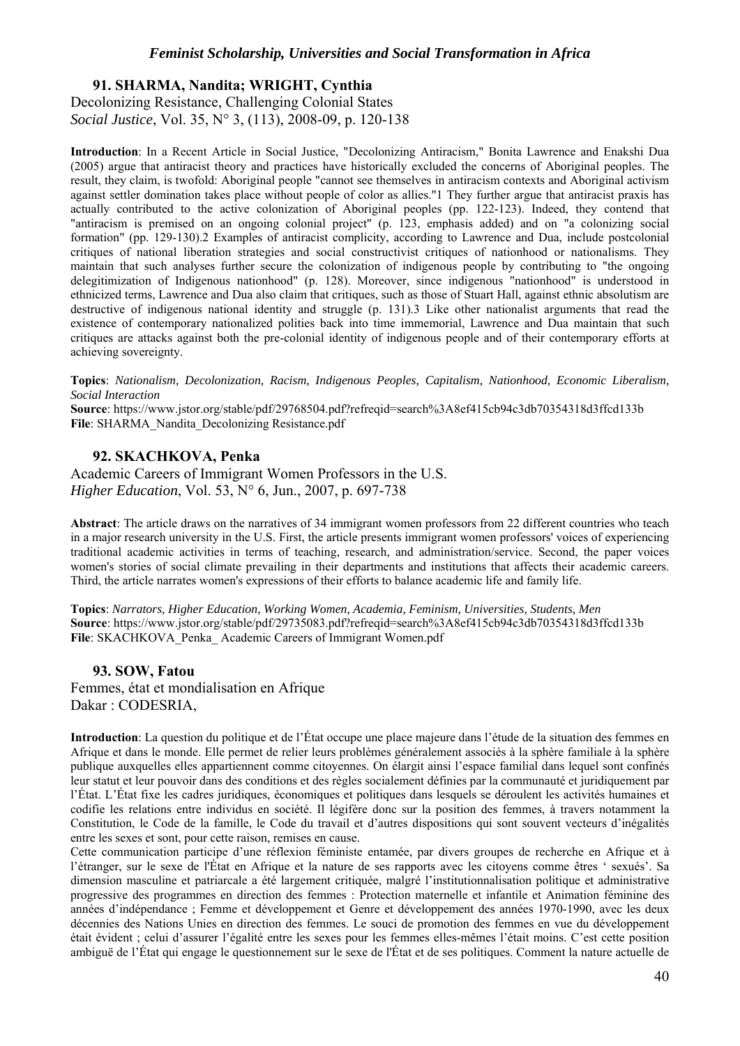### 91. SHARMA, Nandita; WRIGHT, Cynthia

Decolonizing Resistance, Challenging Colonial States
*Social Justice*, Vol. 35, N° 3, (113), 2008-09, p. 120-138

**Introduction**: In a Recent Article in Social Justice, "Decolonizing Antiracism," Bonita Lawrence and Enakshi Dua (2005) argue that antiracist theory and practices have historically excluded the concerns of Aboriginal peoples. The result, they claim, is twofold: Aboriginal people "cannot see themselves in antiracism contexts and Aboriginal activism against settler domination takes place without people of color as allies."1 They further argue that antiracist praxis has actually contributed to the active colonization of Aboriginal peoples (pp. 122-123). Indeed, they contend that "antiracism is premised on an ongoing colonial project" (p. 123, emphasis added) and on "a colonizing social formation" (pp. 129-130).2 Examples of antiracist complicity, according to Lawrence and Dua, include postcolonial critiques of national liberation strategies and social constructivist critiques of nationhood or nationalisms. They maintain that such analyses further secure the colonization of indigenous people by contributing to "the ongoing delegitimization of Indigenous nationhood" (p. 128). Moreover, since indigenous "nationhood" is understood in ethnicized terms, Lawrence and Dua also claim that critiques, such as those of Stuart Hall, against ethnic absolutism are destructive of indigenous national identity and struggle (p. 131).3 Like other nationalist arguments that read the existence of contemporary nationalized polities back into time immemorial, Lawrence and Dua maintain that such critiques are attacks against both the pre-colonial identity of indigenous people and of their contemporary efforts at achieving sovereignty.

**Topics**: *Nationalism, Decolonization, Racism, Indigenous Peoples, Capitalism, Nationhood, Economic Liberalism, Social Interaction*
**Source**: https://www.jstor.org/stable/pdf/29768504.pdf?refreqid=search%3A8ef415cb94c3db70354318d3ffcd133b
**File**: SHARMA_Nandita_Decolonizing Resistance.pdf

### 92. SKACHKOVA, Penka

Academic Careers of Immigrant Women Professors in the U.S.
*Higher Education*, Vol. 53, N° 6, Jun., 2007, p. 697-738

**Abstract**: The article draws on the narratives of 34 immigrant women professors from 22 different countries who teach in a major research university in the U.S. First, the article presents immigrant women professors' voices of experiencing traditional academic activities in terms of teaching, research, and administration/service. Second, the paper voices women's stories of social climate prevailing in their departments and institutions that affects their academic careers. Third, the article narrates women's expressions of their efforts to balance academic life and family life.

**Topics**: *Narrators, Higher Education, Working Women, Academia, Feminism, Universities, Students, Men*
**Source**: https://www.jstor.org/stable/pdf/29735083.pdf?refreqid=search%3A8ef415cb94c3db70354318d3ffcd133b
**File**: SKACHKOVA_Penka_ Academic Careers of Immigrant Women.pdf

### 93. SOW, Fatou

Femmes, état et mondialisation en Afrique
Dakar : CODESRIA,

**Introduction**: La question du politique et de l'État occupe une place majeure dans l'étude de la situation des femmes en Afrique et dans le monde. Elle permet de relier leurs problèmes généralement associés à la sphère familiale à la sphère publique auxquelles elles appartiennent comme citoyennes. On élargit ainsi l'espace familial dans lequel sont confinés leur statut et leur pouvoir dans des conditions et des règles socialement définies par la communauté et juridiquement par l'État. L'État fixe les cadres juridiques, économiques et politiques dans lesquels se déroulent les activités humaines et codifie les relations entre individus en société. Il légifère donc sur la position des femmes, à travers notamment la Constitution, le Code de la famille, le Code du travail et d'autres dispositions qui sont souvent vecteurs d'inégalités entre les sexes et sont, pour cette raison, remises en cause.
Cette communication participe d'une réflexion féministe entamée, par divers groupes de recherche en Afrique et à l'étranger, sur le sexe de l'État en Afrique et la nature de ses rapports avec les citoyens comme êtres ' sexués'. Sa dimension masculine et patriarcale a été largement critiquée, malgré l'institutionnalisation politique et administrative progressive des programmes en direction des femmes : Protection maternelle et infantile et Animation féminine des années d'indépendance ; Femme et développement et Genre et développement des années 1970-1990, avec les deux décennies des Nations Unies en direction des femmes. Le souci de promotion des femmes en vue du développement était évident ; celui d'assurer l'égalité entre les sexes pour les femmes elles-mêmes l'était moins. C'est cette position ambiguë de l'État qui engage le questionnement sur le sexe de l'État et de ses politiques. Comment la nature actuelle de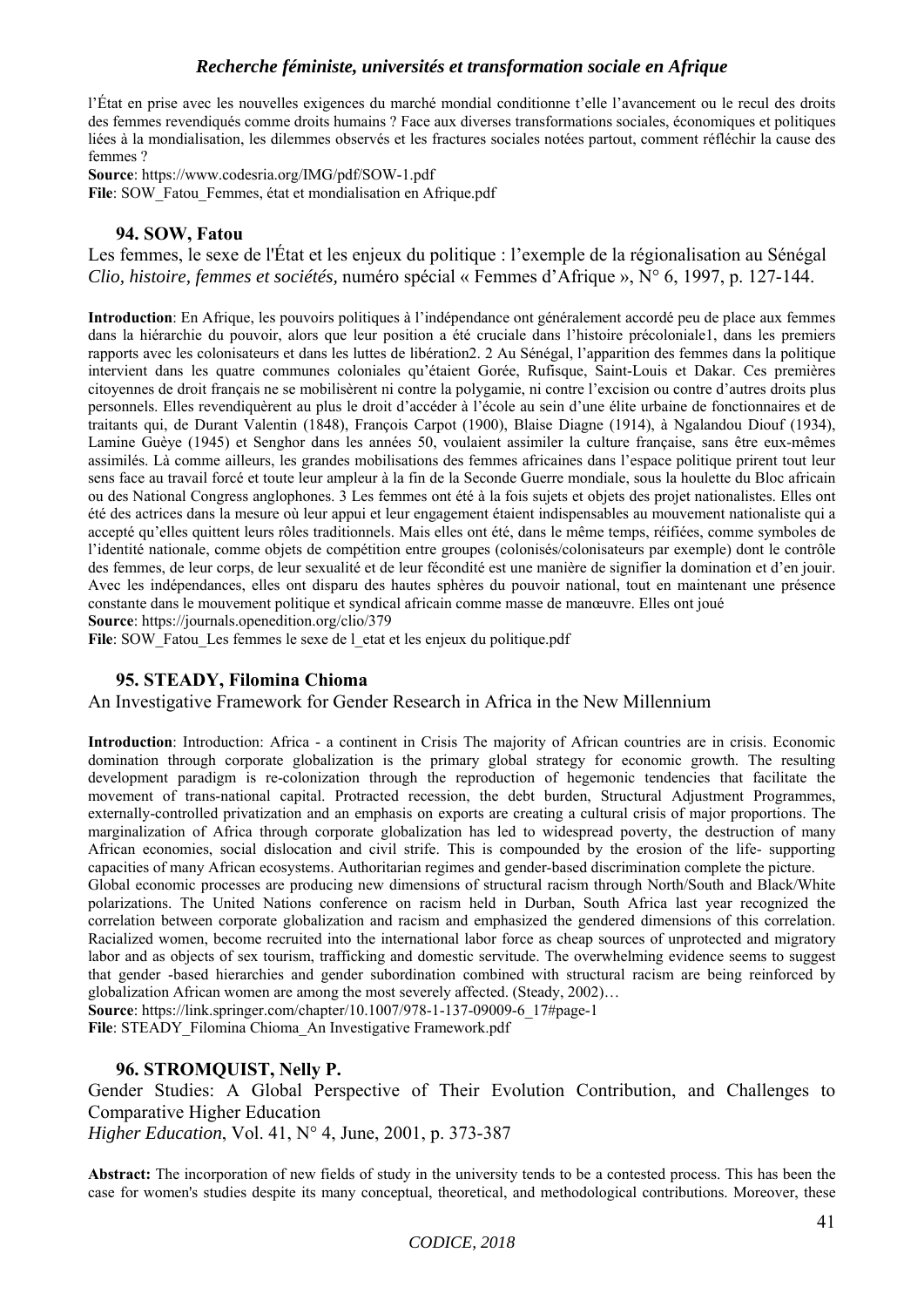l'État en prise avec les nouvelles exigences du marché mondial conditionne t'elle l'avancement ou le recul des droits des femmes revendiqués comme droits humains ? Face aux diverses transformations sociales, économiques et politiques liées à la mondialisation, les dilemmes observés et les fractures sociales notées partout, comment réfléchir la cause des femmes ?

**Source**: https://www.codesria.org/IMG/pdf/SOW-1.pdf

**File**: SOW_Fatou_Femmes, état et mondialisation en Afrique.pdf

### 94. SOW, Fatou

Les femmes, le sexe de l'État et les enjeux du politique : l'exemple de la régionalisation au Sénégal
*Clio, histoire, femmes et sociétés,* numéro spécial « Femmes d'Afrique », N° 6, 1997, p. 127-144.

**Introduction**: En Afrique, les pouvoirs politiques à l'indépendance ont généralement accordé peu de place aux femmes dans la hiérarchie du pouvoir, alors que leur position a été cruciale dans l'histoire précoloniale1, dans les premiers rapports avec les colonisateurs et dans les luttes de libération2. 2 Au Sénégal, l'apparition des femmes dans la politique intervient dans les quatre communes coloniales qu'étaient Gorée, Rufisque, Saint-Louis et Dakar. Ces premières citoyennes de droit français ne se mobilisèrent ni contre la polygamie, ni contre l'excision ou contre d'autres droits plus personnels. Elles revendiquèrent au plus le droit d'accéder à l'école au sein d'une élite urbaine de fonctionnaires et de traitants qui, de Durant Valentin (1848), François Carpot (1900), Blaise Diagne (1914), à Ngalandou Diouf (1934), Lamine Guèye (1945) et Senghor dans les années 50, voulaient assimiler la culture française, sans être eux-mêmes assimilés. Là comme ailleurs, les grandes mobilisations des femmes africaines dans l'espace politique prirent tout leur sens face au travail forcé et toute leur ampleur à la fin de la Seconde Guerre mondiale, sous la houlette du Bloc africain ou des National Congress anglophones. 3 Les femmes ont été à la fois sujets et objets des projet nationalistes. Elles ont été des actrices dans la mesure où leur appui et leur engagement étaient indispensables au mouvement nationaliste qui a accepté qu'elles quittent leurs rôles traditionnels. Mais elles ont été, dans le même temps, réifiées, comme symboles de l'identité nationale, comme objets de compétition entre groupes (colonisés/colonisateurs par exemple) dont le contrôle des femmes, de leur corps, de leur sexualité et de leur fécondité est une manière de signifier la domination et d'en jouir. Avec les indépendances, elles ont disparu des hautes sphères du pouvoir national, tout en maintenant une présence constante dans le mouvement politique et syndical africain comme masse de manœuvre. Elles ont joué

**Source**: https://journals.openedition.org/clio/379

**File**: SOW_Fatou_Les femmes le sexe de l_etat et les enjeux du politique.pdf

### 95. STEADY, Filomina Chioma

An Investigative Framework for Gender Research in Africa in the New Millennium

**Introduction**: Introduction: Africa - a continent in Crisis The majority of African countries are in crisis. Economic domination through corporate globalization is the primary global strategy for economic growth. The resulting development paradigm is re-colonization through the reproduction of hegemonic tendencies that facilitate the movement of trans-national capital. Protracted recession, the debt burden, Structural Adjustment Programmes, externally-controlled privatization and an emphasis on exports are creating a cultural crisis of major proportions. The marginalization of Africa through corporate globalization has led to widespread poverty, the destruction of many African economies, social dislocation and civil strife. This is compounded by the erosion of the life- supporting capacities of many African ecosystems. Authoritarian regimes and gender-based discrimination complete the picture.
Global economic processes are producing new dimensions of structural racism through North/South and Black/White polarizations. The United Nations conference on racism held in Durban, South Africa last year recognized the correlation between corporate globalization and racism and emphasized the gendered dimensions of this correlation. Racialized women, become recruited into the international labor force as cheap sources of unprotected and migratory labor and as objects of sex tourism, trafficking and domestic servitude. The overwhelming evidence seems to suggest that gender -based hierarchies and gender subordination combined with structural racism are being reinforced by globalization African women are among the most severely affected. (Steady, 2002)…

**Source**: https://link.springer.com/chapter/10.1007/978-1-137-09009-6_17#page-1

**File**: STEADY_Filomina Chioma_An Investigative Framework.pdf

### 96. STROMQUIST, Nelly P.

Gender Studies: A Global Perspective of Their Evolution Contribution, and Challenges to Comparative Higher Education
*Higher Education*, Vol. 41, N° 4, June, 2001, p. 373-387

**Abstract:** The incorporation of new fields of study in the university tends to be a contested process. This has been the case for women's studies despite its many conceptual, theoretical, and methodological contributions. Moreover, these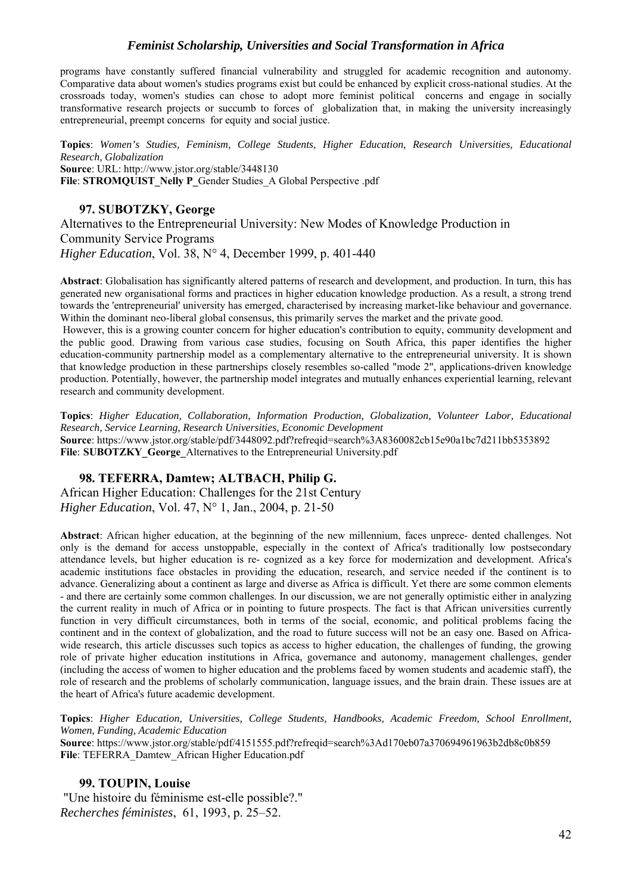programs have constantly suffered financial vulnerability and struggled for academic recognition and autonomy. Comparative data about women's studies programs exist but could be enhanced by explicit cross-national studies. At the crossroads today, women's studies can chose to adopt more feminist political concerns and engage in socially transformative research projects or succumb to forces of globalization that, in making the university increasingly entrepreneurial, preempt concerns for equity and social justice.

**Topics**: *Women's Studies, Feminism, College Students, Higher Education, Research Universities, Educational Research, Globalization*
**Source**: URL: http://www.jstor.org/stable/3448130
**File**: **STROMQUIST_Nelly P_**Gender Studies_A Global Perspective .pdf

### 97. SUBOTZKY, George

Alternatives to the Entrepreneurial University: New Modes of Knowledge Production in Community Service Programs
*Higher Education*, Vol. 38, N° 4, December 1999, p. 401-440

**Abstract**: Globalisation has significantly altered patterns of research and development, and production. In turn, this has generated new organisational forms and practices in higher education knowledge production. As a result, a strong trend towards the 'entrepreneurial' university has emerged, characterised by increasing market-like behaviour and governance. Within the dominant neo-liberal global consensus, this primarily serves the market and the private good.
However, this is a growing counter concern for higher education's contribution to equity, community development and the public good. Drawing from various case studies, focusing on South Africa, this paper identifies the higher education-community partnership model as a complementary alternative to the entrepreneurial university. It is shown that knowledge production in these partnerships closely resembles so-called "mode 2", applications-driven knowledge production. Potentially, however, the partnership model integrates and mutually enhances experiential learning, relevant research and community development.

**Topics**: *Higher Education, Collaboration, Information Production, Globalization, Volunteer Labor, Educational Research, Service Learning, Research Universities, Economic Development*
**Source**: https://www.jstor.org/stable/pdf/3448092.pdf?refreqid=search%3A8360082cb15e90a1bc7d211bb5353892
**File**: **SUBOTZKY_George_**Alternatives to the Entrepreneurial University.pdf

### 98. TEFERRA, Damtew; ALTBACH, Philip G.

African Higher Education: Challenges for the 21st Century
*Higher Education*, Vol. 47, N° 1, Jan., 2004, p. 21-50

**Abstract**: African higher education, at the beginning of the new millennium, faces unprece- dented challenges. Not only is the demand for access unstoppable, especially in the context of Africa's traditionally low postsecondary attendance levels, but higher education is re- cognized as a key force for modernization and development. Africa's academic institutions face obstacles in providing the education, research, and service needed if the continent is to advance. Generalizing about a continent as large and diverse as Africa is difficult. Yet there are some common elements - and there are certainly some common challenges. In our discussion, we are not generally optimistic either in analyzing the current reality in much of Africa or in pointing to future prospects. The fact is that African universities currently function in very difficult circumstances, both in terms of the social, economic, and political problems facing the continent and in the context of globalization, and the road to future success will not be an easy one. Based on Africa-wide research, this article discusses such topics as access to higher education, the challenges of funding, the growing role of private higher education institutions in Africa, governance and autonomy, management challenges, gender (including the access of women to higher education and the problems faced by women students and academic staff), the role of research and the problems of scholarly communication, language issues, and the brain drain. These issues are at the heart of Africa's future academic development.

**Topics**: *Higher Education, Universities, College Students, Handbooks, Academic Freedom, School Enrollment, Women, Funding, Academic Education*
**Source**: https://www.jstor.org/stable/pdf/4151555.pdf?refreqid=search%3Ad170eb07a370694961963b2db8c0b859
**File**: TEFERRA_Damtew_African Higher Education.pdf

### 99. TOUPIN, Louise

"Une histoire du féminisme est-elle possible?."
*Recherches féministes*, 61, 1993, p. 25–52.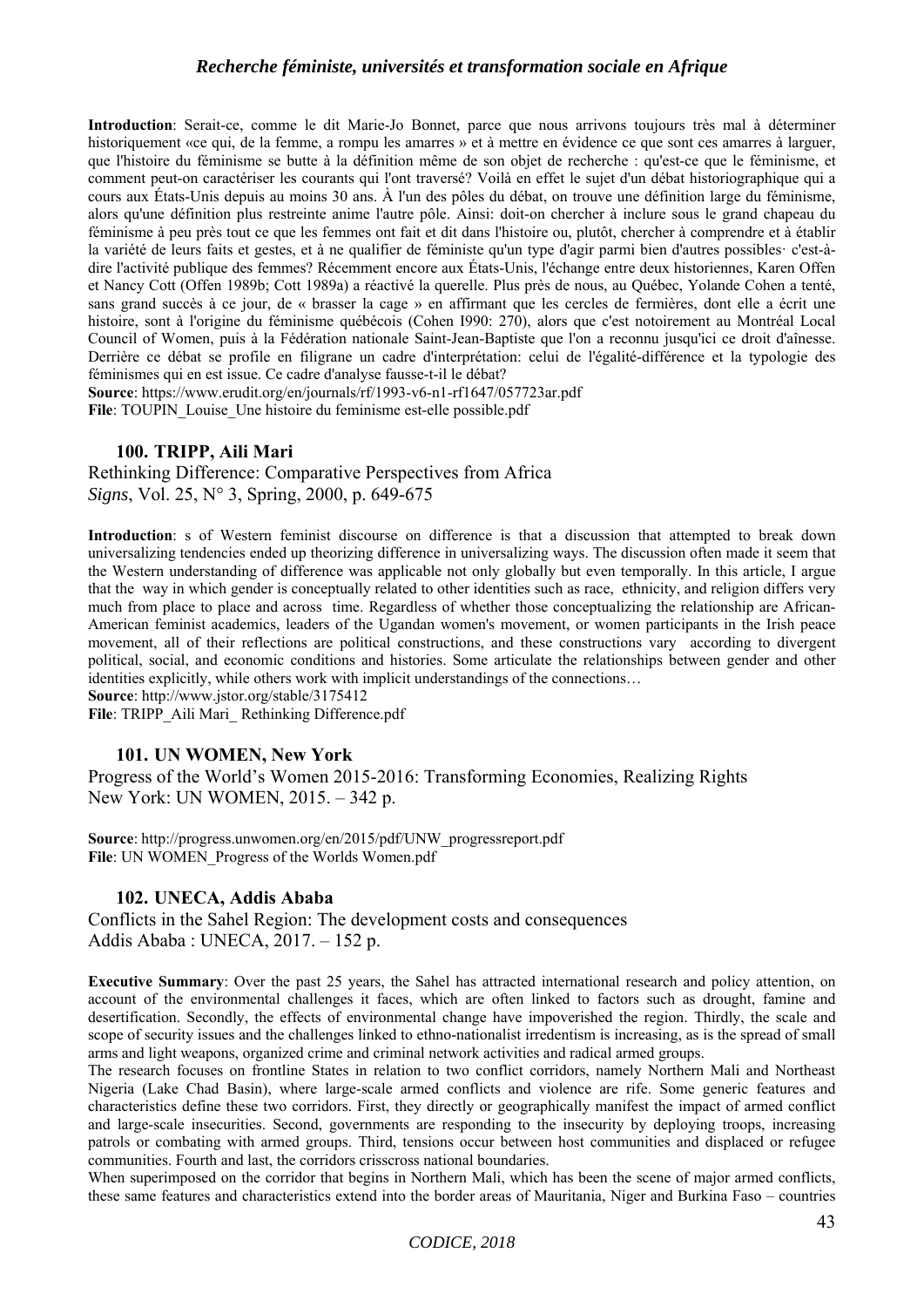**Introduction**: Serait-ce, comme le dit Marie-Jo Bonnet, parce que nous arrivons toujours très mal à déterminer historiquement «ce qui, de la femme, a rompu les amarres » et à mettre en évidence ce que sont ces amarres à larguer, que l'histoire du féminisme se butte à la définition même de son objet de recherche : qu'est-ce que le féminisme, et comment peut-on caractériser les courants qui l'ont traversé? Voilà en effet le sujet d'un débat historiographique qui a cours aux États-Unis depuis au moins 30 ans. À l'un des pôles du débat, on trouve une définition large du féminisme, alors qu'une définition plus restreinte anime l'autre pôle. Ainsi: doit-on chercher à inclure sous le grand chapeau du féminisme à peu près tout ce que les femmes ont fait et dit dans l'histoire ou, plutôt, chercher à comprendre et à établir la variété de leurs faits et gestes, et à ne qualifier de féministe qu'un type d'agir parmi bien d'autres possibles· c'est-à-dire l'activité publique des femmes? Récemment encore aux États-Unis, l'échange entre deux historiennes, Karen Offen et Nancy Cott (Offen 1989b; Cott 1989a) a réactivé la querelle. Plus près de nous, au Québec, Yolande Cohen a tenté, sans grand succès à ce jour, de « brasser la cage » en affirmant que les cercles de fermières, dont elle a écrit une histoire, sont à l'origine du féminisme québécois (Cohen I990: 270), alors que c'est notoirement au Montréal Local Council of Women, puis à la Fédération nationale Saint-Jean-Baptiste que l'on a reconnu jusqu'ici ce droit d'aînesse. Derrière ce débat se profile en filigrane un cadre d'interprétation: celui de l'égalité-différence et la typologie des féminismes qui en est issue. Ce cadre d'analyse fausse-t-il le débat?

**Source**: https://www.erudit.org/en/journals/rf/1993-v6-n1-rf1647/057723ar.pdf

**File**: TOUPIN_Louise_Une histoire du feminisme est-elle possible.pdf

### 100. TRIPP, Aili Mari

Rethinking Difference: Comparative Perspectives from Africa
*Signs*, Vol. 25, N° 3, Spring, 2000, p. 649-675

**Introduction**: s of Western feminist discourse on difference is that a discussion that attempted to break down universalizing tendencies ended up theorizing difference in universalizing ways. The discussion often made it seem that the Western understanding of difference was applicable not only globally but even temporally. In this article, I argue that the way in which gender is conceptually related to other identities such as race, ethnicity, and religion differs very much from place to place and across time. Regardless of whether those conceptualizing the relationship are African-American feminist academics, leaders of the Ugandan women's movement, or women participants in the Irish peace movement, all of their reflections are political constructions, and these constructions vary according to divergent political, social, and economic conditions and histories. Some articulate the relationships between gender and other identities explicitly, while others work with implicit understandings of the connections…

**Source**: http://www.jstor.org/stable/3175412

**File**: TRIPP_Aili Mari_ Rethinking Difference.pdf

### 101. UN WOMEN, New York

Progress of the World's Women 2015-2016: Transforming Economies, Realizing Rights
New York: UN WOMEN, 2015. – 342 p.

**Source**: http://progress.unwomen.org/en/2015/pdf/UNW_progressreport.pdf

**File**: UN WOMEN_Progress of the Worlds Women.pdf

### 102. UNECA, Addis Ababa

Conflicts in the Sahel Region: The development costs and consequences
Addis Ababa : UNECA, 2017. – 152 p.

**Executive Summary**: Over the past 25 years, the Sahel has attracted international research and policy attention, on account of the environmental challenges it faces, which are often linked to factors such as drought, famine and desertification. Secondly, the effects of environmental change have impoverished the region. Thirdly, the scale and scope of security issues and the challenges linked to ethno-nationalist irredentism is increasing, as is the spread of small arms and light weapons, organized crime and criminal network activities and radical armed groups.

The research focuses on frontline States in relation to two conflict corridors, namely Northern Mali and Northeast Nigeria (Lake Chad Basin), where large-scale armed conflicts and violence are rife. Some generic features and characteristics define these two corridors. First, they directly or geographically manifest the impact of armed conflict and large-scale insecurities. Second, governments are responding to the insecurity by deploying troops, increasing patrols or combating with armed groups. Third, tensions occur between host communities and displaced or refugee communities. Fourth and last, the corridors crisscross national boundaries.

When superimposed on the corridor that begins in Northern Mali, which has been the scene of major armed conflicts, these same features and characteristics extend into the border areas of Mauritania, Niger and Burkina Faso – countries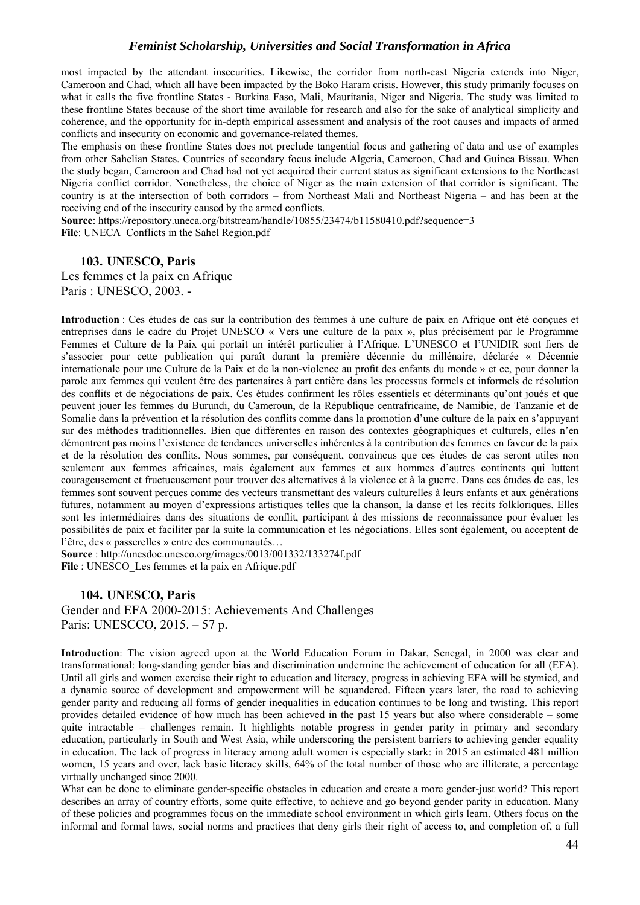most impacted by the attendant insecurities. Likewise, the corridor from north-east Nigeria extends into Niger, Cameroon and Chad, which all have been impacted by the Boko Haram crisis. However, this study primarily focuses on what it calls the five frontline States - Burkina Faso, Mali, Mauritania, Niger and Nigeria. The study was limited to these frontline States because of the short time available for research and also for the sake of analytical simplicity and coherence, and the opportunity for in-depth empirical assessment and analysis of the root causes and impacts of armed conflicts and insecurity on economic and governance-related themes.

The emphasis on these frontline States does not preclude tangential focus and gathering of data and use of examples from other Sahelian States. Countries of secondary focus include Algeria, Cameroon, Chad and Guinea Bissau. When the study began, Cameroon and Chad had not yet acquired their current status as significant extensions to the Northeast Nigeria conflict corridor. Nonetheless, the choice of Niger as the main extension of that corridor is significant. The country is at the intersection of both corridors – from Northeast Mali and Northeast Nigeria – and has been at the receiving end of the insecurity caused by the armed conflicts.

**Source**: https://repository.uneca.org/bitstream/handle/10855/23474/b11580410.pdf?sequence=3
**File**: UNECA_Conflicts in the Sahel Region.pdf

### 103. UNESCO, Paris

Les femmes et la paix en Afrique
Paris : UNESCO, 2003. -

**Introduction** : Ces études de cas sur la contribution des femmes à une culture de paix en Afrique ont été conçues et entreprises dans le cadre du Projet UNESCO « Vers une culture de la paix », plus précisément par le Programme Femmes et Culture de la Paix qui portait un intérêt particulier à l'Afrique. L'UNESCO et l'UNIDIR sont fiers de s'associer pour cette publication qui paraît durant la première décennie du millénaire, déclarée « Décennie internationale pour une Culture de la Paix et de la non-violence au profit des enfants du monde » et ce, pour donner la parole aux femmes qui veulent être des partenaires à part entière dans les processus formels et informels de résolution des conflits et de négociations de paix. Ces études confirment les rôles essentiels et déterminants qu'ont joués et que peuvent jouer les femmes du Burundi, du Cameroun, de la République centrafricaine, de Namibie, de Tanzanie et de Somalie dans la prévention et la résolution des conflits comme dans la promotion d'une culture de la paix en s'appuyant sur des méthodes traditionnelles. Bien que différentes en raison des contextes géographiques et culturels, elles n'en démontrent pas moins l'existence de tendances universelles inhérentes à la contribution des femmes en faveur de la paix et de la résolution des conflits. Nous sommes, par conséquent, convaincus que ces études de cas seront utiles non seulement aux femmes africaines, mais également aux femmes et aux hommes d'autres continents qui luttent courageusement et fructueusement pour trouver des alternatives à la violence et à la guerre. Dans ces études de cas, les femmes sont souvent perçues comme des vecteurs transmettant des valeurs culturelles à leurs enfants et aux générations futures, notamment au moyen d'expressions artistiques telles que la chanson, la danse et les récits folkloriques. Elles sont les intermédiaires dans des situations de conflit, participant à des missions de reconnaissance pour évaluer les possibilités de paix et faciliter par la suite la communication et les négociations. Elles sont également, ou acceptent de l'être, des « passerelles » entre des communautés…

**Source** : http://unesdoc.unesco.org/images/0013/001332/133274f.pdf
**File** : UNESCO_Les femmes et la paix en Afrique.pdf

### 104. UNESCO, Paris

Gender and EFA 2000-2015: Achievements And Challenges
Paris: UNESCCO, 2015. – 57 p.

**Introduction**: The vision agreed upon at the World Education Forum in Dakar, Senegal, in 2000 was clear and transformational: long-standing gender bias and discrimination undermine the achievement of education for all (EFA). Until all girls and women exercise their right to education and literacy, progress in achieving EFA will be stymied, and a dynamic source of development and empowerment will be squandered. Fifteen years later, the road to achieving gender parity and reducing all forms of gender inequalities in education continues to be long and twisting. This report provides detailed evidence of how much has been achieved in the past 15 years but also where considerable – some quite intractable – challenges remain. It highlights notable progress in gender parity in primary and secondary education, particularly in South and West Asia, while underscoring the persistent barriers to achieving gender equality in education. The lack of progress in literacy among adult women is especially stark: in 2015 an estimated 481 million women, 15 years and over, lack basic literacy skills, 64% of the total number of those who are illiterate, a percentage virtually unchanged since 2000.

What can be done to eliminate gender-specific obstacles in education and create a more gender-just world? This report describes an array of country efforts, some quite effective, to achieve and go beyond gender parity in education. Many of these policies and programmes focus on the immediate school environment in which girls learn. Others focus on the informal and formal laws, social norms and practices that deny girls their right of access to, and completion of, a full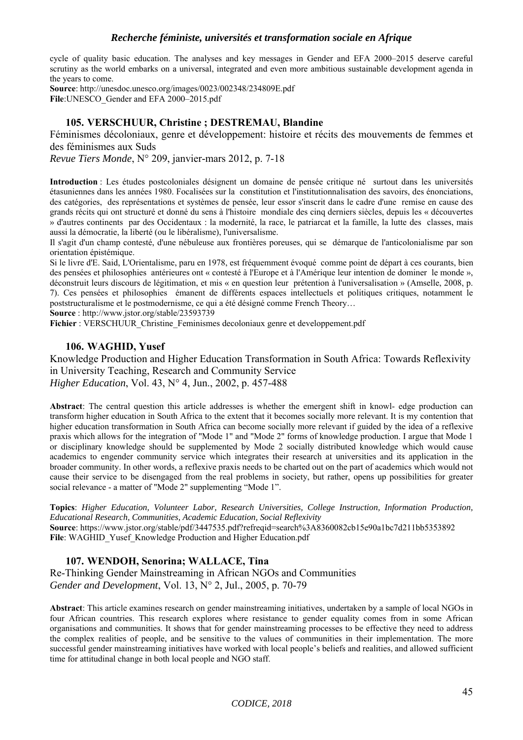cycle of quality basic education. The analyses and key messages in Gender and EFA 2000–2015 deserve careful scrutiny as the world embarks on a universal, integrated and even more ambitious sustainable development agenda in the years to come.

**Source**: http://unesdoc.unesco.org/images/0023/002348/234809E.pdf
**File**:UNESCO_Gender and EFA 2000–2015.pdf

### 105. VERSCHUUR, Christine ; DESTREMAU, Blandine

Féminismes décoloniaux, genre et développement: histoire et récits des mouvements de femmes et des féminismes aux Suds
*Revue Tiers Monde*, N° 209, janvier-mars 2012, p. 7-18

**Introduction** : Les études postcoloniales désignent un domaine de pensée critique né surtout dans les universités étasuniennes dans les années 1980. Focalisées sur la constitution et l'institutionnalisation des savoirs, des énonciations, des catégories, des représentations et systèmes de pensée, leur essor s'inscrit dans le cadre d'une remise en cause des grands récits qui ont structuré et donné du sens à l'histoire mondiale des cinq derniers siècles, depuis les « découvertes » d'autres continents par des Occidentaux : la modernité, la race, le patriarcat et la famille, la lutte des classes, mais aussi la démocratie, la liberté (ou le libéralisme), l'universalisme.

Il s'agit d'un champ contesté, d'une nébuleuse aux frontières poreuses, qui se démarque de l'anticolonialisme par son orientation épistémique.

Si le livre d'E. Said, L'Orientalisme, paru en 1978, est fréquemment évoqué comme point de départ à ces courants, bien des pensées et philosophies antérieures ont « contesté à l'Europe et à l'Amérique leur intention de dominer le monde », déconstruit leurs discours de légitimation, et mis « en question leur prétention à l'universalisation » (Amselle, 2008, p. 7). Ces pensées et philosophies émanent de différents espaces intellectuels et politiques critiques, notamment le poststructuralisme et le postmodernisme, ce qui a été désigné comme French Theory…

**Source** : http://www.jstor.org/stable/23593739
**Fichier** : VERSCHUUR_Christine_Feminismes decoloniaux genre et developpement.pdf

### 106. WAGHID, Yusef

Knowledge Production and Higher Education Transformation in South Africa: Towards Reflexivity in University Teaching, Research and Community Service
*Higher Education*, Vol. 43, N° 4, Jun., 2002, p. 457-488

**Abstract**: The central question this article addresses is whether the emergent shift in knowl- edge production can transform higher education in South Africa to the extent that it becomes socially more relevant. It is my contention that higher education transformation in South Africa can become socially more relevant if guided by the idea of a reflexive praxis which allows for the integration of "Mode 1" and "Mode 2" forms of knowledge production. I argue that Mode 1 or disciplinary knowledge should be supplemented by Mode 2 socially distributed knowledge which would cause academics to engender community service which integrates their research at universities and its application in the broader community. In other words, a reflexive praxis needs to be charted out on the part of academics which would not cause their service to be disengaged from the real problems in society, but rather, opens up possibilities for greater social relevance - a matter of "Mode 2" supplementing "Mode 1".

**Topics**: *Higher Education, Volunteer Labor, Research Universities, College Instruction, Information Production, Educational Research, Communities, Academic Education, Social Reflexivity*
**Source**: https://www.jstor.org/stable/pdf/3447535.pdf?refreqid=search%3A8360082cb15e90a1bc7d211bb5353892
**File**: WAGHID_Yusef_Knowledge Production and Higher Education.pdf

### 107. WENDOH, Senorina; WALLACE, Tina

Re-Thinking Gender Mainstreaming in African NGOs and Communities
*Gender and Development*, Vol. 13, N° 2, Jul., 2005, p. 70-79

**Abstract**: This article examines research on gender mainstreaming initiatives, undertaken by a sample of local NGOs in four African countries. This research explores where resistance to gender equality comes from in some African organisations and communities. It shows that for gender mainstreaming processes to be effective they need to address the complex realities of people, and be sensitive to the values of communities in their implementation. The more successful gender mainstreaming initiatives have worked with local people's beliefs and realities, and allowed sufficient time for attitudinal change in both local people and NGO staff.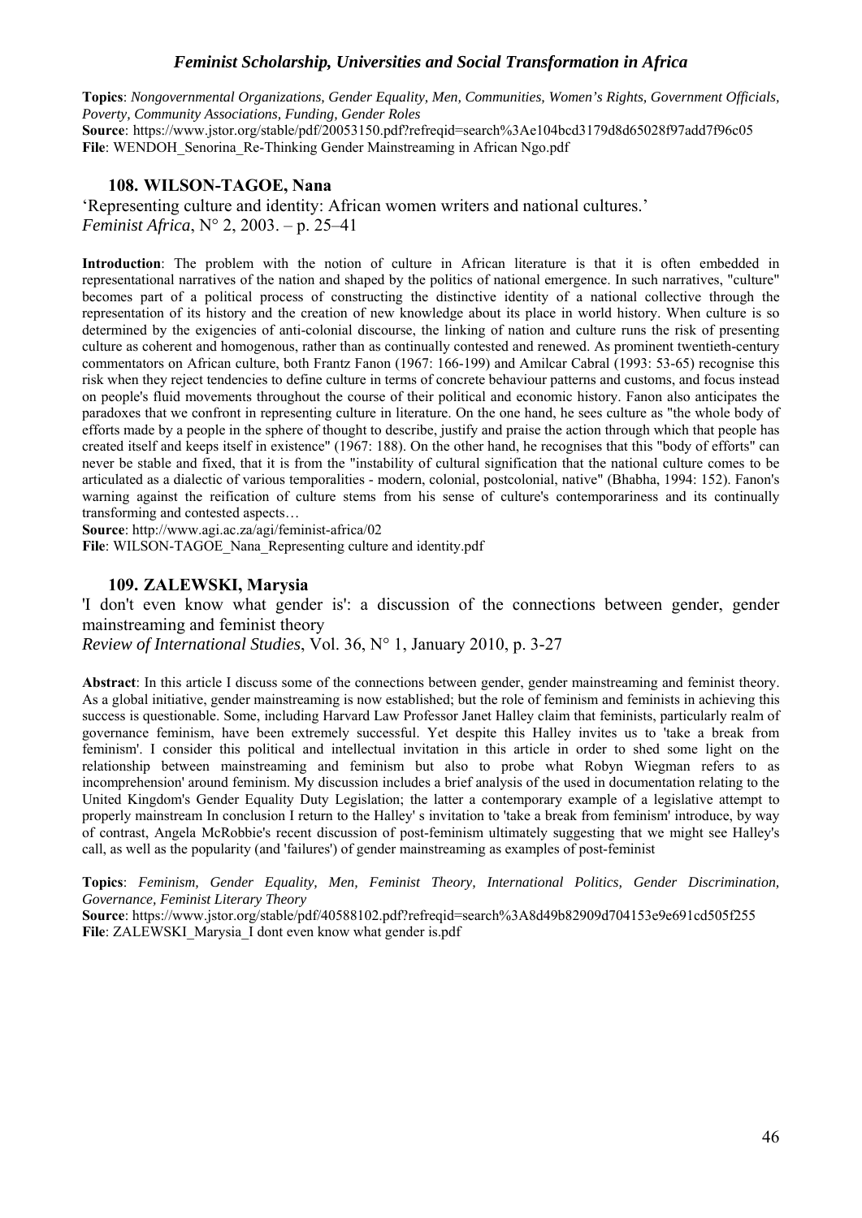**Topics**: *Nongovernmental Organizations, Gender Equality, Men, Communities, Women's Rights, Government Officials, Poverty, Community Associations, Funding, Gender Roles*
**Source**: https://www.jstor.org/stable/pdf/20053150.pdf?refreqid=search%3Ae104bcd3179d8d65028f97add7f96c05
**File**: WENDOH_Senorina_Re-Thinking Gender Mainstreaming in African Ngo.pdf

### 108. WILSON-TAGOE, Nana

'Representing culture and identity: African women writers and national cultures.'
*Feminist Africa*, N° 2, 2003. – p. 25–41

**Introduction**: The problem with the notion of culture in African literature is that it is often embedded in representational narratives of the nation and shaped by the politics of national emergence. In such narratives, "culture" becomes part of a political process of constructing the distinctive identity of a national collective through the representation of its history and the creation of new knowledge about its place in world history. When culture is so determined by the exigencies of anti-colonial discourse, the linking of nation and culture runs the risk of presenting culture as coherent and homogenous, rather than as continually contested and renewed. As prominent twentieth-century commentators on African culture, both Frantz Fanon (1967: 166-199) and Amilcar Cabral (1993: 53-65) recognise this risk when they reject tendencies to define culture in terms of concrete behaviour patterns and customs, and focus instead on people's fluid movements throughout the course of their political and economic history. Fanon also anticipates the paradoxes that we confront in representing culture in literature. On the one hand, he sees culture as "the whole body of efforts made by a people in the sphere of thought to describe, justify and praise the action through which that people has created itself and keeps itself in existence" (1967: 188). On the other hand, he recognises that this "body of efforts" can never be stable and fixed, that it is from the "instability of cultural signification that the national culture comes to be articulated as a dialectic of various temporalities - modern, colonial, postcolonial, native" (Bhabha, 1994: 152). Fanon's warning against the reification of culture stems from his sense of culture's contemporariness and its continually transforming and contested aspects…

**Source**: http://www.agi.ac.za/agi/feminist-africa/02
**File**: WILSON-TAGOE_Nana_Representing culture and identity.pdf

### 109. ZALEWSKI, Marysia

'I don't even know what gender is': a discussion of the connections between gender, gender mainstreaming and feminist theory
*Review of International Studies*, Vol. 36, N° 1, January 2010, p. 3-27

**Abstract**: In this article I discuss some of the connections between gender, gender mainstreaming and feminist theory. As a global initiative, gender mainstreaming is now established; but the role of feminism and feminists in achieving this success is questionable. Some, including Harvard Law Professor Janet Halley claim that feminists, particularly realm of governance feminism, have been extremely successful. Yet despite this Halley invites us to 'take a break from feminism'. I consider this political and intellectual invitation in this article in order to shed some light on the relationship between mainstreaming and feminism but also to probe what Robyn Wiegman refers to as incomprehension' around feminism. My discussion includes a brief analysis of the used in documentation relating to the United Kingdom's Gender Equality Duty Legislation; the latter a contemporary example of a legislative attempt to properly mainstream In conclusion I return to the Halley' s invitation to 'take a break from feminism' introduce, by way of contrast, Angela McRobbie's recent discussion of post-feminism ultimately suggesting that we might see Halley's call, as well as the popularity (and 'failures') of gender mainstreaming as examples of post-feminist

**Topics**: *Feminism, Gender Equality, Men, Feminist Theory, International Politics, Gender Discrimination, Governance, Feminist Literary Theory*
**Source**: https://www.jstor.org/stable/pdf/40588102.pdf?refreqid=search%3A8d49b82909d704153e9e691cd505f255
**File**: ZALEWSKI_Marysia_I dont even know what gender is.pdf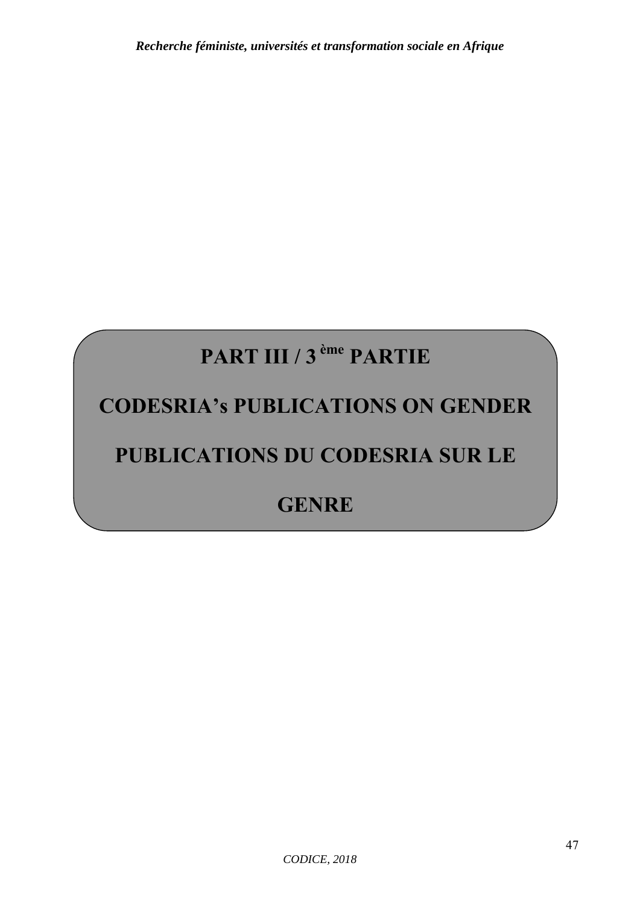# PART III / 3ème PARTIE

# CODESRIA's PUBLICATIONS ON GENDER

# PUBLICATIONS DU CODESRIA SUR LE GENRE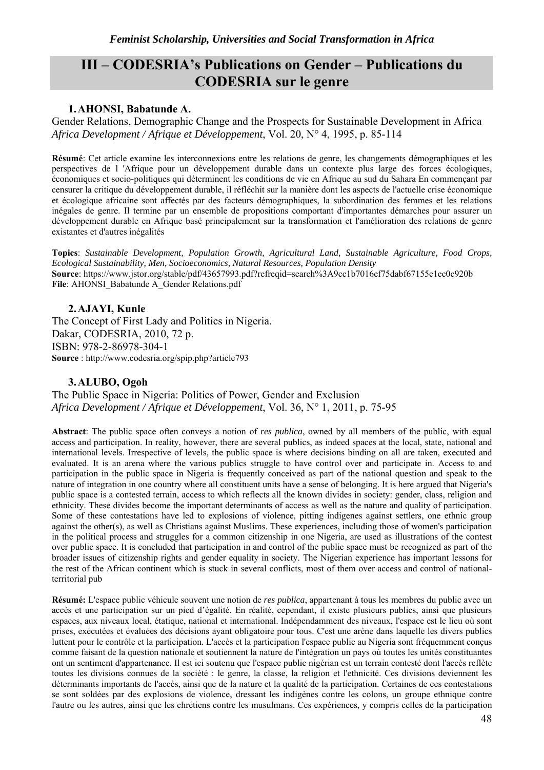## III – CODESRIA's Publications on Gender – Publications du CODESRIA sur le genre

### 1. AHONSI, Babatunde A.

Gender Relations, Demographic Change and the Prospects for Sustainable Development in Africa
*Africa Development / Afrique et Développement*, Vol. 20, N° 4, 1995, p. 85-114

**Résumé**: Cet article examine les interconnexions entre les relations de genre, les changements démographiques et les perspectives de l 'Afrique pour un développement durable dans un contexte plus large des forces écologiques, économiques et socio-politiques qui déterminent les conditions de vie en Afrique au sud du Sahara En commençant par censurer la critique du développement durable, il réfléchit sur la manière dont les aspects de l'actuelle crise économique et écologique africaine sont affectés par des facteurs démographiques, la subordination des femmes et les relations inégales de genre. Il termine par un ensemble de propositions comportant d'importantes démarches pour assurer un développement durable en Afrique basé principalement sur la transformation et l'amélioration des relations de genre existantes et d'autres inégalités

**Topics**: *Sustainable Development, Population Growth, Agricultural Land, Sustainable Agriculture, Food Crops, Ecological Sustainability, Men, Socioeconomics, Natural Resources, Population Density*
**Source**: https://www.jstor.org/stable/pdf/43657993.pdf?refreqid=search%3A9cc1b7016ef75dabf67155e1ec0c920b
**File**: AHONSI_Babatunde A_Gender Relations.pdf

### 2. AJAYI, Kunle

The Concept of First Lady and Politics in Nigeria.
Dakar, CODESRIA, 2010, 72 p.
ISBN: 978-2-86978-304-1
**Source** : http://www.codesria.org/spip.php?article793

### 3. ALUBO, Ogoh

The Public Space in Nigeria: Politics of Power, Gender and Exclusion
*Africa Development / Afrique et Développement*, Vol. 36, N° 1, 2011, p. 75-95

**Abstract**: The public space often conveys a notion of *res publica*, owned by all members of the public, with equal access and participation. In reality, however, there are several publics, as indeed spaces at the local, state, national and international levels. Irrespective of levels, the public space is where decisions binding on all are taken, executed and evaluated. It is an arena where the various publics struggle to have control over and participate in. Access to and participation in the public space in Nigeria is frequently conceived as part of the national question and speak to the nature of integration in one country where all constituent units have a sense of belonging. It is here argued that Nigeria's public space is a contested terrain, access to which reflects all the known divides in society: gender, class, religion and ethnicity. These divides become the important determinants of access as well as the nature and quality of participation. Some of these contestations have led to explosions of violence, pitting indigenes against settlers, one ethnic group against the other(s), as well as Christians against Muslims. These experiences, including those of women's participation in the political process and struggles for a common citizenship in one Nigeria, are used as illustrations of the contest over public space. It is concluded that participation in and control of the public space must be recognized as part of the broader issues of citizenship rights and gender equality in society. The Nigerian experience has important lessons for the rest of the African continent which is stuck in several conflicts, most of them over access and control of national-territorial pub

**Résumé:** L'espace public véhicule souvent une notion de *res publica*, appartenant à tous les membres du public avec un accès et une participation sur un pied d'égalité. En réalité, cependant, il existe plusieurs publics, ainsi que plusieurs espaces, aux niveaux local, étatique, national et international. Indépendamment des niveaux, l'espace est le lieu où sont prises, exécutées et évaluées des décisions ayant obligatoire pour tous. C'est une arène dans laquelle les divers publics luttent pour le contrôle et la participation. L'accès et la participation l'espace public au Nigeria sont fréquemment conçus comme faisant de la question nationale et soutiennent la nature de l'intégration un pays où toutes les unités constituantes ont un sentiment d'appartenance. Il est ici soutenu que l'espace public nigérian est un terrain contesté dont l'accès reflète toutes les divisions connues de la société : le genre, la classe, la religion et l'ethnicité. Ces divisions deviennent les déterminants importants de l'accès, ainsi que de la nature et la qualité de la participation. Certaines de ces contestations se sont soldées par des explosions de violence, dressant les indigènes contre les colons, un groupe ethnique contre l'autre ou les autres, ainsi que les chrétiens contre les musulmans. Ces expériences, y compris celles de la participation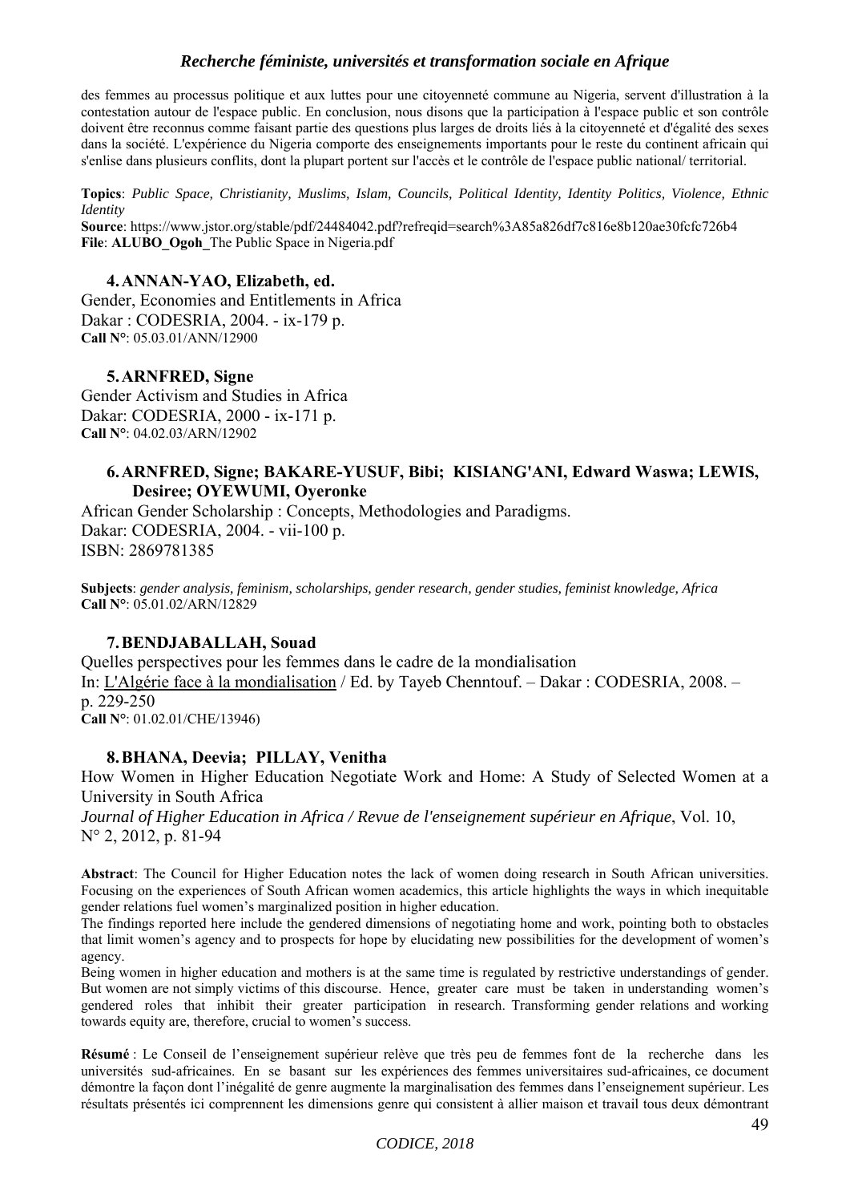des femmes au processus politique et aux luttes pour une citoyenneté commune au Nigeria, servent d'illustration à la contestation autour de l'espace public. En conclusion, nous disons que la participation à l'espace public et son contrôle doivent être reconnus comme faisant partie des questions plus larges de droits liés à la citoyenneté et d'égalité des sexes dans la société. L'expérience du Nigeria comporte des enseignements importants pour le reste du continent africain qui s'enlise dans plusieurs conflits, dont la plupart portent sur l'accès et le contrôle de l'espace public national/ territorial.

**Topics**: *Public Space, Christianity, Muslims, Islam, Councils, Political Identity, Identity Politics, Violence, Ethnic Identity*
**Source**: https://www.jstor.org/stable/pdf/24484042.pdf?refreqid=search%3A85a826df7c816e8b120ae30fcfc726b4
**File**: **ALUBO_Ogoh_**The Public Space in Nigeria.pdf

### 4. ANNAN-YAO, Elizabeth, ed.

Gender, Economies and Entitlements in Africa
Dakar : CODESRIA, 2004. - ix-179 p.
**Call N°**: 05.03.01/ANN/12900

### 5. ARNFRED, Signe

Gender Activism and Studies in Africa
Dakar: CODESRIA, 2000 - ix-171 p.
**Call N°**: 04.02.03/ARN/12902

### 6. ARNFRED, Signe; BAKARE-YUSUF, Bibi; KISIANG'ANI, Edward Waswa; LEWIS, Desiree; OYEWUMI, Oyeronke

African Gender Scholarship : Concepts, Methodologies and Paradigms.
Dakar: CODESRIA, 2004. - vii-100 p.
ISBN: 2869781385

**Subjects**: *gender analysis, feminism, scholarships, gender research, gender studies, feminist knowledge, Africa*
**Call N°**: 05.01.02/ARN/12829

### 7. BENDJABALLAH, Souad

Quelles perspectives pour les femmes dans le cadre de la mondialisation
In: L'Algérie face à la mondialisation / Ed. by Tayeb Chenntouf. – Dakar : CODESRIA, 2008. – p. 229-250
**Call N°**: 01.02.01/CHE/13946)

### 8. BHANA, Deevia; PILLAY, Venitha

How Women in Higher Education Negotiate Work and Home: A Study of Selected Women at a University in South Africa
*Journal of Higher Education in Africa / Revue de l'enseignement supérieur en Afrique*, Vol. 10, N° 2, 2012, p. 81-94

**Abstract**: The Council for Higher Education notes the lack of women doing research in South African universities. Focusing on the experiences of South African women academics, this article highlights the ways in which inequitable gender relations fuel women's marginalized position in higher education.
The findings reported here include the gendered dimensions of negotiating home and work, pointing both to obstacles that limit women's agency and to prospects for hope by elucidating new possibilities for the development of women's agency.
Being women in higher education and mothers is at the same time is regulated by restrictive understandings of gender. But women are not simply victims of this discourse. Hence, greater care must be taken in understanding women's gendered roles that inhibit their greater participation in research. Transforming gender relations and working towards equity are, therefore, crucial to women's success.

**Résumé** : Le Conseil de l'enseignement supérieur relève que très peu de femmes font de la recherche dans les universités sud-africaines. En se basant sur les expériences des femmes universitaires sud-africaines, ce document démontre la façon dont l'inégalité de genre augmente la marginalisation des femmes dans l'enseignement supérieur. Les résultats présentés ici comprennent les dimensions genre qui consistent à allier maison et travail tous deux démontrant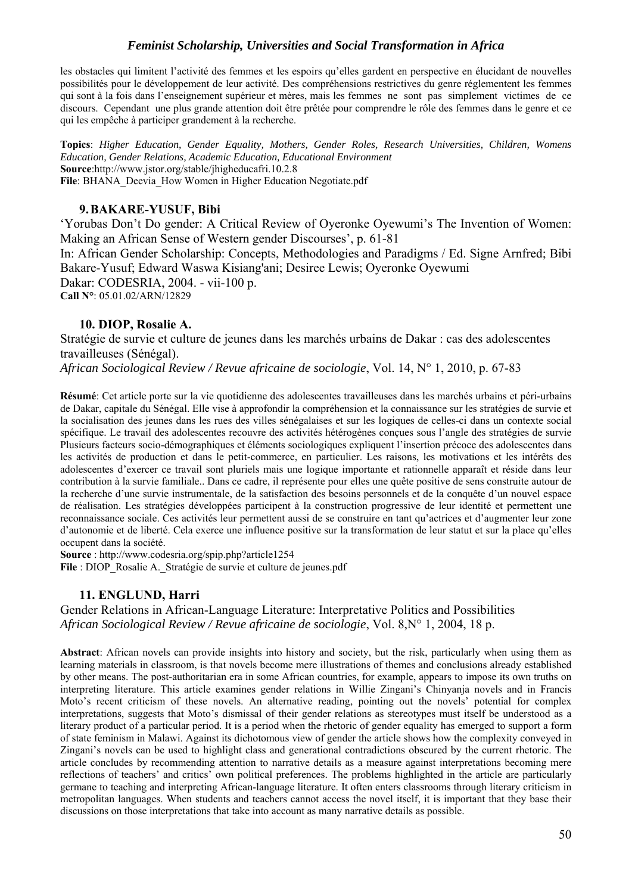les obstacles qui limitent l'activité des femmes et les espoirs qu'elles gardent en perspective en élucidant de nouvelles possibilités pour le développement de leur activité. Des compréhensions restrictives du genre réglementent les femmes qui sont à la fois dans l'enseignement supérieur et mères, mais les femmes ne sont pas simplement victimes de ce discours. Cependant une plus grande attention doit être prêtée pour comprendre le rôle des femmes dans le genre et ce qui les empêche à participer grandement à la recherche.

**Topics**: *Higher Education, Gender Equality, Mothers, Gender Roles, Research Universities, Children, Womens Education, Gender Relations, Academic Education, Educational Environment*
**Source**:http://www.jstor.org/stable/jhigheducafri.10.2.8
**File**: BHANA_Deevia_How Women in Higher Education Negotiate.pdf

### 9. BAKARE-YUSUF, Bibi

'Yorubas Don't Do gender: A Critical Review of Oyeronke Oyewumi's The Invention of Women: Making an African Sense of Western gender Discourses', p. 61-81
In: African Gender Scholarship: Concepts, Methodologies and Paradigms / Ed. Signe Arnfred; Bibi Bakare-Yusuf; Edward Waswa Kisiang'ani; Desiree Lewis; Oyeronke Oyewumi
Dakar: CODESRIA, 2004. - vii-100 p.
**Call N°**: 05.01.02/ARN/12829

### 10. DIOP, Rosalie A.

Stratégie de survie et culture de jeunes dans les marchés urbains de Dakar : cas des adolescentes travailleuses (Sénégal).
*African Sociological Review / Revue africaine de sociologie*, Vol. 14, N° 1, 2010, p. 67-83

**Résumé**: Cet article porte sur la vie quotidienne des adolescentes travailleuses dans les marchés urbains et péri-urbains de Dakar, capitale du Sénégal. Elle vise à approfondir la compréhension et la connaissance sur les stratégies de survie et la socialisation des jeunes dans les rues des villes sénégalaises et sur les logiques de celles-ci dans un contexte social spécifique. Le travail des adolescentes recouvre des activités hétérogènes conçues sous l'angle des stratégies de survie Plusieurs facteurs socio-démographiques et éléments sociologiques expliquent l'insertion précoce des adolescentes dans les activités de production et dans le petit-commerce, en particulier. Les raisons, les motivations et les intérêts des adolescentes d'exercer ce travail sont pluriels mais une logique importante et rationnelle apparaît et réside dans leur contribution à la survie familiale.. Dans ce cadre, il représente pour elles une quête positive de sens construite autour de la recherche d'une survie instrumentale, de la satisfaction des besoins personnels et de la conquête d'un nouvel espace de réalisation. Les stratégies développées participent à la construction progressive de leur identité et permettent une reconnaissance sociale. Ces activités leur permettent aussi de se construire en tant qu'actrices et d'augmenter leur zone d'autonomie et de liberté. Cela exerce une influence positive sur la transformation de leur statut et sur la place qu'elles occupent dans la société.
**Source** : http://www.codesria.org/spip.php?article1254
**File** : DIOP_Rosalie A._Stratégie de survie et culture de jeunes.pdf

### 11. ENGLUND, Harri

Gender Relations in African-Language Literature: Interpretative Politics and Possibilities
*African Sociological Review / Revue africaine de sociologie*, Vol. 8,N° 1, 2004, 18 p.

**Abstract**: African novels can provide insights into history and society, but the risk, particularly when using them as learning materials in classroom, is that novels become mere illustrations of themes and conclusions already established by other means. The post-authoritarian era in some African countries, for example, appears to impose its own truths on interpreting literature. This article examines gender relations in Willie Zingani's Chinyanja novels and in Francis Moto's recent criticism of these novels. An alternative reading, pointing out the novels' potential for complex interpretations, suggests that Moto's dismissal of their gender relations as stereotypes must itself be understood as a literary product of a particular period. It is a period when the rhetoric of gender equality has emerged to support a form of state feminism in Malawi. Against its dichotomous view of gender the article shows how the complexity conveyed in Zingani's novels can be used to highlight class and generational contradictions obscured by the current rhetoric. The article concludes by recommending attention to narrative details as a measure against interpretations becoming mere reflections of teachers' and critics' own political preferences. The problems highlighted in the article are particularly germane to teaching and interpreting African-language literature. It often enters classrooms through literary criticism in metropolitan languages. When students and teachers cannot access the novel itself, it is important that they base their discussions on those interpretations that take into account as many narrative details as possible.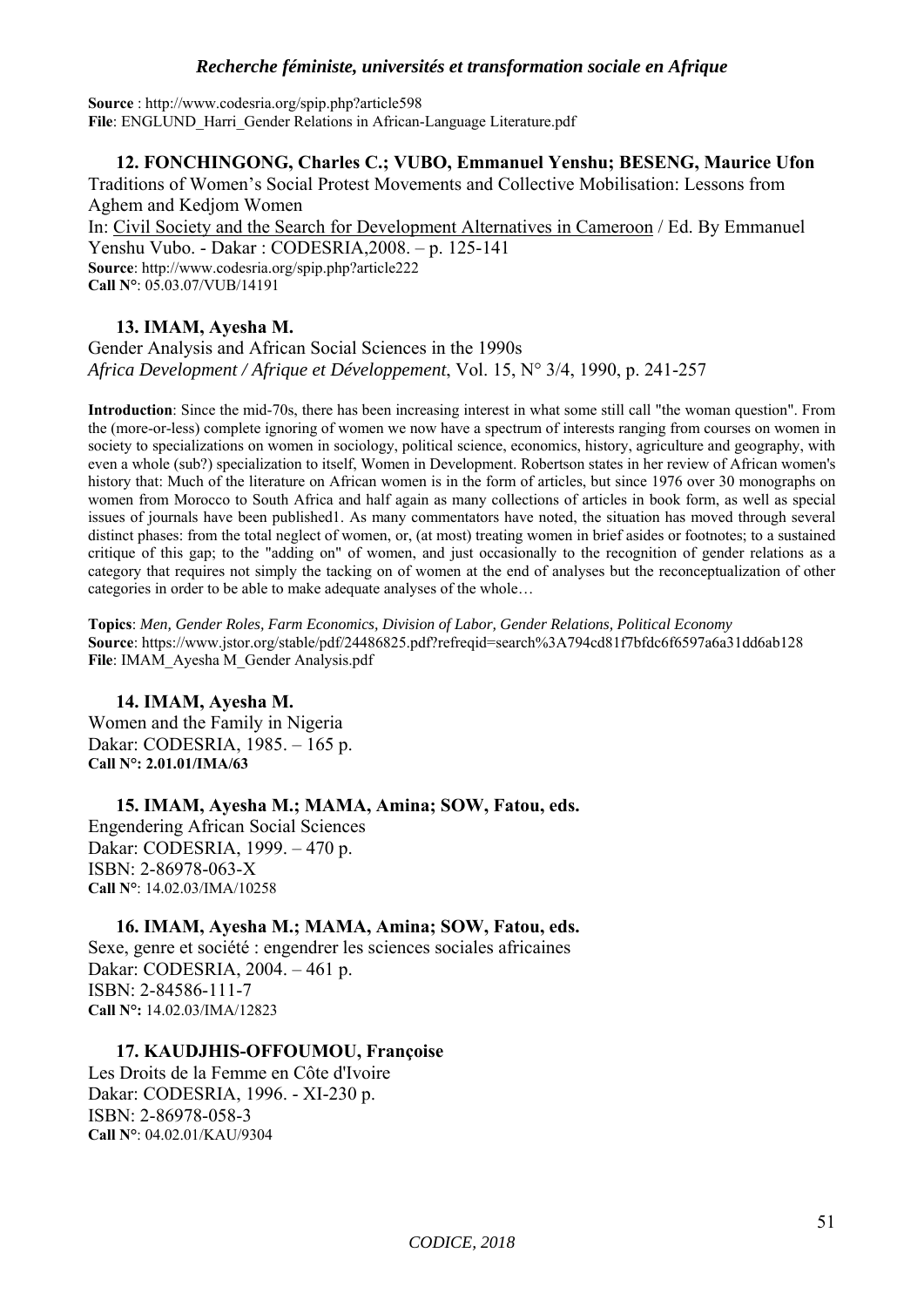**Source** : http://www.codesria.org/spip.php?article598
**File**: ENGLUND_Harri_Gender Relations in African-Language Literature.pdf

### 12. FONCHINGONG, Charles C.; VUBO, Emmanuel Yenshu; BESENG, Maurice Ufon

Traditions of Women's Social Protest Movements and Collective Mobilisation: Lessons from Aghem and Kedjom Women
In: Civil Society and the Search for Development Alternatives in Cameroon / Ed. By Emmanuel Yenshu Vubo. - Dakar : CODESRIA,2008. – p. 125-141
**Source**: http://www.codesria.org/spip.php?article222
**Call N°**: 05.03.07/VUB/14191

### 13. IMAM, Ayesha M.

Gender Analysis and African Social Sciences in the 1990s
*Africa Development / Afrique et Développement*, Vol. 15, N° 3/4, 1990, p. 241-257

**Introduction**: Since the mid-70s, there has been increasing interest in what some still call "the woman question". From the (more-or-less) complete ignoring of women we now have a spectrum of interests ranging from courses on women in society to specializations on women in sociology, political science, economics, history, agriculture and geography, with even a whole (sub?) specialization to itself, Women in Development. Robertson states in her review of African women's history that: Much of the literature on African women is in the form of articles, but since 1976 over 30 monographs on women from Morocco to South Africa and half again as many collections of articles in book form, as well as special issues of journals have been published1. As many commentators have noted, the situation has moved through several distinct phases: from the total neglect of women, or, (at most) treating women in brief asides or footnotes; to a sustained critique of this gap; to the "adding on" of women, and just occasionally to the recognition of gender relations as a category that requires not simply the tacking on of women at the end of analyses but the reconceptualization of other categories in order to be able to make adequate analyses of the whole…

**Topics**: *Men, Gender Roles, Farm Economics, Division of Labor, Gender Relations, Political Economy*
**Source**: https://www.jstor.org/stable/pdf/24486825.pdf?refreqid=search%3A794cd81f7bfdc6f6597a6a31dd6ab128
**File**: IMAM_Ayesha M_Gender Analysis.pdf

### 14. IMAM, Ayesha M.

Women and the Family in Nigeria
Dakar: CODESRIA, 1985. – 165 p.
**Call N°: 2.01.01/IMA/63**

### 15. IMAM, Ayesha M.; MAMA, Amina; SOW, Fatou, eds.

Engendering African Social Sciences
Dakar: CODESRIA, 1999. – 470 p.
ISBN: 2-86978-063-X
**Call N°**: 14.02.03/IMA/10258

### 16. IMAM, Ayesha M.; MAMA, Amina; SOW, Fatou, eds.

Sexe, genre et société : engendrer les sciences sociales africaines
Dakar: CODESRIA, 2004. – 461 p.
ISBN: 2-84586-111-7
**Call N°:** 14.02.03/IMA/12823

### 17. KAUDJHIS-OFFOUMOU, Françoise

Les Droits de la Femme en Côte d'Ivoire
Dakar: CODESRIA, 1996. - XI-230 p.
ISBN: 2-86978-058-3
**Call N°**: 04.02.01/KAU/9304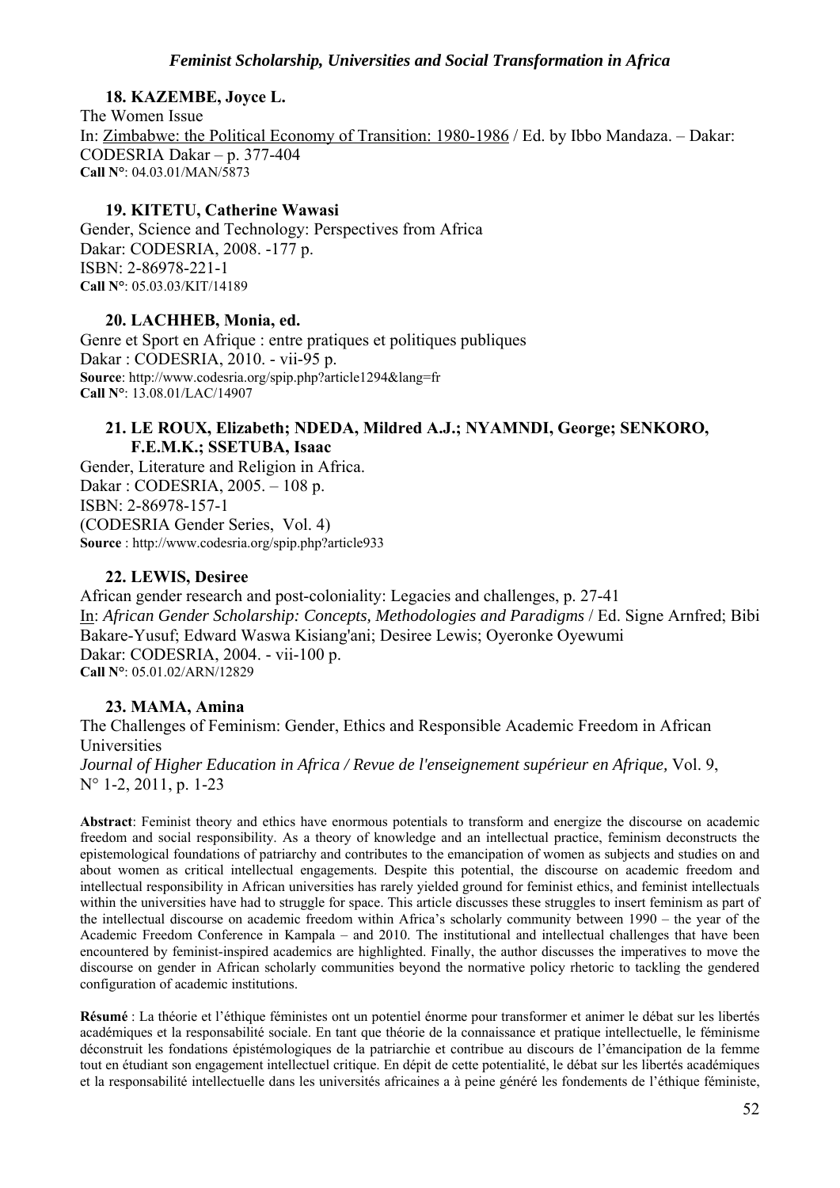**18. KAZEMBE, Joyce L.**

The Women Issue
In: Zimbabwe: the Political Economy of Transition: 1980-1986 / Ed. by Ibbo Mandaza. – Dakar: CODESRIA Dakar – p. 377-404
**Call N°**: 04.03.01/MAN/5873

**19. KITETU, Catherine Wawasi**

Gender, Science and Technology: Perspectives from Africa
Dakar: CODESRIA, 2008. -177 p.
ISBN: 2-86978-221-1
**Call N°**: 05.03.03/KIT/14189

**20. LACHHEB, Monia, ed.**

Genre et Sport en Afrique : entre pratiques et politiques publiques
Dakar : CODESRIA, 2010. - vii-95 p.
**Source**: http://www.codesria.org/spip.php?article1294&lang=fr
**Call N°**: 13.08.01/LAC/14907

**21. LE ROUX, Elizabeth; NDEDA, Mildred A.J.; NYAMNDI, George; SENKORO, F.E.M.K.; SSETUBA, Isaac**

Gender, Literature and Religion in Africa.
Dakar : CODESRIA, 2005. – 108 p.
ISBN: 2-86978-157-1
(CODESRIA Gender Series, Vol. 4)
**Source** : http://www.codesria.org/spip.php?article933

**22. LEWIS, Desiree**

African gender research and post-coloniality: Legacies and challenges, p. 27-41
In: *African Gender Scholarship: Concepts, Methodologies and Paradigms* / Ed. Signe Arnfred; Bibi Bakare-Yusuf; Edward Waswa Kisiang'ani; Desiree Lewis; Oyeronke Oyewumi
Dakar: CODESRIA, 2004. - vii-100 p.
**Call N°**: 05.01.02/ARN/12829

**23. MAMA, Amina**

The Challenges of Feminism: Gender, Ethics and Responsible Academic Freedom in African Universities
*Journal of Higher Education in Africa / Revue de l'enseignement supérieur en Afrique,* Vol. 9, N° 1-2, 2011, p. 1-23

**Abstract**: Feminist theory and ethics have enormous potentials to transform and energize the discourse on academic freedom and social responsibility. As a theory of knowledge and an intellectual practice, feminism deconstructs the epistemological foundations of patriarchy and contributes to the emancipation of women as subjects and studies on and about women as critical intellectual engagements. Despite this potential, the discourse on academic freedom and intellectual responsibility in African universities has rarely yielded ground for feminist ethics, and feminist intellectuals within the universities have had to struggle for space. This article discusses these struggles to insert feminism as part of the intellectual discourse on academic freedom within Africa's scholarly community between 1990 – the year of the Academic Freedom Conference in Kampala – and 2010. The institutional and intellectual challenges that have been encountered by feminist-inspired academics are highlighted. Finally, the author discusses the imperatives to move the discourse on gender in African scholarly communities beyond the normative policy rhetoric to tackling the gendered configuration of academic institutions.

**Résumé** : La théorie et l'éthique féministes ont un potentiel énorme pour transformer et animer le débat sur les libertés académiques et la responsabilité sociale. En tant que théorie de la connaissance et pratique intellectuelle, le féminisme déconstruit les fondations épistémologiques de la patriarchie et contribue au discours de l'émancipation de la femme tout en étudiant son engagement intellectuel critique. En dépit de cette potentialité, le débat sur les libertés académiques et la responsabilité intellectuelle dans les universités africaines a à peine généré les fondements de l'éthique féministe,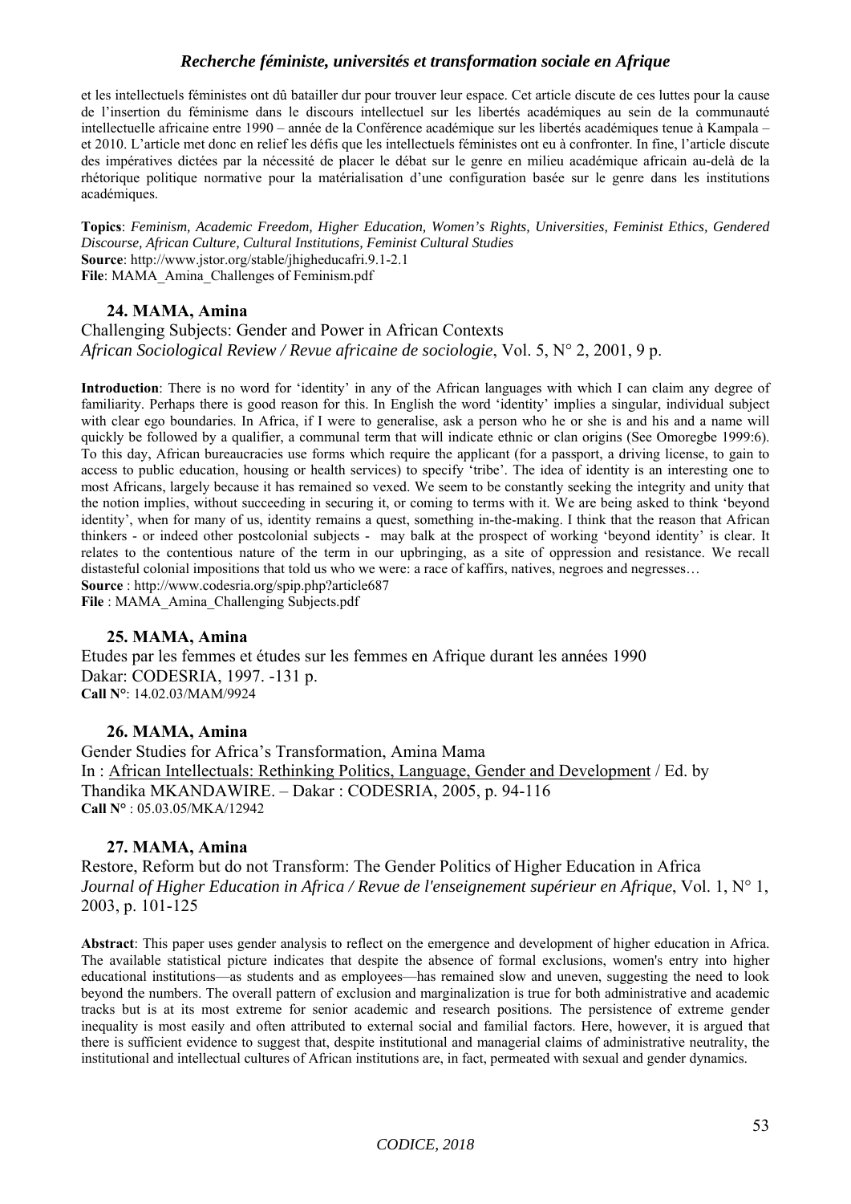et les intellectuels féministes ont dû batailler dur pour trouver leur espace. Cet article discute de ces luttes pour la cause de l'insertion du féminisme dans le discours intellectuel sur les libertés académiques au sein de la communauté intellectuelle africaine entre 1990 – année de la Conférence académique sur les libertés académiques tenue à Kampala – et 2010. L'article met donc en relief les défis que les intellectuels féministes ont eu à confronter. In fine, l'article discute des impératives dictées par la nécessité de placer le débat sur le genre en milieu académique africain au-delà de la rhétorique politique normative pour la matérialisation d'une configuration basée sur le genre dans les institutions académiques.

**Topics**: *Feminism, Academic Freedom, Higher Education, Women's Rights, Universities, Feminist Ethics, Gendered Discourse, African Culture, Cultural Institutions, Feminist Cultural Studies*
**Source**: http://www.jstor.org/stable/jhigheducafri.9.1-2.1
**File**: MAMA_Amina_Challenges of Feminism.pdf

### 24. MAMA, Amina

Challenging Subjects: Gender and Power in African Contexts
*African Sociological Review / Revue africaine de sociologie*, Vol. 5, N° 2, 2001, 9 p.

**Introduction**: There is no word for 'identity' in any of the African languages with which I can claim any degree of familiarity. Perhaps there is good reason for this. In English the word 'identity' implies a singular, individual subject with clear ego boundaries. In Africa, if I were to generalise, ask a person who he or she is and his and a name will quickly be followed by a qualifier, a communal term that will indicate ethnic or clan origins (See Omoregbe 1999:6). To this day, African bureaucracies use forms which require the applicant (for a passport, a driving license, to gain to access to public education, housing or health services) to specify 'tribe'. The idea of identity is an interesting one to most Africans, largely because it has remained so vexed. We seem to be constantly seeking the integrity and unity that the notion implies, without succeeding in securing it, or coming to terms with it. We are being asked to think 'beyond identity', when for many of us, identity remains a quest, something in-the-making. I think that the reason that African thinkers - or indeed other postcolonial subjects - may balk at the prospect of working 'beyond identity' is clear. It relates to the contentious nature of the term in our upbringing, as a site of oppression and resistance. We recall distasteful colonial impositions that told us who we were: a race of kaffirs, natives, negroes and negresses…
**Source** : http://www.codesria.org/spip.php?article687
**File** : MAMA_Amina_Challenging Subjects.pdf

### 25. MAMA, Amina

Etudes par les femmes et études sur les femmes en Afrique durant les années 1990
Dakar: CODESRIA, 1997. -131 p.
**Call N°**: 14.02.03/MAM/9924

### 26. MAMA, Amina

Gender Studies for Africa's Transformation, Amina Mama
In : African Intellectuals: Rethinking Politics, Language, Gender and Development / Ed. by Thandika MKANDAWIRE. – Dakar : CODESRIA, 2005, p. 94-116
**Call N°** : 05.03.05/MKA/12942

### 27. MAMA, Amina

Restore, Reform but do not Transform: The Gender Politics of Higher Education in Africa
*Journal of Higher Education in Africa / Revue de l'enseignement supérieur en Afrique*, Vol. 1, N° 1, 2003, p. 101-125

**Abstract**: This paper uses gender analysis to reflect on the emergence and development of higher education in Africa. The available statistical picture indicates that despite the absence of formal exclusions, women's entry into higher educational institutions—as students and as employees—has remained slow and uneven, suggesting the need to look beyond the numbers. The overall pattern of exclusion and marginalization is true for both administrative and academic tracks but is at its most extreme for senior academic and research positions. The persistence of extreme gender inequality is most easily and often attributed to external social and familial factors. Here, however, it is argued that there is sufficient evidence to suggest that, despite institutional and managerial claims of administrative neutrality, the institutional and intellectual cultures of African institutions are, in fact, permeated with sexual and gender dynamics.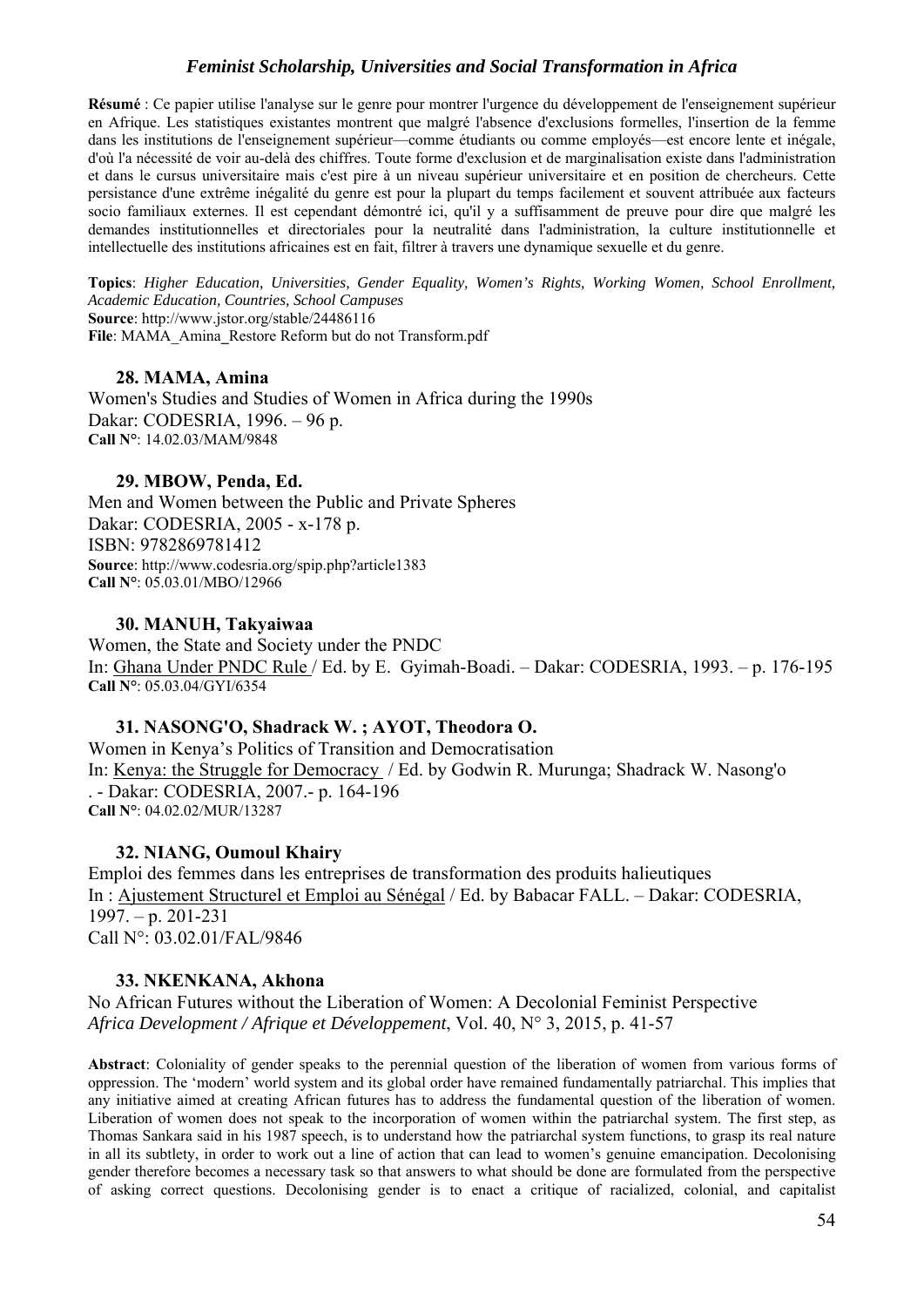**Résumé** : Ce papier utilise l'analyse sur le genre pour montrer l'urgence du développement de l'enseignement supérieur en Afrique. Les statistiques existantes montrent que malgré l'absence d'exclusions formelles, l'insertion de la femme dans les institutions de l'enseignement supérieur—comme étudiants ou comme employés—est encore lente et inégale, d'où l'a nécessité de voir au-delà des chiffres. Toute forme d'exclusion et de marginalisation existe dans l'administration et dans le cursus universitaire mais c'est pire à un niveau supérieur universitaire et en position de chercheurs. Cette persistance d'une extrême inégalité du genre est pour la plupart du temps facilement et souvent attribuée aux facteurs socio familiaux externes. Il est cependant démontré ici, qu'il y a suffisamment de preuve pour dire que malgré les demandes institutionnelles et directoriales pour la neutralité dans l'administration, la culture institutionnelle et intellectuelle des institutions africaines est en fait, filtrer à travers une dynamique sexuelle et du genre.

**Topics**: *Higher Education, Universities, Gender Equality, Women's Rights, Working Women, School Enrollment, Academic Education, Countries, School Campuses*
**Source**: http://www.jstor.org/stable/24486116
**File**: MAMA_Amina_Restore Reform but do not Transform.pdf

**28. MAMA, Amina**

Women's Studies and Studies of Women in Africa during the 1990s
Dakar: CODESRIA, 1996. – 96 p.
**Call N°**: 14.02.03/MAM/9848

**29. MBOW, Penda, Ed.**

Men and Women between the Public and Private Spheres
Dakar: CODESRIA, 2005 - x-178 p.
ISBN: 9782869781412
**Source**: http://www.codesria.org/spip.php?article1383
**Call N°**: 05.03.01/MBO/12966

**30. MANUH, Takyaiwaa**

Women, the State and Society under the PNDC
In: Ghana Under PNDC Rule / Ed. by E. Gyimah-Boadi. – Dakar: CODESRIA, 1993. – p. 176-195
**Call N°**: 05.03.04/GYI/6354

**31. NASONG'O, Shadrack W. ; AYOT, Theodora O.**

Women in Kenya's Politics of Transition and Democratisation
In: Kenya: the Struggle for Democracy / Ed. by Godwin R. Murunga; Shadrack W. Nasong'o . - Dakar: CODESRIA, 2007.- p. 164-196
**Call N°**: 04.02.02/MUR/13287

**32. NIANG, Oumoul Khairy**

Emploi des femmes dans les entreprises de transformation des produits halieutiques
In : Ajustement Structurel et Emploi au Sénégal / Ed. by Babacar FALL. – Dakar: CODESRIA, 1997. – p. 201-231
Call N°: 03.02.01/FAL/9846

**33. NKENKANA, Akhona**

No African Futures without the Liberation of Women: A Decolonial Feminist Perspective
*Africa Development / Afrique et Développement*, Vol. 40, N° 3, 2015, p. 41-57

**Abstract**: Coloniality of gender speaks to the perennial question of the liberation of women from various forms of oppression. The 'modern' world system and its global order have remained fundamentally patriarchal. This implies that any initiative aimed at creating African futures has to address the fundamental question of the liberation of women. Liberation of women does not speak to the incorporation of women within the patriarchal system. The first step, as Thomas Sankara said in his 1987 speech, is to understand how the patriarchal system functions, to grasp its real nature in all its subtlety, in order to work out a line of action that can lead to women's genuine emancipation. Decolonising gender therefore becomes a necessary task so that answers to what should be done are formulated from the perspective of asking correct questions. Decolonising gender is to enact a critique of racialized, colonial, and capitalist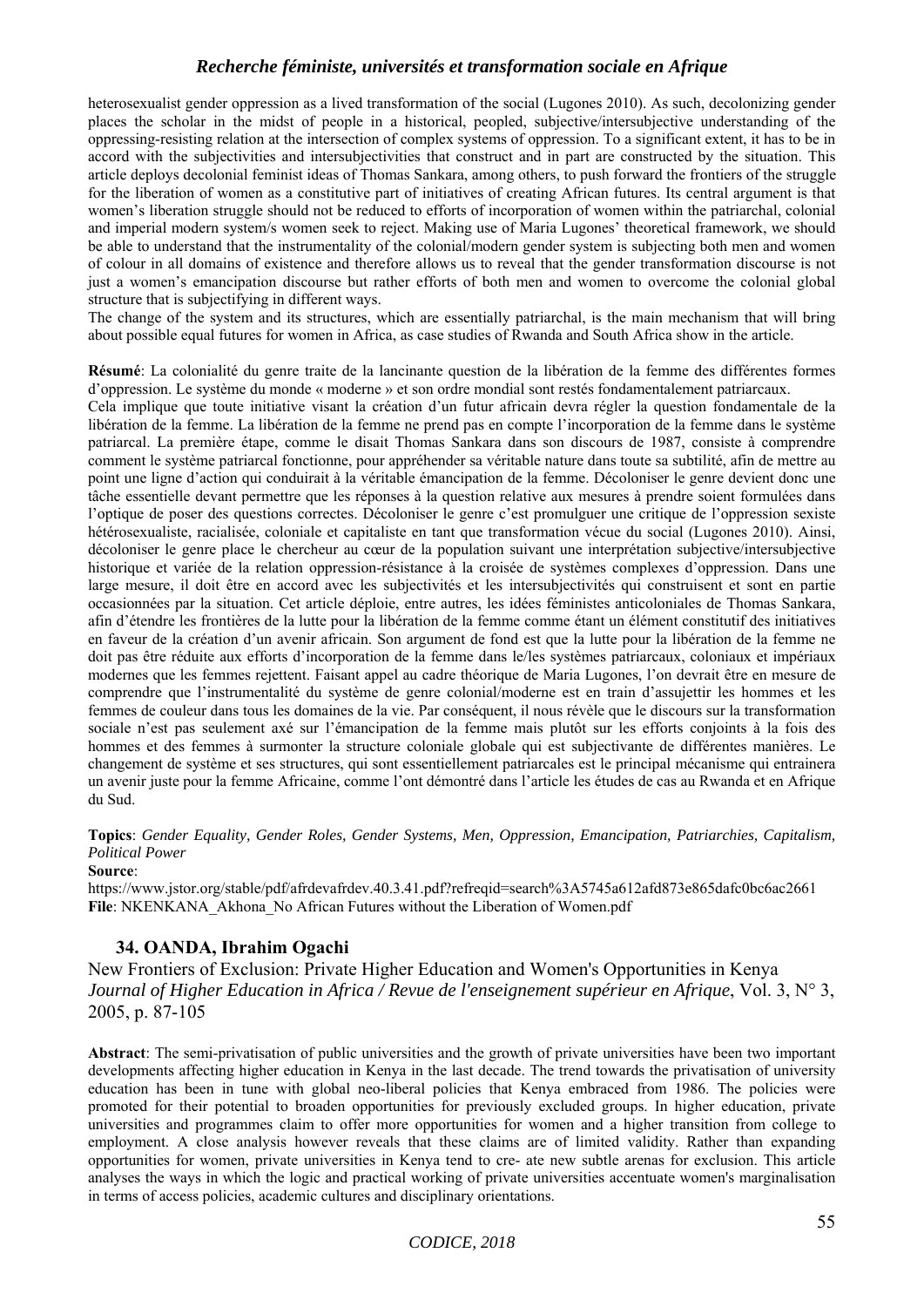heterosexualist gender oppression as a lived transformation of the social (Lugones 2010). As such, decolonizing gender places the scholar in the midst of people in a historical, peopled, subjective/intersubjective understanding of the oppressing-resisting relation at the intersection of complex systems of oppression. To a significant extent, it has to be in accord with the subjectivities and intersubjectivities that construct and in part are constructed by the situation. This article deploys decolonial feminist ideas of Thomas Sankara, among others, to push forward the frontiers of the struggle for the liberation of women as a constitutive part of initiatives of creating African futures. Its central argument is that women's liberation struggle should not be reduced to efforts of incorporation of women within the patriarchal, colonial and imperial modern system/s women seek to reject. Making use of Maria Lugones' theoretical framework, we should be able to understand that the instrumentality of the colonial/modern gender system is subjecting both men and women of colour in all domains of existence and therefore allows us to reveal that the gender transformation discourse is not just a women's emancipation discourse but rather efforts of both men and women to overcome the colonial global structure that is subjectifying in different ways.
The change of the system and its structures, which are essentially patriarchal, is the main mechanism that will bring about possible equal futures for women in Africa, as case studies of Rwanda and South Africa show in the article.

**Résumé**: La colonialité du genre traite de la lancinante question de la libération de la femme des différentes formes d'oppression. Le système du monde « moderne » et son ordre mondial sont restés fondamentalement patriarcaux.
Cela implique que toute initiative visant la création d'un futur africain devra régler la question fondamentale de la libération de la femme. La libération de la femme ne prend pas en compte l'incorporation de la femme dans le système patriarcal. La première étape, comme le disait Thomas Sankara dans son discours de 1987, consiste à comprendre comment le système patriarcal fonctionne, pour appréhender sa véritable nature dans toute sa subtilité, afin de mettre au point une ligne d'action qui conduirait à la véritable émancipation de la femme. Décoloniser le genre devient donc une tâche essentielle devant permettre que les réponses à la question relative aux mesures à prendre soient formulées dans l'optique de poser des questions correctes. Décoloniser le genre c'est promulguer une critique de l'oppression sexiste hétérosexualiste, racialisée, coloniale et capitaliste en tant que transformation vécue du social (Lugones 2010). Ainsi, décoloniser le genre place le chercheur au cœur de la population suivant une interprétation subjective/intersubjective historique et variée de la relation oppression-résistance à la croisée de systèmes complexes d'oppression. Dans une large mesure, il doit être en accord avec les subjectivités et les intersubjectivités qui construisent et sont en partie occasionnées par la situation. Cet article déploie, entre autres, les idées féministes anticoloniales de Thomas Sankara, afin d'étendre les frontières de la lutte pour la libération de la femme comme étant un élément constitutif des initiatives en faveur de la création d'un avenir africain. Son argument de fond est que la lutte pour la libération de la femme ne doit pas être réduite aux efforts d'incorporation de la femme dans le/les systèmes patriarcaux, coloniaux et impériaux modernes que les femmes rejettent. Faisant appel au cadre théorique de Maria Lugones, l'on devrait être en mesure de comprendre que l'instrumentalité du système de genre colonial/moderne est en train d'assujettir les hommes et les femmes de couleur dans tous les domaines de la vie. Par conséquent, il nous révèle que le discours sur la transformation sociale n'est pas seulement axé sur l'émancipation de la femme mais plutôt sur les efforts conjoints à la fois des hommes et des femmes à surmonter la structure coloniale globale qui est subjectivante de différentes manières. Le changement de système et ses structures, qui sont essentiellement patriarcales est le principal mécanisme qui entrainera un avenir juste pour la femme Africaine, comme l'ont démontré dans l'article les études de cas au Rwanda et en Afrique du Sud.

**Topics**: *Gender Equality, Gender Roles, Gender Systems, Men, Oppression, Emancipation, Patriarchies, Capitalism, Political Power*
**Source**:
https://www.jstor.org/stable/pdf/afrdevafrdev.40.3.41.pdf?refreqid=search%3A5745a612afd873e865dafc0bc6ac2661
**File**: NKENKANA_Akhona_No African Futures without the Liberation of Women.pdf

### 34. OANDA, Ibrahim Ogachi

New Frontiers of Exclusion: Private Higher Education and Women's Opportunities in Kenya
*Journal of Higher Education in Africa / Revue de l'enseignement supérieur en Afrique*, Vol. 3, N° 3, 2005, p. 87-105

**Abstract**: The semi-privatisation of public universities and the growth of private universities have been two important developments affecting higher education in Kenya in the last decade. The trend towards the privatisation of university education has been in tune with global neo-liberal policies that Kenya embraced from 1986. The policies were promoted for their potential to broaden opportunities for previously excluded groups. In higher education, private universities and programmes claim to offer more opportunities for women and a higher transition from college to employment. A close analysis however reveals that these claims are of limited validity. Rather than expanding opportunities for women, private universities in Kenya tend to cre- ate new subtle arenas for exclusion. This article analyses the ways in which the logic and practical working of private universities accentuate women's marginalisation in terms of access policies, academic cultures and disciplinary orientations.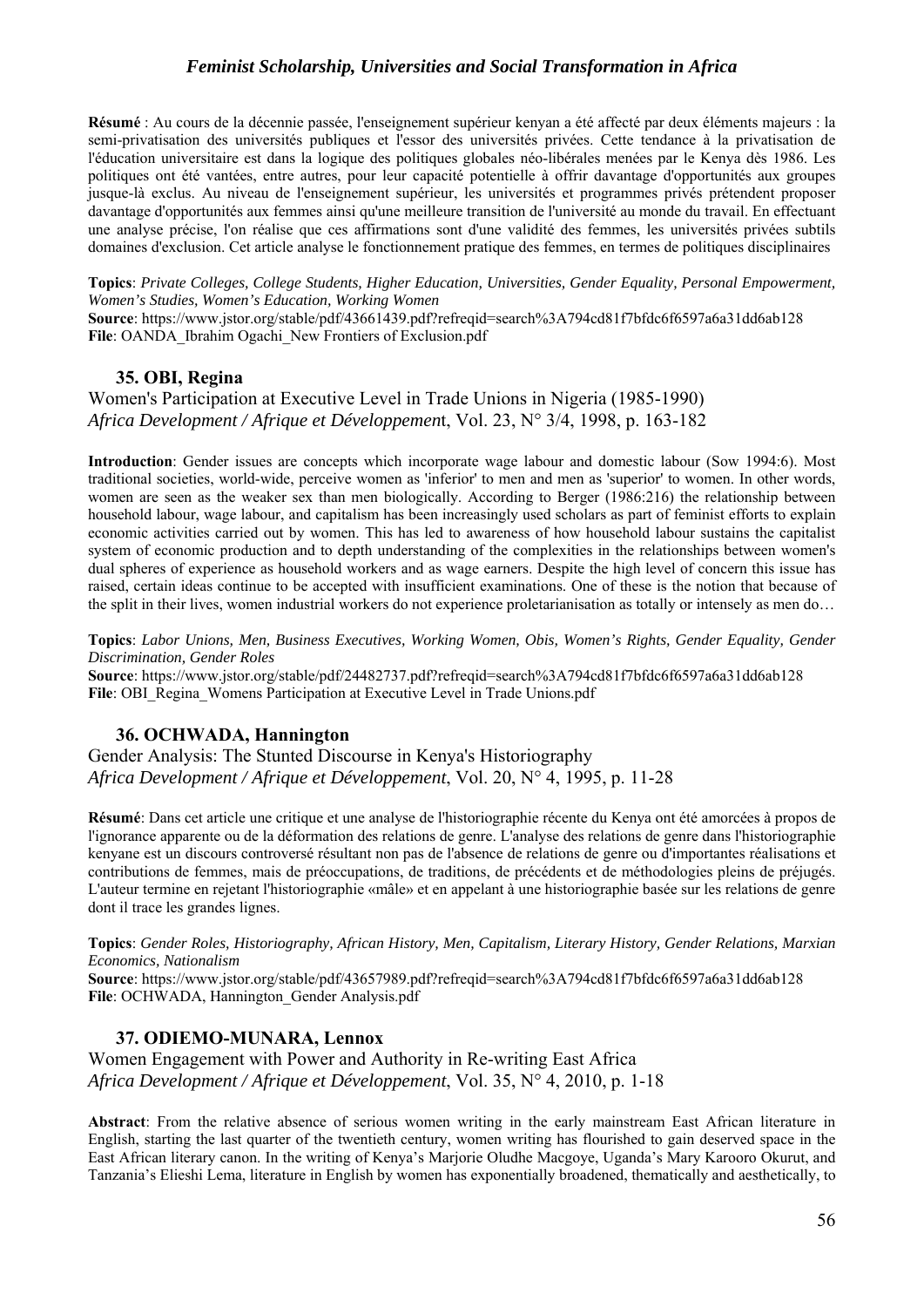**Résumé** : Au cours de la décennie passée, l'enseignement supérieur kenyan a été affecté par deux éléments majeurs : la semi-privatisation des universités publiques et l'essor des universités privées. Cette tendance à la privatisation de l'éducation universitaire est dans la logique des politiques globales néo-libérales menées par le Kenya dès 1986. Les politiques ont été vantées, entre autres, pour leur capacité potentielle à offrir davantage d'opportunités aux groupes jusque-là exclus. Au niveau de l'enseignement supérieur, les universités et programmes privés prétendent proposer davantage d'opportunités aux femmes ainsi qu'une meilleure transition de l'université au monde du travail. En effectuant une analyse précise, l'on réalise que ces affirmations sont d'une validité des femmes, les universités privées subtils domaines d'exclusion. Cet article analyse le fonctionnement pratique des femmes, en termes de politiques disciplinaires

**Topics**: *Private Colleges, College Students, Higher Education, Universities, Gender Equality, Personal Empowerment, Women's Studies, Women's Education, Working Women*
**Source**: https://www.jstor.org/stable/pdf/43661439.pdf?refreqid=search%3A794cd81f7bfdc6f6597a6a31dd6ab128
**File**: OANDA_Ibrahim Ogachi_New Frontiers of Exclusion.pdf

### 35. OBI, Regina

Women's Participation at Executive Level in Trade Unions in Nigeria (1985-1990)
*Africa Development / Afrique et Développement*, Vol. 23, N° 3/4, 1998, p. 163-182

**Introduction**: Gender issues are concepts which incorporate wage labour and domestic labour (Sow 1994:6). Most traditional societies, world-wide, perceive women as 'inferior' to men and men as 'superior' to women. In other words, women are seen as the weaker sex than men biologically. According to Berger (1986:216) the relationship between household labour, wage labour, and capitalism has been increasingly used scholars as part of feminist efforts to explain economic activities carried out by women. This has led to awareness of how household labour sustains the capitalist system of economic production and to depth understanding of the complexities in the relationships between women's dual spheres of experience as household workers and as wage earners. Despite the high level of concern this issue has raised, certain ideas continue to be accepted with insufficient examinations. One of these is the notion that because of the split in their lives, women industrial workers do not experience proletarianisation as totally or intensely as men do…

**Topics**: *Labor Unions, Men, Business Executives, Working Women, Obis, Women's Rights, Gender Equality, Gender Discrimination, Gender Roles*
**Source**: https://www.jstor.org/stable/pdf/24482737.pdf?refreqid=search%3A794cd81f7bfdc6f6597a6a31dd6ab128
**File**: OBI_Regina_Womens Participation at Executive Level in Trade Unions.pdf

### 36. OCHWADA, Hannington

Gender Analysis: The Stunted Discourse in Kenya's Historiography
*Africa Development / Afrique et Développement*, Vol. 20, N° 4, 1995, p. 11-28

**Résumé**: Dans cet article une critique et une analyse de l'historiographie récente du Kenya ont été amorcées à propos de l'ignorance apparente ou de la déformation des relations de genre. L'analyse des relations de genre dans l'historiographie kenyane est un discours controversé résultant non pas de l'absence de relations de genre ou d'importantes réalisations et contributions de femmes, mais de préoccupations, de traditions, de précédents et de méthodologies pleins de préjugés. L'auteur termine en rejetant l'historiographie «mâle» et en appelant à une historiographie basée sur les relations de genre dont il trace les grandes lignes.

**Topics**: *Gender Roles, Historiography, African History, Men, Capitalism, Literary History, Gender Relations, Marxian Economics, Nationalism*
**Source**: https://www.jstor.org/stable/pdf/43657989.pdf?refreqid=search%3A794cd81f7bfdc6f6597a6a31dd6ab128
**File**: OCHWADA, Hannington_Gender Analysis.pdf

### 37. ODIEMO-MUNARA, Lennox

Women Engagement with Power and Authority in Re-writing East Africa
*Africa Development / Afrique et Développement*, Vol. 35, N° 4, 2010, p. 1-18

**Abstract**: From the relative absence of serious women writing in the early mainstream East African literature in English, starting the last quarter of the twentieth century, women writing has flourished to gain deserved space in the East African literary canon. In the writing of Kenya's Marjorie Oludhe Macgoye, Uganda's Mary Karooro Okurut, and Tanzania's Elieshi Lema, literature in English by women has exponentially broadened, thematically and aesthetically, to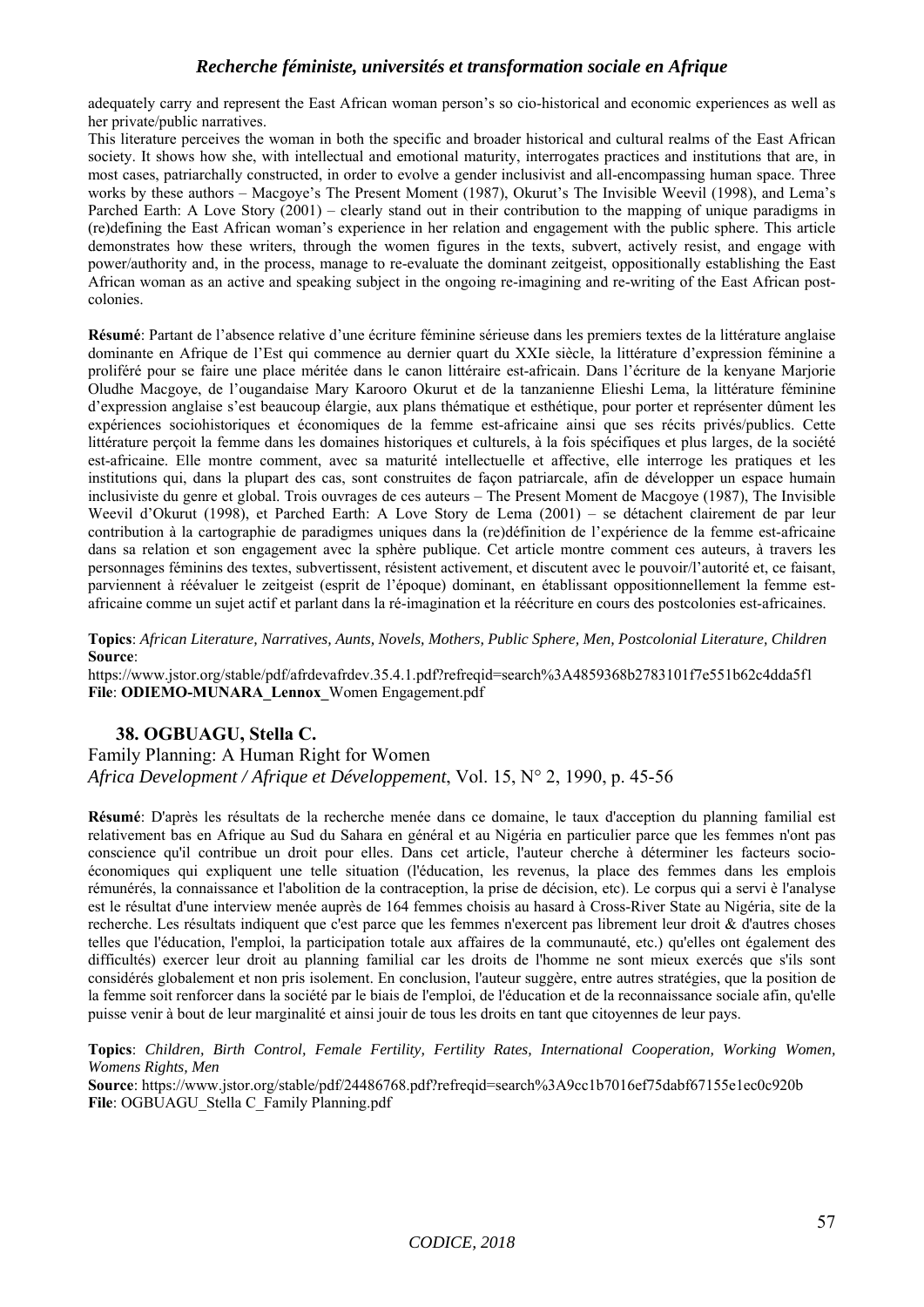adequately carry and represent the East African woman person's so cio-historical and economic experiences as well as her private/public narratives.
This literature perceives the woman in both the specific and broader historical and cultural realms of the East African society. It shows how she, with intellectual and emotional maturity, interrogates practices and institutions that are, in most cases, patriarchally constructed, in order to evolve a gender inclusivist and all-encompassing human space. Three works by these authors – Macgoye's The Present Moment (1987), Okurut's The Invisible Weevil (1998), and Lema's Parched Earth: A Love Story (2001) – clearly stand out in their contribution to the mapping of unique paradigms in (re)defining the East African woman's experience in her relation and engagement with the public sphere. This article demonstrates how these writers, through the women figures in the texts, subvert, actively resist, and engage with power/authority and, in the process, manage to re-evaluate the dominant zeitgeist, oppositionally establishing the East African woman as an active and speaking subject in the ongoing re-imagining and re-writing of the East African post-colonies.

**Résumé**: Partant de l'absence relative d'une écriture féminine sérieuse dans les premiers textes de la littérature anglaise dominante en Afrique de l'Est qui commence au dernier quart du XXIe siècle, la littérature d'expression féminine a proliféré pour se faire une place méritée dans le canon littéraire est-africain. Dans l'écriture de la kenyane Marjorie Oludhe Macgoye, de l'ougandaise Mary Karooro Okurut et de la tanzanienne Elieshi Lema, la littérature féminine d'expression anglaise s'est beaucoup élargie, aux plans thématique et esthétique, pour porter et représenter dûment les expériences sociohistoriques et économiques de la femme est-africaine ainsi que ses récits privés/publics. Cette littérature perçoit la femme dans les domaines historiques et culturels, à la fois spécifiques et plus larges, de la société est-africaine. Elle montre comment, avec sa maturité intellectuelle et affective, elle interroge les pratiques et les institutions qui, dans la plupart des cas, sont construites de façon patriarcale, afin de développer un espace humain inclusiviste du genre et global. Trois ouvrages de ces auteurs – The Present Moment de Macgoye (1987), The Invisible Weevil d'Okurut (1998), et Parched Earth: A Love Story de Lema (2001) – se détachent clairement de par leur contribution à la cartographie de paradigmes uniques dans la (re)définition de l'expérience de la femme est-africaine dans sa relation et son engagement avec la sphère publique. Cet article montre comment ces auteurs, à travers les personnages féminins des textes, subvertissent, résistent activement, et discutent avec le pouvoir/l'autorité et, ce faisant, parviennent à réévaluer le zeitgeist (esprit de l'époque) dominant, en établissant oppositionnellement la femme est-africaine comme un sujet actif et parlant dans la ré-imagination et la réécriture en cours des postcolonies est-africaines.

**Topics**: *African Literature, Narratives, Aunts, Novels, Mothers, Public Sphere, Men, Postcolonial Literature, Children*
**Source**:
https://www.jstor.org/stable/pdf/afrdevafrdev.35.4.1.pdf?refreqid=search%3A4859368b2783101f7e551b62c4dda5f1
**File**: **ODIEMO-MUNARA_Lennox_**Women Engagement.pdf

### 38. OGBUAGU, Stella C.

Family Planning: A Human Right for Women
*Africa Development / Afrique et Développement*, Vol. 15, N° 2, 1990, p. 45-56

**Résumé**: D'après les résultats de la recherche menée dans ce domaine, le taux d'acception du planning familial est relativement bas en Afrique au Sud du Sahara en général et au Nigéria en particulier parce que les femmes n'ont pas conscience qu'il contribue un droit pour elles. Dans cet article, l'auteur cherche à déterminer les facteurs socio-économiques qui expliquent une telle situation (l'éducation, les revenus, la place des femmes dans les emplois rémunérés, la connaissance et l'abolition de la contraception, la prise de décision, etc). Le corpus qui a servi è l'analyse est le résultat d'une interview menée auprès de 164 femmes choisis au hasard à Cross-River State au Nigéria, site de la recherche. Les résultats indiquent que c'est parce que les femmes n'exercent pas librement leur droit & d'autres choses telles que l'éducation, l'emploi, la participation totale aux affaires de la communauté, etc.) qu'elles ont également des difficultés) exercer leur droit au planning familial car les droits de l'homme ne sont mieux exercés que s'ils sont considérés globalement et non pris isolement. En conclusion, l'auteur suggère, entre autres stratégies, que la position de la femme soit renforcer dans la société par le biais de l'emploi, de l'éducation et de la reconnaissance sociale afin, qu'elle puisse venir à bout de leur marginalité et ainsi jouir de tous les droits en tant que citoyennes de leur pays.

**Topics**: *Children, Birth Control, Female Fertility, Fertility Rates, International Cooperation, Working Women, Womens Rights, Men*
**Source**: https://www.jstor.org/stable/pdf/24486768.pdf?refreqid=search%3A9cc1b7016ef75dabf67155e1ec0c920b
**File**: OGBUAGU_Stella C_Family Planning.pdf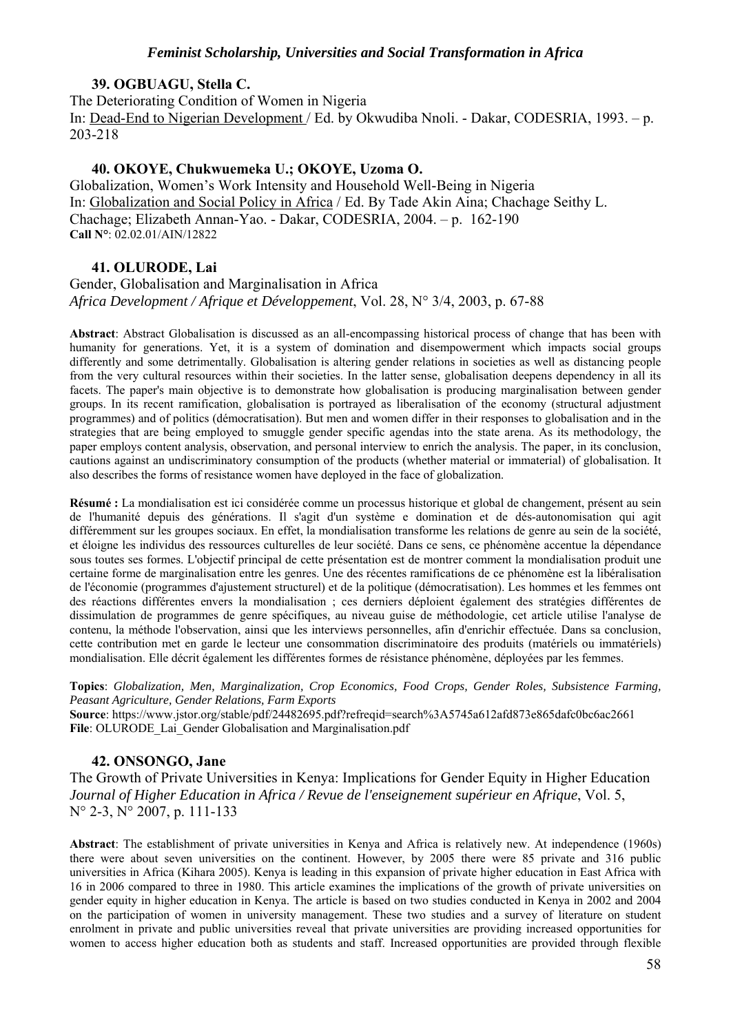### 39. OGBUAGU, Stella C.

The Deteriorating Condition of Women in Nigeria
In: Dead-End to Nigerian Development / Ed. by Okwudiba Nnoli. - Dakar, CODESRIA, 1993. – p. 203-218

### 40. OKOYE, Chukwuemeka U.; OKOYE, Uzoma O.

Globalization, Women's Work Intensity and Household Well-Being in Nigeria
In: Globalization and Social Policy in Africa / Ed. By Tade Akin Aina; Chachage Seithy L. Chachage; Elizabeth Annan-Yao. - Dakar, CODESRIA, 2004. – p. 162-190
**Call N°**: 02.02.01/AIN/12822

### 41. OLURODE, Lai

Gender, Globalisation and Marginalisation in Africa
*Africa Development / Afrique et Développement*, Vol. 28, N° 3/4, 2003, p. 67-88

**Abstract**: Abstract Globalisation is discussed as an all-encompassing historical process of change that has been with humanity for generations. Yet, it is a system of domination and disempowerment which impacts social groups differently and some detrimentally. Globalisation is altering gender relations in societies as well as distancing people from the very cultural resources within their societies. In the latter sense, globalisation deepens dependency in all its facets. The paper's main objective is to demonstrate how globalisation is producing marginalisation between gender groups. In its recent ramification, globalisation is portrayed as liberalisation of the economy (structural adjustment programmes) and of politics (démocratisation). But men and women differ in their responses to globalisation and in the strategies that are being employed to smuggle gender specific agendas into the state arena. As its methodology, the paper employs content analysis, observation, and personal interview to enrich the analysis. The paper, in its conclusion, cautions against an undiscriminatory consumption of the products (whether material or immaterial) of globalisation. It also describes the forms of resistance women have deployed in the face of globalization.

**Résumé :** La mondialisation est ici considérée comme un processus historique et global de changement, présent au sein de l'humanité depuis des générations. Il s'agit d'un système e domination et de dés-autonomisation qui agit différemment sur les groupes sociaux. En effet, la mondialisation transforme les relations de genre au sein de la société, et éloigne les individus des ressources culturelles de leur société. Dans ce sens, ce phénomène accentue la dépendance sous toutes ses formes. L'objectif principal de cette présentation est de montrer comment la mondialisation produit une certaine forme de marginalisation entre les genres. Une des récentes ramifications de ce phénomène est la libéralisation de l'économie (programmes d'ajustement structurel) et de la politique (démocratisation). Les hommes et les femmes ont des réactions différentes envers la mondialisation ; ces derniers déploient également des stratégies différentes de dissimulation de programmes de genre spécifiques, au niveau guise de méthodologie, cet article utilise l'analyse de contenu, la méthode l'observation, ainsi que les interviews personnelles, afin d'enrichir effectuée. Dans sa conclusion, cette contribution met en garde le lecteur une consommation discriminatoire des produits (matériels ou immatériels) mondialisation. Elle décrit également les différentes formes de résistance phénomène, déployées par les femmes.

**Topics**: *Globalization, Men, Marginalization, Crop Economics, Food Crops, Gender Roles, Subsistence Farming, Peasant Agriculture, Gender Relations, Farm Exports*
**Source**: https://www.jstor.org/stable/pdf/24482695.pdf?refreqid=search%3A5745a612afd873e865dafc0bc6ac2661
**File**: OLURODE_Lai_Gender Globalisation and Marginalisation.pdf

### 42. ONSONGO, Jane

The Growth of Private Universities in Kenya: Implications for Gender Equity in Higher Education
*Journal of Higher Education in Africa / Revue de l'enseignement supérieur en Afrique*, Vol. 5, N° 2-3, N° 2007, p. 111-133

**Abstract**: The establishment of private universities in Kenya and Africa is relatively new. At independence (1960s) there were about seven universities on the continent. However, by 2005 there were 85 private and 316 public universities in Africa (Kihara 2005). Kenya is leading in this expansion of private higher education in East Africa with 16 in 2006 compared to three in 1980. This article examines the implications of the growth of private universities on gender equity in higher education in Kenya. The article is based on two studies conducted in Kenya in 2002 and 2004 on the participation of women in university management. These two studies and a survey of literature on student enrolment in private and public universities reveal that private universities are providing increased opportunities for women to access higher education both as students and staff. Increased opportunities are provided through flexible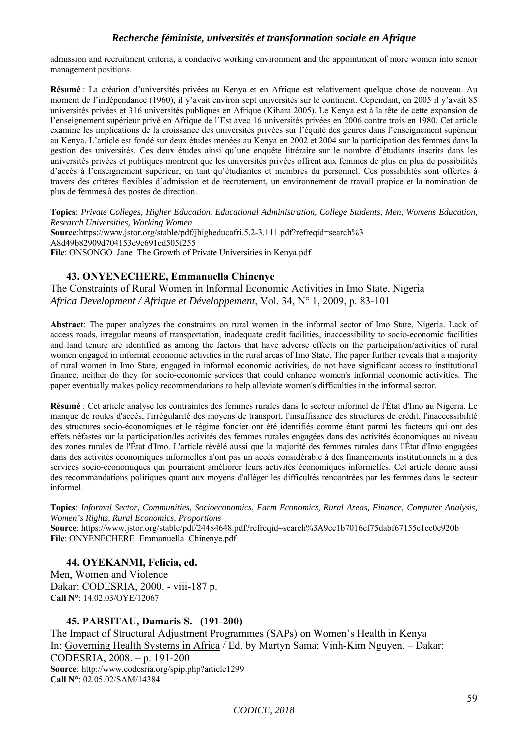admission and recruitment criteria, a conducive working environment and the appointment of more women into senior management positions.

**Résumé** : La création d'universités privées au Kenya et en Afrique est relativement quelque chose de nouveau. Au moment de l'indépendance (1960), il y'avait environ sept universités sur le continent. Cependant, en 2005 il y'avait 85 universités privées et 316 universités publiques en Afrique (Kihara 2005). Le Kenya est à la tête de cette expansion de l'enseignement supérieur privé en Afrique de l'Est avec 16 universités privées en 2006 contre trois en 1980. Cet article examine les implications de la croissance des universités privées sur l'équité des genres dans l'enseignement supérieur au Kenya. L'article est fondé sur deux études menées au Kenya en 2002 et 2004 sur la participation des femmes dans la gestion des universités. Ces deux études ainsi qu'une enquête littéraire sur le nombre d'étudiants inscrits dans les universités privées et publiques montrent que les universités privées offrent aux femmes de plus en plus de possibilités d'accès à l'enseignement supérieur, en tant qu'étudiantes et membres du personnel. Ces possibilités sont offertes à travers des critères flexibles d'admission et de recrutement, un environnement de travail propice et la nomination de plus de femmes à des postes de direction.

**Topics**: *Private Colleges, Higher Education, Educational Administration, College Students, Men, Womens Education, Research Universities, Working Women*
**Source**:https://www.jstor.org/stable/pdf/jhigheducafri.5.2-3.111.pdf?refreqid=search%3A8d49b82909d704153e9e691cd505f255
**File**: ONSONGO_Jane_The Growth of Private Universities in Kenya.pdf

### 43. ONYENECHERE, Emmanuella Chinenye

The Constraints of Rural Women in Informal Economic Activities in Imo State, Nigeria
*Africa Development / Afrique et Développement*, Vol. 34, N° 1, 2009, p. 83-101

**Abstract**: The paper analyzes the constraints on rural women in the informal sector of Imo State, Nigeria. Lack of access roads, irregular means of transportation, inadequate credit facilities, inaccessibility to socio-economic facilities and land tenure are identified as among the factors that have adverse effects on the participation/activities of rural women engaged in informal economic activities in the rural areas of Imo State. The paper further reveals that a majority of rural women in Imo State, engaged in informal economic activities, do not have significant access to institutional finance, neither do they for socio-economic services that could enhance women's informal economic activities. The paper eventually makes policy recommendations to help alleviate women's difficulties in the informal sector.

**Résumé** : Cet article analyse les contraintes des femmes rurales dans le secteur informel de l'État d'Imo au Nigeria. Le manque de routes d'accès, l'irrégularité des moyens de transport, l'insuffisance des structures de crédit, l'inaccessibilité des structures socio-économiques et le régime foncier ont été identifiés comme étant parmi les facteurs qui ont des effets néfastes sur la participation/les activités des femmes rurales engagées dans des activités économiques au niveau des zones rurales de l'État d'Imo. L'article révélé aussi que la majorité des femmes rurales dans l'État d'Imo engagées dans des activités économiques informelles n'ont pas un accès considérable à des financements institutionnels ni à des services socio-économiques qui pourraient améliorer leurs activités économiques informelles. Cet article donne aussi des recommandations politiques quant aux moyens d'alléger les difficultés rencontrées par les femmes dans le secteur informel.

**Topics**: *Informal Sector, Communities, Socioeconomics, Farm Economics, Rural Areas, Finance, Computer Analysis, Women's Rights, Rural Economics, Proportions*
**Source**: https://www.jstor.org/stable/pdf/24484648.pdf?refreqid=search%3A9cc1b7016ef75dabf67155e1ec0c920b
**File**: ONYENECHERE_Emmanuella_Chinenye.pdf

### 44. OYEKANMI, Felicia, ed.

Men, Women and Violence
Dakar: CODESRIA, 2000. - viii-187 p.
**Call N°**: 14.02.03/OYE/12067

### 45. PARSITAU, Damaris S. (191-200)

The Impact of Structural Adjustment Programmes (SAPs) on Women's Health in Kenya
In: Governing Health Systems in Africa / Ed. by Martyn Sama; Vinh-Kim Nguyen. – Dakar: CODESRIA, 2008. – p. 191-200
**Source**: http://www.codesria.org/spip.php?article1299
**Call N°**: 02.05.02/SAM/14384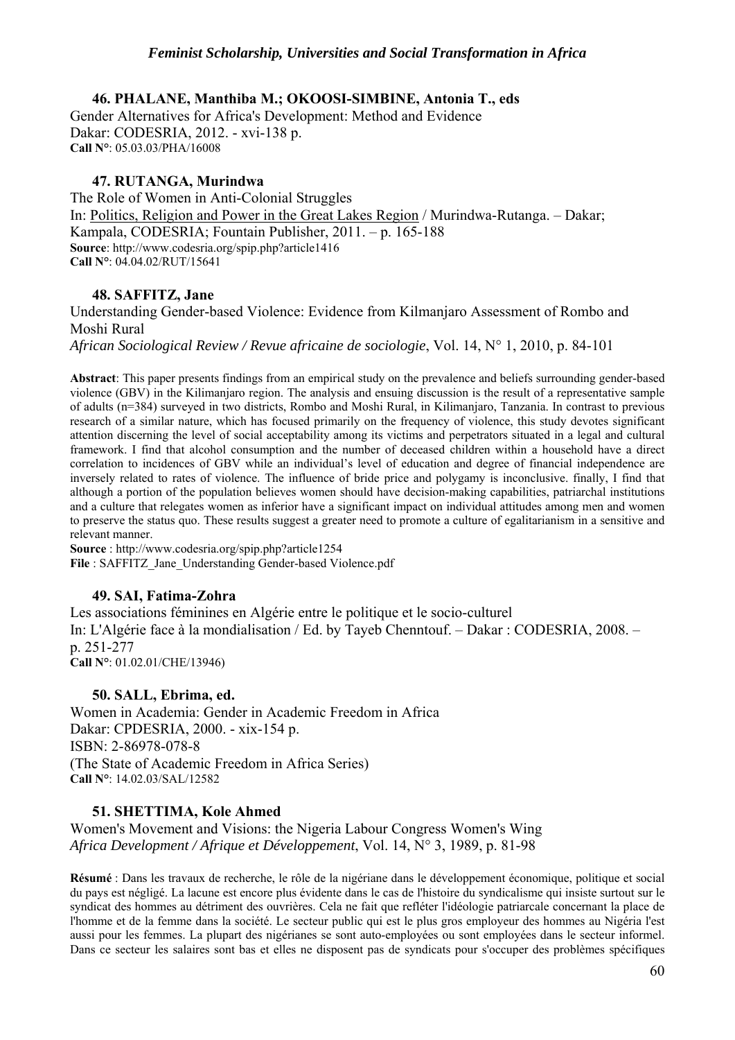### 46. PHALANE, Manthiba M.; OKOOSI-SIMBINE, Antonia T., eds

Gender Alternatives for Africa's Development: Method and Evidence
Dakar: CODESRIA, 2012. - xvi-138 p.
**Call N°**: 05.03.03/PHA/16008

### 47. RUTANGA, Murindwa

The Role of Women in Anti-Colonial Struggles
In: Politics, Religion and Power in the Great Lakes Region / Murindwa-Rutanga. – Dakar; Kampala, CODESRIA; Fountain Publisher, 2011. – p. 165-188
**Source**: http://www.codesria.org/spip.php?article1416
**Call N°**: 04.04.02/RUT/15641

### 48. SAFFITZ, Jane

Understanding Gender-based Violence: Evidence from Kilmanjaro Assessment of Rombo and Moshi Rural
*African Sociological Review / Revue africaine de sociologie*, Vol. 14, N° 1, 2010, p. 84-101

**Abstract**: This paper presents findings from an empirical study on the prevalence and beliefs surrounding gender-based violence (GBV) in the Kilimanjaro region. The analysis and ensuing discussion is the result of a representative sample of adults (n=384) surveyed in two districts, Rombo and Moshi Rural, in Kilimanjaro, Tanzania. In contrast to previous research of a similar nature, which has focused primarily on the frequency of violence, this study devotes significant attention discerning the level of social acceptability among its victims and perpetrators situated in a legal and cultural framework. I find that alcohol consumption and the number of deceased children within a household have a direct correlation to incidences of GBV while an individual's level of education and degree of financial independence are inversely related to rates of violence. The influence of bride price and polygamy is inconclusive. finally, I find that although a portion of the population believes women should have decision-making capabilities, patriarchal institutions and a culture that relegates women as inferior have a significant impact on individual attitudes among men and women to preserve the status quo. These results suggest a greater need to promote a culture of egalitarianism in a sensitive and relevant manner.
**Source** : http://www.codesria.org/spip.php?article1254
**File** : SAFFITZ_Jane_Understanding Gender-based Violence.pdf

### 49. SAI, Fatima-Zohra

Les associations féminines en Algérie entre le politique et le socio-culturel
In: L'Algérie face à la mondialisation / Ed. by Tayeb Chenntouf. – Dakar : CODESRIA, 2008. – p. 251-277
**Call N°**: 01.02.01/CHE/13946)

### 50. SALL, Ebrima, ed.

Women in Academia: Gender in Academic Freedom in Africa
Dakar: CPDESRIA, 2000. - xix-154 p.
ISBN: 2-86978-078-8
(The State of Academic Freedom in Africa Series)
**Call N°**: 14.02.03/SAL/12582

### 51. SHETTIMA, Kole Ahmed

Women's Movement and Visions: the Nigeria Labour Congress Women's Wing
*Africa Development / Afrique et Développement*, Vol. 14, N° 3, 1989, p. 81-98

**Résumé** : Dans les travaux de recherche, le rôle de la nigériane dans le développement économique, politique et social du pays est négligé. La lacune est encore plus évidente dans le cas de l'histoire du syndicalisme qui insiste surtout sur le syndicat des hommes au détriment des ouvrières. Cela ne fait que refléter l'idéologie patriarcale concernant la place de l'homme et de la femme dans la société. Le secteur public qui est le plus gros employeur des hommes au Nigéria l'est aussi pour les femmes. La plupart des nigérianes se sont auto-employées ou sont employées dans le secteur informel. Dans ce secteur les salaires sont bas et elles ne disposent pas de syndicats pour s'occuper des problèmes spécifiques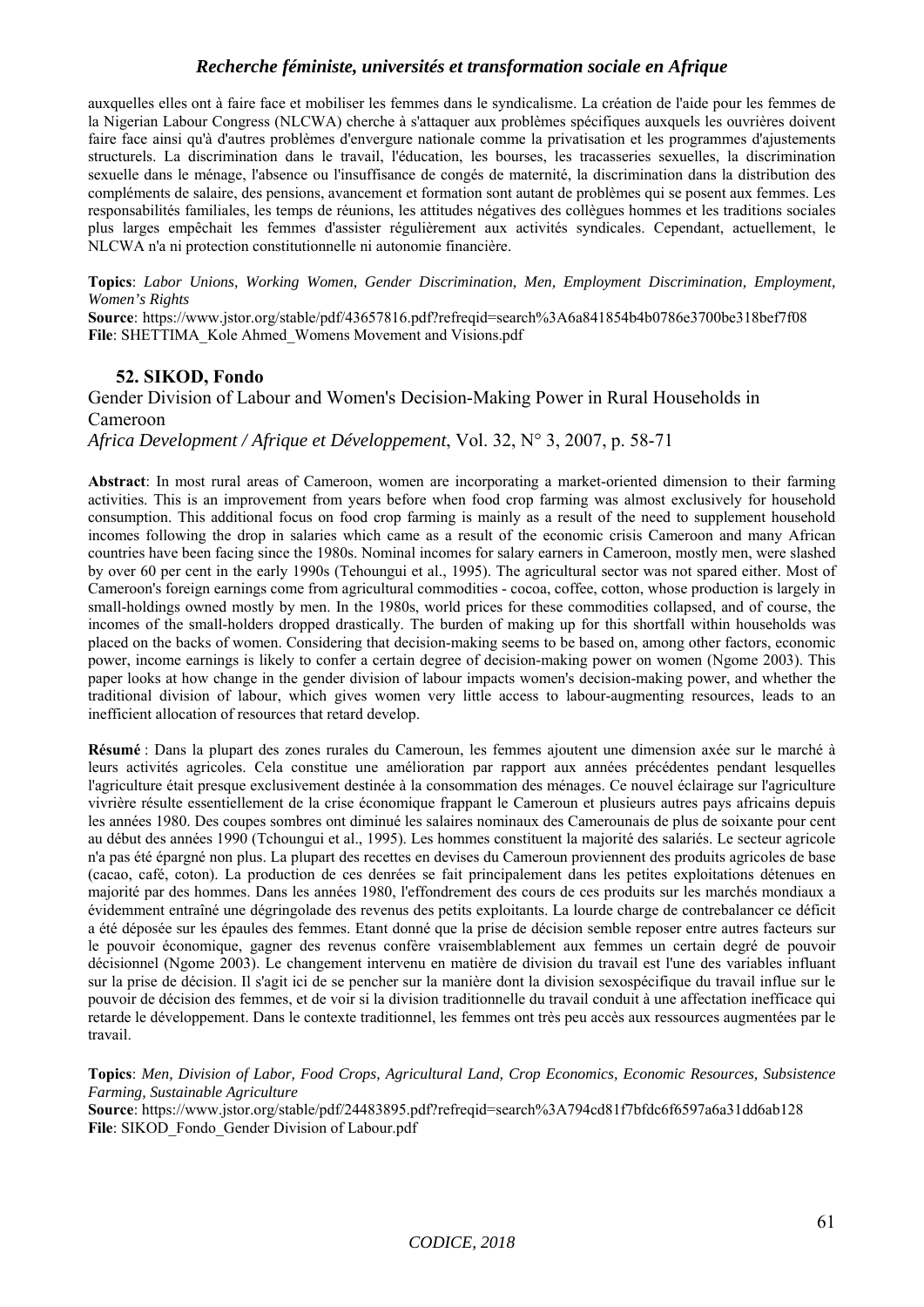auxquelles elles ont à faire face et mobiliser les femmes dans le syndicalisme. La création de l'aide pour les femmes de la Nigerian Labour Congress (NLCWA) cherche à s'attaquer aux problèmes spécifiques auxquels les ouvrières doivent faire face ainsi qu'à d'autres problèmes d'envergure nationale comme la privatisation et les programmes d'ajustements structurels. La discrimination dans le travail, l'éducation, les bourses, les tracasseries sexuelles, la discrimination sexuelle dans le ménage, l'absence ou l'insuffisance de congés de maternité, la discrimination dans la distribution des compléments de salaire, des pensions, avancement et formation sont autant de problèmes qui se posent aux femmes. Les responsabilités familiales, les temps de réunions, les attitudes négatives des collègues hommes et les traditions sociales plus larges empêchait les femmes d'assister régulièrement aux activités syndicales. Cependant, actuellement, le NLCWA n'a ni protection constitutionnelle ni autonomie financière.

**Topics**: *Labor Unions, Working Women, Gender Discrimination, Men, Employment Discrimination, Employment, Women's Rights*
**Source**: https://www.jstor.org/stable/pdf/43657816.pdf?refreqid=search%3A6a841854b4b0786e3700be318bef7f08
**File**: SHETTIMA_Kole Ahmed_Womens Movement and Visions.pdf

### 52. SIKOD, Fondo

Gender Division of Labour and Women's Decision-Making Power in Rural Households in Cameroon
*Africa Development / Afrique et Développement*, Vol. 32, N° 3, 2007, p. 58-71

**Abstract**: In most rural areas of Cameroon, women are incorporating a market-oriented dimension to their farming activities. This is an improvement from years before when food crop farming was almost exclusively for household consumption. This additional focus on food crop farming is mainly as a result of the need to supplement household incomes following the drop in salaries which came as a result of the economic crisis Cameroon and many African countries have been facing since the 1980s. Nominal incomes for salary earners in Cameroon, mostly men, were slashed by over 60 per cent in the early 1990s (Tehoungui et al., 1995). The agricultural sector was not spared either. Most of Cameroon's foreign earnings come from agricultural commodities - cocoa, coffee, cotton, whose production is largely in small-holdings owned mostly by men. In the 1980s, world prices for these commodities collapsed, and of course, the incomes of the small-holders dropped drastically. The burden of making up for this shortfall within households was placed on the backs of women. Considering that decision-making seems to be based on, among other factors, economic power, income earnings is likely to confer a certain degree of decision-making power on women (Ngome 2003). This paper looks at how change in the gender division of labour impacts women's decision-making power, and whether the traditional division of labour, which gives women very little access to labour-augmenting resources, leads to an inefficient allocation of resources that retard develop.

**Résumé** : Dans la plupart des zones rurales du Cameroun, les femmes ajoutent une dimension axée sur le marché à leurs activités agricoles. Cela constitue une amélioration par rapport aux années précédentes pendant lesquelles l'agriculture était presque exclusivement destinée à la consommation des ménages. Ce nouvel éclairage sur l'agriculture vivrière résulte essentiellement de la crise économique frappant le Cameroun et plusieurs autres pays africains depuis les années 1980. Des coupes sombres ont diminué les salaires nominaux des Camerounais de plus de soixante pour cent au début des années 1990 (Tchoungui et al., 1995). Les hommes constituent la majorité des salariés. Le secteur agricole n'a pas été épargné non plus. La plupart des recettes en devises du Cameroun proviennent des produits agricoles de base (cacao, café, coton). La production de ces denrées se fait principalement dans les petites exploitations détenues en majorité par des hommes. Dans les années 1980, l'effondrement des cours de ces produits sur les marchés mondiaux a évidemment entraîné une dégringolade des revenus des petits exploitants. La lourde charge de contrebalancer ce déficit a été déposée sur les épaules des femmes. Etant donné que la prise de décision semble reposer entre autres facteurs sur le pouvoir économique, gagner des revenus confère vraisemblablement aux femmes un certain degré de pouvoir décisionnel (Ngome 2003). Le changement intervenu en matière de division du travail est l'une des variables influant sur la prise de décision. Il s'agit ici de se pencher sur la manière dont la division sexospécifique du travail influe sur le pouvoir de décision des femmes, et de voir si la division traditionnelle du travail conduit à une affectation inefficace qui retarde le développement. Dans le contexte traditionnel, les femmes ont très peu accès aux ressources augmentées par le travail.

**Topics**: *Men, Division of Labor, Food Crops, Agricultural Land, Crop Economics, Economic Resources, Subsistence Farming, Sustainable Agriculture*
**Source**: https://www.jstor.org/stable/pdf/24483895.pdf?refreqid=search%3A794cd81f7bfdc6f6597a6a31dd6ab128
**File**: SIKOD_Fondo_Gender Division of Labour.pdf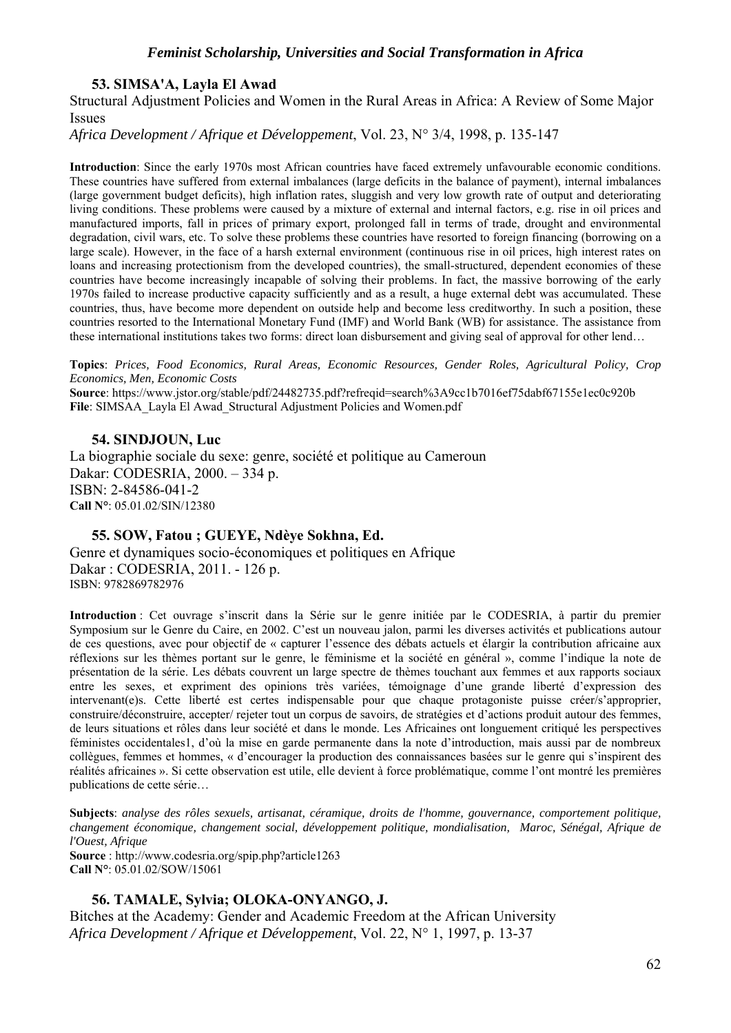### 53. SIMSA'A, Layla El Awad

Structural Adjustment Policies and Women in the Rural Areas in Africa: A Review of Some Major Issues
*Africa Development / Afrique et Développement*, Vol. 23, N° 3/4, 1998, p. 135-147

**Introduction**: Since the early 1970s most African countries have faced extremely unfavourable economic conditions. These countries have suffered from external imbalances (large deficits in the balance of payment), internal imbalances (large government budget deficits), high inflation rates, sluggish and very low growth rate of output and deteriorating living conditions. These problems were caused by a mixture of external and internal factors, e.g. rise in oil prices and manufactured imports, fall in prices of primary export, prolonged fall in terms of trade, drought and environmental degradation, civil wars, etc. To solve these problems these countries have resorted to foreign financing (borrowing on a large scale). However, in the face of a harsh external environment (continuous rise in oil prices, high interest rates on loans and increasing protectionism from the developed countries), the small-structured, dependent economies of these countries have become increasingly incapable of solving their problems. In fact, the massive borrowing of the early 1970s failed to increase productive capacity sufficiently and as a result, a huge external debt was accumulated. These countries, thus, have become more dependent on outside help and become less creditworthy. In such a position, these countries resorted to the International Monetary Fund (IMF) and World Bank (WB) for assistance. The assistance from these international institutions takes two forms: direct loan disbursement and giving seal of approval for other lend…

**Topics**: *Prices, Food Economics, Rural Areas, Economic Resources, Gender Roles, Agricultural Policy, Crop Economics, Men, Economic Costs*
**Source**: https://www.jstor.org/stable/pdf/24482735.pdf?refreqid=search%3A9cc1b7016ef75dabf67155e1ec0c920b
**File**: SIMSAA_Layla El Awad_Structural Adjustment Policies and Women.pdf

### 54. SINDJOUN, Luc

La biographie sociale du sexe: genre, société et politique au Cameroun
Dakar: CODESRIA, 2000. – 334 p.
ISBN: 2-84586-041-2
**Call N°**: 05.01.02/SIN/12380

### 55. SOW, Fatou ; GUEYE, Ndèye Sokhna, Ed.

Genre et dynamiques socio-économiques et politiques en Afrique
Dakar : CODESRIA, 2011. - 126 p.
ISBN: 9782869782976

**Introduction** : Cet ouvrage s'inscrit dans la Série sur le genre initiée par le CODESRIA, à partir du premier Symposium sur le Genre du Caire, en 2002. C'est un nouveau jalon, parmi les diverses activités et publications autour de ces questions, avec pour objectif de « capturer l'essence des débats actuels et élargir la contribution africaine aux réflexions sur les thèmes portant sur le genre, le féminisme et la société en général », comme l'indique la note de présentation de la série. Les débats couvrent un large spectre de thèmes touchant aux femmes et aux rapports sociaux entre les sexes, et expriment des opinions très variées, témoignage d'une grande liberté d'expression des intervenant(e)s. Cette liberté est certes indispensable pour que chaque protagoniste puisse créer/s'approprier, construire/déconstruire, accepter/ rejeter tout un corpus de savoirs, de stratégies et d'actions produit autour des femmes, de leurs situations et rôles dans leur société et dans le monde. Les Africaines ont longuement critiqué les perspectives féministes occidentales1, d'où la mise en garde permanente dans la note d'introduction, mais aussi par de nombreux collègues, femmes et hommes, « d'encourager la production des connaissances basées sur le genre qui s'inspirent des réalités africaines ». Si cette observation est utile, elle devient à force problématique, comme l'ont montré les premières publications de cette série…

**Subjects**: *analyse des rôles sexuels, artisanat, céramique, droits de l'homme, gouvernance, comportement politique, changement économique, changement social, développement politique, mondialisation, Maroc, Sénégal, Afrique de l'Ouest, Afrique*
**Source** : http://www.codesria.org/spip.php?article1263
**Call N°**: 05.01.02/SOW/15061

### 56. TAMALE, Sylvia; OLOKA-ONYANGO, J.

Bitches at the Academy: Gender and Academic Freedom at the African University
*Africa Development / Afrique et Développement*, Vol. 22, N° 1, 1997, p. 13-37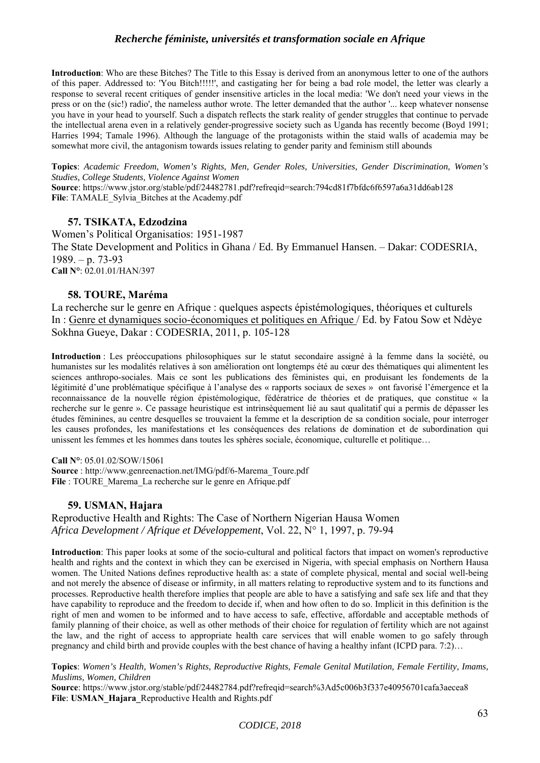**Introduction**: Who are these Bitches? The Title to this Essay is derived from an anonymous letter to one of the authors of this paper. Addressed to: 'You Bitch!!!!!', and castigating her for being a bad role model, the letter was clearly a response to several recent critiques of gender insensitive articles in the local media: 'We don't need your views in the press or on the (sic!) radio', the nameless author wrote. The letter demanded that the author '... keep whatever nonsense you have in your head to yourself. Such a dispatch reflects the stark reality of gender struggles that continue to pervade the intellectual arena even in a relatively gender-progressive society such as Uganda has recently become (Boyd 1991; Harries 1994; Tamale 1996). Although the language of the protagonists within the staid walls of academia may be somewhat more civil, the antagonism towards issues relating to gender parity and feminism still abounds

**Topics**: *Academic Freedom, Women's Rights, Men, Gender Roles, Universities, Gender Discrimination, Women's Studies, College Students, Violence Against Women*
**Source**: https://www.jstor.org/stable/pdf/24482781.pdf?refreqid=search:794cd81f7bfdc6f6597a6a31dd6ab128
**File**: TAMALE_Sylvia_Bitches at the Academy.pdf

### 57. TSIKATA, Edzodzina

Women's Political Organisatios: 1951-1987
The State Development and Politics in Ghana / Ed. By Emmanuel Hansen. – Dakar: CODESRIA, 1989. – p. 73-93
**Call N°**: 02.01.01/HAN/397

### 58. TOURE, Maréma

La recherche sur le genre en Afrique : quelques aspects épistémologiques, théoriques et culturels
In : Genre et dynamiques socio-économiques et politiques en Afrique / Ed. by Fatou Sow et Ndèye Sokhna Gueye, Dakar : CODESRIA, 2011, p. 105-128

**Introduction** : Les préoccupations philosophiques sur le statut secondaire assigné à la femme dans la société, ou humanistes sur les modalités relatives à son amélioration ont longtemps été au cœur des thématiques qui alimentent les sciences anthropo-sociales. Mais ce sont les publications des féministes qui, en produisant les fondements de la légitimité d'une problématique spécifique à l'analyse des « rapports sociaux de sexes » ont favorisé l'émergence et la reconnaissance de la nouvelle région épistémologique, fédératrice de théories et de pratiques, que constitue « la recherche sur le genre ». Ce passage heuristique est intrinsèquement lié au saut qualitatif qui a permis de dépasser les études féminines, au centre desquelles se trouvaient la femme et la description de sa condition sociale, pour interroger les causes profondes, les manifestations et les conséquences des relations de domination et de subordination qui unissent les femmes et les hommes dans toutes les sphères sociale, économique, culturelle et politique…

**Call N°**: 05.01.02/SOW/15061
**Source** : http://www.genreenaction.net/IMG/pdf/6-Marema_Toure.pdf
**File** : TOURE_Marema_La recherche sur le genre en Afrique.pdf

### 59. USMAN, Hajara

Reproductive Health and Rights: The Case of Northern Nigerian Hausa Women
*Africa Development / Afrique et Développement*, Vol. 22, N° 1, 1997, p. 79-94

**Introduction**: This paper looks at some of the socio-cultural and political factors that impact on women's reproductive health and rights and the context in which they can be exercised in Nigeria, with special emphasis on Northern Hausa women. The United Nations defines reproductive health as: a state of complete physical, mental and social well-being and not merely the absence of disease or infirmity, in all matters relating to reproductive system and to its functions and processes. Reproductive health therefore implies that people are able to have a satisfying and safe sex life and that they have capability to reproduce and the freedom to decide if, when and how often to do so. Implicit in this definition is the right of men and women to be informed and to have access to safe, effective, affordable and acceptable methods of family planning of their choice, as well as other methods of their choice for regulation of fertility which are not against the law, and the right of access to appropriate health care services that will enable women to go safely through pregnancy and child birth and provide couples with the best chance of having a healthy infant (ICPD para. 7:2)…

**Topics**: *Women's Health, Women's Rights, Reproductive Rights, Female Genital Mutilation, Female Fertility, Imams, Muslims, Women, Children*
**Source**: https://www.jstor.org/stable/pdf/24482784.pdf?refreqid=search%3Ad5c006b3f337e40956701cafa3aecea8
**File**: **USMAN_Hajara_**Reproductive Health and Rights.pdf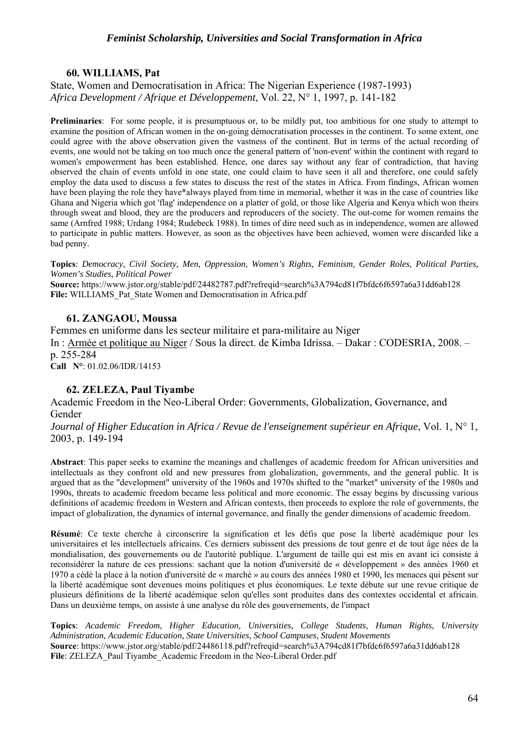### 60. WILLIAMS, Pat

State, Women and Democratisation in Africa: The Nigerian Experience (1987-1993)
*Africa Development / Afrique et Développement*, Vol. 22, N° 1, 1997, p. 141-182

**Preliminaries**: For some people, it is presumptuous or, to be mildly put, too ambitious for one study to attempt to examine the position of African women in the on-going démocratisation processes in the continent. To some extent, one could agree with the above observation given the vastness of the continent. But in terms of the actual recording of events, one would not be taking on too much once the general pattern of 'non-event' within the continent with regard to women's empowerment has been established. Hence, one dares say without any fear of contradiction, that having observed the chain of events unfold in one state, one could claim to have seen it all and therefore, one could safely employ the data used to discuss a few states to discuss the rest of the states in Africa. From findings, African women have been playing the role they have*always played from time in memorial, whether it was in the case of countries like Ghana and Nigeria which got 'flag' independence on a platter of gold, or those like Algeria and Kenya which won theirs through sweat and blood, they are the producers and reproducers of the society. The out-come for women remains the same (Arnfred 1988; Urdang 1984; Rudebeck 1988). In times of dire need such as in independence, women are allowed to participate in public matters. However, as soon as the objectives have been achieved, women were discarded like a bad penny.

**Topics**: *Democracy, Civil Society, Men, Oppression, Women's Rights, Feminism, Gender Roles, Political Parties, Women's Studies, Political Power*
**Source:** https://www.jstor.org/stable/pdf/24482787.pdf?refreqid=search%3A794cd81f7bfdc6f6597a6a31dd6ab128
**File:** WILLIAMS_Pat_State Women and Democratisation in Africa.pdf

### 61. ZANGAOU, Moussa

Femmes en uniforme dans les secteur militaire et para-militaire au Niger
In : Armée et politique au Niger / Sous la direct. de Kimba Idrissa. – Dakar : CODESRIA, 2008. – p. 255-284
**Call N°**: 01.02.06/IDR/14153

### 62. ZELEZA, Paul Tiyambe

Academic Freedom in the Neo-Liberal Order: Governments, Globalization, Governance, and Gender
*Journal of Higher Education in Africa / Revue de l'enseignement supérieur en Afrique*, Vol. 1, N° 1, 2003, p. 149-194

**Abstract**: This paper seeks to examine the meanings and challenges of academic freedom for African universities and intellectuals as they confront old and new pressures from globalization, governments, and the general public. It is argued that as the "development" university of the 1960s and 1970s shifted to the "market" university of the 1980s and 1990s, threats to academic freedom became less political and more economic. The essay begins by discussing various definitions of academic freedom in Western and African contexts, then proceeds to explore the role of governments, the impact of globalization, the dynamics of internal governance, and finally the gender dimensions of academic freedom.

**Résumé**: Ce texte cherche à circonscrire la signification et les défis que pose la liberté académique pour les universitaires et les intellectuels africains. Ces derniers subissent des pressions de tout genre et de tout âge nées de la mondialisation, des gouvernements ou de l'autorité publique. L'argument de taille qui est mis en avant ici consiste à reconsidérer la nature de ces pressions: sachant que la notion d'université de « développement » des années 1960 et 1970 a cédé la place à la notion d'université de « marché » au cours des années 1980 et 1990, les menaces qui pèsent sur la liberté académique sont devenues moins politiques et plus économiques. Le texte débute sur une revue critique de plusieurs définitions de la liberté académique selon qu'elles sont produites dans des contextes occidental et africain. Dans un deuxième temps, on assiste à une analyse du rôle des gouvernements, de l'impact

**Topics**: *Academic Freedom, Higher Education, Universities, College Students, Human Rights, University Administration, Academic Education, State Universities, School Campuses, Student Movements*
**Source**: https://www.jstor.org/stable/pdf/24486118.pdf?refreqid=search%3A794cd81f7bfdc6f6597a6a31dd6ab128
**File**: ZELEZA_Paul Tiyambe_Academic Freedom in the Neo-Liberal Order.pdf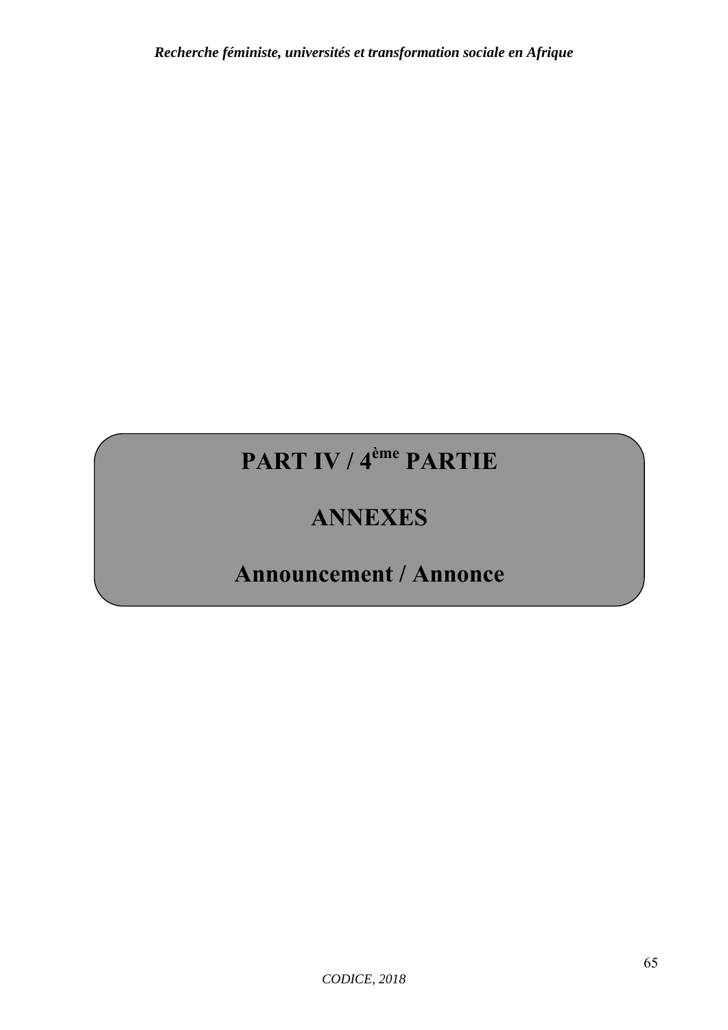# PART IV / 4ème PARTIE

# ANNEXES

# Announcement / Annonce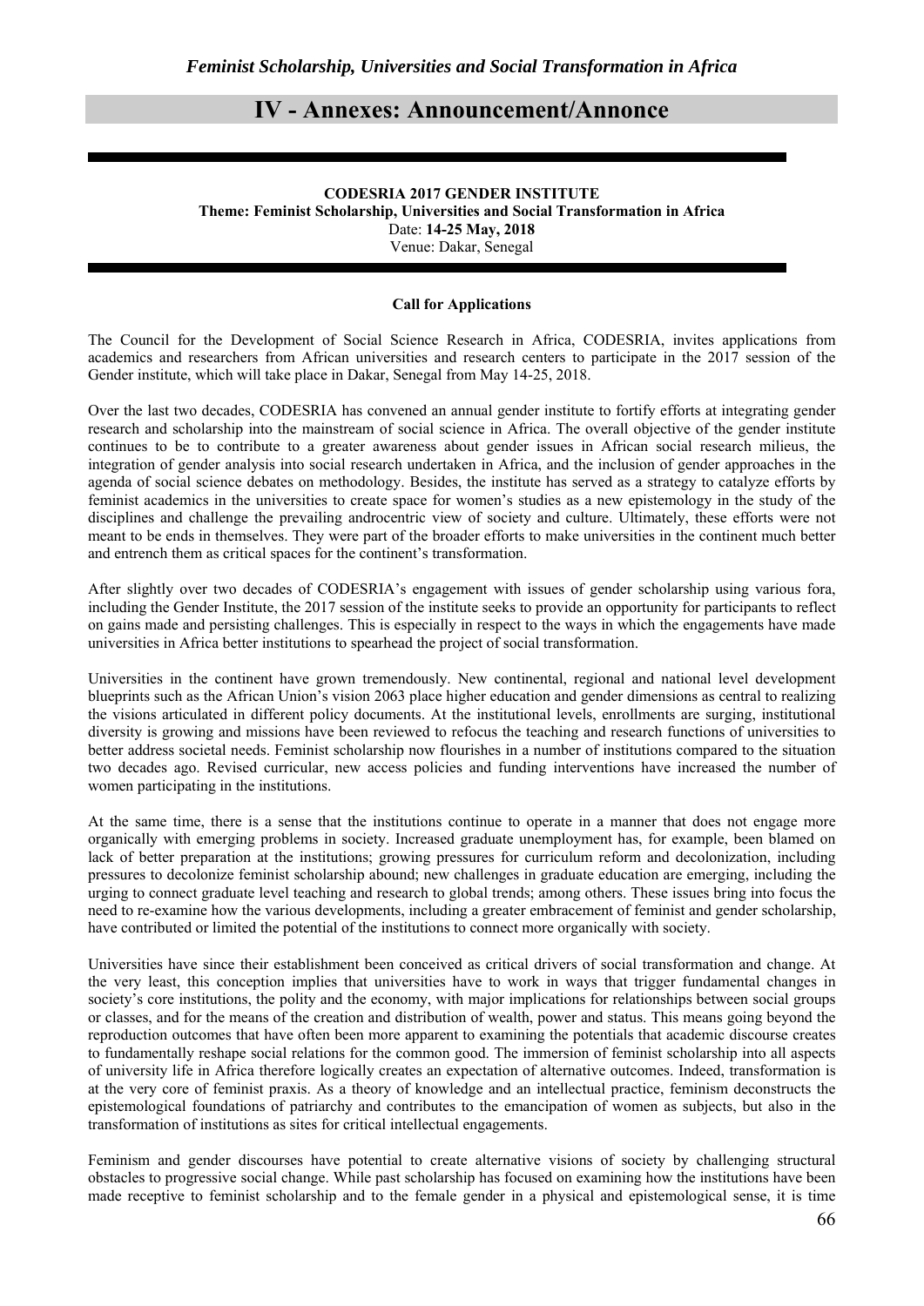# IV - Annexes: Announcement/Annonce

**CODESRIA 2017 GENDER INSTITUTE**
**Theme: Feminist Scholarship, Universities and Social Transformation in Africa**
Date: **14-25 May, 2018**
Venue: Dakar, Senegal

**Call for Applications**

The Council for the Development of Social Science Research in Africa, CODESRIA, invites applications from academics and researchers from African universities and research centers to participate in the 2017 session of the Gender institute, which will take place in Dakar, Senegal from May 14-25, 2018.

Over the last two decades, CODESRIA has convened an annual gender institute to fortify efforts at integrating gender research and scholarship into the mainstream of social science in Africa. The overall objective of the gender institute continues to be to contribute to a greater awareness about gender issues in African social research milieus, the integration of gender analysis into social research undertaken in Africa, and the inclusion of gender approaches in the agenda of social science debates on methodology. Besides, the institute has served as a strategy to catalyze efforts by feminist academics in the universities to create space for women's studies as a new epistemology in the study of the disciplines and challenge the prevailing androcentric view of society and culture. Ultimately, these efforts were not meant to be ends in themselves. They were part of the broader efforts to make universities in the continent much better and entrench them as critical spaces for the continent's transformation.

After slightly over two decades of CODESRIA's engagement with issues of gender scholarship using various fora, including the Gender Institute, the 2017 session of the institute seeks to provide an opportunity for participants to reflect on gains made and persisting challenges. This is especially in respect to the ways in which the engagements have made universities in Africa better institutions to spearhead the project of social transformation.

Universities in the continent have grown tremendously. New continental, regional and national level development blueprints such as the African Union's vision 2063 place higher education and gender dimensions as central to realizing the visions articulated in different policy documents. At the institutional levels, enrollments are surging, institutional diversity is growing and missions have been reviewed to refocus the teaching and research functions of universities to better address societal needs. Feminist scholarship now flourishes in a number of institutions compared to the situation two decades ago. Revised curricular, new access policies and funding interventions have increased the number of women participating in the institutions.

At the same time, there is a sense that the institutions continue to operate in a manner that does not engage more organically with emerging problems in society. Increased graduate unemployment has, for example, been blamed on lack of better preparation at the institutions; growing pressures for curriculum reform and decolonization, including pressures to decolonize feminist scholarship abound; new challenges in graduate education are emerging, including the urging to connect graduate level teaching and research to global trends; among others. These issues bring into focus the need to re-examine how the various developments, including a greater embracement of feminist and gender scholarship, have contributed or limited the potential of the institutions to connect more organically with society.

Universities have since their establishment been conceived as critical drivers of social transformation and change. At the very least, this conception implies that universities have to work in ways that trigger fundamental changes in society's core institutions, the polity and the economy, with major implications for relationships between social groups or classes, and for the means of the creation and distribution of wealth, power and status. This means going beyond the reproduction outcomes that have often been more apparent to examining the potentials that academic discourse creates to fundamentally reshape social relations for the common good. The immersion of feminist scholarship into all aspects of university life in Africa therefore logically creates an expectation of alternative outcomes. Indeed, transformation is at the very core of feminist praxis. As a theory of knowledge and an intellectual practice, feminism deconstructs the epistemological foundations of patriarchy and contributes to the emancipation of women as subjects, but also in the transformation of institutions as sites for critical intellectual engagements.

Feminism and gender discourses have potential to create alternative visions of society by challenging structural obstacles to progressive social change. While past scholarship has focused on examining how the institutions have been made receptive to feminist scholarship and to the female gender in a physical and epistemological sense, it is time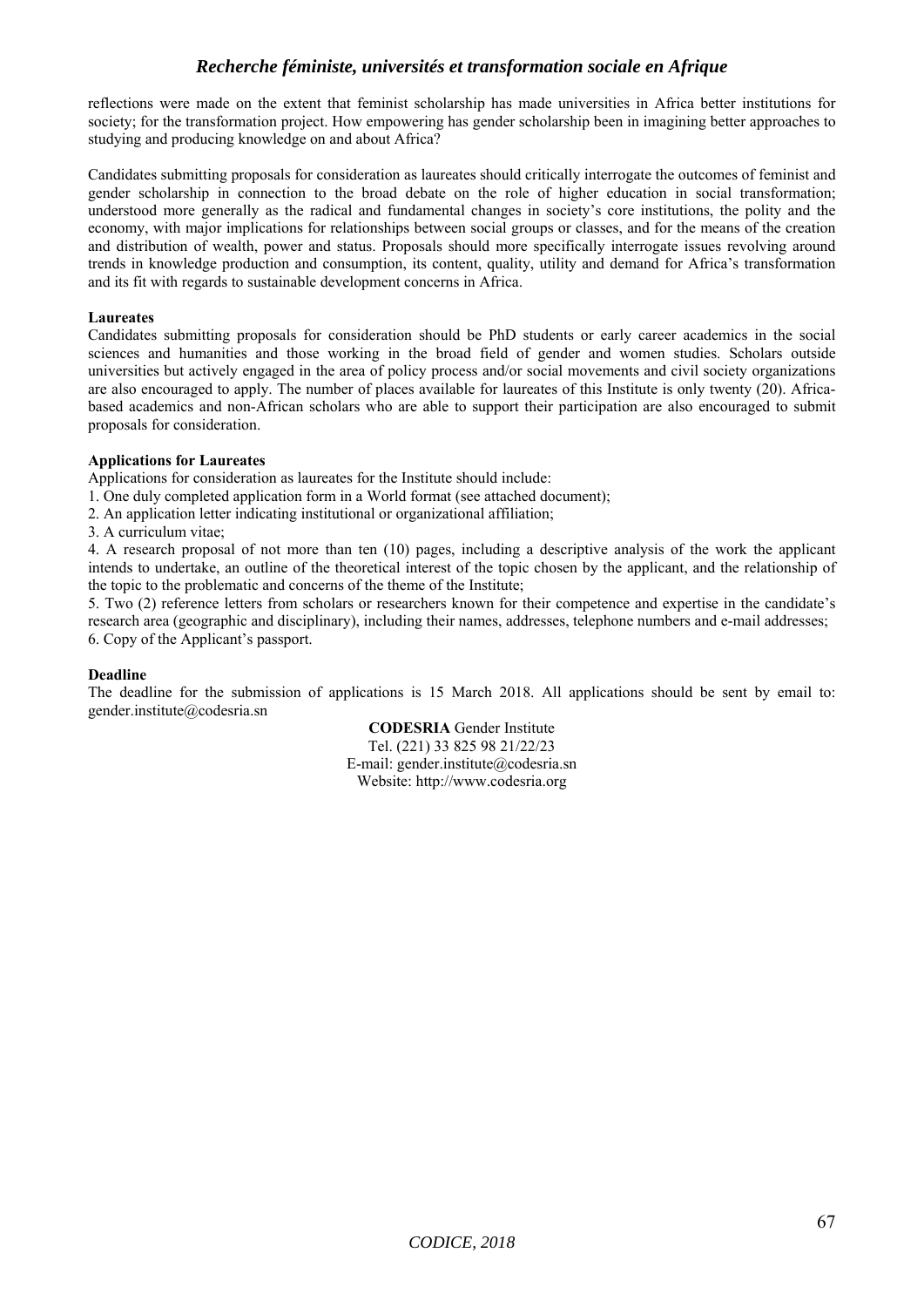reflections were made on the extent that feminist scholarship has made universities in Africa better institutions for society; for the transformation project. How empowering has gender scholarship been in imagining better approaches to studying and producing knowledge on and about Africa?

Candidates submitting proposals for consideration as laureates should critically interrogate the outcomes of feminist and gender scholarship in connection to the broad debate on the role of higher education in social transformation; understood more generally as the radical and fundamental changes in society's core institutions, the polity and the economy, with major implications for relationships between social groups or classes, and for the means of the creation and distribution of wealth, power and status. Proposals should more specifically interrogate issues revolving around trends in knowledge production and consumption, its content, quality, utility and demand for Africa's transformation and its fit with regards to sustainable development concerns in Africa.

**Laureates**

Candidates submitting proposals for consideration should be PhD students or early career academics in the social sciences and humanities and those working in the broad field of gender and women studies. Scholars outside universities but actively engaged in the area of policy process and/or social movements and civil society organizations are also encouraged to apply. The number of places available for laureates of this Institute is only twenty (20). Africa-based academics and non-African scholars who are able to support their participation are also encouraged to submit proposals for consideration.

**Applications for Laureates**

Applications for consideration as laureates for the Institute should include:

1. One duly completed application form in a World format (see attached document);
2. An application letter indicating institutional or organizational affiliation;
3. A curriculum vitae;
4. A research proposal of not more than ten (10) pages, including a descriptive analysis of the work the applicant intends to undertake, an outline of the theoretical interest of the topic chosen by the applicant, and the relationship of the topic to the problematic and concerns of the theme of the Institute;
5. Two (2) reference letters from scholars or researchers known for their competence and expertise in the candidate's research area (geographic and disciplinary), including their names, addresses, telephone numbers and e-mail addresses;
6. Copy of the Applicant's passport.

**Deadline**

The deadline for the submission of applications is 15 March 2018. All applications should be sent by email to: gender.institute@codesria.sn

**CODESRIA** Gender Institute
Tel. (221) 33 825 98 21/22/23
E-mail: gender.institute@codesria.sn
Website: http://www.codesria.org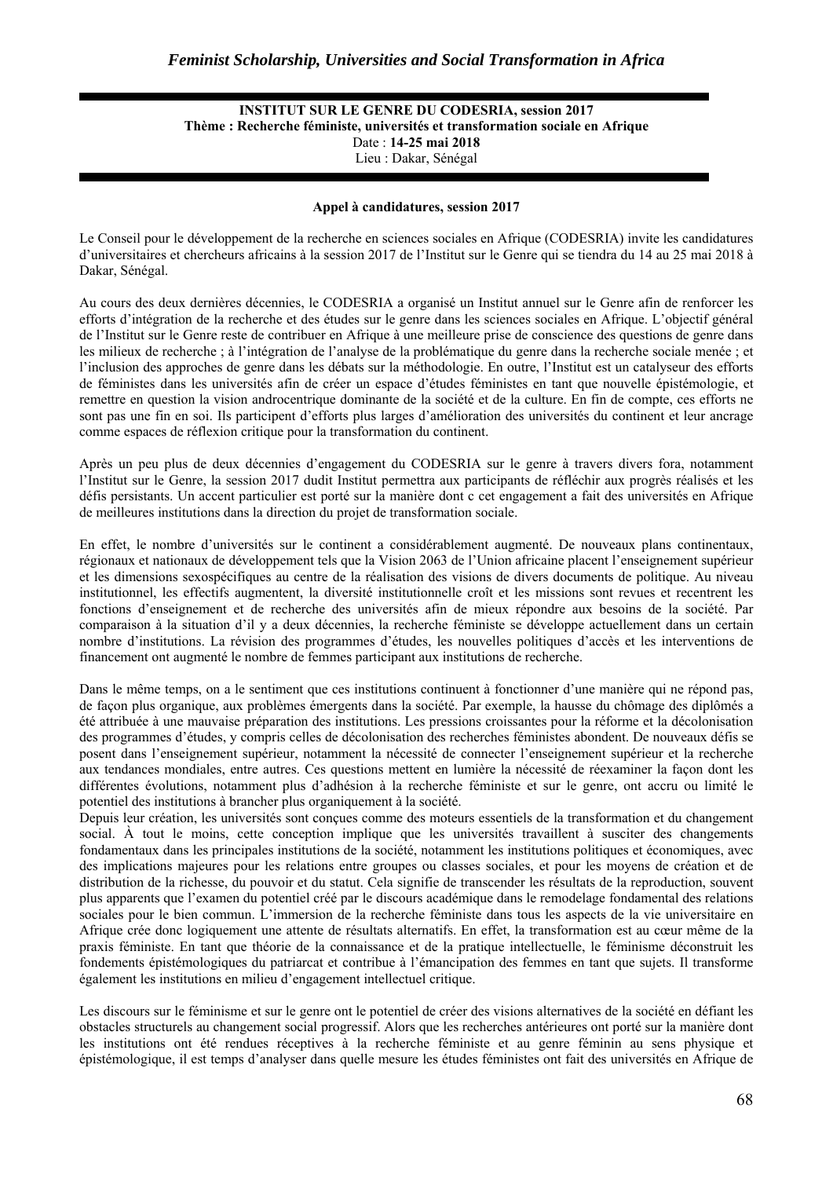**INSTITUT SUR LE GENRE DU CODESRIA, session 2017**
**Thème : Recherche féministe, universités et transformation sociale en Afrique**
Date : **14-25 mai 2018**
Lieu : Dakar, Sénégal

**Appel à candidatures, session 2017**

Le Conseil pour le développement de la recherche en sciences sociales en Afrique (CODESRIA) invite les candidatures d'universitaires et chercheurs africains à la session 2017 de l'Institut sur le Genre qui se tiendra du 14 au 25 mai 2018 à Dakar, Sénégal.

Au cours des deux dernières décennies, le CODESRIA a organisé un Institut annuel sur le Genre afin de renforcer les efforts d'intégration de la recherche et des études sur le genre dans les sciences sociales en Afrique. L'objectif général de l'Institut sur le Genre reste de contribuer en Afrique à une meilleure prise de conscience des questions de genre dans les milieux de recherche ; à l'intégration de l'analyse de la problématique du genre dans la recherche sociale menée ; et l'inclusion des approches de genre dans les débats sur la méthodologie. En outre, l'Institut est un catalyseur des efforts de féministes dans les universités afin de créer un espace d'études féministes en tant que nouvelle épistémologie, et remettre en question la vision androcentrique dominante de la société et de la culture. En fin de compte, ces efforts ne sont pas une fin en soi. Ils participent d'efforts plus larges d'amélioration des universités du continent et leur ancrage comme espaces de réflexion critique pour la transformation du continent.

Après un peu plus de deux décennies d'engagement du CODESRIA sur le genre à travers divers fora, notamment l'Institut sur le Genre, la session 2017 dudit Institut permettra aux participants de réfléchir aux progrès réalisés et les défis persistants. Un accent particulier est porté sur la manière dont c cet engagement a fait des universités en Afrique de meilleures institutions dans la direction du projet de transformation sociale.

En effet, le nombre d'universités sur le continent a considérablement augmenté. De nouveaux plans continentaux, régionaux et nationaux de développement tels que la Vision 2063 de l'Union africaine placent l'enseignement supérieur et les dimensions sexospécifiques au centre de la réalisation des visions de divers documents de politique. Au niveau institutionnel, les effectifs augmentent, la diversité institutionnelle croît et les missions sont revues et recentrent les fonctions d'enseignement et de recherche des universités afin de mieux répondre aux besoins de la société. Par comparaison à la situation d'il y a deux décennies, la recherche féministe se développe actuellement dans un certain nombre d'institutions. La révision des programmes d'études, les nouvelles politiques d'accès et les interventions de financement ont augmenté le nombre de femmes participant aux institutions de recherche.

Dans le même temps, on a le sentiment que ces institutions continuent à fonctionner d'une manière qui ne répond pas, de façon plus organique, aux problèmes émergents dans la société. Par exemple, la hausse du chômage des diplômés a été attribuée à une mauvaise préparation des institutions. Les pressions croissantes pour la réforme et la décolonisation des programmes d'études, y compris celles de décolonisation des recherches féministes abondent. De nouveaux défis se posent dans l'enseignement supérieur, notamment la nécessité de connecter l'enseignement supérieur et la recherche aux tendances mondiales, entre autres. Ces questions mettent en lumière la nécessité de réexaminer la façon dont les différentes évolutions, notamment plus d'adhésion à la recherche féministe et sur le genre, ont accru ou limité le potentiel des institutions à brancher plus organiquement à la société.
Depuis leur création, les universités sont conçues comme des moteurs essentiels de la transformation et du changement social. À tout le moins, cette conception implique que les universités travaillent à susciter des changements fondamentaux dans les principales institutions de la société, notamment les institutions politiques et économiques, avec des implications majeures pour les relations entre groupes ou classes sociales, et pour les moyens de création et de distribution de la richesse, du pouvoir et du statut. Cela signifie de transcender les résultats de la reproduction, souvent plus apparents que l'examen du potentiel créé par le discours académique dans le remodelage fondamental des relations sociales pour le bien commun. L'immersion de la recherche féministe dans tous les aspects de la vie universitaire en Afrique crée donc logiquement une attente de résultats alternatifs. En effet, la transformation est au cœur même de la praxis féministe. En tant que théorie de la connaissance et de la pratique intellectuelle, le féminisme déconstruit les fondements épistémologiques du patriarcat et contribue à l'émancipation des femmes en tant que sujets. Il transforme également les institutions en milieu d'engagement intellectuel critique.

Les discours sur le féminisme et sur le genre ont le potentiel de créer des visions alternatives de la société en défiant les obstacles structurels au changement social progressif. Alors que les recherches antérieures ont porté sur la manière dont les institutions ont été rendues réceptives à la recherche féministe et au genre féminin au sens physique et épistémologique, il est temps d'analyser dans quelle mesure les études féministes ont fait des universités en Afrique de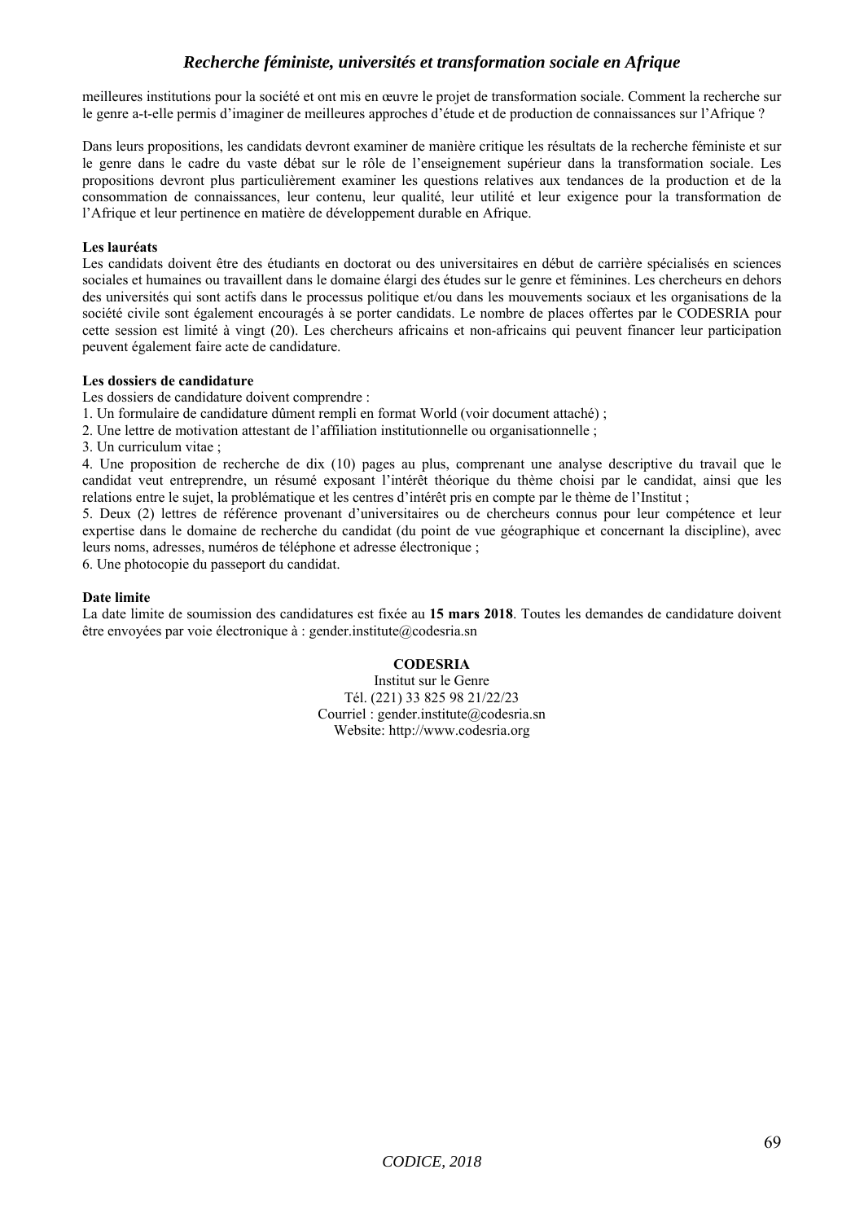meilleures institutions pour la société et ont mis en œuvre le projet de transformation sociale. Comment la recherche sur le genre a-t-elle permis d'imaginer de meilleures approches d'étude et de production de connaissances sur l'Afrique ?

Dans leurs propositions, les candidats devront examiner de manière critique les résultats de la recherche féministe et sur le genre dans le cadre du vaste débat sur le rôle de l'enseignement supérieur dans la transformation sociale. Les propositions devront plus particulièrement examiner les questions relatives aux tendances de la production et de la consommation de connaissances, leur contenu, leur qualité, leur utilité et leur exigence pour la transformation de l'Afrique et leur pertinence en matière de développement durable en Afrique.

**Les lauréats**

Les candidats doivent être des étudiants en doctorat ou des universitaires en début de carrière spécialisés en sciences sociales et humaines ou travaillent dans le domaine élargi des études sur le genre et féminines. Les chercheurs en dehors des universités qui sont actifs dans le processus politique et/ou dans les mouvements sociaux et les organisations de la société civile sont également encouragés à se porter candidats. Le nombre de places offertes par le CODESRIA pour cette session est limité à vingt (20). Les chercheurs africains et non-africains qui peuvent financer leur participation peuvent également faire acte de candidature.

**Les dossiers de candidature**

Les dossiers de candidature doivent comprendre :

1. Un formulaire de candidature dûment rempli en format World (voir document attaché) ;
2. Une lettre de motivation attestant de l'affiliation institutionnelle ou organisationnelle ;
3. Un curriculum vitae ;
4. Une proposition de recherche de dix (10) pages au plus, comprenant une analyse descriptive du travail que le candidat veut entreprendre, un résumé exposant l'intérêt théorique du thème choisi par le candidat, ainsi que les relations entre le sujet, la problématique et les centres d'intérêt pris en compte par le thème de l'Institut ;
5. Deux (2) lettres de référence provenant d'universitaires ou de chercheurs connus pour leur compétence et leur expertise dans le domaine de recherche du candidat (du point de vue géographique et concernant la discipline), avec leurs noms, adresses, numéros de téléphone et adresse électronique ;
6. Une photocopie du passeport du candidat.

**Date limite**

La date limite de soumission des candidatures est fixée au **15 mars 2018**. Toutes les demandes de candidature doivent être envoyées par voie électronique à : gender.institute@codesria.sn

**CODESRIA**
Institut sur le Genre
Tél. (221) 33 825 98 21/22/23
Courriel : gender.institute@codesria.sn
Website: http://www.codesria.org